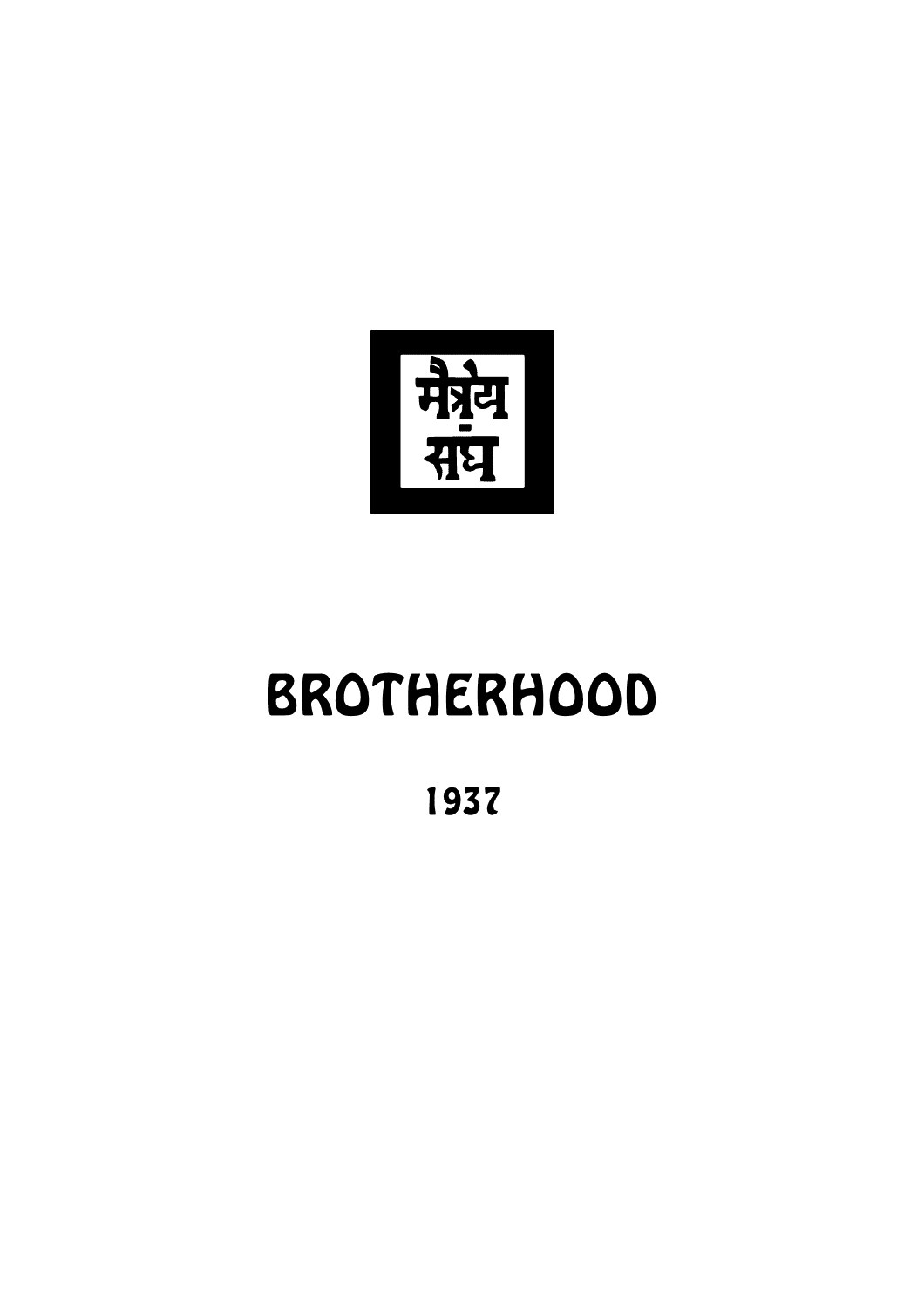मैत्रेय संघ

# BROTHERHOOD

1937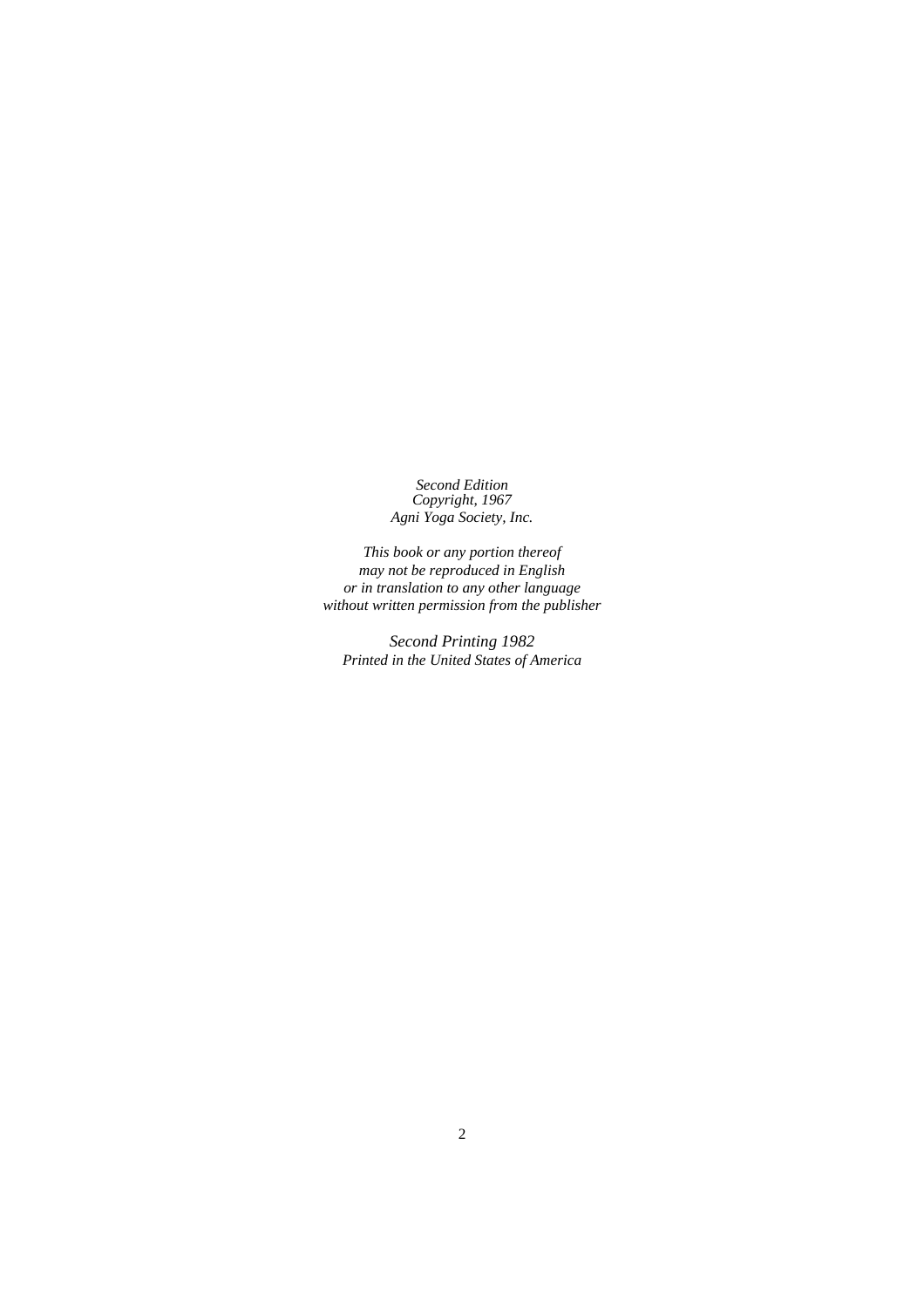*Second Edition*
*Copyright, 1967*
*Agni Yoga Society, Inc.*

*This book or any portion thereof*
*may not be reproduced in English*
*or in translation to any other language*
*without written permission from the publisher*

*Second Printing 1982*
*Printed in the United States of America*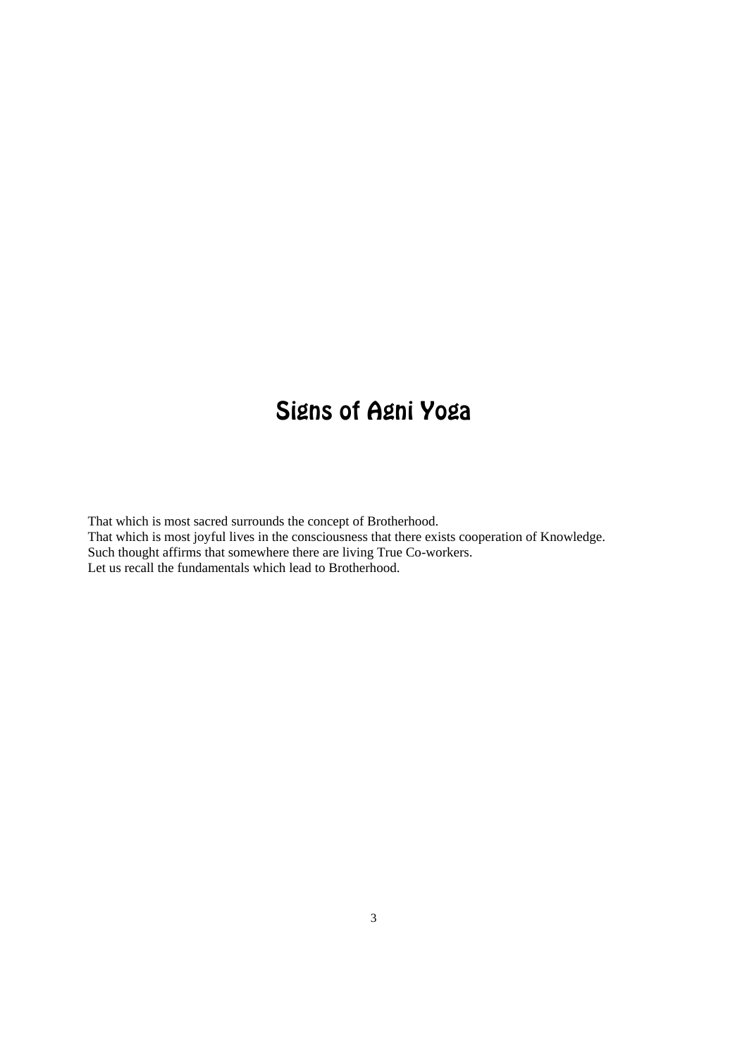# Signs of Agni Yoga

That which is most sacred surrounds the concept of Brotherhood.
That which is most joyful lives in the consciousness that there exists cooperation of Knowledge.
Such thought affirms that somewhere there are living True Co-workers.
Let us recall the fundamentals which lead to Brotherhood.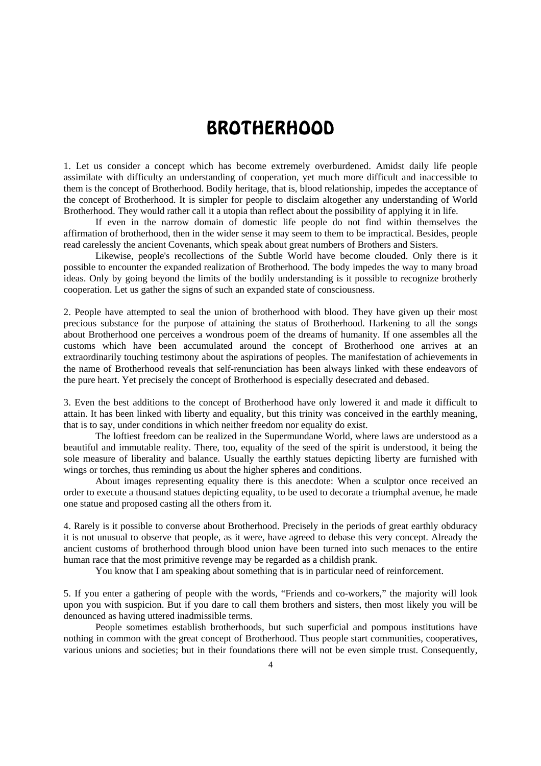# BROTHERHOOD

1. Let us consider a concept which has become extremely overburdened. Amidst daily life people assimilate with difficulty an understanding of cooperation, yet much more difficult and inaccessible to them is the concept of Brotherhood. Bodily heritage, that is, blood relationship, impedes the acceptance of the concept of Brotherhood. It is simpler for people to disclaim altogether any understanding of World Brotherhood. They would rather call it a utopia than reflect about the possibility of applying it in life.

If even in the narrow domain of domestic life people do not find within themselves the affirmation of brotherhood, then in the wider sense it may seem to them to be impractical. Besides, people read carelessly the ancient Covenants, which speak about great numbers of Brothers and Sisters.

Likewise, people's recollections of the Subtle World have become clouded. Only there is it possible to encounter the expanded realization of Brotherhood. The body impedes the way to many broad ideas. Only by going beyond the limits of the bodily understanding is it possible to recognize brotherly cooperation. Let us gather the signs of such an expanded state of consciousness.

2. People have attempted to seal the union of brotherhood with blood. They have given up their most precious substance for the purpose of attaining the status of Brotherhood. Harkening to all the songs about Brotherhood one perceives a wondrous poem of the dreams of humanity. If one assembles all the customs which have been accumulated around the concept of Brotherhood one arrives at an extraordinarily touching testimony about the aspirations of peoples. The manifestation of achievements in the name of Brotherhood reveals that self-renunciation has been always linked with these endeavors of the pure heart. Yet precisely the concept of Brotherhood is especially desecrated and debased.

3. Even the best additions to the concept of Brotherhood have only lowered it and made it difficult to attain. It has been linked with liberty and equality, but this trinity was conceived in the earthly meaning, that is to say, under conditions in which neither freedom nor equality do exist.

The loftiest freedom can be realized in the Supermundane World, where laws are understood as a beautiful and immutable reality. There, too, equality of the seed of the spirit is understood, it being the sole measure of liberality and balance. Usually the earthly statues depicting liberty are furnished with wings or torches, thus reminding us about the higher spheres and conditions.

About images representing equality there is this anecdote: When a sculptor once received an order to execute a thousand statues depicting equality, to be used to decorate a triumphal avenue, he made one statue and proposed casting all the others from it.

4. Rarely is it possible to converse about Brotherhood. Precisely in the periods of great earthly obduracy it is not unusual to observe that people, as it were, have agreed to debase this very concept. Already the ancient customs of brotherhood through blood union have been turned into such menaces to the entire human race that the most primitive revenge may be regarded as a childish prank.

You know that I am speaking about something that is in particular need of reinforcement.

5. If you enter a gathering of people with the words, "Friends and co-workers," the majority will look upon you with suspicion. But if you dare to call them brothers and sisters, then most likely you will be denounced as having uttered inadmissible terms.

People sometimes establish brotherhoods, but such superficial and pompous institutions have nothing in common with the great concept of Brotherhood. Thus people start communities, cooperatives, various unions and societies; but in their foundations there will not be even simple trust. Consequently,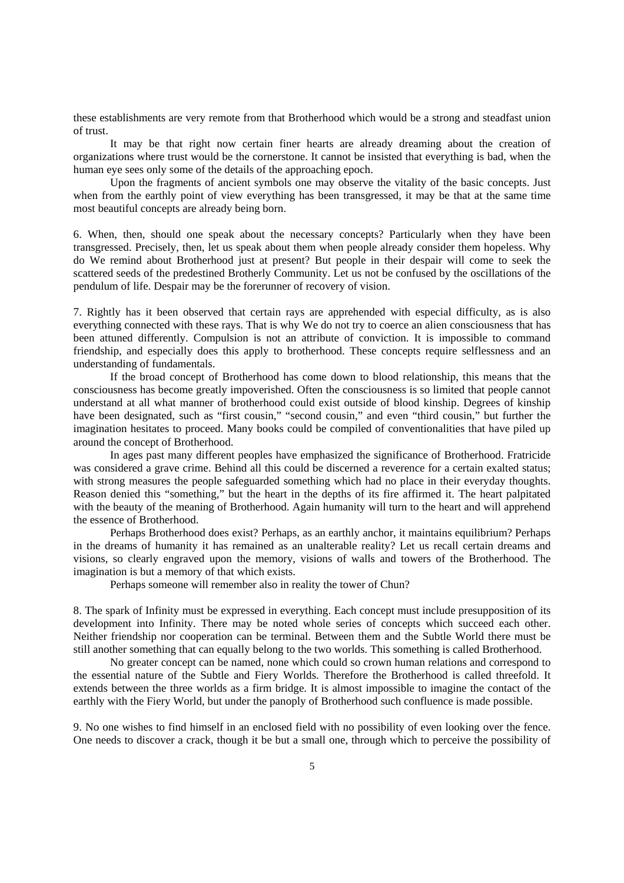these establishments are very remote from that Brotherhood which would be a strong and steadfast union of trust.

It may be that right now certain finer hearts are already dreaming about the creation of organizations where trust would be the cornerstone. It cannot be insisted that everything is bad, when the human eye sees only some of the details of the approaching epoch.

Upon the fragments of ancient symbols one may observe the vitality of the basic concepts. Just when from the earthly point of view everything has been transgressed, it may be that at the same time most beautiful concepts are already being born.

6. When, then, should one speak about the necessary concepts? Particularly when they have been transgressed. Precisely, then, let us speak about them when people already consider them hopeless. Why do We remind about Brotherhood just at present? But people in their despair will come to seek the scattered seeds of the predestined Brotherly Community. Let us not be confused by the oscillations of the pendulum of life. Despair may be the forerunner of recovery of vision.

7. Rightly has it been observed that certain rays are apprehended with especial difficulty, as is also everything connected with these rays. That is why We do not try to coerce an alien consciousness that has been attuned differently. Compulsion is not an attribute of conviction. It is impossible to command friendship, and especially does this apply to brotherhood. These concepts require selflessness and an understanding of fundamentals.

If the broad concept of Brotherhood has come down to blood relationship, this means that the consciousness has become greatly impoverished. Often the consciousness is so limited that people cannot understand at all what manner of brotherhood could exist outside of blood kinship. Degrees of kinship have been designated, such as "first cousin," "second cousin," and even "third cousin," but further the imagination hesitates to proceed. Many books could be compiled of conventionalities that have piled up around the concept of Brotherhood.

In ages past many different peoples have emphasized the significance of Brotherhood. Fratricide was considered a grave crime. Behind all this could be discerned a reverence for a certain exalted status; with strong measures the people safeguarded something which had no place in their everyday thoughts. Reason denied this "something," but the heart in the depths of its fire affirmed it. The heart palpitated with the beauty of the meaning of Brotherhood. Again humanity will turn to the heart and will apprehend the essence of Brotherhood.

Perhaps Brotherhood does exist? Perhaps, as an earthly anchor, it maintains equilibrium? Perhaps in the dreams of humanity it has remained as an unalterable reality? Let us recall certain dreams and visions, so clearly engraved upon the memory, visions of walls and towers of the Brotherhood. The imagination is but a memory of that which exists.

Perhaps someone will remember also in reality the tower of Chun?

8. The spark of Infinity must be expressed in everything. Each concept must include presupposition of its development into Infinity. There may be noted whole series of concepts which succeed each other. Neither friendship nor cooperation can be terminal. Between them and the Subtle World there must be still another something that can equally belong to the two worlds. This something is called Brotherhood.

No greater concept can be named, none which could so crown human relations and correspond to the essential nature of the Subtle and Fiery Worlds. Therefore the Brotherhood is called threefold. It extends between the three worlds as a firm bridge. It is almost impossible to imagine the contact of the earthly with the Fiery World, but under the panoply of Brotherhood such confluence is made possible.

9. No one wishes to find himself in an enclosed field with no possibility of even looking over the fence. One needs to discover a crack, though it be but a small one, through which to perceive the possibility of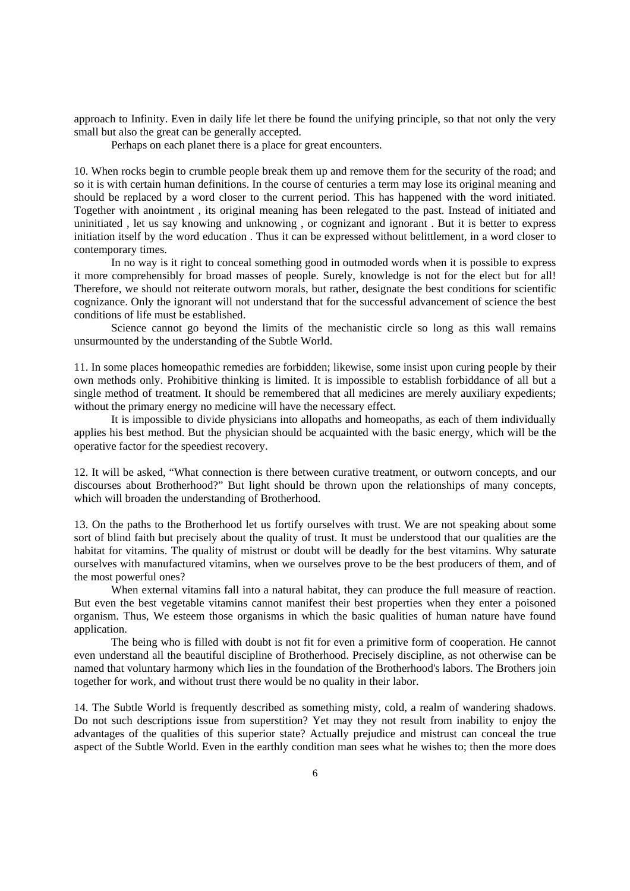approach to Infinity. Even in daily life let there be found the unifying principle, so that not only the very small but also the great can be generally accepted.

Perhaps on each planet there is a place for great encounters.

10. When rocks begin to crumble people break them up and remove them for the security of the road; and so it is with certain human definitions. In the course of centuries a term may lose its original meaning and should be replaced by a word closer to the current period. This has happened with the word initiated. Together with anointment , its original meaning has been relegated to the past. Instead of initiated and uninitiated , let us say knowing and unknowing , or cognizant and ignorant . But it is better to express initiation itself by the word education . Thus it can be expressed without belittlement, in a word closer to contemporary times.

In no way is it right to conceal something good in outmoded words when it is possible to express it more comprehensibly for broad masses of people. Surely, knowledge is not for the elect but for all! Therefore, we should not reiterate outworn morals, but rather, designate the best conditions for scientific cognizance. Only the ignorant will not understand that for the successful advancement of science the best conditions of life must be established.

Science cannot go beyond the limits of the mechanistic circle so long as this wall remains unsurmounted by the understanding of the Subtle World.

11. In some places homeopathic remedies are forbidden; likewise, some insist upon curing people by their own methods only. Prohibitive thinking is limited. It is impossible to establish forbiddance of all but a single method of treatment. It should be remembered that all medicines are merely auxiliary expedients; without the primary energy no medicine will have the necessary effect.

It is impossible to divide physicians into allopaths and homeopaths, as each of them individually applies his best method. But the physician should be acquainted with the basic energy, which will be the operative factor for the speediest recovery.

12. It will be asked, "What connection is there between curative treatment, or outworn concepts, and our discourses about Brotherhood?" But light should be thrown upon the relationships of many concepts, which will broaden the understanding of Brotherhood.

13. On the paths to the Brotherhood let us fortify ourselves with trust. We are not speaking about some sort of blind faith but precisely about the quality of trust. It must be understood that our qualities are the habitat for vitamins. The quality of mistrust or doubt will be deadly for the best vitamins. Why saturate ourselves with manufactured vitamins, when we ourselves prove to be the best producers of them, and of the most powerful ones?

When external vitamins fall into a natural habitat, they can produce the full measure of reaction. But even the best vegetable vitamins cannot manifest their best properties when they enter a poisoned organism. Thus, We esteem those organisms in which the basic qualities of human nature have found application.

The being who is filled with doubt is not fit for even a primitive form of cooperation. He cannot even understand all the beautiful discipline of Brotherhood. Precisely discipline, as not otherwise can be named that voluntary harmony which lies in the foundation of the Brotherhood's labors. The Brothers join together for work, and without trust there would be no quality in their labor.

14. The Subtle World is frequently described as something misty, cold, a realm of wandering shadows. Do not such descriptions issue from superstition? Yet may they not result from inability to enjoy the advantages of the qualities of this superior state? Actually prejudice and mistrust can conceal the true aspect of the Subtle World. Even in the earthly condition man sees what he wishes to; then the more does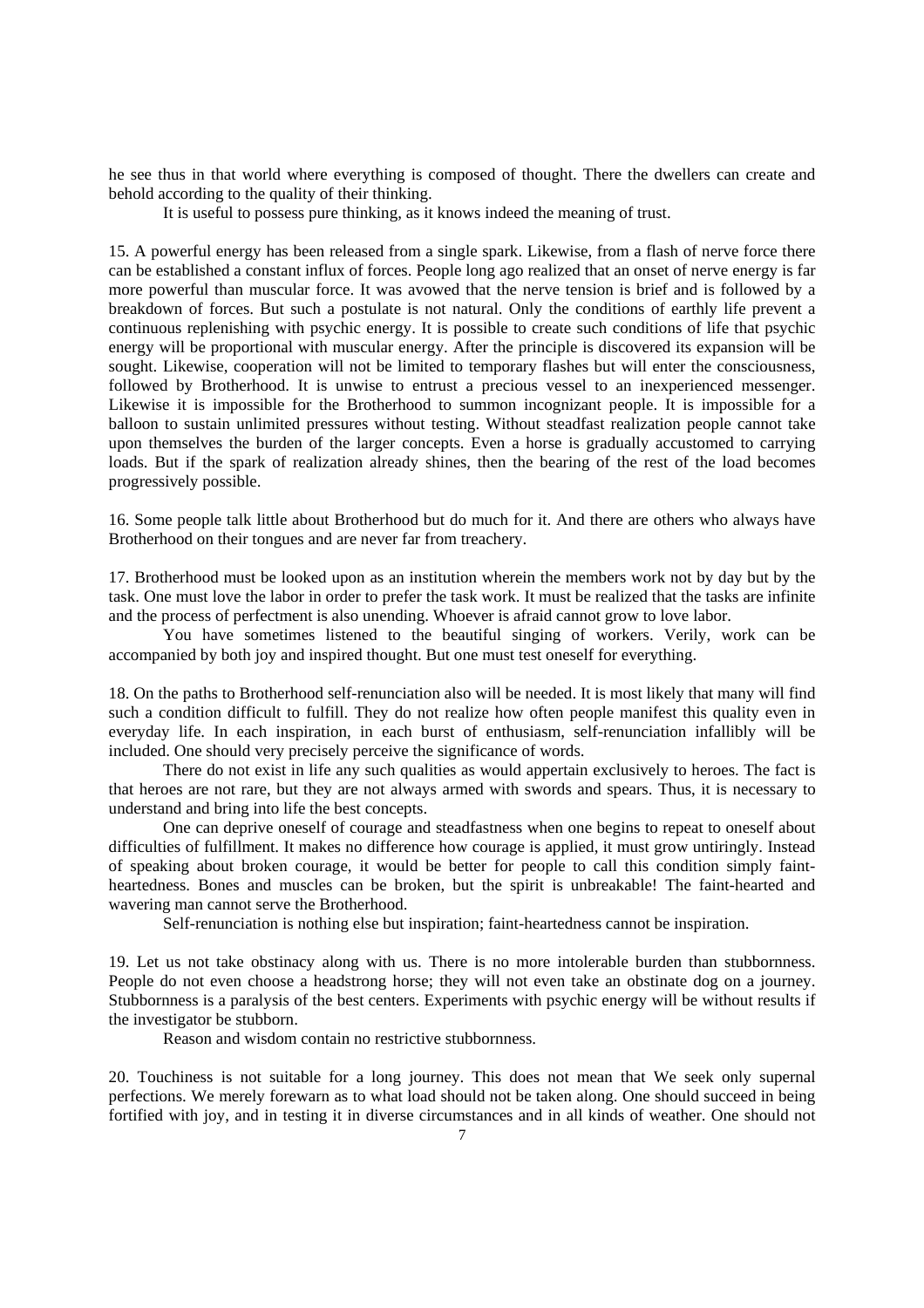he see thus in that world where everything is composed of thought. There the dwellers can create and behold according to the quality of their thinking.

It is useful to possess pure thinking, as it knows indeed the meaning of trust.

15. A powerful energy has been released from a single spark. Likewise, from a flash of nerve force there can be established a constant influx of forces. People long ago realized that an onset of nerve energy is far more powerful than muscular force. It was avowed that the nerve tension is brief and is followed by a breakdown of forces. But such a postulate is not natural. Only the conditions of earthly life prevent a continuous replenishing with psychic energy. It is possible to create such conditions of life that psychic energy will be proportional with muscular energy. After the principle is discovered its expansion will be sought. Likewise, cooperation will not be limited to temporary flashes but will enter the consciousness, followed by Brotherhood. It is unwise to entrust a precious vessel to an inexperienced messenger. Likewise it is impossible for the Brotherhood to summon incognizant people. It is impossible for a balloon to sustain unlimited pressures without testing. Without steadfast realization people cannot take upon themselves the burden of the larger concepts. Even a horse is gradually accustomed to carrying loads. But if the spark of realization already shines, then the bearing of the rest of the load becomes progressively possible.

16. Some people talk little about Brotherhood but do much for it. And there are others who always have Brotherhood on their tongues and are never far from treachery.

17. Brotherhood must be looked upon as an institution wherein the members work not by day but by the task. One must love the labor in order to prefer the task work. It must be realized that the tasks are infinite and the process of perfectment is also unending. Whoever is afraid cannot grow to love labor.

You have sometimes listened to the beautiful singing of workers. Verily, work can be accompanied by both joy and inspired thought. But one must test oneself for everything.

18. On the paths to Brotherhood self-renunciation also will be needed. It is most likely that many will find such a condition difficult to fulfill. They do not realize how often people manifest this quality even in everyday life. In each inspiration, in each burst of enthusiasm, self-renunciation infallibly will be included. One should very precisely perceive the significance of words.

There do not exist in life any such qualities as would appertain exclusively to heroes. The fact is that heroes are not rare, but they are not always armed with swords and spears. Thus, it is necessary to understand and bring into life the best concepts.

One can deprive oneself of courage and steadfastness when one begins to repeat to oneself about difficulties of fulfillment. It makes no difference how courage is applied, it must grow untiringly. Instead of speaking about broken courage, it would be better for people to call this condition simply faint-heartedness. Bones and muscles can be broken, but the spirit is unbreakable! The faint-hearted and wavering man cannot serve the Brotherhood.

Self-renunciation is nothing else but inspiration; faint-heartedness cannot be inspiration.

19. Let us not take obstinacy along with us. There is no more intolerable burden than stubbornness. People do not even choose a headstrong horse; they will not even take an obstinate dog on a journey. Stubbornness is a paralysis of the best centers. Experiments with psychic energy will be without results if the investigator be stubborn.

Reason and wisdom contain no restrictive stubbornness.

20. Touchiness is not suitable for a long journey. This does not mean that We seek only supernal perfections. We merely forewarn as to what load should not be taken along. One should succeed in being fortified with joy, and in testing it in diverse circumstances and in all kinds of weather. One should not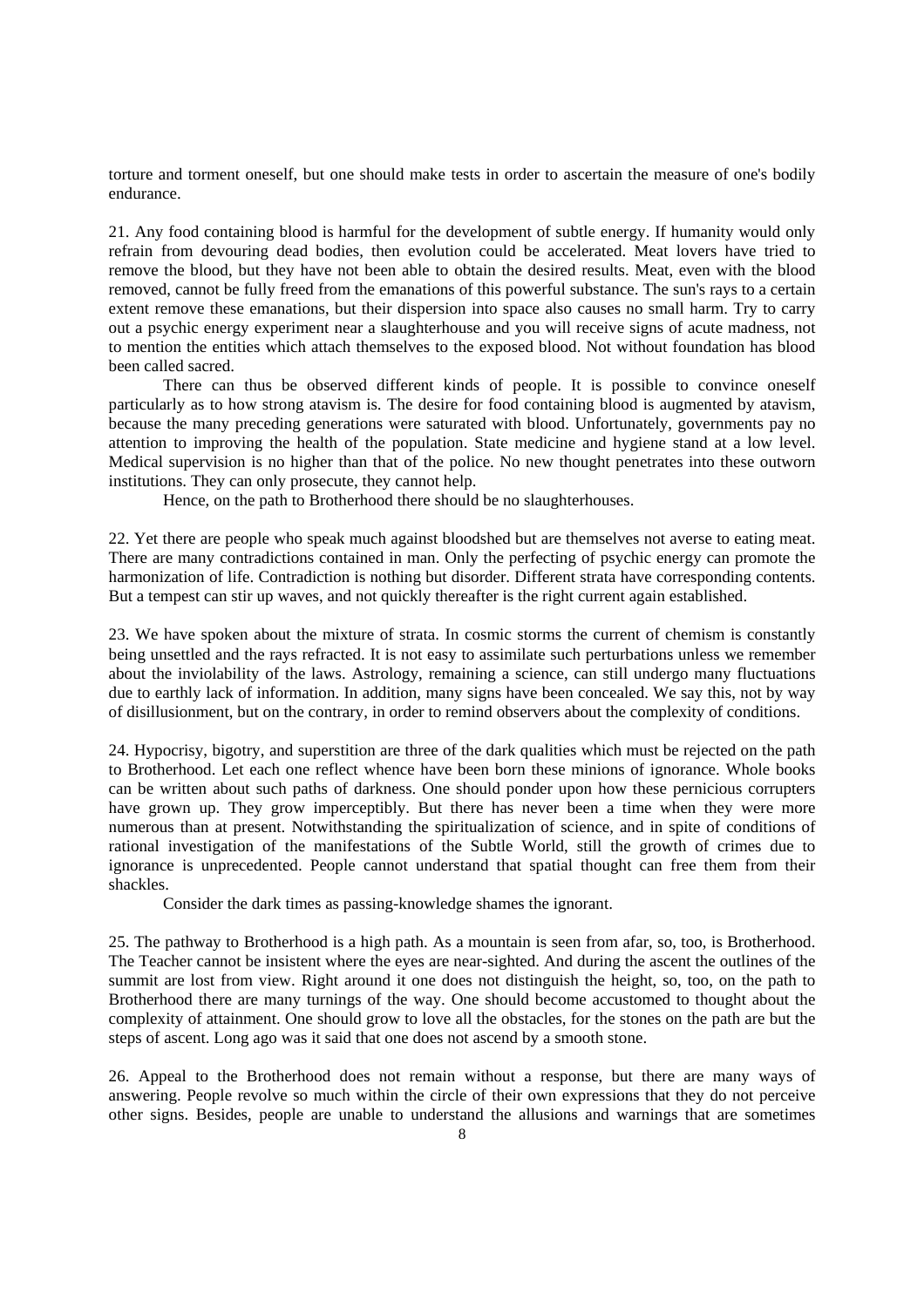torture and torment oneself, but one should make tests in order to ascertain the measure of one's bodily endurance.

21. Any food containing blood is harmful for the development of subtle energy. If humanity would only refrain from devouring dead bodies, then evolution could be accelerated. Meat lovers have tried to remove the blood, but they have not been able to obtain the desired results. Meat, even with the blood removed, cannot be fully freed from the emanations of this powerful substance. The sun's rays to a certain extent remove these emanations, but their dispersion into space also causes no small harm. Try to carry out a psychic energy experiment near a slaughterhouse and you will receive signs of acute madness, not to mention the entities which attach themselves to the exposed blood. Not without foundation has blood been called sacred.

There can thus be observed different kinds of people. It is possible to convince oneself particularly as to how strong atavism is. The desire for food containing blood is augmented by atavism, because the many preceding generations were saturated with blood. Unfortunately, governments pay no attention to improving the health of the population. State medicine and hygiene stand at a low level. Medical supervision is no higher than that of the police. No new thought penetrates into these outworn institutions. They can only prosecute, they cannot help.

Hence, on the path to Brotherhood there should be no slaughterhouses.

22. Yet there are people who speak much against bloodshed but are themselves not averse to eating meat. There are many contradictions contained in man. Only the perfecting of psychic energy can promote the harmonization of life. Contradiction is nothing but disorder. Different strata have corresponding contents. But a tempest can stir up waves, and not quickly thereafter is the right current again established.

23. We have spoken about the mixture of strata. In cosmic storms the current of chemism is constantly being unsettled and the rays refracted. It is not easy to assimilate such perturbations unless we remember about the inviolability of the laws. Astrology, remaining a science, can still undergo many fluctuations due to earthly lack of information. In addition, many signs have been concealed. We say this, not by way of disillusionment, but on the contrary, in order to remind observers about the complexity of conditions.

24. Hypocrisy, bigotry, and superstition are three of the dark qualities which must be rejected on the path to Brotherhood. Let each one reflect whence have been born these minions of ignorance. Whole books can be written about such paths of darkness. One should ponder upon how these pernicious corrupters have grown up. They grow imperceptibly. But there has never been a time when they were more numerous than at present. Notwithstanding the spiritualization of science, and in spite of conditions of rational investigation of the manifestations of the Subtle World, still the growth of crimes due to ignorance is unprecedented. People cannot understand that spatial thought can free them from their shackles.

Consider the dark times as passing-knowledge shames the ignorant.

25. The pathway to Brotherhood is a high path. As a mountain is seen from afar, so, too, is Brotherhood. The Teacher cannot be insistent where the eyes are near-sighted. And during the ascent the outlines of the summit are lost from view. Right around it one does not distinguish the height, so, too, on the path to Brotherhood there are many turnings of the way. One should become accustomed to thought about the complexity of attainment. One should grow to love all the obstacles, for the stones on the path are but the steps of ascent. Long ago was it said that one does not ascend by a smooth stone.

26. Appeal to the Brotherhood does not remain without a response, but there are many ways of answering. People revolve so much within the circle of their own expressions that they do not perceive other signs. Besides, people are unable to understand the allusions and warnings that are sometimes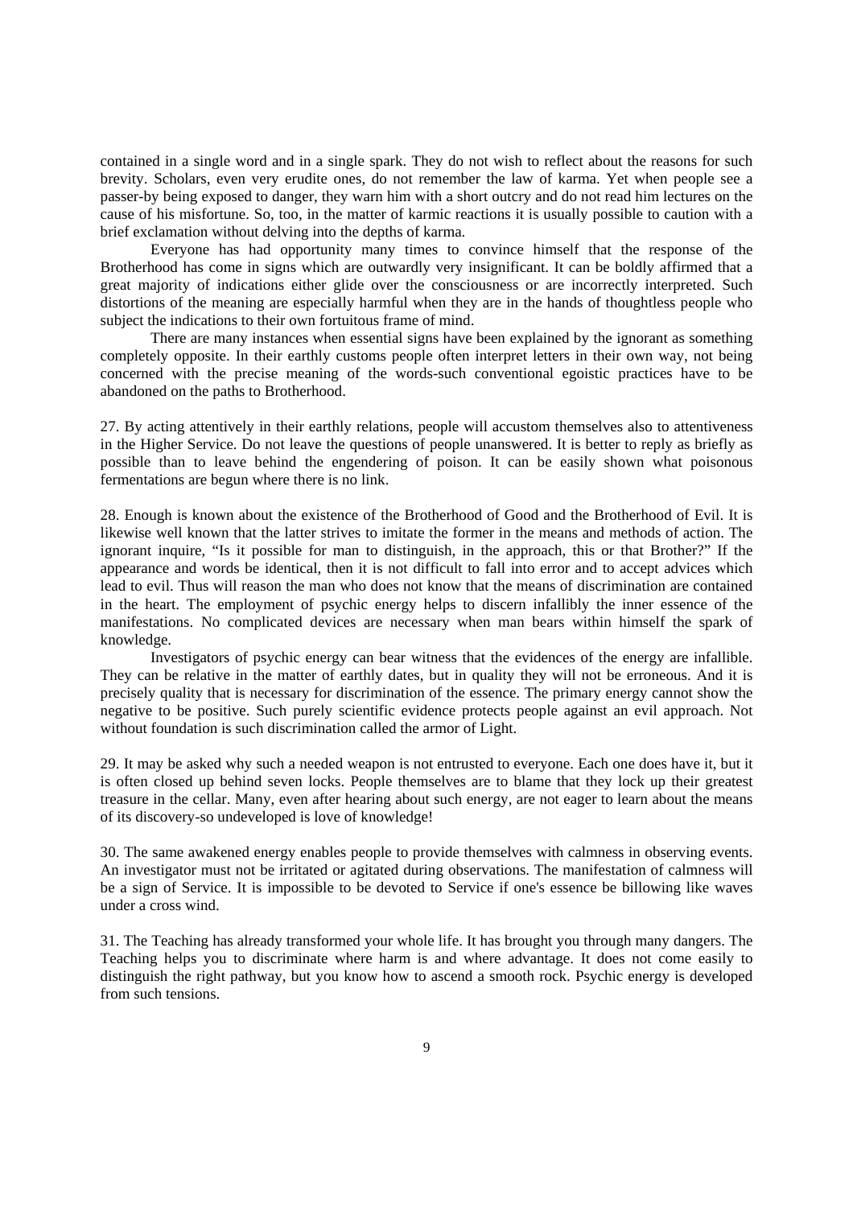contained in a single word and in a single spark. They do not wish to reflect about the reasons for such brevity. Scholars, even very erudite ones, do not remember the law of karma. Yet when people see a passer-by being exposed to danger, they warn him with a short outcry and do not read him lectures on the cause of his misfortune. So, too, in the matter of karmic reactions it is usually possible to caution with a brief exclamation without delving into the depths of karma.

Everyone has had opportunity many times to convince himself that the response of the Brotherhood has come in signs which are outwardly very insignificant. It can be boldly affirmed that a great majority of indications either glide over the consciousness or are incorrectly interpreted. Such distortions of the meaning are especially harmful when they are in the hands of thoughtless people who subject the indications to their own fortuitous frame of mind.

There are many instances when essential signs have been explained by the ignorant as something completely opposite. In their earthly customs people often interpret letters in their own way, not being concerned with the precise meaning of the words-such conventional egoistic practices have to be abandoned on the paths to Brotherhood.

27. By acting attentively in their earthly relations, people will accustom themselves also to attentiveness in the Higher Service. Do not leave the questions of people unanswered. It is better to reply as briefly as possible than to leave behind the engendering of poison. It can be easily shown what poisonous fermentations are begun where there is no link.

28. Enough is known about the existence of the Brotherhood of Good and the Brotherhood of Evil. It is likewise well known that the latter strives to imitate the former in the means and methods of action. The ignorant inquire, "Is it possible for man to distinguish, in the approach, this or that Brother?" If the appearance and words be identical, then it is not difficult to fall into error and to accept advices which lead to evil. Thus will reason the man who does not know that the means of discrimination are contained in the heart. The employment of psychic energy helps to discern infallibly the inner essence of the manifestations. No complicated devices are necessary when man bears within himself the spark of knowledge.

Investigators of psychic energy can bear witness that the evidences of the energy are infallible. They can be relative in the matter of earthly dates, but in quality they will not be erroneous. And it is precisely quality that is necessary for discrimination of the essence. The primary energy cannot show the negative to be positive. Such purely scientific evidence protects people against an evil approach. Not without foundation is such discrimination called the armor of Light.

29. It may be asked why such a needed weapon is not entrusted to everyone. Each one does have it, but it is often closed up behind seven locks. People themselves are to blame that they lock up their greatest treasure in the cellar. Many, even after hearing about such energy, are not eager to learn about the means of its discovery-so undeveloped is love of knowledge!

30. The same awakened energy enables people to provide themselves with calmness in observing events. An investigator must not be irritated or agitated during observations. The manifestation of calmness will be a sign of Service. It is impossible to be devoted to Service if one's essence be billowing like waves under a cross wind.

31. The Teaching has already transformed your whole life. It has brought you through many dangers. The Teaching helps you to discriminate where harm is and where advantage. It does not come easily to distinguish the right pathway, but you know how to ascend a smooth rock. Psychic energy is developed from such tensions.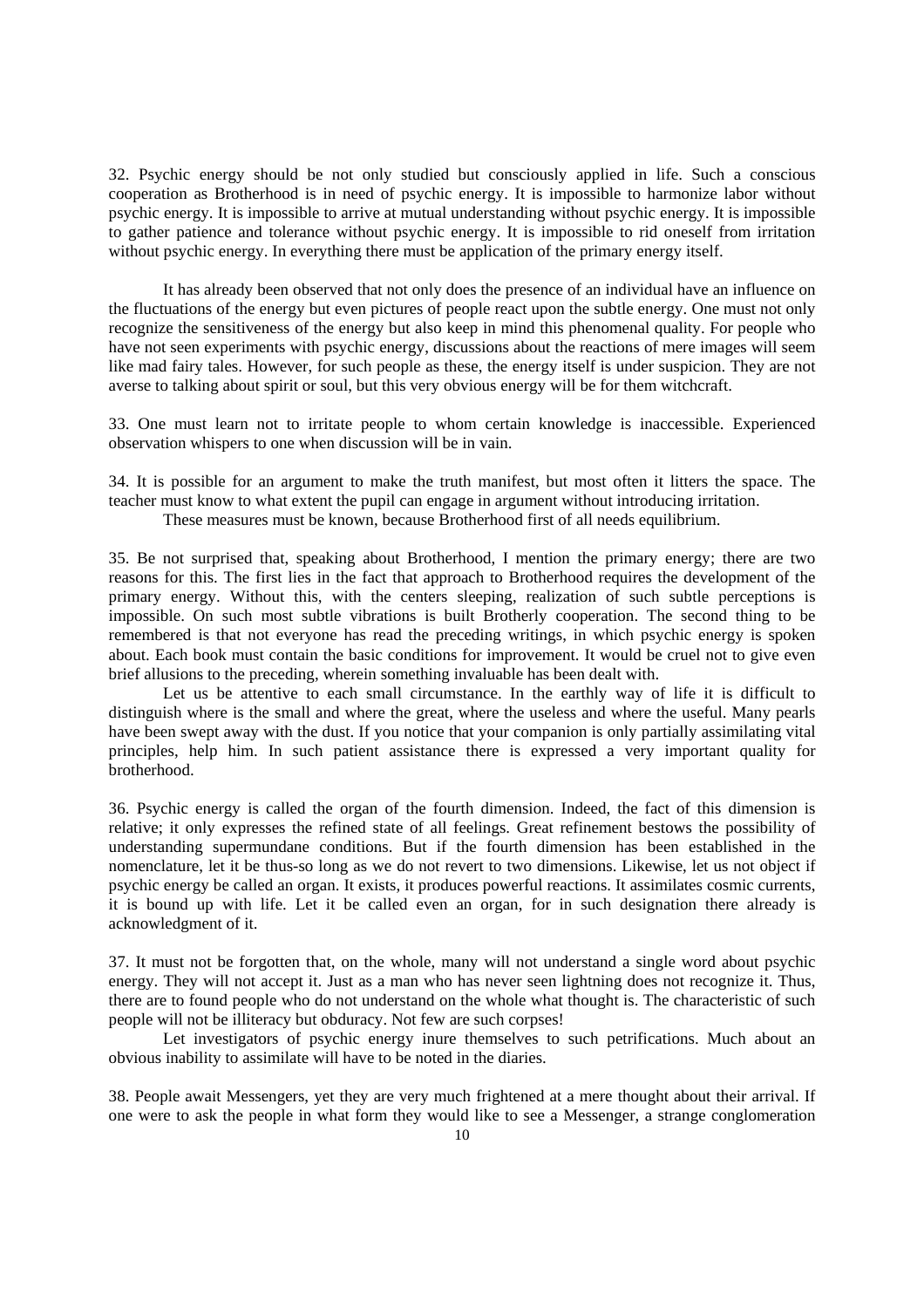32. Psychic energy should be not only studied but consciously applied in life. Such a conscious cooperation as Brotherhood is in need of psychic energy. It is impossible to harmonize labor without psychic energy. It is impossible to arrive at mutual understanding without psychic energy. It is impossible to gather patience and tolerance without psychic energy. It is impossible to rid oneself from irritation without psychic energy. In everything there must be application of the primary energy itself.

It has already been observed that not only does the presence of an individual have an influence on the fluctuations of the energy but even pictures of people react upon the subtle energy. One must not only recognize the sensitiveness of the energy but also keep in mind this phenomenal quality. For people who have not seen experiments with psychic energy, discussions about the reactions of mere images will seem like mad fairy tales. However, for such people as these, the energy itself is under suspicion. They are not averse to talking about spirit or soul, but this very obvious energy will be for them witchcraft.

33. One must learn not to irritate people to whom certain knowledge is inaccessible. Experienced observation whispers to one when discussion will be in vain.

34. It is possible for an argument to make the truth manifest, but most often it litters the space. The teacher must know to what extent the pupil can engage in argument without introducing irritation.

These measures must be known, because Brotherhood first of all needs equilibrium.

35. Be not surprised that, speaking about Brotherhood, I mention the primary energy; there are two reasons for this. The first lies in the fact that approach to Brotherhood requires the development of the primary energy. Without this, with the centers sleeping, realization of such subtle perceptions is impossible. On such most subtle vibrations is built Brotherly cooperation. The second thing to be remembered is that not everyone has read the preceding writings, in which psychic energy is spoken about. Each book must contain the basic conditions for improvement. It would be cruel not to give even brief allusions to the preceding, wherein something invaluable has been dealt with.

Let us be attentive to each small circumstance. In the earthly way of life it is difficult to distinguish where is the small and where the great, where the useless and where the useful. Many pearls have been swept away with the dust. If you notice that your companion is only partially assimilating vital principles, help him. In such patient assistance there is expressed a very important quality for brotherhood.

36. Psychic energy is called the organ of the fourth dimension. Indeed, the fact of this dimension is relative; it only expresses the refined state of all feelings. Great refinement bestows the possibility of understanding supermundane conditions. But if the fourth dimension has been established in the nomenclature, let it be thus-so long as we do not revert to two dimensions. Likewise, let us not object if psychic energy be called an organ. It exists, it produces powerful reactions. It assimilates cosmic currents, it is bound up with life. Let it be called even an organ, for in such designation there already is acknowledgment of it.

37. It must not be forgotten that, on the whole, many will not understand a single word about psychic energy. They will not accept it. Just as a man who has never seen lightning does not recognize it. Thus, there are to found people who do not understand on the whole what thought is. The characteristic of such people will not be illiteracy but obduracy. Not few are such corpses!

Let investigators of psychic energy inure themselves to such petrifications. Much about an obvious inability to assimilate will have to be noted in the diaries.

38. People await Messengers, yet they are very much frightened at a mere thought about their arrival. If one were to ask the people in what form they would like to see a Messenger, a strange conglomeration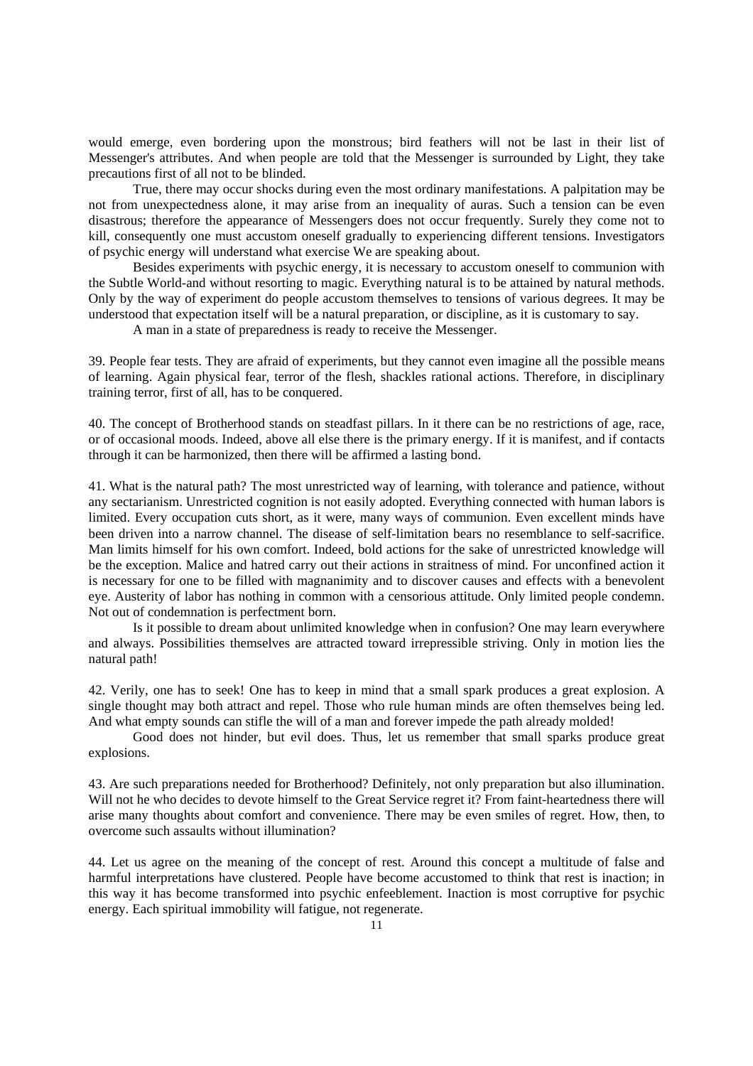would emerge, even bordering upon the monstrous; bird feathers will not be last in their list of Messenger's attributes. And when people are told that the Messenger is surrounded by Light, they take precautions first of all not to be blinded.

True, there may occur shocks during even the most ordinary manifestations. A palpitation may be not from unexpectedness alone, it may arise from an inequality of auras. Such a tension can be even disastrous; therefore the appearance of Messengers does not occur frequently. Surely they come not to kill, consequently one must accustom oneself gradually to experiencing different tensions. Investigators of psychic energy will understand what exercise We are speaking about.

Besides experiments with psychic energy, it is necessary to accustom oneself to communion with the Subtle World-and without resorting to magic. Everything natural is to be attained by natural methods. Only by the way of experiment do people accustom themselves to tensions of various degrees. It may be understood that expectation itself will be a natural preparation, or discipline, as it is customary to say.

A man in a state of preparedness is ready to receive the Messenger.

39. People fear tests. They are afraid of experiments, but they cannot even imagine all the possible means of learning. Again physical fear, terror of the flesh, shackles rational actions. Therefore, in disciplinary training terror, first of all, has to be conquered.

40. The concept of Brotherhood stands on steadfast pillars. In it there can be no restrictions of age, race, or of occasional moods. Indeed, above all else there is the primary energy. If it is manifest, and if contacts through it can be harmonized, then there will be affirmed a lasting bond.

41. What is the natural path? The most unrestricted way of learning, with tolerance and patience, without any sectarianism. Unrestricted cognition is not easily adopted. Everything connected with human labors is limited. Every occupation cuts short, as it were, many ways of communion. Even excellent minds have been driven into a narrow channel. The disease of self-limitation bears no resemblance to self-sacrifice. Man limits himself for his own comfort. Indeed, bold actions for the sake of unrestricted knowledge will be the exception. Malice and hatred carry out their actions in straitness of mind. For unconfined action it is necessary for one to be filled with magnanimity and to discover causes and effects with a benevolent eye. Austerity of labor has nothing in common with a censorious attitude. Only limited people condemn. Not out of condemnation is perfectment born.

Is it possible to dream about unlimited knowledge when in confusion? One may learn everywhere and always. Possibilities themselves are attracted toward irrepressible striving. Only in motion lies the natural path!

42. Verily, one has to seek! One has to keep in mind that a small spark produces a great explosion. A single thought may both attract and repel. Those who rule human minds are often themselves being led. And what empty sounds can stifle the will of a man and forever impede the path already molded!

Good does not hinder, but evil does. Thus, let us remember that small sparks produce great explosions.

43. Are such preparations needed for Brotherhood? Definitely, not only preparation but also illumination. Will not he who decides to devote himself to the Great Service regret it? From faint-heartedness there will arise many thoughts about comfort and convenience. There may be even smiles of regret. How, then, to overcome such assaults without illumination?

44. Let us agree on the meaning of the concept of rest. Around this concept a multitude of false and harmful interpretations have clustered. People have become accustomed to think that rest is inaction; in this way it has become transformed into psychic enfeeblement. Inaction is most corruptive for psychic energy. Each spiritual immobility will fatigue, not regenerate.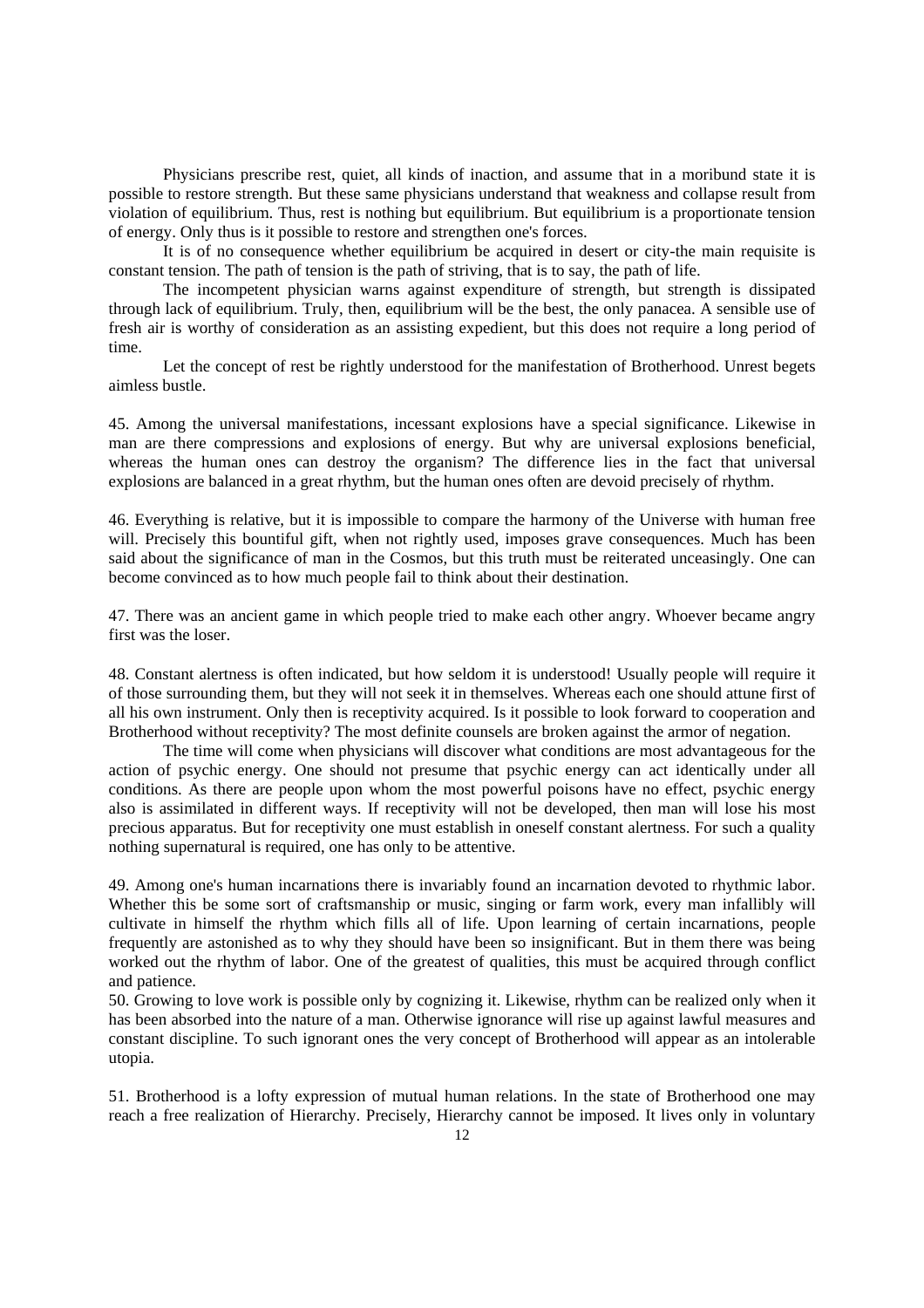Physicians prescribe rest, quiet, all kinds of inaction, and assume that in a moribund state it is possible to restore strength. But these same physicians understand that weakness and collapse result from violation of equilibrium. Thus, rest is nothing but equilibrium. But equilibrium is a proportionate tension of energy. Only thus is it possible to restore and strengthen one's forces.

It is of no consequence whether equilibrium be acquired in desert or city-the main requisite is constant tension. The path of tension is the path of striving, that is to say, the path of life.

The incompetent physician warns against expenditure of strength, but strength is dissipated through lack of equilibrium. Truly, then, equilibrium will be the best, the only panacea. A sensible use of fresh air is worthy of consideration as an assisting expedient, but this does not require a long period of time.

Let the concept of rest be rightly understood for the manifestation of Brotherhood. Unrest begets aimless bustle.

45. Among the universal manifestations, incessant explosions have a special significance. Likewise in man are there compressions and explosions of energy. But why are universal explosions beneficial, whereas the human ones can destroy the organism? The difference lies in the fact that universal explosions are balanced in a great rhythm, but the human ones often are devoid precisely of rhythm.

46. Everything is relative, but it is impossible to compare the harmony of the Universe with human free will. Precisely this bountiful gift, when not rightly used, imposes grave consequences. Much has been said about the significance of man in the Cosmos, but this truth must be reiterated unceasingly. One can become convinced as to how much people fail to think about their destination.

47. There was an ancient game in which people tried to make each other angry. Whoever became angry first was the loser.

48. Constant alertness is often indicated, but how seldom it is understood! Usually people will require it of those surrounding them, but they will not seek it in themselves. Whereas each one should attune first of all his own instrument. Only then is receptivity acquired. Is it possible to look forward to cooperation and Brotherhood without receptivity? The most definite counsels are broken against the armor of negation.

The time will come when physicians will discover what conditions are most advantageous for the action of psychic energy. One should not presume that psychic energy can act identically under all conditions. As there are people upon whom the most powerful poisons have no effect, psychic energy also is assimilated in different ways. If receptivity will not be developed, then man will lose his most precious apparatus. But for receptivity one must establish in oneself constant alertness. For such a quality nothing supernatural is required, one has only to be attentive.

49. Among one's human incarnations there is invariably found an incarnation devoted to rhythmic labor. Whether this be some sort of craftsmanship or music, singing or farm work, every man infallibly will cultivate in himself the rhythm which fills all of life. Upon learning of certain incarnations, people frequently are astonished as to why they should have been so insignificant. But in them there was being worked out the rhythm of labor. One of the greatest of qualities, this must be acquired through conflict and patience.

50. Growing to love work is possible only by cognizing it. Likewise, rhythm can be realized only when it has been absorbed into the nature of a man. Otherwise ignorance will rise up against lawful measures and constant discipline. To such ignorant ones the very concept of Brotherhood will appear as an intolerable utopia.

51. Brotherhood is a lofty expression of mutual human relations. In the state of Brotherhood one may reach a free realization of Hierarchy. Precisely, Hierarchy cannot be imposed. It lives only in voluntary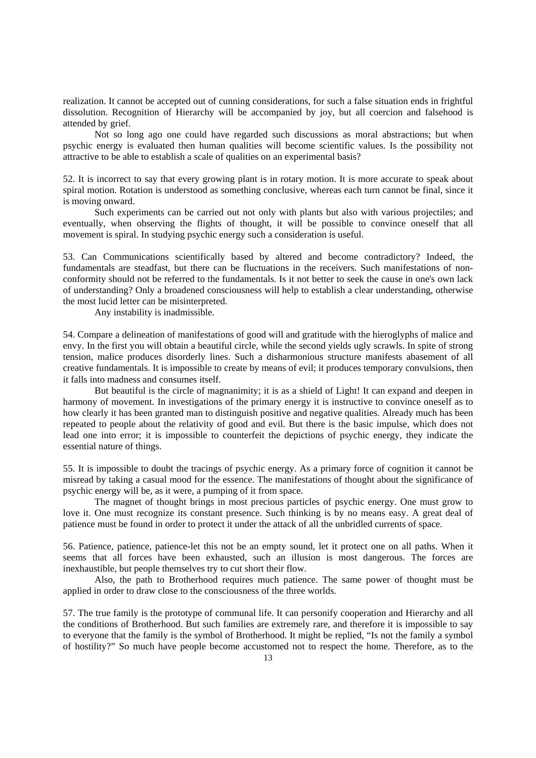realization. It cannot be accepted out of cunning considerations, for such a false situation ends in frightful dissolution. Recognition of Hierarchy will be accompanied by joy, but all coercion and falsehood is attended by grief.

Not so long ago one could have regarded such discussions as moral abstractions; but when psychic energy is evaluated then human qualities will become scientific values. Is the possibility not attractive to be able to establish a scale of qualities on an experimental basis?

52. It is incorrect to say that every growing plant is in rotary motion. It is more accurate to speak about spiral motion. Rotation is understood as something conclusive, whereas each turn cannot be final, since it is moving onward.

Such experiments can be carried out not only with plants but also with various projectiles; and eventually, when observing the flights of thought, it will be possible to convince oneself that all movement is spiral. In studying psychic energy such a consideration is useful.

53. Can Communications scientifically based by altered and become contradictory? Indeed, the fundamentals are steadfast, but there can be fluctuations in the receivers. Such manifestations of non-conformity should not be referred to the fundamentals. Is it not better to seek the cause in one's own lack of understanding? Only a broadened consciousness will help to establish a clear understanding, otherwise the most lucid letter can be misinterpreted.

Any instability is inadmissible.

54. Compare a delineation of manifestations of good will and gratitude with the hieroglyphs of malice and envy. In the first you will obtain a beautiful circle, while the second yields ugly scrawls. In spite of strong tension, malice produces disorderly lines. Such a disharmonious structure manifests abasement of all creative fundamentals. It is impossible to create by means of evil; it produces temporary convulsions, then it falls into madness and consumes itself.

But beautiful is the circle of magnanimity; it is as a shield of Light! It can expand and deepen in harmony of movement. In investigations of the primary energy it is instructive to convince oneself as to how clearly it has been granted man to distinguish positive and negative qualities. Already much has been repeated to people about the relativity of good and evil. But there is the basic impulse, which does not lead one into error; it is impossible to counterfeit the depictions of psychic energy, they indicate the essential nature of things.

55. It is impossible to doubt the tracings of psychic energy. As a primary force of cognition it cannot be misread by taking a casual mood for the essence. The manifestations of thought about the significance of psychic energy will be, as it were, a pumping of it from space.

The magnet of thought brings in most precious particles of psychic energy. One must grow to love it. One must recognize its constant presence. Such thinking is by no means easy. A great deal of patience must be found in order to protect it under the attack of all the unbridled currents of space.

56. Patience, patience, patience-let this not be an empty sound, let it protect one on all paths. When it seems that all forces have been exhausted, such an illusion is most dangerous. The forces are inexhaustible, but people themselves try to cut short their flow.

Also, the path to Brotherhood requires much patience. The same power of thought must be applied in order to draw close to the consciousness of the three worlds.

57. The true family is the prototype of communal life. It can personify cooperation and Hierarchy and all the conditions of Brotherhood. But such families are extremely rare, and therefore it is impossible to say to everyone that the family is the symbol of Brotherhood. It might be replied, "Is not the family a symbol of hostility?" So much have people become accustomed not to respect the home. Therefore, as to the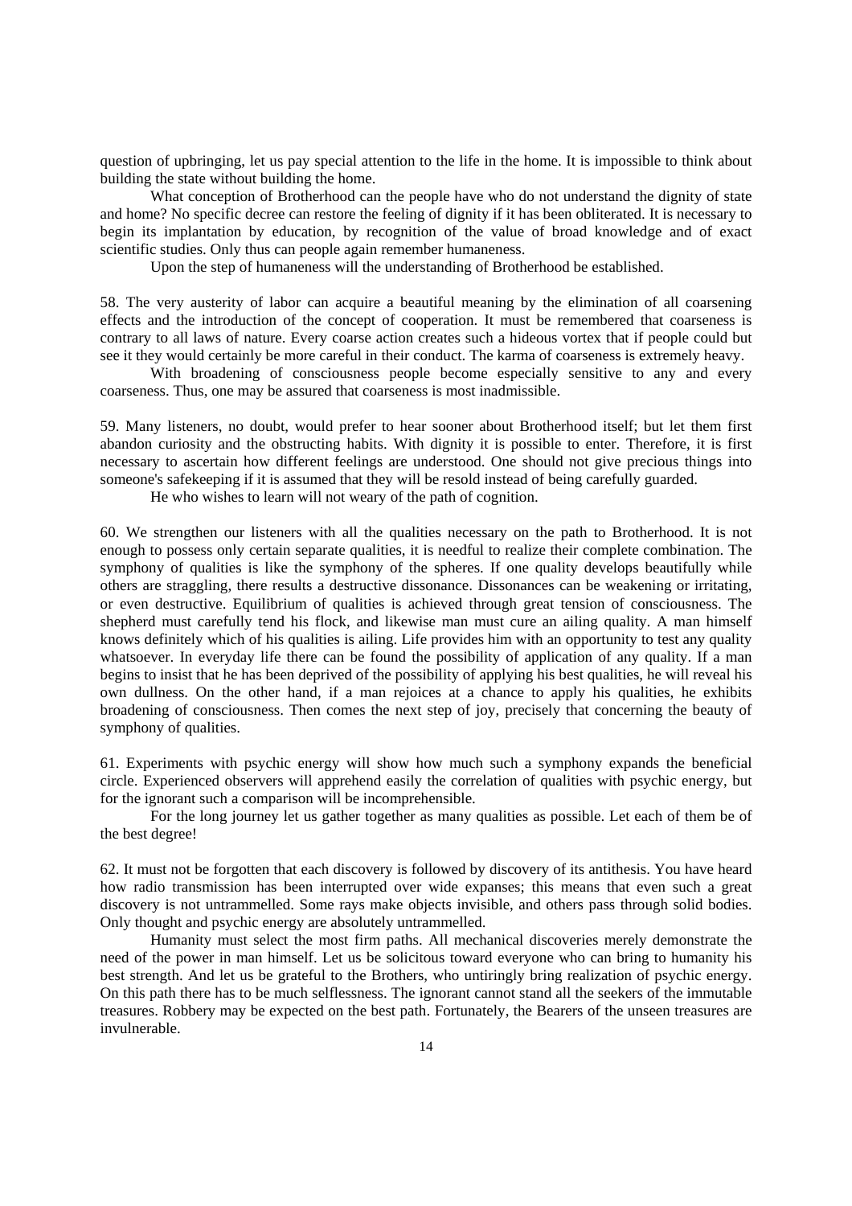question of upbringing, let us pay special attention to the life in the home. It is impossible to think about building the state without building the home.

What conception of Brotherhood can the people have who do not understand the dignity of state and home? No specific decree can restore the feeling of dignity if it has been obliterated. It is necessary to begin its implantation by education, by recognition of the value of broad knowledge and of exact scientific studies. Only thus can people again remember humaneness.

Upon the step of humaneness will the understanding of Brotherhood be established.

58. The very austerity of labor can acquire a beautiful meaning by the elimination of all coarsening effects and the introduction of the concept of cooperation. It must be remembered that coarseness is contrary to all laws of nature. Every coarse action creates such a hideous vortex that if people could but see it they would certainly be more careful in their conduct. The karma of coarseness is extremely heavy.

With broadening of consciousness people become especially sensitive to any and every coarseness. Thus, one may be assured that coarseness is most inadmissible.

59. Many listeners, no doubt, would prefer to hear sooner about Brotherhood itself; but let them first abandon curiosity and the obstructing habits. With dignity it is possible to enter. Therefore, it is first necessary to ascertain how different feelings are understood. One should not give precious things into someone's safekeeping if it is assumed that they will be resold instead of being carefully guarded.

He who wishes to learn will not weary of the path of cognition.

60. We strengthen our listeners with all the qualities necessary on the path to Brotherhood. It is not enough to possess only certain separate qualities, it is needful to realize their complete combination. The symphony of qualities is like the symphony of the spheres. If one quality develops beautifully while others are straggling, there results a destructive dissonance. Dissonances can be weakening or irritating, or even destructive. Equilibrium of qualities is achieved through great tension of consciousness. The shepherd must carefully tend his flock, and likewise man must cure an ailing quality. A man himself knows definitely which of his qualities is ailing. Life provides him with an opportunity to test any quality whatsoever. In everyday life there can be found the possibility of application of any quality. If a man begins to insist that he has been deprived of the possibility of applying his best qualities, he will reveal his own dullness. On the other hand, if a man rejoices at a chance to apply his qualities, he exhibits broadening of consciousness. Then comes the next step of joy, precisely that concerning the beauty of symphony of qualities.

61. Experiments with psychic energy will show how much such a symphony expands the beneficial circle. Experienced observers will apprehend easily the correlation of qualities with psychic energy, but for the ignorant such a comparison will be incomprehensible.

For the long journey let us gather together as many qualities as possible. Let each of them be of the best degree!

62. It must not be forgotten that each discovery is followed by discovery of its antithesis. You have heard how radio transmission has been interrupted over wide expanses; this means that even such a great discovery is not untrammelled. Some rays make objects invisible, and others pass through solid bodies. Only thought and psychic energy are absolutely untrammelled.

Humanity must select the most firm paths. All mechanical discoveries merely demonstrate the need of the power in man himself. Let us be solicitous toward everyone who can bring to humanity his best strength. And let us be grateful to the Brothers, who untiringly bring realization of psychic energy. On this path there has to be much selflessness. The ignorant cannot stand all the seekers of the immutable treasures. Robbery may be expected on the best path. Fortunately, the Bearers of the unseen treasures are invulnerable.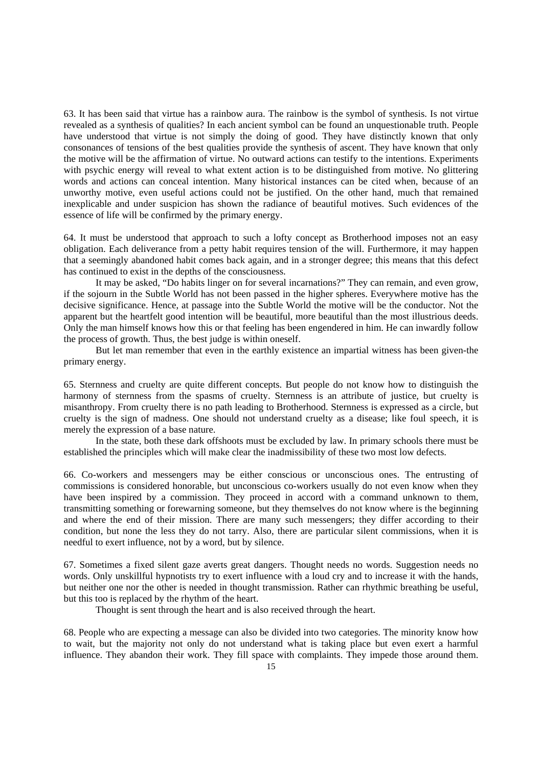63. It has been said that virtue has a rainbow aura. The rainbow is the symbol of synthesis. Is not virtue revealed as a synthesis of qualities? In each ancient symbol can be found an unquestionable truth. People have understood that virtue is not simply the doing of good. They have distinctly known that only consonances of tensions of the best qualities provide the synthesis of ascent. They have known that only the motive will be the affirmation of virtue. No outward actions can testify to the intentions. Experiments with psychic energy will reveal to what extent action is to be distinguished from motive. No glittering words and actions can conceal intention. Many historical instances can be cited when, because of an unworthy motive, even useful actions could not be justified. On the other hand, much that remained inexplicable and under suspicion has shown the radiance of beautiful motives. Such evidences of the essence of life will be confirmed by the primary energy.

64. It must be understood that approach to such a lofty concept as Brotherhood imposes not an easy obligation. Each deliverance from a petty habit requires tension of the will. Furthermore, it may happen that a seemingly abandoned habit comes back again, and in a stronger degree; this means that this defect has continued to exist in the depths of the consciousness.

It may be asked, "Do habits linger on for several incarnations?" They can remain, and even grow, if the sojourn in the Subtle World has not been passed in the higher spheres. Everywhere motive has the decisive significance. Hence, at passage into the Subtle World the motive will be the conductor. Not the apparent but the heartfelt good intention will be beautiful, more beautiful than the most illustrious deeds. Only the man himself knows how this or that feeling has been engendered in him. He can inwardly follow the process of growth. Thus, the best judge is within oneself.

But let man remember that even in the earthly existence an impartial witness has been given-the primary energy.

65. Sternness and cruelty are quite different concepts. But people do not know how to distinguish the harmony of sternness from the spasms of cruelty. Sternness is an attribute of justice, but cruelty is misanthropy. From cruelty there is no path leading to Brotherhood. Sternness is expressed as a circle, but cruelty is the sign of madness. One should not understand cruelty as a disease; like foul speech, it is merely the expression of a base nature.

In the state, both these dark offshoots must be excluded by law. In primary schools there must be established the principles which will make clear the inadmissibility of these two most low defects.

66. Co-workers and messengers may be either conscious or unconscious ones. The entrusting of commissions is considered honorable, but unconscious co-workers usually do not even know when they have been inspired by a commission. They proceed in accord with a command unknown to them, transmitting something or forewarning someone, but they themselves do not know where is the beginning and where the end of their mission. There are many such messengers; they differ according to their condition, but none the less they do not tarry. Also, there are particular silent commissions, when it is needful to exert influence, not by a word, but by silence.

67. Sometimes a fixed silent gaze averts great dangers. Thought needs no words. Suggestion needs no words. Only unskillful hypnotists try to exert influence with a loud cry and to increase it with the hands, but neither one nor the other is needed in thought transmission. Rather can rhythmic breathing be useful, but this too is replaced by the rhythm of the heart.

Thought is sent through the heart and is also received through the heart.

68. People who are expecting a message can also be divided into two categories. The minority know how to wait, but the majority not only do not understand what is taking place but even exert a harmful influence. They abandon their work. They fill space with complaints. They impede those around them.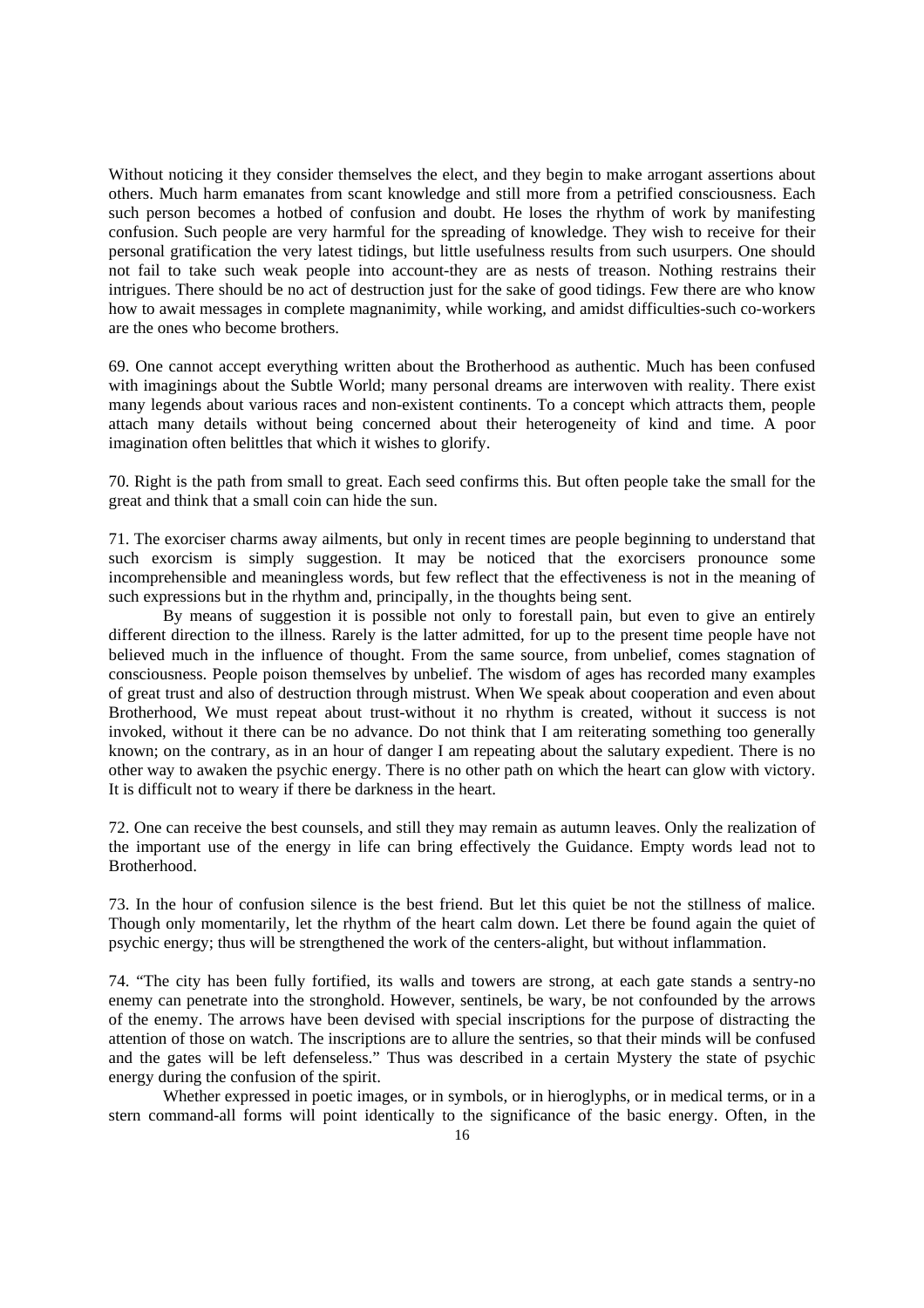Without noticing it they consider themselves the elect, and they begin to make arrogant assertions about others. Much harm emanates from scant knowledge and still more from a petrified consciousness. Each such person becomes a hotbed of confusion and doubt. He loses the rhythm of work by manifesting confusion. Such people are very harmful for the spreading of knowledge. They wish to receive for their personal gratification the very latest tidings, but little usefulness results from such usurpers. One should not fail to take such weak people into account-they are as nests of treason. Nothing restrains their intrigues. There should be no act of destruction just for the sake of good tidings. Few there are who know how to await messages in complete magnanimity, while working, and amidst difficulties-such co-workers are the ones who become brothers.

69. One cannot accept everything written about the Brotherhood as authentic. Much has been confused with imaginings about the Subtle World; many personal dreams are interwoven with reality. There exist many legends about various races and non-existent continents. To a concept which attracts them, people attach many details without being concerned about their heterogeneity of kind and time. A poor imagination often belittles that which it wishes to glorify.

70. Right is the path from small to great. Each seed confirms this. But often people take the small for the great and think that a small coin can hide the sun.

71. The exorciser charms away ailments, but only in recent times are people beginning to understand that such exorcism is simply suggestion. It may be noticed that the exorcisers pronounce some incomprehensible and meaningless words, but few reflect that the effectiveness is not in the meaning of such expressions but in the rhythm and, principally, in the thoughts being sent.

By means of suggestion it is possible not only to forestall pain, but even to give an entirely different direction to the illness. Rarely is the latter admitted, for up to the present time people have not believed much in the influence of thought. From the same source, from unbelief, comes stagnation of consciousness. People poison themselves by unbelief. The wisdom of ages has recorded many examples of great trust and also of destruction through mistrust. When We speak about cooperation and even about Brotherhood, We must repeat about trust-without it no rhythm is created, without it success is not invoked, without it there can be no advance. Do not think that I am reiterating something too generally known; on the contrary, as in an hour of danger I am repeating about the salutary expedient. There is no other way to awaken the psychic energy. There is no other path on which the heart can glow with victory. It is difficult not to weary if there be darkness in the heart.

72. One can receive the best counsels, and still they may remain as autumn leaves. Only the realization of the important use of the energy in life can bring effectively the Guidance. Empty words lead not to Brotherhood.

73. In the hour of confusion silence is the best friend. But let this quiet be not the stillness of malice. Though only momentarily, let the rhythm of the heart calm down. Let there be found again the quiet of psychic energy; thus will be strengthened the work of the centers-alight, but without inflammation.

74. "The city has been fully fortified, its walls and towers are strong, at each gate stands a sentry-no enemy can penetrate into the stronghold. However, sentinels, be wary, be not confounded by the arrows of the enemy. The arrows have been devised with special inscriptions for the purpose of distracting the attention of those on watch. The inscriptions are to allure the sentries, so that their minds will be confused and the gates will be left defenseless." Thus was described in a certain Mystery the state of psychic energy during the confusion of the spirit.

Whether expressed in poetic images, or in symbols, or in hieroglyphs, or in medical terms, or in a stern command-all forms will point identically to the significance of the basic energy. Often, in the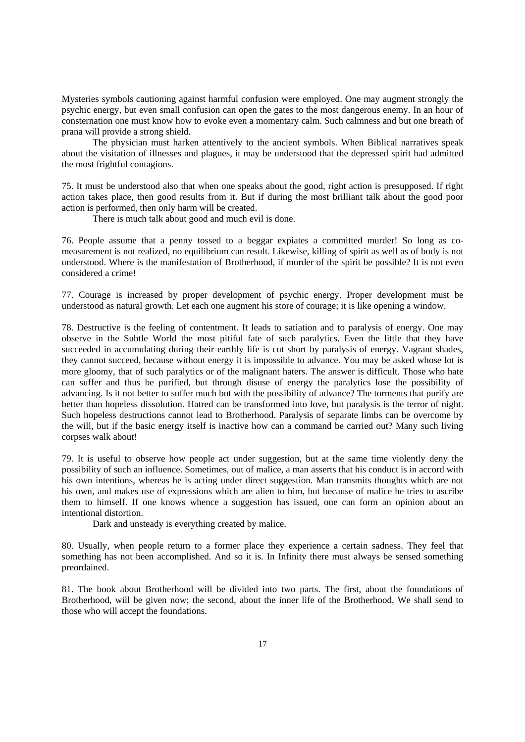Mysteries symbols cautioning against harmful confusion were employed. One may augment strongly the psychic energy, but even small confusion can open the gates to the most dangerous enemy. In an hour of consternation one must know how to evoke even a momentary calm. Such calmness and but one breath of prana will provide a strong shield.

The physician must harken attentively to the ancient symbols. When Biblical narratives speak about the visitation of illnesses and plagues, it may be understood that the depressed spirit had admitted the most frightful contagions.

75. It must be understood also that when one speaks about the good, right action is presupposed. If right action takes place, then good results from it. But if during the most brilliant talk about the good poor action is performed, then only harm will be created.

There is much talk about good and much evil is done.

76. People assume that a penny tossed to a beggar expiates a committed murder! So long as co-measurement is not realized, no equilibrium can result. Likewise, killing of spirit as well as of body is not understood. Where is the manifestation of Brotherhood, if murder of the spirit be possible? It is not even considered a crime!

77. Courage is increased by proper development of psychic energy. Proper development must be understood as natural growth. Let each one augment his store of courage; it is like opening a window.

78. Destructive is the feeling of contentment. It leads to satiation and to paralysis of energy. One may observe in the Subtle World the most pitiful fate of such paralytics. Even the little that they have succeeded in accumulating during their earthly life is cut short by paralysis of energy. Vagrant shades, they cannot succeed, because without energy it is impossible to advance. You may be asked whose lot is more gloomy, that of such paralytics or of the malignant haters. The answer is difficult. Those who hate can suffer and thus be purified, but through disuse of energy the paralytics lose the possibility of advancing. Is it not better to suffer much but with the possibility of advance? The torments that purify are better than hopeless dissolution. Hatred can be transformed into love, but paralysis is the terror of night. Such hopeless destructions cannot lead to Brotherhood. Paralysis of separate limbs can be overcome by the will, but if the basic energy itself is inactive how can a command be carried out? Many such living corpses walk about!

79. It is useful to observe how people act under suggestion, but at the same time violently deny the possibility of such an influence. Sometimes, out of malice, a man asserts that his conduct is in accord with his own intentions, whereas he is acting under direct suggestion. Man transmits thoughts which are not his own, and makes use of expressions which are alien to him, but because of malice he tries to ascribe them to himself. If one knows whence a suggestion has issued, one can form an opinion about an intentional distortion.

Dark and unsteady is everything created by malice.

80. Usually, when people return to a former place they experience a certain sadness. They feel that something has not been accomplished. And so it is. In Infinity there must always be sensed something preordained.

81. The book about Brotherhood will be divided into two parts. The first, about the foundations of Brotherhood, will be given now; the second, about the inner life of the Brotherhood, We shall send to those who will accept the foundations.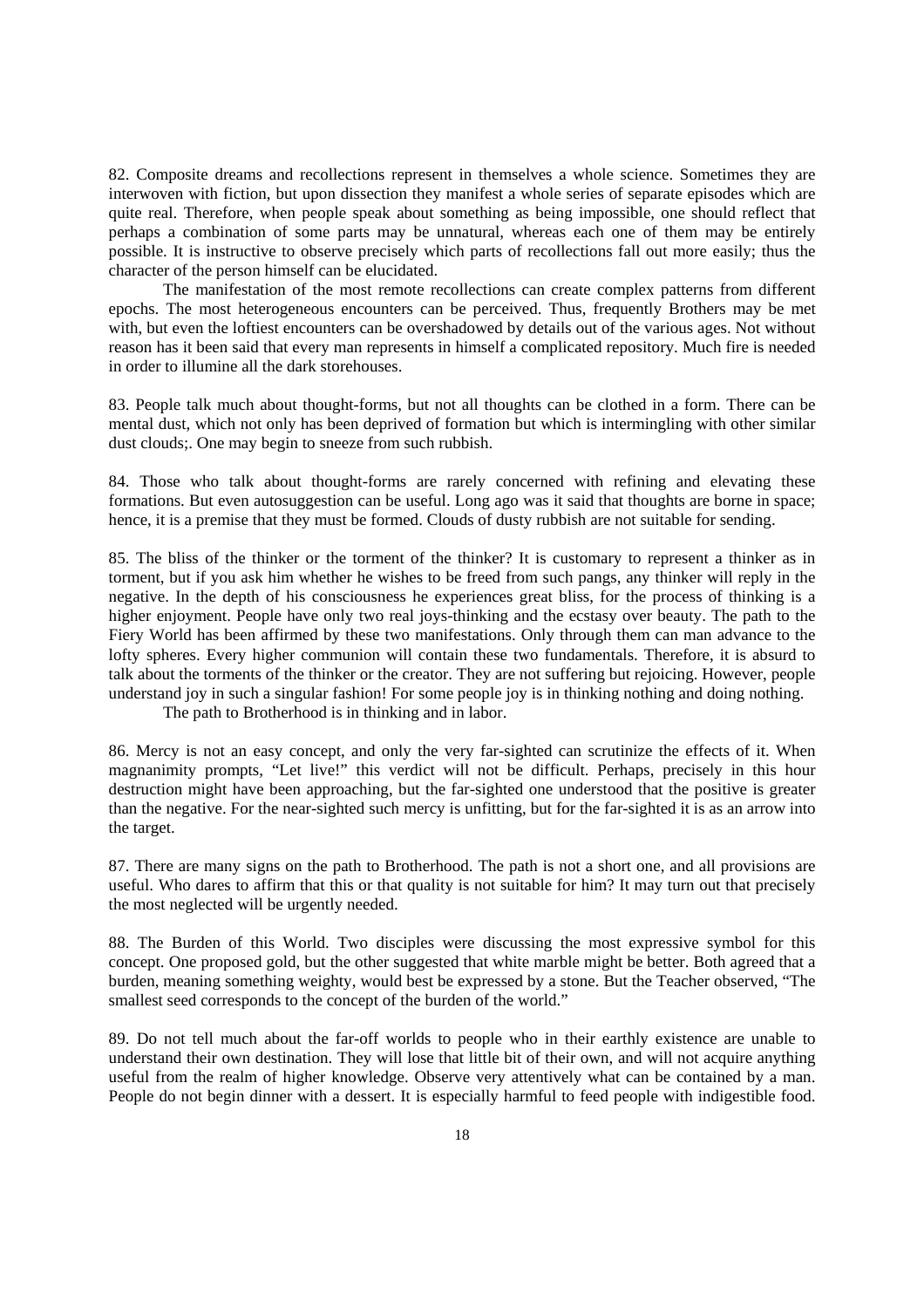82. Composite dreams and recollections represent in themselves a whole science. Sometimes they are interwoven with fiction, but upon dissection they manifest a whole series of separate episodes which are quite real. Therefore, when people speak about something as being impossible, one should reflect that perhaps a combination of some parts may be unnatural, whereas each one of them may be entirely possible. It is instructive to observe precisely which parts of recollections fall out more easily; thus the character of the person himself can be elucidated.

The manifestation of the most remote recollections can create complex patterns from different epochs. The most heterogeneous encounters can be perceived. Thus, frequently Brothers may be met with, but even the loftiest encounters can be overshadowed by details out of the various ages. Not without reason has it been said that every man represents in himself a complicated repository. Much fire is needed in order to illumine all the dark storehouses.

83. People talk much about thought-forms, but not all thoughts can be clothed in a form. There can be mental dust, which not only has been deprived of formation but which is intermingling with other similar dust clouds;. One may begin to sneeze from such rubbish.

84. Those who talk about thought-forms are rarely concerned with refining and elevating these formations. But even autosuggestion can be useful. Long ago was it said that thoughts are borne in space; hence, it is a premise that they must be formed. Clouds of dusty rubbish are not suitable for sending.

85. The bliss of the thinker or the torment of the thinker? It is customary to represent a thinker as in torment, but if you ask him whether he wishes to be freed from such pangs, any thinker will reply in the negative. In the depth of his consciousness he experiences great bliss, for the process of thinking is a higher enjoyment. People have only two real joys-thinking and the ecstasy over beauty. The path to the Fiery World has been affirmed by these two manifestations. Only through them can man advance to the lofty spheres. Every higher communion will contain these two fundamentals. Therefore, it is absurd to talk about the torments of the thinker or the creator. They are not suffering but rejoicing. However, people understand joy in such a singular fashion! For some people joy is in thinking nothing and doing nothing.

The path to Brotherhood is in thinking and in labor.

86. Mercy is not an easy concept, and only the very far-sighted can scrutinize the effects of it. When magnanimity prompts, "Let live!" this verdict will not be difficult. Perhaps, precisely in this hour destruction might have been approaching, but the far-sighted one understood that the positive is greater than the negative. For the near-sighted such mercy is unfitting, but for the far-sighted it is as an arrow into the target.

87. There are many signs on the path to Brotherhood. The path is not a short one, and all provisions are useful. Who dares to affirm that this or that quality is not suitable for him? It may turn out that precisely the most neglected will be urgently needed.

88. The Burden of this World. Two disciples were discussing the most expressive symbol for this concept. One proposed gold, but the other suggested that white marble might be better. Both agreed that a burden, meaning something weighty, would best be expressed by a stone. But the Teacher observed, "The smallest seed corresponds to the concept of the burden of the world."

89. Do not tell much about the far-off worlds to people who in their earthly existence are unable to understand their own destination. They will lose that little bit of their own, and will not acquire anything useful from the realm of higher knowledge. Observe very attentively what can be contained by a man. People do not begin dinner with a dessert. It is especially harmful to feed people with indigestible food.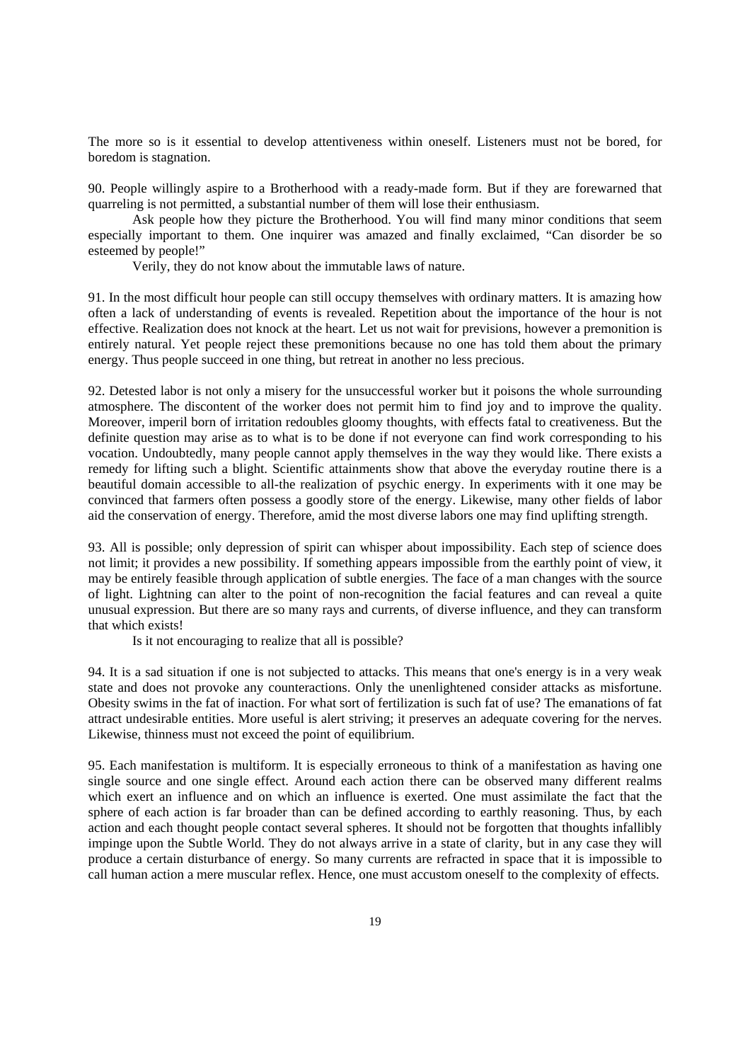The more so is it essential to develop attentiveness within oneself. Listeners must not be bored, for boredom is stagnation.

90. People willingly aspire to a Brotherhood with a ready-made form. But if they are forewarned that quarreling is not permitted, a substantial number of them will lose their enthusiasm.

Ask people how they picture the Brotherhood. You will find many minor conditions that seem especially important to them. One inquirer was amazed and finally exclaimed, "Can disorder be so esteemed by people!"

Verily, they do not know about the immutable laws of nature.

91. In the most difficult hour people can still occupy themselves with ordinary matters. It is amazing how often a lack of understanding of events is revealed. Repetition about the importance of the hour is not effective. Realization does not knock at the heart. Let us not wait for previsions, however a premonition is entirely natural. Yet people reject these premonitions because no one has told them about the primary energy. Thus people succeed in one thing, but retreat in another no less precious.

92. Detested labor is not only a misery for the unsuccessful worker but it poisons the whole surrounding atmosphere. The discontent of the worker does not permit him to find joy and to improve the quality. Moreover, imperil born of irritation redoubles gloomy thoughts, with effects fatal to creativeness. But the definite question may arise as to what is to be done if not everyone can find work corresponding to his vocation. Undoubtedly, many people cannot apply themselves in the way they would like. There exists a remedy for lifting such a blight. Scientific attainments show that above the everyday routine there is a beautiful domain accessible to all-the realization of psychic energy. In experiments with it one may be convinced that farmers often possess a goodly store of the energy. Likewise, many other fields of labor aid the conservation of energy. Therefore, amid the most diverse labors one may find uplifting strength.

93. All is possible; only depression of spirit can whisper about impossibility. Each step of science does not limit; it provides a new possibility. If something appears impossible from the earthly point of view, it may be entirely feasible through application of subtle energies. The face of a man changes with the source of light. Lightning can alter to the point of non-recognition the facial features and can reveal a quite unusual expression. But there are so many rays and currents, of diverse influence, and they can transform that which exists!

Is it not encouraging to realize that all is possible?

94. It is a sad situation if one is not subjected to attacks. This means that one's energy is in a very weak state and does not provoke any counteractions. Only the unenlightened consider attacks as misfortune. Obesity swims in the fat of inaction. For what sort of fertilization is such fat of use? The emanations of fat attract undesirable entities. More useful is alert striving; it preserves an adequate covering for the nerves. Likewise, thinness must not exceed the point of equilibrium.

95. Each manifestation is multiform. It is especially erroneous to think of a manifestation as having one single source and one single effect. Around each action there can be observed many different realms which exert an influence and on which an influence is exerted. One must assimilate the fact that the sphere of each action is far broader than can be defined according to earthly reasoning. Thus, by each action and each thought people contact several spheres. It should not be forgotten that thoughts infallibly impinge upon the Subtle World. They do not always arrive in a state of clarity, but in any case they will produce a certain disturbance of energy. So many currents are refracted in space that it is impossible to call human action a mere muscular reflex. Hence, one must accustom oneself to the complexity of effects.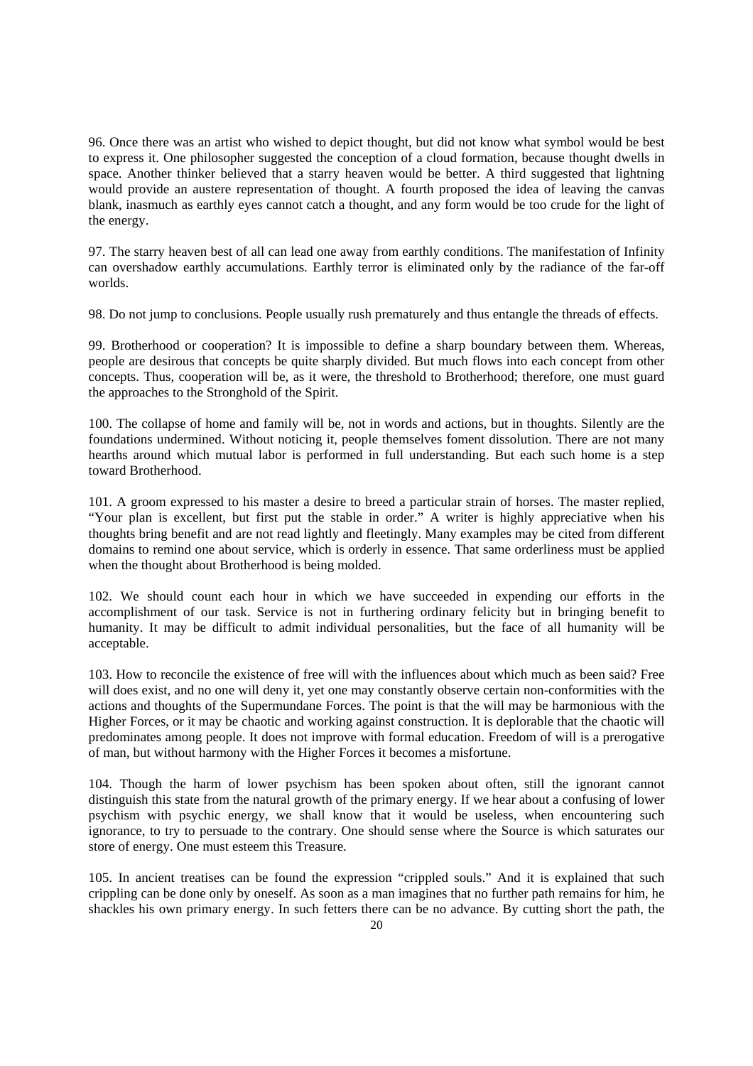96. Once there was an artist who wished to depict thought, but did not know what symbol would be best to express it. One philosopher suggested the conception of a cloud formation, because thought dwells in space. Another thinker believed that a starry heaven would be better. A third suggested that lightning would provide an austere representation of thought. A fourth proposed the idea of leaving the canvas blank, inasmuch as earthly eyes cannot catch a thought, and any form would be too crude for the light of the energy.

97. The starry heaven best of all can lead one away from earthly conditions. The manifestation of Infinity can overshadow earthly accumulations. Earthly terror is eliminated only by the radiance of the far-off worlds.

98. Do not jump to conclusions. People usually rush prematurely and thus entangle the threads of effects.

99. Brotherhood or cooperation? It is impossible to define a sharp boundary between them. Whereas, people are desirous that concepts be quite sharply divided. But much flows into each concept from other concepts. Thus, cooperation will be, as it were, the threshold to Brotherhood; therefore, one must guard the approaches to the Stronghold of the Spirit.

100. The collapse of home and family will be, not in words and actions, but in thoughts. Silently are the foundations undermined. Without noticing it, people themselves foment dissolution. There are not many hearths around which mutual labor is performed in full understanding. But each such home is a step toward Brotherhood.

101. A groom expressed to his master a desire to breed a particular strain of horses. The master replied, "Your plan is excellent, but first put the stable in order." A writer is highly appreciative when his thoughts bring benefit and are not read lightly and fleetingly. Many examples may be cited from different domains to remind one about service, which is orderly in essence. That same orderliness must be applied when the thought about Brotherhood is being molded.

102. We should count each hour in which we have succeeded in expending our efforts in the accomplishment of our task. Service is not in furthering ordinary felicity but in bringing benefit to humanity. It may be difficult to admit individual personalities, but the face of all humanity will be acceptable.

103. How to reconcile the existence of free will with the influences about which much as been said? Free will does exist, and no one will deny it, yet one may constantly observe certain non-conformities with the actions and thoughts of the Supermundane Forces. The point is that the will may be harmonious with the Higher Forces, or it may be chaotic and working against construction. It is deplorable that the chaotic will predominates among people. It does not improve with formal education. Freedom of will is a prerogative of man, but without harmony with the Higher Forces it becomes a misfortune.

104. Though the harm of lower psychism has been spoken about often, still the ignorant cannot distinguish this state from the natural growth of the primary energy. If we hear about a confusing of lower psychism with psychic energy, we shall know that it would be useless, when encountering such ignorance, to try to persuade to the contrary. One should sense where the Source is which saturates our store of energy. One must esteem this Treasure.

105. In ancient treatises can be found the expression "crippled souls." And it is explained that such crippling can be done only by oneself. As soon as a man imagines that no further path remains for him, he shackles his own primary energy. In such fetters there can be no advance. By cutting short the path, the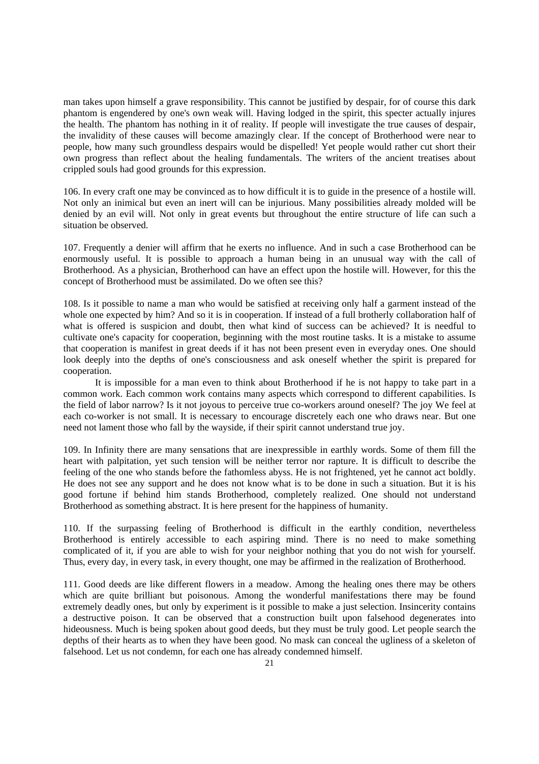man takes upon himself a grave responsibility. This cannot be justified by despair, for of course this dark phantom is engendered by one's own weak will. Having lodged in the spirit, this specter actually injures the health. The phantom has nothing in it of reality. If people will investigate the true causes of despair, the invalidity of these causes will become amazingly clear. If the concept of Brotherhood were near to people, how many such groundless despairs would be dispelled! Yet people would rather cut short their own progress than reflect about the healing fundamentals. The writers of the ancient treatises about crippled souls had good grounds for this expression.

106. In every craft one may be convinced as to how difficult it is to guide in the presence of a hostile will. Not only an inimical but even an inert will can be injurious. Many possibilities already molded will be denied by an evil will. Not only in great events but throughout the entire structure of life can such a situation be observed.

107. Frequently a denier will affirm that he exerts no influence. And in such a case Brotherhood can be enormously useful. It is possible to approach a human being in an unusual way with the call of Brotherhood. As a physician, Brotherhood can have an effect upon the hostile will. However, for this the concept of Brotherhood must be assimilated. Do we often see this?

108. Is it possible to name a man who would be satisfied at receiving only half a garment instead of the whole one expected by him? And so it is in cooperation. If instead of a full brotherly collaboration half of what is offered is suspicion and doubt, then what kind of success can be achieved? It is needful to cultivate one's capacity for cooperation, beginning with the most routine tasks. It is a mistake to assume that cooperation is manifest in great deeds if it has not been present even in everyday ones. One should look deeply into the depths of one's consciousness and ask oneself whether the spirit is prepared for cooperation.

It is impossible for a man even to think about Brotherhood if he is not happy to take part in a common work. Each common work contains many aspects which correspond to different capabilities. Is the field of labor narrow? Is it not joyous to perceive true co-workers around oneself? The joy We feel at each co-worker is not small. It is necessary to encourage discretely each one who draws near. But one need not lament those who fall by the wayside, if their spirit cannot understand true joy.

109. In Infinity there are many sensations that are inexpressible in earthly words. Some of them fill the heart with palpitation, yet such tension will be neither terror nor rapture. It is difficult to describe the feeling of the one who stands before the fathomless abyss. He is not frightened, yet he cannot act boldly. He does not see any support and he does not know what is to be done in such a situation. But it is his good fortune if behind him stands Brotherhood, completely realized. One should not understand Brotherhood as something abstract. It is here present for the happiness of humanity.

110. If the surpassing feeling of Brotherhood is difficult in the earthly condition, nevertheless Brotherhood is entirely accessible to each aspiring mind. There is no need to make something complicated of it, if you are able to wish for your neighbor nothing that you do not wish for yourself. Thus, every day, in every task, in every thought, one may be affirmed in the realization of Brotherhood.

111. Good deeds are like different flowers in a meadow. Among the healing ones there may be others which are quite brilliant but poisonous. Among the wonderful manifestations there may be found extremely deadly ones, but only by experiment is it possible to make a just selection. Insincerity contains a destructive poison. It can be observed that a construction built upon falsehood degenerates into hideousness. Much is being spoken about good deeds, but they must be truly good. Let people search the depths of their hearts as to when they have been good. No mask can conceal the ugliness of a skeleton of falsehood. Let us not condemn, for each one has already condemned himself.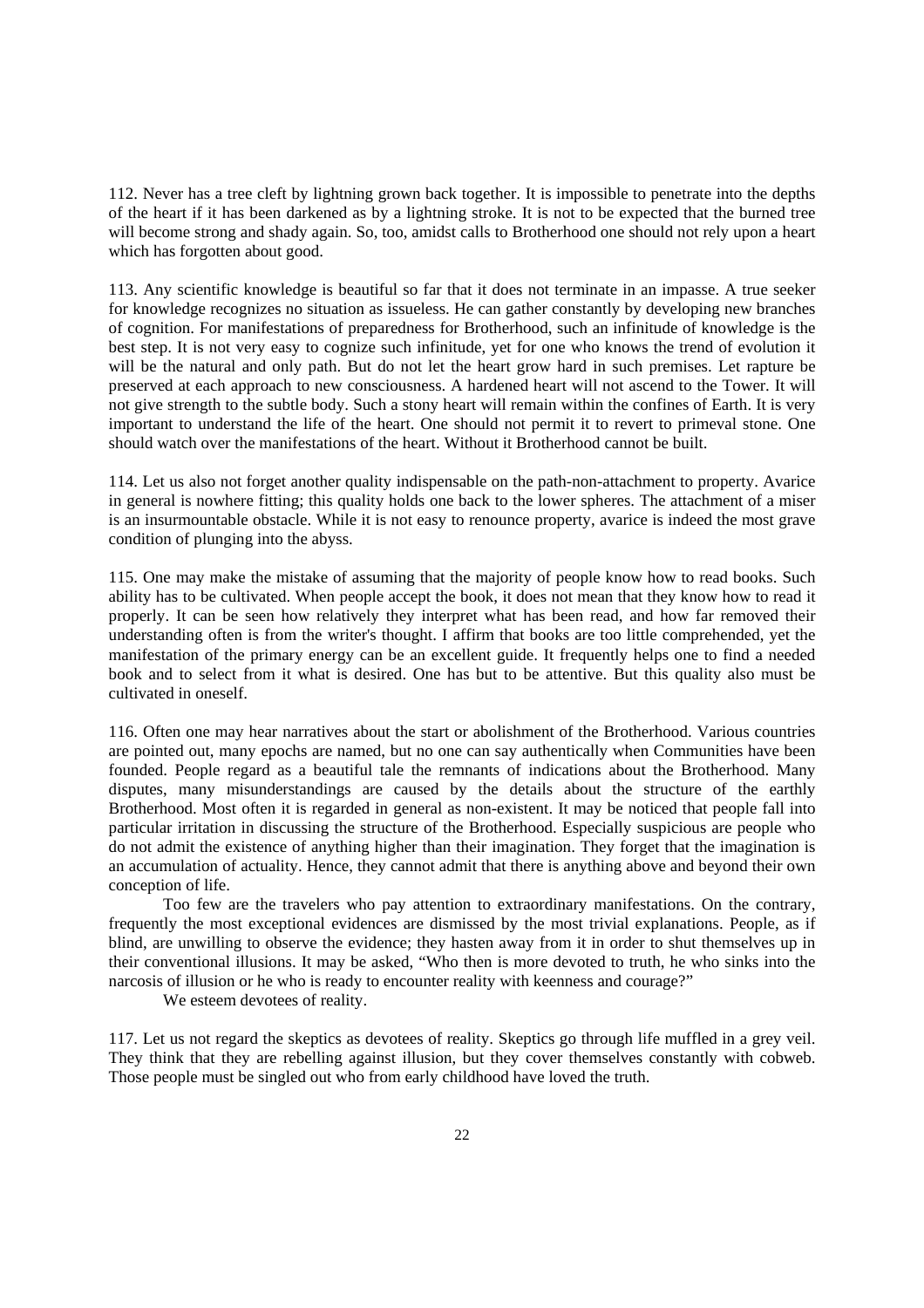112. Never has a tree cleft by lightning grown back together. It is impossible to penetrate into the depths of the heart if it has been darkened as by a lightning stroke. It is not to be expected that the burned tree will become strong and shady again. So, too, amidst calls to Brotherhood one should not rely upon a heart which has forgotten about good.

113. Any scientific knowledge is beautiful so far that it does not terminate in an impasse. A true seeker for knowledge recognizes no situation as issueless. He can gather constantly by developing new branches of cognition. For manifestations of preparedness for Brotherhood, such an infinitude of knowledge is the best step. It is not very easy to cognize such infinitude, yet for one who knows the trend of evolution it will be the natural and only path. But do not let the heart grow hard in such premises. Let rapture be preserved at each approach to new consciousness. A hardened heart will not ascend to the Tower. It will not give strength to the subtle body. Such a stony heart will remain within the confines of Earth. It is very important to understand the life of the heart. One should not permit it to revert to primeval stone. One should watch over the manifestations of the heart. Without it Brotherhood cannot be built.

114. Let us also not forget another quality indispensable on the path-non-attachment to property. Avarice in general is nowhere fitting; this quality holds one back to the lower spheres. The attachment of a miser is an insurmountable obstacle. While it is not easy to renounce property, avarice is indeed the most grave condition of plunging into the abyss.

115. One may make the mistake of assuming that the majority of people know how to read books. Such ability has to be cultivated. When people accept the book, it does not mean that they know how to read it properly. It can be seen how relatively they interpret what has been read, and how far removed their understanding often is from the writer's thought. I affirm that books are too little comprehended, yet the manifestation of the primary energy can be an excellent guide. It frequently helps one to find a needed book and to select from it what is desired. One has but to be attentive. But this quality also must be cultivated in oneself.

116. Often one may hear narratives about the start or abolishment of the Brotherhood. Various countries are pointed out, many epochs are named, but no one can say authentically when Communities have been founded. People regard as a beautiful tale the remnants of indications about the Brotherhood. Many disputes, many misunderstandings are caused by the details about the structure of the earthly Brotherhood. Most often it is regarded in general as non-existent. It may be noticed that people fall into particular irritation in discussing the structure of the Brotherhood. Especially suspicious are people who do not admit the existence of anything higher than their imagination. They forget that the imagination is an accumulation of actuality. Hence, they cannot admit that there is anything above and beyond their own conception of life.

Too few are the travelers who pay attention to extraordinary manifestations. On the contrary, frequently the most exceptional evidences are dismissed by the most trivial explanations. People, as if blind, are unwilling to observe the evidence; they hasten away from it in order to shut themselves up in their conventional illusions. It may be asked, "Who then is more devoted to truth, he who sinks into the narcosis of illusion or he who is ready to encounter reality with keenness and courage?"

We esteem devotees of reality.

117. Let us not regard the skeptics as devotees of reality. Skeptics go through life muffled in a grey veil. They think that they are rebelling against illusion, but they cover themselves constantly with cobweb. Those people must be singled out who from early childhood have loved the truth.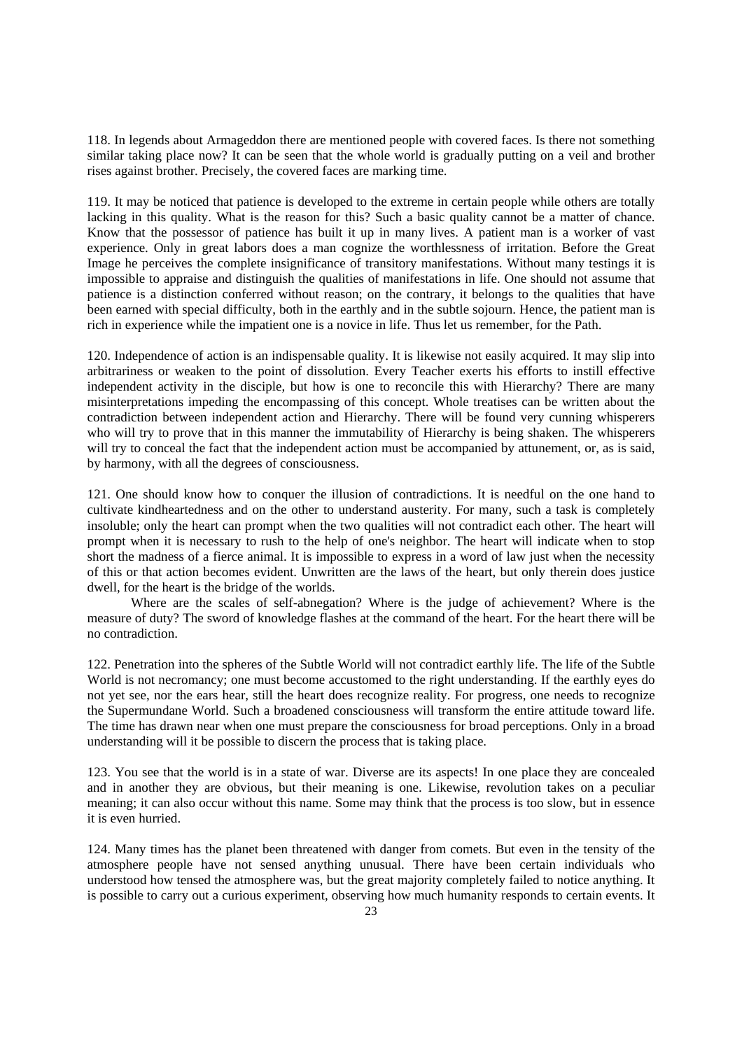118. In legends about Armageddon there are mentioned people with covered faces. Is there not something similar taking place now? It can be seen that the whole world is gradually putting on a veil and brother rises against brother. Precisely, the covered faces are marking time.

119. It may be noticed that patience is developed to the extreme in certain people while others are totally lacking in this quality. What is the reason for this? Such a basic quality cannot be a matter of chance. Know that the possessor of patience has built it up in many lives. A patient man is a worker of vast experience. Only in great labors does a man cognize the worthlessness of irritation. Before the Great Image he perceives the complete insignificance of transitory manifestations. Without many testings it is impossible to appraise and distinguish the qualities of manifestations in life. One should not assume that patience is a distinction conferred without reason; on the contrary, it belongs to the qualities that have been earned with special difficulty, both in the earthly and in the subtle sojourn. Hence, the patient man is rich in experience while the impatient one is a novice in life. Thus let us remember, for the Path.

120. Independence of action is an indispensable quality. It is likewise not easily acquired. It may slip into arbitrariness or weaken to the point of dissolution. Every Teacher exerts his efforts to instill effective independent activity in the disciple, but how is one to reconcile this with Hierarchy? There are many misinterpretations impeding the encompassing of this concept. Whole treatises can be written about the contradiction between independent action and Hierarchy. There will be found very cunning whisperers who will try to prove that in this manner the immutability of Hierarchy is being shaken. The whisperers will try to conceal the fact that the independent action must be accompanied by attunement, or, as is said, by harmony, with all the degrees of consciousness.

121. One should know how to conquer the illusion of contradictions. It is needful on the one hand to cultivate kindheartedness and on the other to understand austerity. For many, such a task is completely insoluble; only the heart can prompt when the two qualities will not contradict each other. The heart will prompt when it is necessary to rush to the help of one's neighbor. The heart will indicate when to stop short the madness of a fierce animal. It is impossible to express in a word of law just when the necessity of this or that action becomes evident. Unwritten are the laws of the heart, but only therein does justice dwell, for the heart is the bridge of the worlds.

Where are the scales of self-abnegation? Where is the judge of achievement? Where is the measure of duty? The sword of knowledge flashes at the command of the heart. For the heart there will be no contradiction.

122. Penetration into the spheres of the Subtle World will not contradict earthly life. The life of the Subtle World is not necromancy; one must become accustomed to the right understanding. If the earthly eyes do not yet see, nor the ears hear, still the heart does recognize reality. For progress, one needs to recognize the Supermundane World. Such a broadened consciousness will transform the entire attitude toward life. The time has drawn near when one must prepare the consciousness for broad perceptions. Only in a broad understanding will it be possible to discern the process that is taking place.

123. You see that the world is in a state of war. Diverse are its aspects! In one place they are concealed and in another they are obvious, but their meaning is one. Likewise, revolution takes on a peculiar meaning; it can also occur without this name. Some may think that the process is too slow, but in essence it is even hurried.

124. Many times has the planet been threatened with danger from comets. But even in the tensity of the atmosphere people have not sensed anything unusual. There have been certain individuals who understood how tensed the atmosphere was, but the great majority completely failed to notice anything. It is possible to carry out a curious experiment, observing how much humanity responds to certain events. It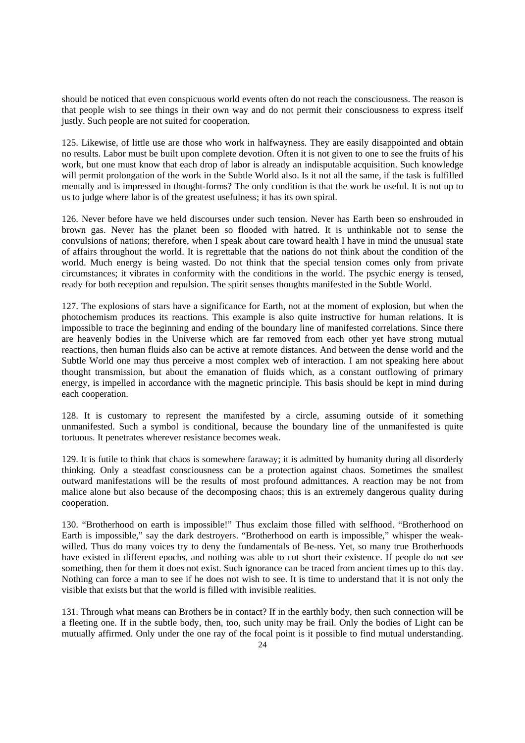should be noticed that even conspicuous world events often do not reach the consciousness. The reason is that people wish to see things in their own way and do not permit their consciousness to express itself justly. Such people are not suited for cooperation.

125. Likewise, of little use are those who work in halfwayness. They are easily disappointed and obtain no results. Labor must be built upon complete devotion. Often it is not given to one to see the fruits of his work, but one must know that each drop of labor is already an indisputable acquisition. Such knowledge will permit prolongation of the work in the Subtle World also. Is it not all the same, if the task is fulfilled mentally and is impressed in thought-forms? The only condition is that the work be useful. It is not up to us to judge where labor is of the greatest usefulness; it has its own spiral.

126. Never before have we held discourses under such tension. Never has Earth been so enshrouded in brown gas. Never has the planet been so flooded with hatred. It is unthinkable not to sense the convulsions of nations; therefore, when I speak about care toward health I have in mind the unusual state of affairs throughout the world. It is regrettable that the nations do not think about the condition of the world. Much energy is being wasted. Do not think that the special tension comes only from private circumstances; it vibrates in conformity with the conditions in the world. The psychic energy is tensed, ready for both reception and repulsion. The spirit senses thoughts manifested in the Subtle World.

127. The explosions of stars have a significance for Earth, not at the moment of explosion, but when the photochemism produces its reactions. This example is also quite instructive for human relations. It is impossible to trace the beginning and ending of the boundary line of manifested correlations. Since there are heavenly bodies in the Universe which are far removed from each other yet have strong mutual reactions, then human fluids also can be active at remote distances. And between the dense world and the Subtle World one may thus perceive a most complex web of interaction. I am not speaking here about thought transmission, but about the emanation of fluids which, as a constant outflowing of primary energy, is impelled in accordance with the magnetic principle. This basis should be kept in mind during each cooperation.

128. It is customary to represent the manifested by a circle, assuming outside of it something unmanifested. Such a symbol is conditional, because the boundary line of the unmanifested is quite tortuous. It penetrates wherever resistance becomes weak.

129. It is futile to think that chaos is somewhere faraway; it is admitted by humanity during all disorderly thinking. Only a steadfast consciousness can be a protection against chaos. Sometimes the smallest outward manifestations will be the results of most profound admittances. A reaction may be not from malice alone but also because of the decomposing chaos; this is an extremely dangerous quality during cooperation.

130. "Brotherhood on earth is impossible!" Thus exclaim those filled with selfhood. "Brotherhood on Earth is impossible," say the dark destroyers. "Brotherhood on earth is impossible," whisper the weak-willed. Thus do many voices try to deny the fundamentals of Be-ness. Yet, so many true Brotherhoods have existed in different epochs, and nothing was able to cut short their existence. If people do not see something, then for them it does not exist. Such ignorance can be traced from ancient times up to this day. Nothing can force a man to see if he does not wish to see. It is time to understand that it is not only the visible that exists but that the world is filled with invisible realities.

131. Through what means can Brothers be in contact? If in the earthly body, then such connection will be a fleeting one. If in the subtle body, then, too, such unity may be frail. Only the bodies of Light can be mutually affirmed. Only under the one ray of the focal point is it possible to find mutual understanding.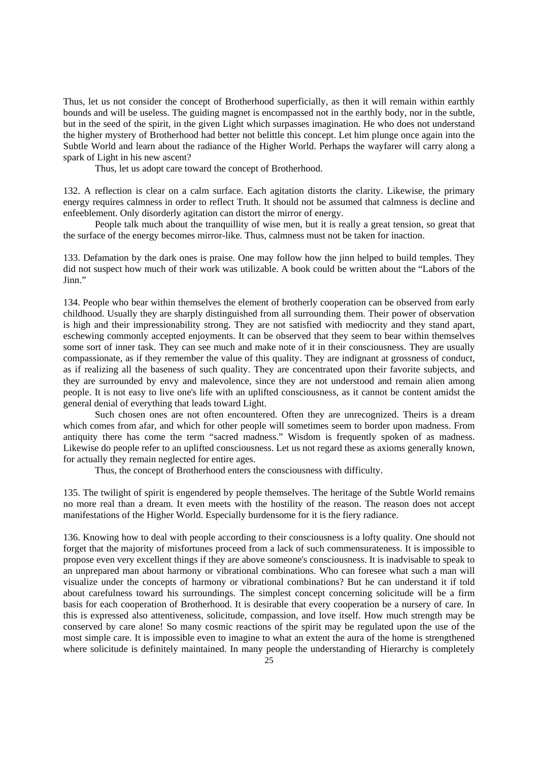Thus, let us not consider the concept of Brotherhood superficially, as then it will remain within earthly bounds and will be useless. The guiding magnet is encompassed not in the earthly body, nor in the subtle, but in the seed of the spirit, in the given Light which surpasses imagination. He who does not understand the higher mystery of Brotherhood had better not belittle this concept. Let him plunge once again into the Subtle World and learn about the radiance of the Higher World. Perhaps the wayfarer will carry along a spark of Light in his new ascent?

Thus, let us adopt care toward the concept of Brotherhood.

132. A reflection is clear on a calm surface. Each agitation distorts the clarity. Likewise, the primary energy requires calmness in order to reflect Truth. It should not be assumed that calmness is decline and enfeeblement. Only disorderly agitation can distort the mirror of energy.

People talk much about the tranquillity of wise men, but it is really a great tension, so great that the surface of the energy becomes mirror-like. Thus, calmness must not be taken for inaction.

133. Defamation by the dark ones is praise. One may follow how the jinn helped to build temples. They did not suspect how much of their work was utilizable. A book could be written about the "Labors of the Jinn."

134. People who bear within themselves the element of brotherly cooperation can be observed from early childhood. Usually they are sharply distinguished from all surrounding them. Their power of observation is high and their impressionability strong. They are not satisfied with mediocrity and they stand apart, eschewing commonly accepted enjoyments. It can be observed that they seem to bear within themselves some sort of inner task. They can see much and make note of it in their consciousness. They are usually compassionate, as if they remember the value of this quality. They are indignant at grossness of conduct, as if realizing all the baseness of such quality. They are concentrated upon their favorite subjects, and they are surrounded by envy and malevolence, since they are not understood and remain alien among people. It is not easy to live one's life with an uplifted consciousness, as it cannot be content amidst the general denial of everything that leads toward Light.

Such chosen ones are not often encountered. Often they are unrecognized. Theirs is a dream which comes from afar, and which for other people will sometimes seem to border upon madness. From antiquity there has come the term "sacred madness." Wisdom is frequently spoken of as madness. Likewise do people refer to an uplifted consciousness. Let us not regard these as axioms generally known, for actually they remain neglected for entire ages.

Thus, the concept of Brotherhood enters the consciousness with difficulty.

135. The twilight of spirit is engendered by people themselves. The heritage of the Subtle World remains no more real than a dream. It even meets with the hostility of the reason. The reason does not accept manifestations of the Higher World. Especially burdensome for it is the fiery radiance.

136. Knowing how to deal with people according to their consciousness is a lofty quality. One should not forget that the majority of misfortunes proceed from a lack of such commensurateness. It is impossible to propose even very excellent things if they are above someone's consciousness. It is inadvisable to speak to an unprepared man about harmony or vibrational combinations. Who can foresee what such a man will visualize under the concepts of harmony or vibrational combinations? But he can understand it if told about carefulness toward his surroundings. The simplest concept concerning solicitude will be a firm basis for each cooperation of Brotherhood. It is desirable that every cooperation be a nursery of care. In this is expressed also attentiveness, solicitude, compassion, and love itself. How much strength may be conserved by care alone! So many cosmic reactions of the spirit may be regulated upon the use of the most simple care. It is impossible even to imagine to what an extent the aura of the home is strengthened where solicitude is definitely maintained. In many people the understanding of Hierarchy is completely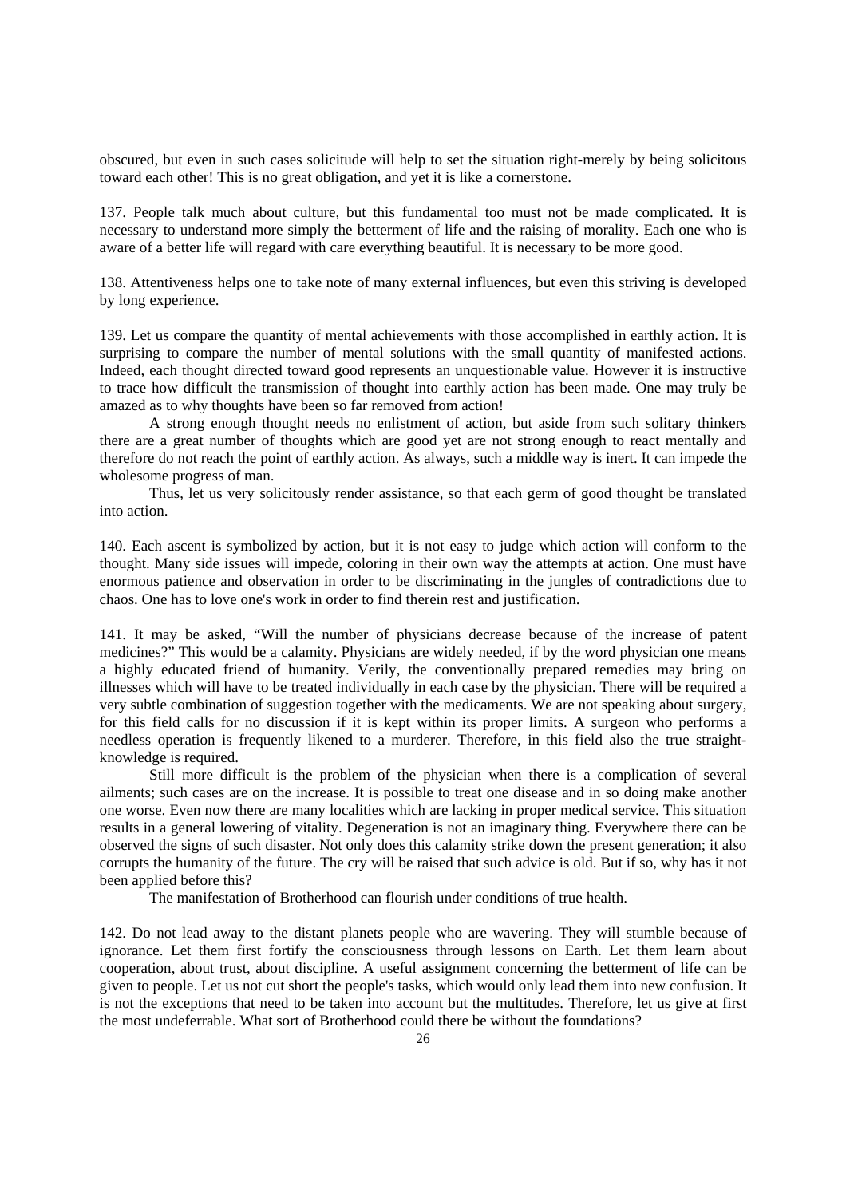obscured, but even in such cases solicitude will help to set the situation right-merely by being solicitous toward each other! This is no great obligation, and yet it is like a cornerstone.

137. People talk much about culture, but this fundamental too must not be made complicated. It is necessary to understand more simply the betterment of life and the raising of morality. Each one who is aware of a better life will regard with care everything beautiful. It is necessary to be more good.

138. Attentiveness helps one to take note of many external influences, but even this striving is developed by long experience.

139. Let us compare the quantity of mental achievements with those accomplished in earthly action. It is surprising to compare the number of mental solutions with the small quantity of manifested actions. Indeed, each thought directed toward good represents an unquestionable value. However it is instructive to trace how difficult the transmission of thought into earthly action has been made. One may truly be amazed as to why thoughts have been so far removed from action!

A strong enough thought needs no enlistment of action, but aside from such solitary thinkers there are a great number of thoughts which are good yet are not strong enough to react mentally and therefore do not reach the point of earthly action. As always, such a middle way is inert. It can impede the wholesome progress of man.

Thus, let us very solicitously render assistance, so that each germ of good thought be translated into action.

140. Each ascent is symbolized by action, but it is not easy to judge which action will conform to the thought. Many side issues will impede, coloring in their own way the attempts at action. One must have enormous patience and observation in order to be discriminating in the jungles of contradictions due to chaos. One has to love one's work in order to find therein rest and justification.

141. It may be asked, "Will the number of physicians decrease because of the increase of patent medicines?" This would be a calamity. Physicians are widely needed, if by the word physician one means a highly educated friend of humanity. Verily, the conventionally prepared remedies may bring on illnesses which will have to be treated individually in each case by the physician. There will be required a very subtle combination of suggestion together with the medicaments. We are not speaking about surgery, for this field calls for no discussion if it is kept within its proper limits. A surgeon who performs a needless operation is frequently likened to a murderer. Therefore, in this field also the true straight-knowledge is required.

Still more difficult is the problem of the physician when there is a complication of several ailments; such cases are on the increase. It is possible to treat one disease and in so doing make another one worse. Even now there are many localities which are lacking in proper medical service. This situation results in a general lowering of vitality. Degeneration is not an imaginary thing. Everywhere there can be observed the signs of such disaster. Not only does this calamity strike down the present generation; it also corrupts the humanity of the future. The cry will be raised that such advice is old. But if so, why has it not been applied before this?

The manifestation of Brotherhood can flourish under conditions of true health.

142. Do not lead away to the distant planets people who are wavering. They will stumble because of ignorance. Let them first fortify the consciousness through lessons on Earth. Let them learn about cooperation, about trust, about discipline. A useful assignment concerning the betterment of life can be given to people. Let us not cut short the people's tasks, which would only lead them into new confusion. It is not the exceptions that need to be taken into account but the multitudes. Therefore, let us give at first the most undeferrable. What sort of Brotherhood could there be without the foundations?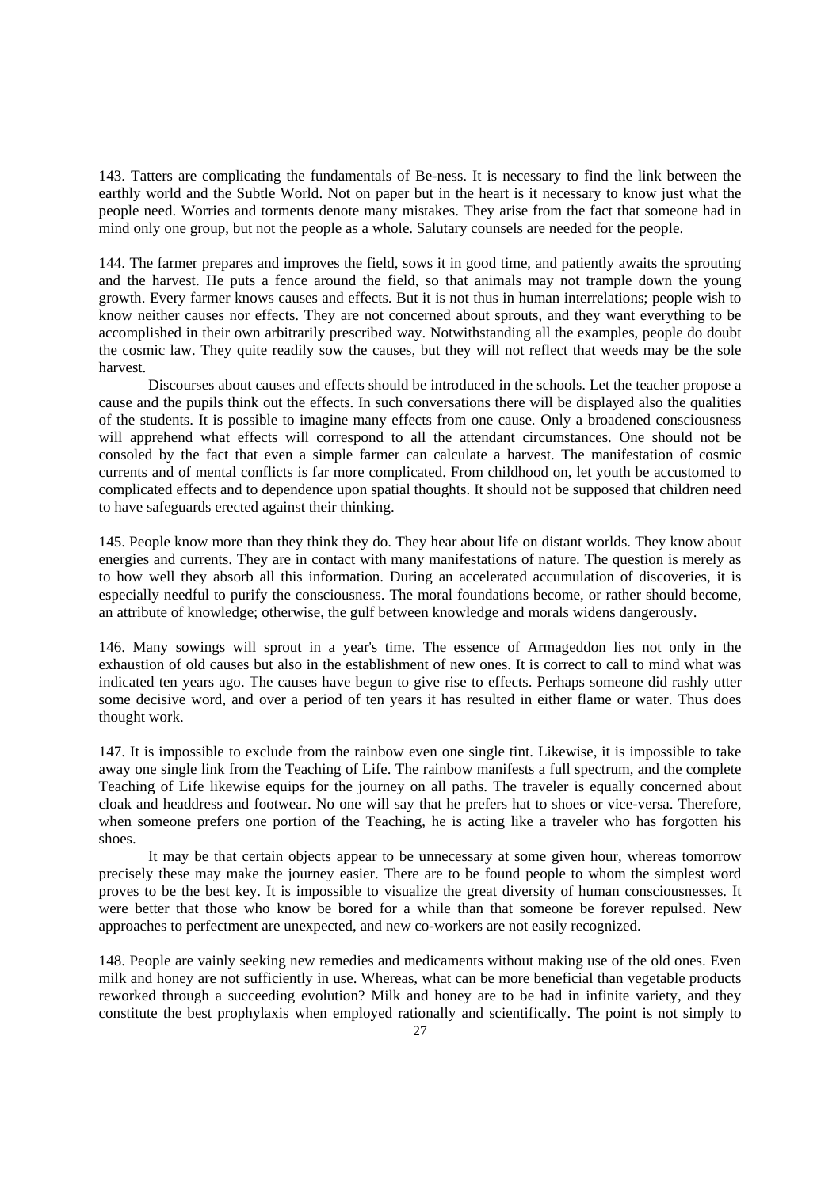143. Tatters are complicating the fundamentals of Be-ness. It is necessary to find the link between the earthly world and the Subtle World. Not on paper but in the heart is it necessary to know just what the people need. Worries and torments denote many mistakes. They arise from the fact that someone had in mind only one group, but not the people as a whole. Salutary counsels are needed for the people.

144. The farmer prepares and improves the field, sows it in good time, and patiently awaits the sprouting and the harvest. He puts a fence around the field, so that animals may not trample down the young growth. Every farmer knows causes and effects. But it is not thus in human interrelations; people wish to know neither causes nor effects. They are not concerned about sprouts, and they want everything to be accomplished in their own arbitrarily prescribed way. Notwithstanding all the examples, people do doubt the cosmic law. They quite readily sow the causes, but they will not reflect that weeds may be the sole harvest.

Discourses about causes and effects should be introduced in the schools. Let the teacher propose a cause and the pupils think out the effects. In such conversations there will be displayed also the qualities of the students. It is possible to imagine many effects from one cause. Only a broadened consciousness will apprehend what effects will correspond to all the attendant circumstances. One should not be consoled by the fact that even a simple farmer can calculate a harvest. The manifestation of cosmic currents and of mental conflicts is far more complicated. From childhood on, let youth be accustomed to complicated effects and to dependence upon spatial thoughts. It should not be supposed that children need to have safeguards erected against their thinking.

145. People know more than they think they do. They hear about life on distant worlds. They know about energies and currents. They are in contact with many manifestations of nature. The question is merely as to how well they absorb all this information. During an accelerated accumulation of discoveries, it is especially needful to purify the consciousness. The moral foundations become, or rather should become, an attribute of knowledge; otherwise, the gulf between knowledge and morals widens dangerously.

146. Many sowings will sprout in a year's time. The essence of Armageddon lies not only in the exhaustion of old causes but also in the establishment of new ones. It is correct to call to mind what was indicated ten years ago. The causes have begun to give rise to effects. Perhaps someone did rashly utter some decisive word, and over a period of ten years it has resulted in either flame or water. Thus does thought work.

147. It is impossible to exclude from the rainbow even one single tint. Likewise, it is impossible to take away one single link from the Teaching of Life. The rainbow manifests a full spectrum, and the complete Teaching of Life likewise equips for the journey on all paths. The traveler is equally concerned about cloak and headdress and footwear. No one will say that he prefers hat to shoes or vice-versa. Therefore, when someone prefers one portion of the Teaching, he is acting like a traveler who has forgotten his shoes.

It may be that certain objects appear to be unnecessary at some given hour, whereas tomorrow precisely these may make the journey easier. There are to be found people to whom the simplest word proves to be the best key. It is impossible to visualize the great diversity of human consciousnesses. It were better that those who know be bored for a while than that someone be forever repulsed. New approaches to perfectment are unexpected, and new co-workers are not easily recognized.

148. People are vainly seeking new remedies and medicaments without making use of the old ones. Even milk and honey are not sufficiently in use. Whereas, what can be more beneficial than vegetable products reworked through a succeeding evolution? Milk and honey are to be had in infinite variety, and they constitute the best prophylaxis when employed rationally and scientifically. The point is not simply to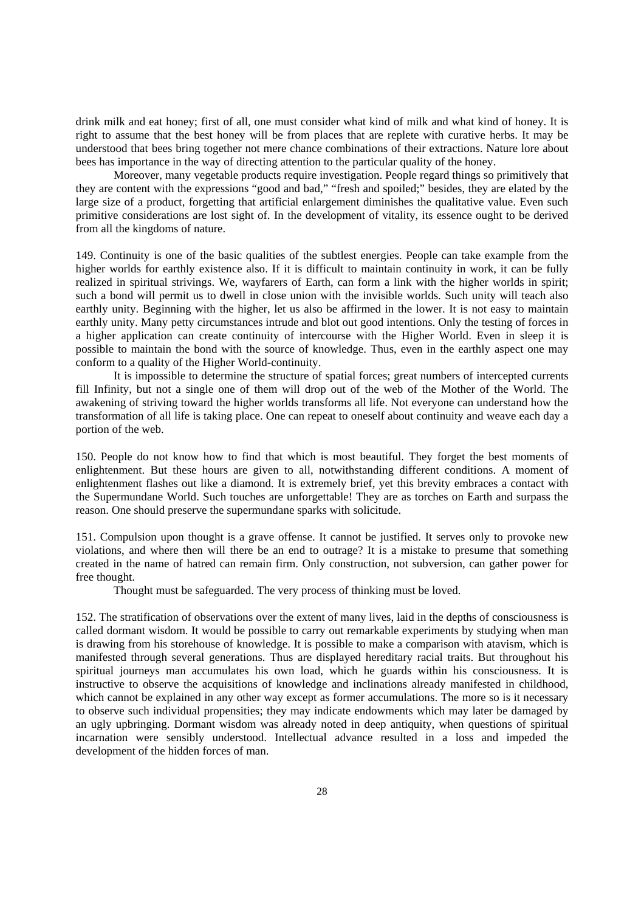drink milk and eat honey; first of all, one must consider what kind of milk and what kind of honey. It is right to assume that the best honey will be from places that are replete with curative herbs. It may be understood that bees bring together not mere chance combinations of their extractions. Nature lore about bees has importance in the way of directing attention to the particular quality of the honey.

Moreover, many vegetable products require investigation. People regard things so primitively that they are content with the expressions "good and bad," "fresh and spoiled;" besides, they are elated by the large size of a product, forgetting that artificial enlargement diminishes the qualitative value. Even such primitive considerations are lost sight of. In the development of vitality, its essence ought to be derived from all the kingdoms of nature.

149. Continuity is one of the basic qualities of the subtlest energies. People can take example from the higher worlds for earthly existence also. If it is difficult to maintain continuity in work, it can be fully realized in spiritual strivings. We, wayfarers of Earth, can form a link with the higher worlds in spirit; such a bond will permit us to dwell in close union with the invisible worlds. Such unity will teach also earthly unity. Beginning with the higher, let us also be affirmed in the lower. It is not easy to maintain earthly unity. Many petty circumstances intrude and blot out good intentions. Only the testing of forces in a higher application can create continuity of intercourse with the Higher World. Even in sleep it is possible to maintain the bond with the source of knowledge. Thus, even in the earthly aspect one may conform to a quality of the Higher World-continuity.

It is impossible to determine the structure of spatial forces; great numbers of intercepted currents fill Infinity, but not a single one of them will drop out of the web of the Mother of the World. The awakening of striving toward the higher worlds transforms all life. Not everyone can understand how the transformation of all life is taking place. One can repeat to oneself about continuity and weave each day a portion of the web.

150. People do not know how to find that which is most beautiful. They forget the best moments of enlightenment. But these hours are given to all, notwithstanding different conditions. A moment of enlightenment flashes out like a diamond. It is extremely brief, yet this brevity embraces a contact with the Supermundane World. Such touches are unforgettable! They are as torches on Earth and surpass the reason. One should preserve the supermundane sparks with solicitude.

151. Compulsion upon thought is a grave offense. It cannot be justified. It serves only to provoke new violations, and where then will there be an end to outrage? It is a mistake to presume that something created in the name of hatred can remain firm. Only construction, not subversion, can gather power for free thought.

Thought must be safeguarded. The very process of thinking must be loved.

152. The stratification of observations over the extent of many lives, laid in the depths of consciousness is called dormant wisdom. It would be possible to carry out remarkable experiments by studying when man is drawing from his storehouse of knowledge. It is possible to make a comparison with atavism, which is manifested through several generations. Thus are displayed hereditary racial traits. But throughout his spiritual journeys man accumulates his own load, which he guards within his consciousness. It is instructive to observe the acquisitions of knowledge and inclinations already manifested in childhood, which cannot be explained in any other way except as former accumulations. The more so is it necessary to observe such individual propensities; they may indicate endowments which may later be damaged by an ugly upbringing. Dormant wisdom was already noted in deep antiquity, when questions of spiritual incarnation were sensibly understood. Intellectual advance resulted in a loss and impeded the development of the hidden forces of man.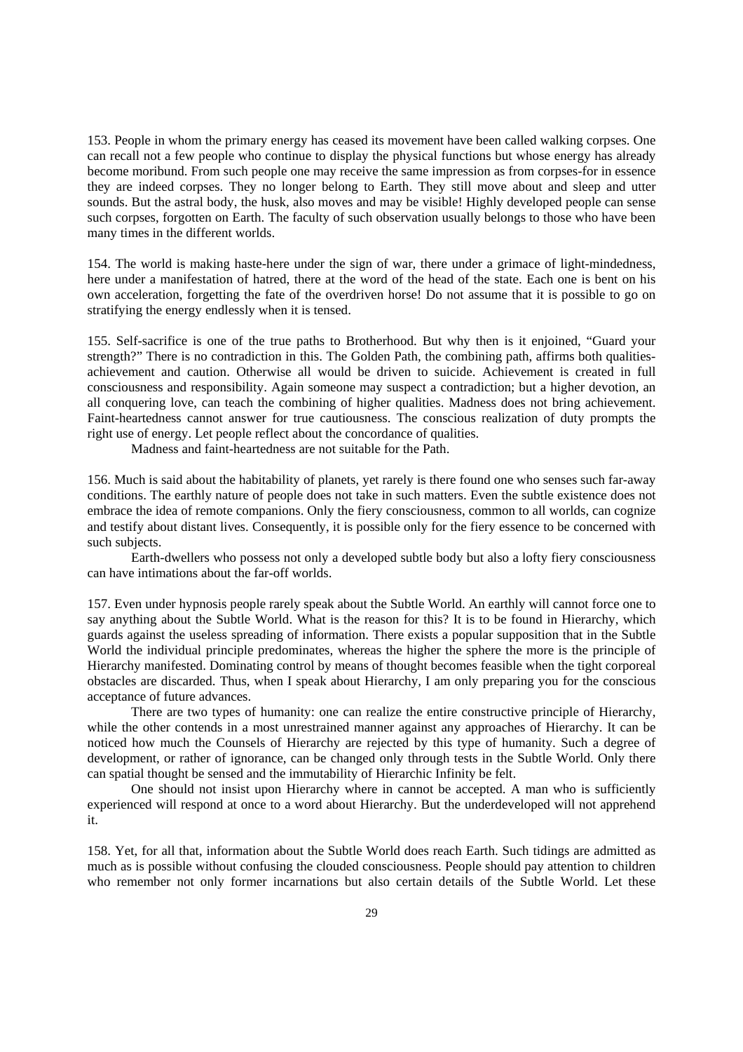153. People in whom the primary energy has ceased its movement have been called walking corpses. One can recall not a few people who continue to display the physical functions but whose energy has already become moribund. From such people one may receive the same impression as from corpses-for in essence they are indeed corpses. They no longer belong to Earth. They still move about and sleep and utter sounds. But the astral body, the husk, also moves and may be visible! Highly developed people can sense such corpses, forgotten on Earth. The faculty of such observation usually belongs to those who have been many times in the different worlds.

154. The world is making haste-here under the sign of war, there under a grimace of light-mindedness, here under a manifestation of hatred, there at the word of the head of the state. Each one is bent on his own acceleration, forgetting the fate of the overdriven horse! Do not assume that it is possible to go on stratifying the energy endlessly when it is tensed.

155. Self-sacrifice is one of the true paths to Brotherhood. But why then is it enjoined, "Guard your strength?" There is no contradiction in this. The Golden Path, the combining path, affirms both qualities-achievement and caution. Otherwise all would be driven to suicide. Achievement is created in full consciousness and responsibility. Again someone may suspect a contradiction; but a higher devotion, an all conquering love, can teach the combining of higher qualities. Madness does not bring achievement. Faint-heartedness cannot answer for true cautiousness. The conscious realization of duty prompts the right use of energy. Let people reflect about the concordance of qualities.

Madness and faint-heartedness are not suitable for the Path.

156. Much is said about the habitability of planets, yet rarely is there found one who senses such far-away conditions. The earthly nature of people does not take in such matters. Even the subtle existence does not embrace the idea of remote companions. Only the fiery consciousness, common to all worlds, can cognize and testify about distant lives. Consequently, it is possible only for the fiery essence to be concerned with such subjects.

Earth-dwellers who possess not only a developed subtle body but also a lofty fiery consciousness can have intimations about the far-off worlds.

157. Even under hypnosis people rarely speak about the Subtle World. An earthly will cannot force one to say anything about the Subtle World. What is the reason for this? It is to be found in Hierarchy, which guards against the useless spreading of information. There exists a popular supposition that in the Subtle World the individual principle predominates, whereas the higher the sphere the more is the principle of Hierarchy manifested. Dominating control by means of thought becomes feasible when the tight corporeal obstacles are discarded. Thus, when I speak about Hierarchy, I am only preparing you for the conscious acceptance of future advances.

There are two types of humanity: one can realize the entire constructive principle of Hierarchy, while the other contends in a most unrestrained manner against any approaches of Hierarchy. It can be noticed how much the Counsels of Hierarchy are rejected by this type of humanity. Such a degree of development, or rather of ignorance, can be changed only through tests in the Subtle World. Only there can spatial thought be sensed and the immutability of Hierarchic Infinity be felt.

One should not insist upon Hierarchy where in cannot be accepted. A man who is sufficiently experienced will respond at once to a word about Hierarchy. But the underdeveloped will not apprehend it.

158. Yet, for all that, information about the Subtle World does reach Earth. Such tidings are admitted as much as is possible without confusing the clouded consciousness. People should pay attention to children who remember not only former incarnations but also certain details of the Subtle World. Let these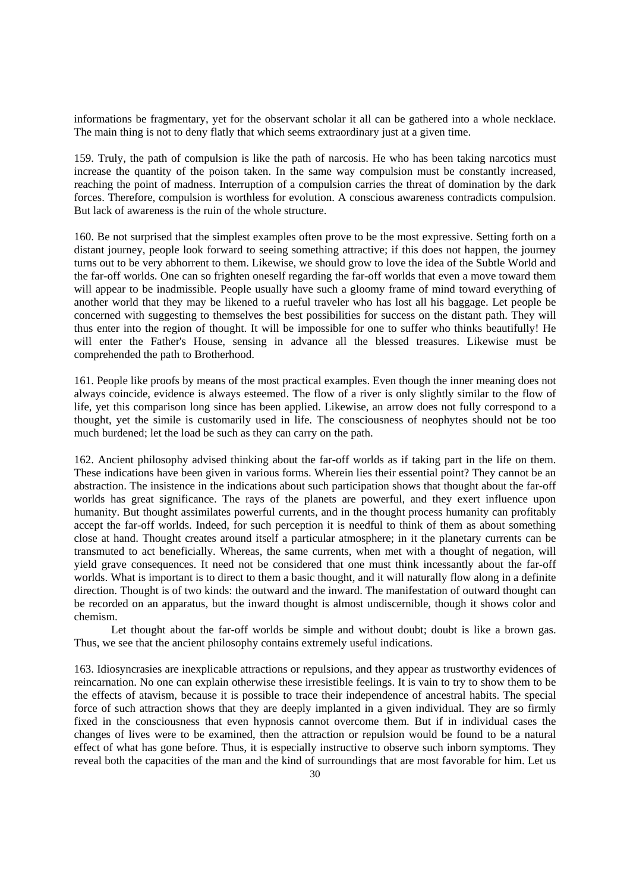informations be fragmentary, yet for the observant scholar it all can be gathered into a whole necklace. The main thing is not to deny flatly that which seems extraordinary just at a given time.

159. Truly, the path of compulsion is like the path of narcosis. He who has been taking narcotics must increase the quantity of the poison taken. In the same way compulsion must be constantly increased, reaching the point of madness. Interruption of a compulsion carries the threat of domination by the dark forces. Therefore, compulsion is worthless for evolution. A conscious awareness contradicts compulsion. But lack of awareness is the ruin of the whole structure.

160. Be not surprised that the simplest examples often prove to be the most expressive. Setting forth on a distant journey, people look forward to seeing something attractive; if this does not happen, the journey turns out to be very abhorrent to them. Likewise, we should grow to love the idea of the Subtle World and the far-off worlds. One can so frighten oneself regarding the far-off worlds that even a move toward them will appear to be inadmissible. People usually have such a gloomy frame of mind toward everything of another world that they may be likened to a rueful traveler who has lost all his baggage. Let people be concerned with suggesting to themselves the best possibilities for success on the distant path. They will thus enter into the region of thought. It will be impossible for one to suffer who thinks beautifully! He will enter the Father's House, sensing in advance all the blessed treasures. Likewise must be comprehended the path to Brotherhood.

161. People like proofs by means of the most practical examples. Even though the inner meaning does not always coincide, evidence is always esteemed. The flow of a river is only slightly similar to the flow of life, yet this comparison long since has been applied. Likewise, an arrow does not fully correspond to a thought, yet the simile is customarily used in life. The consciousness of neophytes should not be too much burdened; let the load be such as they can carry on the path.

162. Ancient philosophy advised thinking about the far-off worlds as if taking part in the life on them. These indications have been given in various forms. Wherein lies their essential point? They cannot be an abstraction. The insistence in the indications about such participation shows that thought about the far-off worlds has great significance. The rays of the planets are powerful, and they exert influence upon humanity. But thought assimilates powerful currents, and in the thought process humanity can profitably accept the far-off worlds. Indeed, for such perception it is needful to think of them as about something close at hand. Thought creates around itself a particular atmosphere; in it the planetary currents can be transmuted to act beneficially. Whereas, the same currents, when met with a thought of negation, will yield grave consequences. It need not be considered that one must think incessantly about the far-off worlds. What is important is to direct to them a basic thought, and it will naturally flow along in a definite direction. Thought is of two kinds: the outward and the inward. The manifestation of outward thought can be recorded on an apparatus, but the inward thought is almost undiscernible, though it shows color and chemism.

Let thought about the far-off worlds be simple and without doubt; doubt is like a brown gas. Thus, we see that the ancient philosophy contains extremely useful indications.

163. Idiosyncrasies are inexplicable attractions or repulsions, and they appear as trustworthy evidences of reincarnation. No one can explain otherwise these irresistible feelings. It is vain to try to show them to be the effects of atavism, because it is possible to trace their independence of ancestral habits. The special force of such attraction shows that they are deeply implanted in a given individual. They are so firmly fixed in the consciousness that even hypnosis cannot overcome them. But if in individual cases the changes of lives were to be examined, then the attraction or repulsion would be found to be a natural effect of what has gone before. Thus, it is especially instructive to observe such inborn symptoms. They reveal both the capacities of the man and the kind of surroundings that are most favorable for him. Let us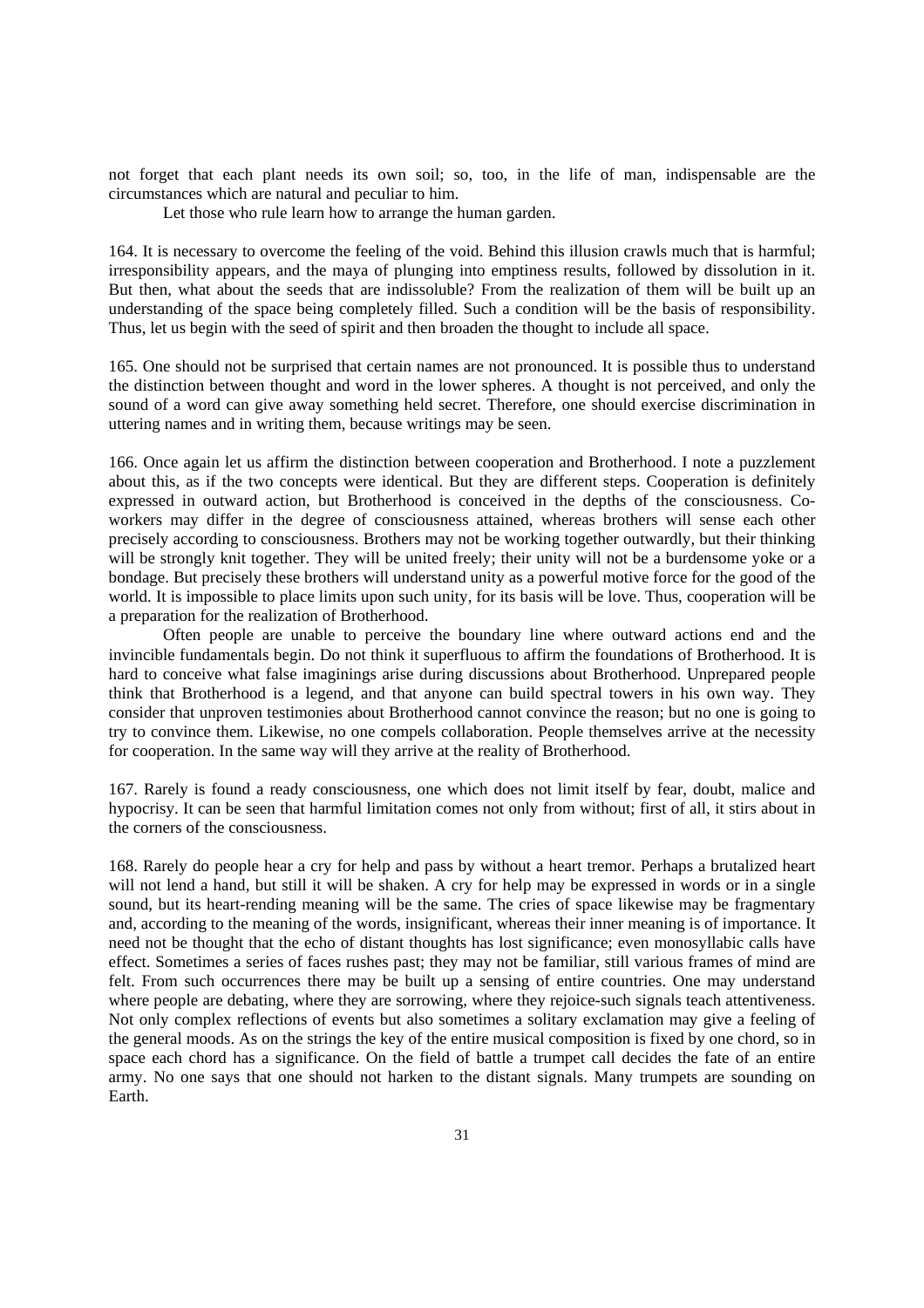not forget that each plant needs its own soil; so, too, in the life of man, indispensable are the circumstances which are natural and peculiar to him.

Let those who rule learn how to arrange the human garden.

164. It is necessary to overcome the feeling of the void. Behind this illusion crawls much that is harmful; irresponsibility appears, and the maya of plunging into emptiness results, followed by dissolution in it. But then, what about the seeds that are indissoluble? From the realization of them will be built up an understanding of the space being completely filled. Such a condition will be the basis of responsibility. Thus, let us begin with the seed of spirit and then broaden the thought to include all space.

165. One should not be surprised that certain names are not pronounced. It is possible thus to understand the distinction between thought and word in the lower spheres. A thought is not perceived, and only the sound of a word can give away something held secret. Therefore, one should exercise discrimination in uttering names and in writing them, because writings may be seen.

166. Once again let us affirm the distinction between cooperation and Brotherhood. I note a puzzlement about this, as if the two concepts were identical. But they are different steps. Cooperation is definitely expressed in outward action, but Brotherhood is conceived in the depths of the consciousness. Co-workers may differ in the degree of consciousness attained, whereas brothers will sense each other precisely according to consciousness. Brothers may not be working together outwardly, but their thinking will be strongly knit together. They will be united freely; their unity will not be a burdensome yoke or a bondage. But precisely these brothers will understand unity as a powerful motive force for the good of the world. It is impossible to place limits upon such unity, for its basis will be love. Thus, cooperation will be a preparation for the realization of Brotherhood.

Often people are unable to perceive the boundary line where outward actions end and the invincible fundamentals begin. Do not think it superfluous to affirm the foundations of Brotherhood. It is hard to conceive what false imaginings arise during discussions about Brotherhood. Unprepared people think that Brotherhood is a legend, and that anyone can build spectral towers in his own way. They consider that unproven testimonies about Brotherhood cannot convince the reason; but no one is going to try to convince them. Likewise, no one compels collaboration. People themselves arrive at the necessity for cooperation. In the same way will they arrive at the reality of Brotherhood.

167. Rarely is found a ready consciousness, one which does not limit itself by fear, doubt, malice and hypocrisy. It can be seen that harmful limitation comes not only from without; first of all, it stirs about in the corners of the consciousness.

168. Rarely do people hear a cry for help and pass by without a heart tremor. Perhaps a brutalized heart will not lend a hand, but still it will be shaken. A cry for help may be expressed in words or in a single sound, but its heart-rending meaning will be the same. The cries of space likewise may be fragmentary and, according to the meaning of the words, insignificant, whereas their inner meaning is of importance. It need not be thought that the echo of distant thoughts has lost significance; even monosyllabic calls have effect. Sometimes a series of faces rushes past; they may not be familiar, still various frames of mind are felt. From such occurrences there may be built up a sensing of entire countries. One may understand where people are debating, where they are sorrowing, where they rejoice-such signals teach attentiveness. Not only complex reflections of events but also sometimes a solitary exclamation may give a feeling of the general moods. As on the strings the key of the entire musical composition is fixed by one chord, so in space each chord has a significance. On the field of battle a trumpet call decides the fate of an entire army. No one says that one should not harken to the distant signals. Many trumpets are sounding on Earth.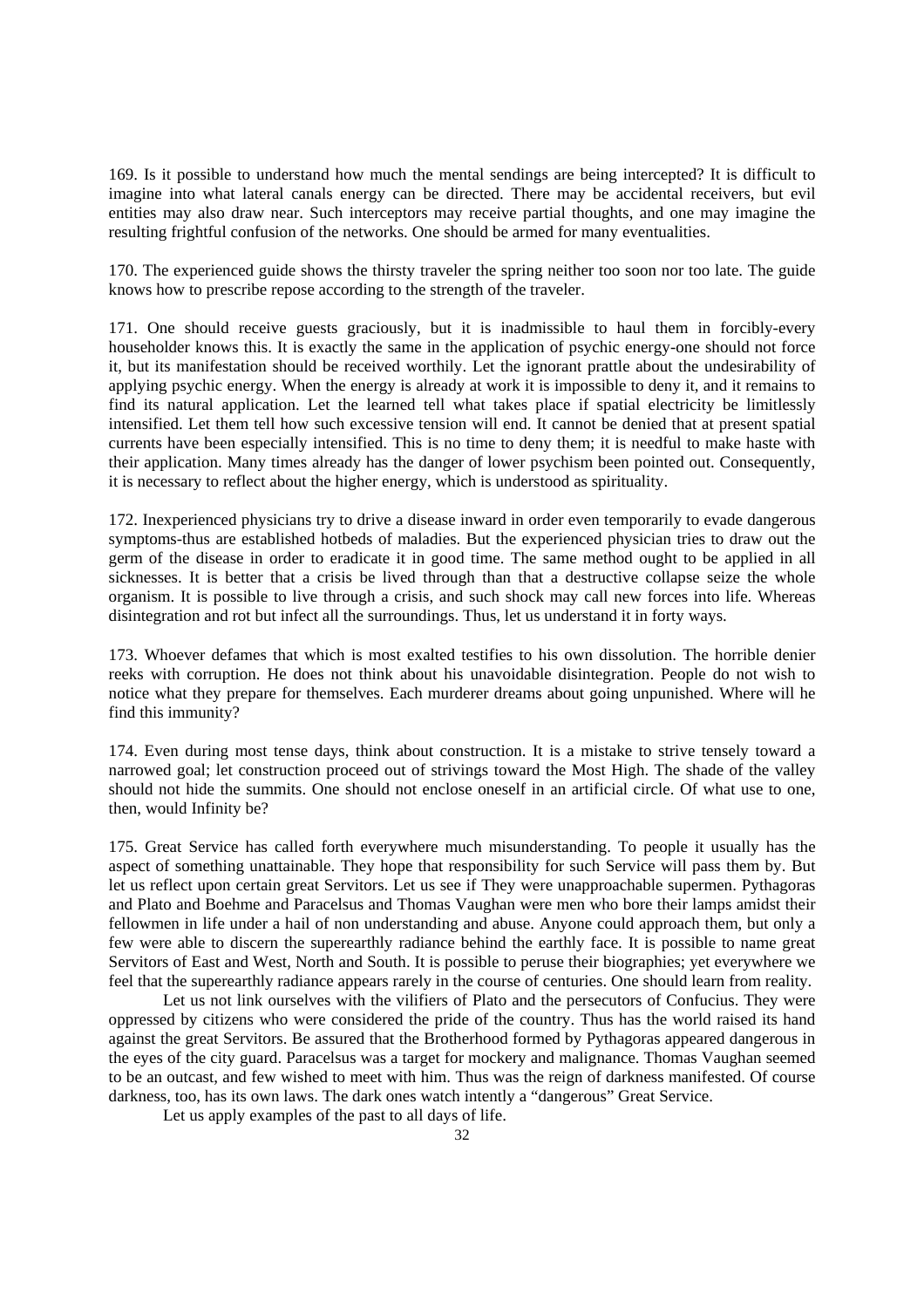169. Is it possible to understand how much the mental sendings are being intercepted? It is difficult to imagine into what lateral canals energy can be directed. There may be accidental receivers, but evil entities may also draw near. Such interceptors may receive partial thoughts, and one may imagine the resulting frightful confusion of the networks. One should be armed for many eventualities.

170. The experienced guide shows the thirsty traveler the spring neither too soon nor too late. The guide knows how to prescribe repose according to the strength of the traveler.

171. One should receive guests graciously, but it is inadmissible to haul them in forcibly-every householder knows this. It is exactly the same in the application of psychic energy-one should not force it, but its manifestation should be received worthily. Let the ignorant prattle about the undesirability of applying psychic energy. When the energy is already at work it is impossible to deny it, and it remains to find its natural application. Let the learned tell what takes place if spatial electricity be limitlessly intensified. Let them tell how such excessive tension will end. It cannot be denied that at present spatial currents have been especially intensified. This is no time to deny them; it is needful to make haste with their application. Many times already has the danger of lower psychism been pointed out. Consequently, it is necessary to reflect about the higher energy, which is understood as spirituality.

172. Inexperienced physicians try to drive a disease inward in order even temporarily to evade dangerous symptoms-thus are established hotbeds of maladies. But the experienced physician tries to draw out the germ of the disease in order to eradicate it in good time. The same method ought to be applied in all sicknesses. It is better that a crisis be lived through than that a destructive collapse seize the whole organism. It is possible to live through a crisis, and such shock may call new forces into life. Whereas disintegration and rot but infect all the surroundings. Thus, let us understand it in forty ways.

173. Whoever defames that which is most exalted testifies to his own dissolution. The horrible denier reeks with corruption. He does not think about his unavoidable disintegration. People do not wish to notice what they prepare for themselves. Each murderer dreams about going unpunished. Where will he find this immunity?

174. Even during most tense days, think about construction. It is a mistake to strive tensely toward a narrowed goal; let construction proceed out of strivings toward the Most High. The shade of the valley should not hide the summits. One should not enclose oneself in an artificial circle. Of what use to one, then, would Infinity be?

175. Great Service has called forth everywhere much misunderstanding. To people it usually has the aspect of something unattainable. They hope that responsibility for such Service will pass them by. But let us reflect upon certain great Servitors. Let us see if They were unapproachable supermen. Pythagoras and Plato and Boehme and Paracelsus and Thomas Vaughan were men who bore their lamps amidst their fellowmen in life under a hail of non understanding and abuse. Anyone could approach them, but only a few were able to discern the superearthly radiance behind the earthly face. It is possible to name great Servitors of East and West, North and South. It is possible to peruse their biographies; yet everywhere we feel that the superearthly radiance appears rarely in the course of centuries. One should learn from reality.

Let us not link ourselves with the vilifiers of Plato and the persecutors of Confucius. They were oppressed by citizens who were considered the pride of the country. Thus has the world raised its hand against the great Servitors. Be assured that the Brotherhood formed by Pythagoras appeared dangerous in the eyes of the city guard. Paracelsus was a target for mockery and malignance. Thomas Vaughan seemed to be an outcast, and few wished to meet with him. Thus was the reign of darkness manifested. Of course darkness, too, has its own laws. The dark ones watch intently a "dangerous" Great Service.

Let us apply examples of the past to all days of life.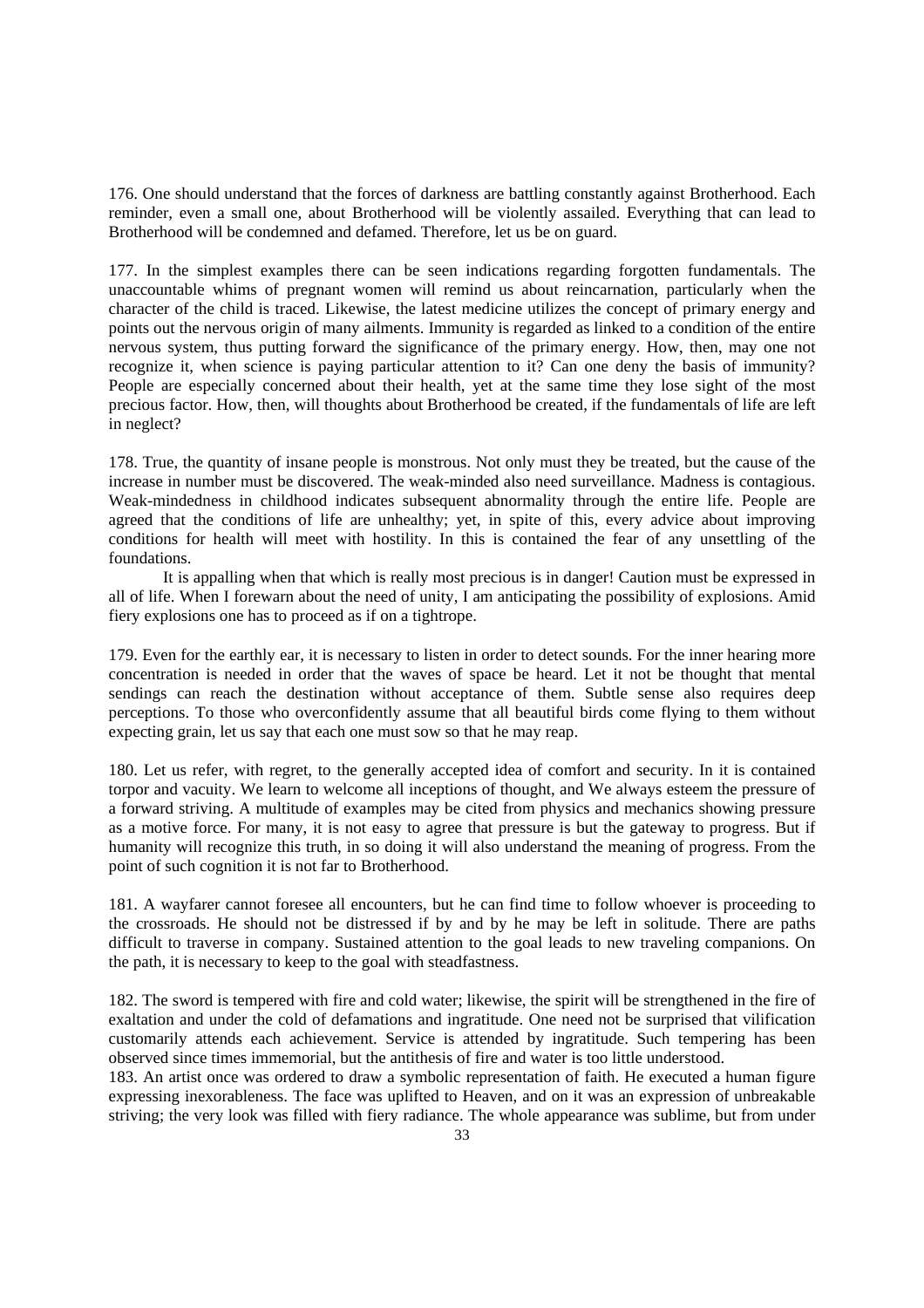176. One should understand that the forces of darkness are battling constantly against Brotherhood. Each reminder, even a small one, about Brotherhood will be violently assailed. Everything that can lead to Brotherhood will be condemned and defamed. Therefore, let us be on guard.

177. In the simplest examples there can be seen indications regarding forgotten fundamentals. The unaccountable whims of pregnant women will remind us about reincarnation, particularly when the character of the child is traced. Likewise, the latest medicine utilizes the concept of primary energy and points out the nervous origin of many ailments. Immunity is regarded as linked to a condition of the entire nervous system, thus putting forward the significance of the primary energy. How, then, may one not recognize it, when science is paying particular attention to it? Can one deny the basis of immunity? People are especially concerned about their health, yet at the same time they lose sight of the most precious factor. How, then, will thoughts about Brotherhood be created, if the fundamentals of life are left in neglect?

178. True, the quantity of insane people is monstrous. Not only must they be treated, but the cause of the increase in number must be discovered. The weak-minded also need surveillance. Madness is contagious. Weak-mindedness in childhood indicates subsequent abnormality through the entire life. People are agreed that the conditions of life are unhealthy; yet, in spite of this, every advice about improving conditions for health will meet with hostility. In this is contained the fear of any unsettling of the foundations.

It is appalling when that which is really most precious is in danger! Caution must be expressed in all of life. When I forewarn about the need of unity, I am anticipating the possibility of explosions. Amid fiery explosions one has to proceed as if on a tightrope.

179. Even for the earthly ear, it is necessary to listen in order to detect sounds. For the inner hearing more concentration is needed in order that the waves of space be heard. Let it not be thought that mental sendings can reach the destination without acceptance of them. Subtle sense also requires deep perceptions. To those who overconfidently assume that all beautiful birds come flying to them without expecting grain, let us say that each one must sow so that he may reap.

180. Let us refer, with regret, to the generally accepted idea of comfort and security. In it is contained torpor and vacuity. We learn to welcome all inceptions of thought, and We always esteem the pressure of a forward striving. A multitude of examples may be cited from physics and mechanics showing pressure as a motive force. For many, it is not easy to agree that pressure is but the gateway to progress. But if humanity will recognize this truth, in so doing it will also understand the meaning of progress. From the point of such cognition it is not far to Brotherhood.

181. A wayfarer cannot foresee all encounters, but he can find time to follow whoever is proceeding to the crossroads. He should not be distressed if by and by he may be left in solitude. There are paths difficult to traverse in company. Sustained attention to the goal leads to new traveling companions. On the path, it is necessary to keep to the goal with steadfastness.

182. The sword is tempered with fire and cold water; likewise, the spirit will be strengthened in the fire of exaltation and under the cold of defamations and ingratitude. One need not be surprised that vilification customarily attends each achievement. Service is attended by ingratitude. Such tempering has been observed since times immemorial, but the antithesis of fire and water is too little understood.

183. An artist once was ordered to draw a symbolic representation of faith. He executed a human figure expressing inexorableness. The face was uplifted to Heaven, and on it was an expression of unbreakable striving; the very look was filled with fiery radiance. The whole appearance was sublime, but from under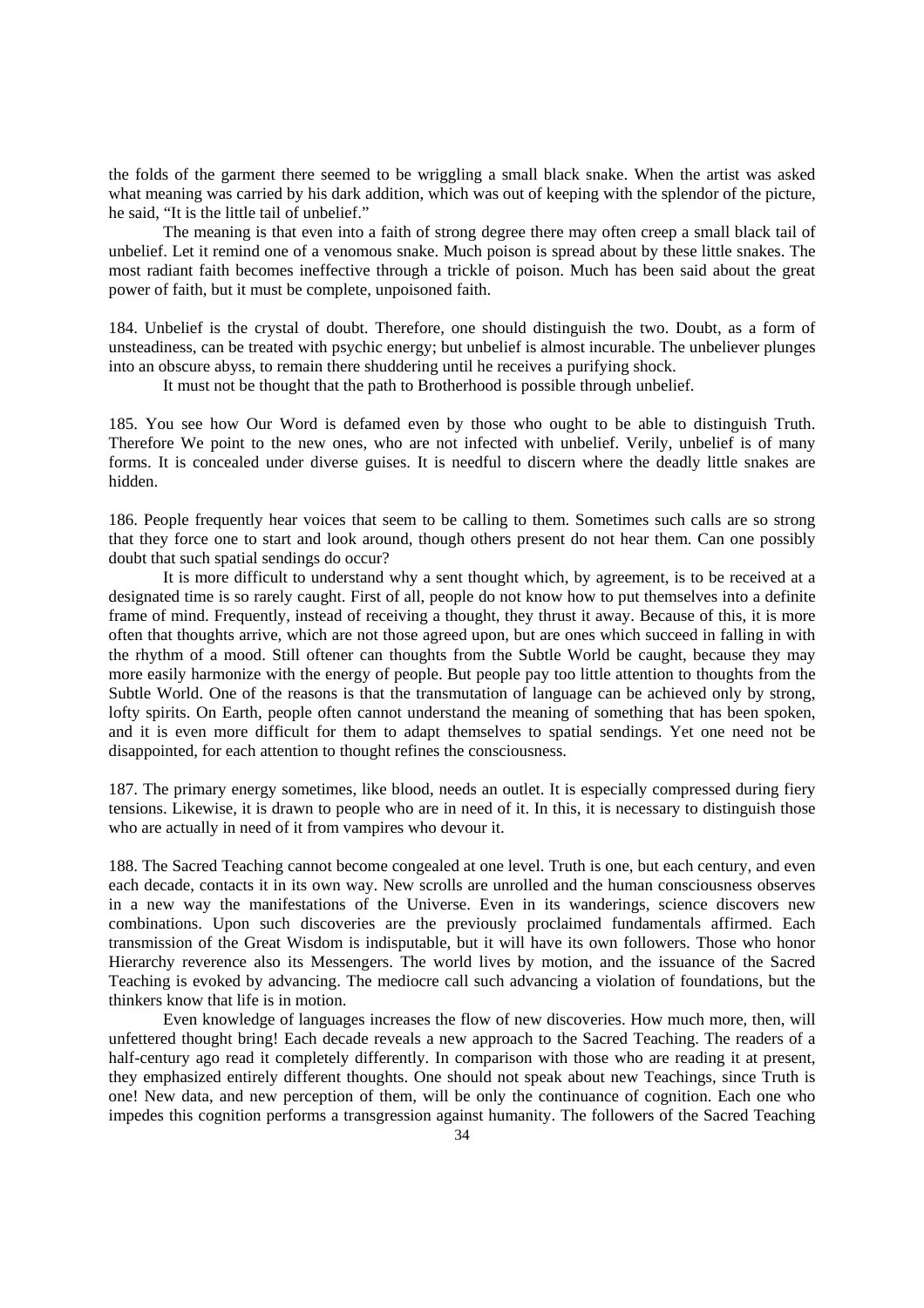the folds of the garment there seemed to be wriggling a small black snake. When the artist was asked what meaning was carried by his dark addition, which was out of keeping with the splendor of the picture, he said, "It is the little tail of unbelief."

The meaning is that even into a faith of strong degree there may often creep a small black tail of unbelief. Let it remind one of a venomous snake. Much poison is spread about by these little snakes. The most radiant faith becomes ineffective through a trickle of poison. Much has been said about the great power of faith, but it must be complete, unpoisoned faith.

184. Unbelief is the crystal of doubt. Therefore, one should distinguish the two. Doubt, as a form of unsteadiness, can be treated with psychic energy; but unbelief is almost incurable. The unbeliever plunges into an obscure abyss, to remain there shuddering until he receives a purifying shock.

It must not be thought that the path to Brotherhood is possible through unbelief.

185. You see how Our Word is defamed even by those who ought to be able to distinguish Truth. Therefore We point to the new ones, who are not infected with unbelief. Verily, unbelief is of many forms. It is concealed under diverse guises. It is needful to discern where the deadly little snakes are hidden.

186. People frequently hear voices that seem to be calling to them. Sometimes such calls are so strong that they force one to start and look around, though others present do not hear them. Can one possibly doubt that such spatial sendings do occur?

It is more difficult to understand why a sent thought which, by agreement, is to be received at a designated time is so rarely caught. First of all, people do not know how to put themselves into a definite frame of mind. Frequently, instead of receiving a thought, they thrust it away. Because of this, it is more often that thoughts arrive, which are not those agreed upon, but are ones which succeed in falling in with the rhythm of a mood. Still oftener can thoughts from the Subtle World be caught, because they may more easily harmonize with the energy of people. But people pay too little attention to thoughts from the Subtle World. One of the reasons is that the transmutation of language can be achieved only by strong, lofty spirits. On Earth, people often cannot understand the meaning of something that has been spoken, and it is even more difficult for them to adapt themselves to spatial sendings. Yet one need not be disappointed, for each attention to thought refines the consciousness.

187. The primary energy sometimes, like blood, needs an outlet. It is especially compressed during fiery tensions. Likewise, it is drawn to people who are in need of it. In this, it is necessary to distinguish those who are actually in need of it from vampires who devour it.

188. The Sacred Teaching cannot become congealed at one level. Truth is one, but each century, and even each decade, contacts it in its own way. New scrolls are unrolled and the human consciousness observes in a new way the manifestations of the Universe. Even in its wanderings, science discovers new combinations. Upon such discoveries are the previously proclaimed fundamentals affirmed. Each transmission of the Great Wisdom is indisputable, but it will have its own followers. Those who honor Hierarchy reverence also its Messengers. The world lives by motion, and the issuance of the Sacred Teaching is evoked by advancing. The mediocre call such advancing a violation of foundations, but the thinkers know that life is in motion.

Even knowledge of languages increases the flow of new discoveries. How much more, then, will unfettered thought bring! Each decade reveals a new approach to the Sacred Teaching. The readers of a half-century ago read it completely differently. In comparison with those who are reading it at present, they emphasized entirely different thoughts. One should not speak about new Teachings, since Truth is one! New data, and new perception of them, will be only the continuance of cognition. Each one who impedes this cognition performs a transgression against humanity. The followers of the Sacred Teaching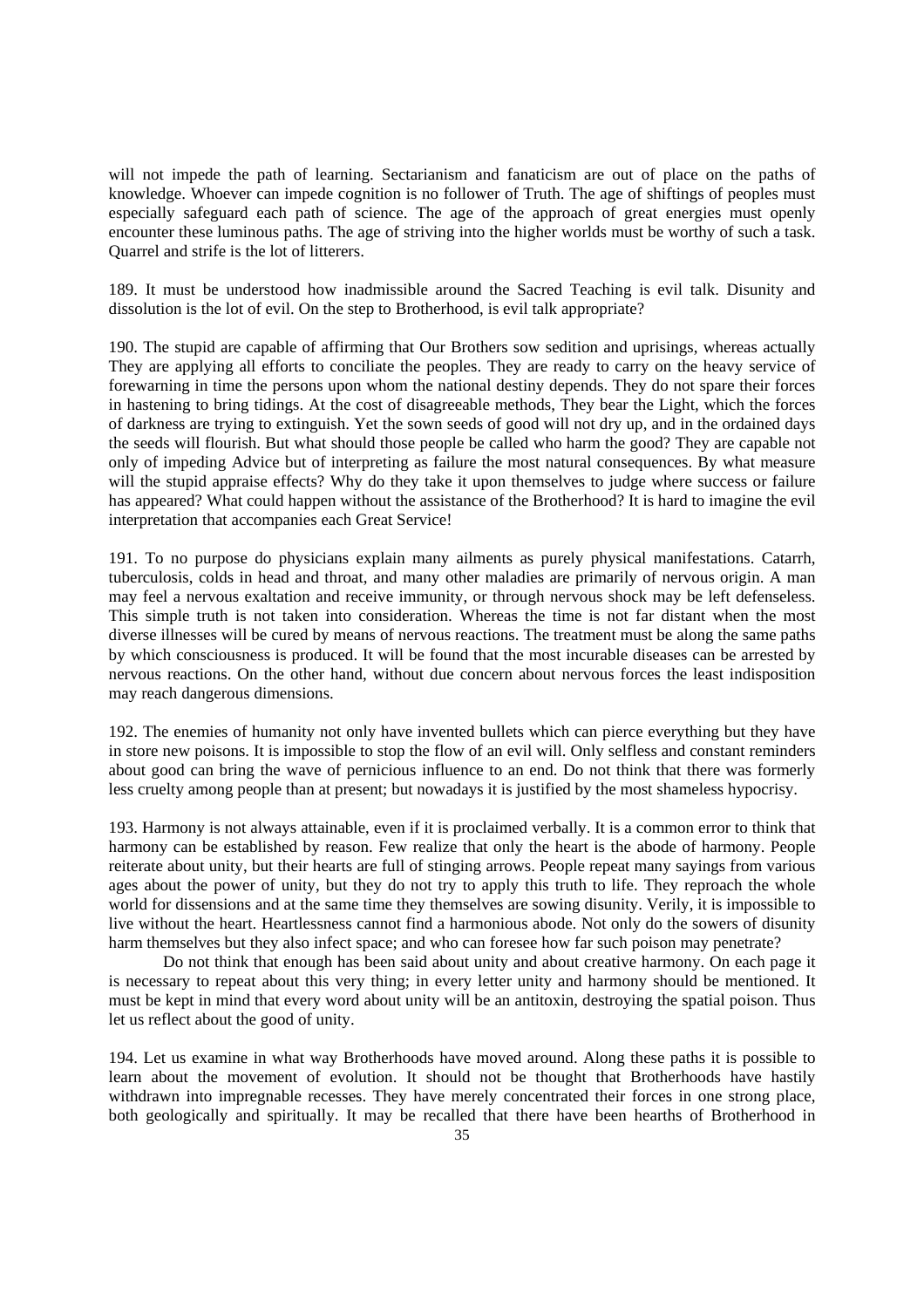will not impede the path of learning. Sectarianism and fanaticism are out of place on the paths of knowledge. Whoever can impede cognition is no follower of Truth. The age of shiftings of peoples must especially safeguard each path of science. The age of the approach of great energies must openly encounter these luminous paths. The age of striving into the higher worlds must be worthy of such a task. Quarrel and strife is the lot of litterers.

189. It must be understood how inadmissible around the Sacred Teaching is evil talk. Disunity and dissolution is the lot of evil. On the step to Brotherhood, is evil talk appropriate?

190. The stupid are capable of affirming that Our Brothers sow sedition and uprisings, whereas actually They are applying all efforts to conciliate the peoples. They are ready to carry on the heavy service of forewarning in time the persons upon whom the national destiny depends. They do not spare their forces in hastening to bring tidings. At the cost of disagreeable methods, They bear the Light, which the forces of darkness are trying to extinguish. Yet the sown seeds of good will not dry up, and in the ordained days the seeds will flourish. But what should those people be called who harm the good? They are capable not only of impeding Advice but of interpreting as failure the most natural consequences. By what measure will the stupid appraise effects? Why do they take it upon themselves to judge where success or failure has appeared? What could happen without the assistance of the Brotherhood? It is hard to imagine the evil interpretation that accompanies each Great Service!

191. To no purpose do physicians explain many ailments as purely physical manifestations. Catarrh, tuberculosis, colds in head and throat, and many other maladies are primarily of nervous origin. A man may feel a nervous exaltation and receive immunity, or through nervous shock may be left defenseless. This simple truth is not taken into consideration. Whereas the time is not far distant when the most diverse illnesses will be cured by means of nervous reactions. The treatment must be along the same paths by which consciousness is produced. It will be found that the most incurable diseases can be arrested by nervous reactions. On the other hand, without due concern about nervous forces the least indisposition may reach dangerous dimensions.

192. The enemies of humanity not only have invented bullets which can pierce everything but they have in store new poisons. It is impossible to stop the flow of an evil will. Only selfless and constant reminders about good can bring the wave of pernicious influence to an end. Do not think that there was formerly less cruelty among people than at present; but nowadays it is justified by the most shameless hypocrisy.

193. Harmony is not always attainable, even if it is proclaimed verbally. It is a common error to think that harmony can be established by reason. Few realize that only the heart is the abode of harmony. People reiterate about unity, but their hearts are full of stinging arrows. People repeat many sayings from various ages about the power of unity, but they do not try to apply this truth to life. They reproach the whole world for dissensions and at the same time they themselves are sowing disunity. Verily, it is impossible to live without the heart. Heartlessness cannot find a harmonious abode. Not only do the sowers of disunity harm themselves but they also infect space; and who can foresee how far such poison may penetrate?

Do not think that enough has been said about unity and about creative harmony. On each page it is necessary to repeat about this very thing; in every letter unity and harmony should be mentioned. It must be kept in mind that every word about unity will be an antitoxin, destroying the spatial poison. Thus let us reflect about the good of unity.

194. Let us examine in what way Brotherhoods have moved around. Along these paths it is possible to learn about the movement of evolution. It should not be thought that Brotherhoods have hastily withdrawn into impregnable recesses. They have merely concentrated their forces in one strong place, both geologically and spiritually. It may be recalled that there have been hearths of Brotherhood in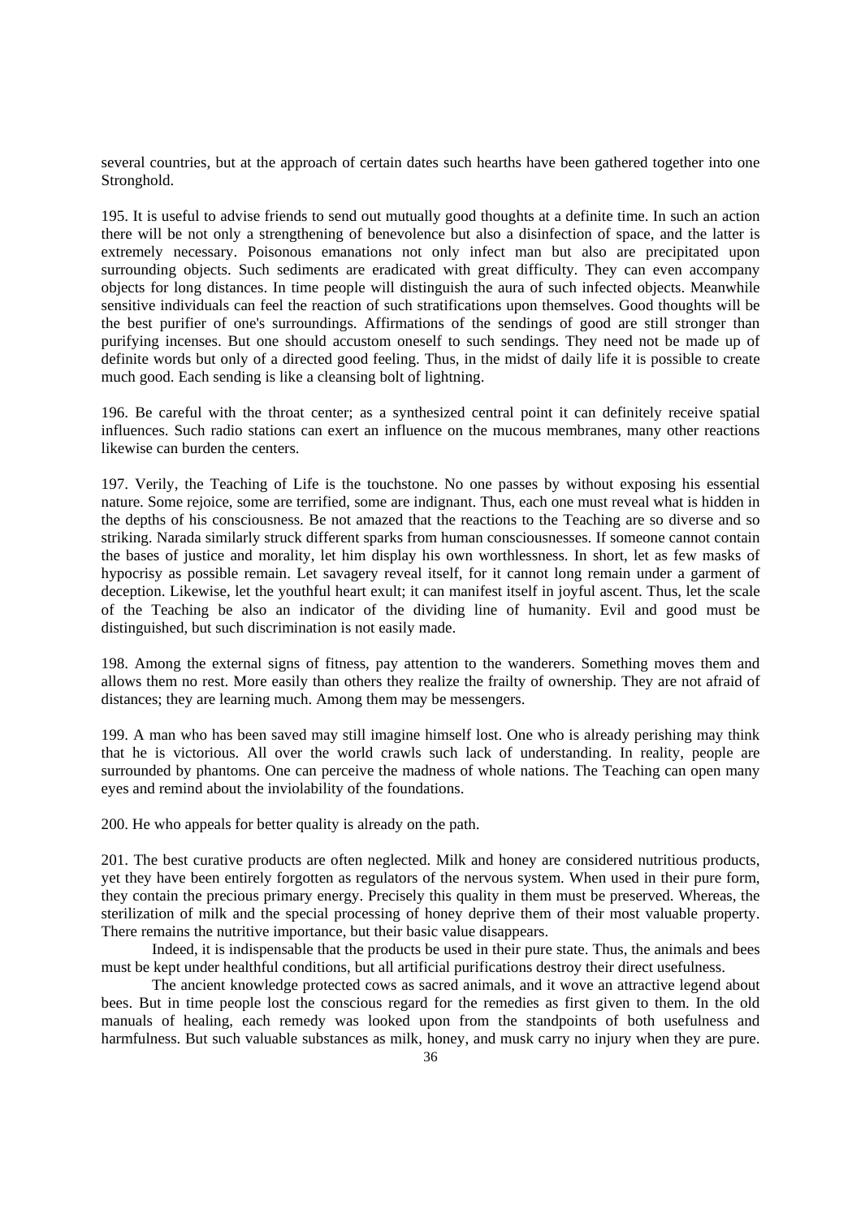several countries, but at the approach of certain dates such hearths have been gathered together into one Stronghold.

195. It is useful to advise friends to send out mutually good thoughts at a definite time. In such an action there will be not only a strengthening of benevolence but also a disinfection of space, and the latter is extremely necessary. Poisonous emanations not only infect man but also are precipitated upon surrounding objects. Such sediments are eradicated with great difficulty. They can even accompany objects for long distances. In time people will distinguish the aura of such infected objects. Meanwhile sensitive individuals can feel the reaction of such stratifications upon themselves. Good thoughts will be the best purifier of one's surroundings. Affirmations of the sendings of good are still stronger than purifying incenses. But one should accustom oneself to such sendings. They need not be made up of definite words but only of a directed good feeling. Thus, in the midst of daily life it is possible to create much good. Each sending is like a cleansing bolt of lightning.

196. Be careful with the throat center; as a synthesized central point it can definitely receive spatial influences. Such radio stations can exert an influence on the mucous membranes, many other reactions likewise can burden the centers.

197. Verily, the Teaching of Life is the touchstone. No one passes by without exposing his essential nature. Some rejoice, some are terrified, some are indignant. Thus, each one must reveal what is hidden in the depths of his consciousness. Be not amazed that the reactions to the Teaching are so diverse and so striking. Narada similarly struck different sparks from human consciousnesses. If someone cannot contain the bases of justice and morality, let him display his own worthlessness. In short, let as few masks of hypocrisy as possible remain. Let savagery reveal itself, for it cannot long remain under a garment of deception. Likewise, let the youthful heart exult; it can manifest itself in joyful ascent. Thus, let the scale of the Teaching be also an indicator of the dividing line of humanity. Evil and good must be distinguished, but such discrimination is not easily made.

198. Among the external signs of fitness, pay attention to the wanderers. Something moves them and allows them no rest. More easily than others they realize the frailty of ownership. They are not afraid of distances; they are learning much. Among them may be messengers.

199. A man who has been saved may still imagine himself lost. One who is already perishing may think that he is victorious. All over the world crawls such lack of understanding. In reality, people are surrounded by phantoms. One can perceive the madness of whole nations. The Teaching can open many eyes and remind about the inviolability of the foundations.

200. He who appeals for better quality is already on the path.

201. The best curative products are often neglected. Milk and honey are considered nutritious products, yet they have been entirely forgotten as regulators of the nervous system. When used in their pure form, they contain the precious primary energy. Precisely this quality in them must be preserved. Whereas, the sterilization of milk and the special processing of honey deprive them of their most valuable property. There remains the nutritive importance, but their basic value disappears.

Indeed, it is indispensable that the products be used in their pure state. Thus, the animals and bees must be kept under healthful conditions, but all artificial purifications destroy their direct usefulness.

The ancient knowledge protected cows as sacred animals, and it wove an attractive legend about bees. But in time people lost the conscious regard for the remedies as first given to them. In the old manuals of healing, each remedy was looked upon from the standpoints of both usefulness and harmfulness. But such valuable substances as milk, honey, and musk carry no injury when they are pure.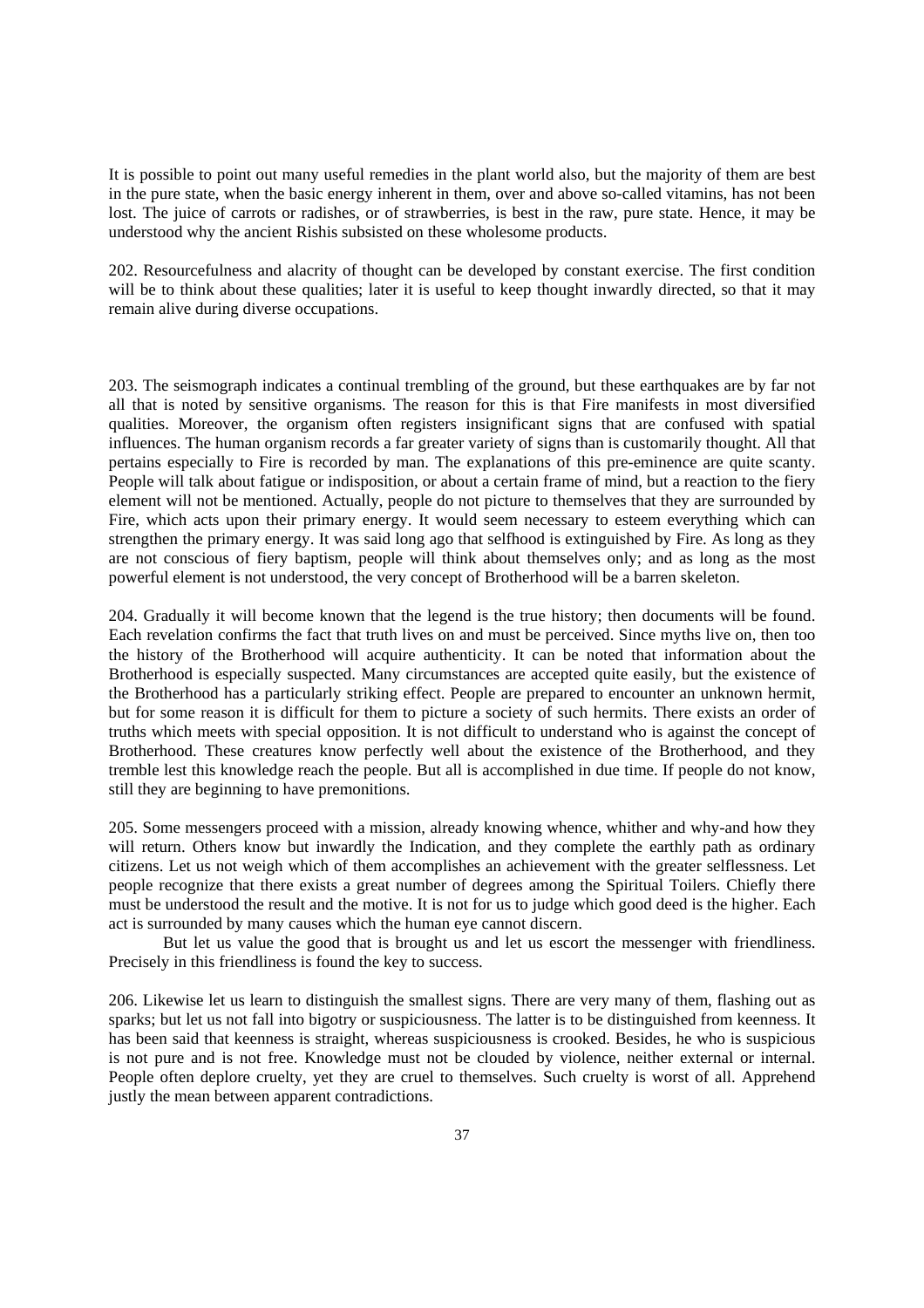It is possible to point out many useful remedies in the plant world also, but the majority of them are best in the pure state, when the basic energy inherent in them, over and above so-called vitamins, has not been lost. The juice of carrots or radishes, or of strawberries, is best in the raw, pure state. Hence, it may be understood why the ancient Rishis subsisted on these wholesome products.

202. Resourcefulness and alacrity of thought can be developed by constant exercise. The first condition will be to think about these qualities; later it is useful to keep thought inwardly directed, so that it may remain alive during diverse occupations.

203. The seismograph indicates a continual trembling of the ground, but these earthquakes are by far not all that is noted by sensitive organisms. The reason for this is that Fire manifests in most diversified qualities. Moreover, the organism often registers insignificant signs that are confused with spatial influences. The human organism records a far greater variety of signs than is customarily thought. All that pertains especially to Fire is recorded by man. The explanations of this pre-eminence are quite scanty. People will talk about fatigue or indisposition, or about a certain frame of mind, but a reaction to the fiery element will not be mentioned. Actually, people do not picture to themselves that they are surrounded by Fire, which acts upon their primary energy. It would seem necessary to esteem everything which can strengthen the primary energy. It was said long ago that selfhood is extinguished by Fire. As long as they are not conscious of fiery baptism, people will think about themselves only; and as long as the most powerful element is not understood, the very concept of Brotherhood will be a barren skeleton.

204. Gradually it will become known that the legend is the true history; then documents will be found. Each revelation confirms the fact that truth lives on and must be perceived. Since myths live on, then too the history of the Brotherhood will acquire authenticity. It can be noted that information about the Brotherhood is especially suspected. Many circumstances are accepted quite easily, but the existence of the Brotherhood has a particularly striking effect. People are prepared to encounter an unknown hermit, but for some reason it is difficult for them to picture a society of such hermits. There exists an order of truths which meets with special opposition. It is not difficult to understand who is against the concept of Brotherhood. These creatures know perfectly well about the existence of the Brotherhood, and they tremble lest this knowledge reach the people. But all is accomplished in due time. If people do not know, still they are beginning to have premonitions.

205. Some messengers proceed with a mission, already knowing whence, whither and why-and how they will return. Others know but inwardly the Indication, and they complete the earthly path as ordinary citizens. Let us not weigh which of them accomplishes an achievement with the greater selflessness. Let people recognize that there exists a great number of degrees among the Spiritual Toilers. Chiefly there must be understood the result and the motive. It is not for us to judge which good deed is the higher. Each act is surrounded by many causes which the human eye cannot discern.

But let us value the good that is brought us and let us escort the messenger with friendliness. Precisely in this friendliness is found the key to success.

206. Likewise let us learn to distinguish the smallest signs. There are very many of them, flashing out as sparks; but let us not fall into bigotry or suspiciousness. The latter is to be distinguished from keenness. It has been said that keenness is straight, whereas suspiciousness is crooked. Besides, he who is suspicious is not pure and is not free. Knowledge must not be clouded by violence, neither external or internal. People often deplore cruelty, yet they are cruel to themselves. Such cruelty is worst of all. Apprehend justly the mean between apparent contradictions.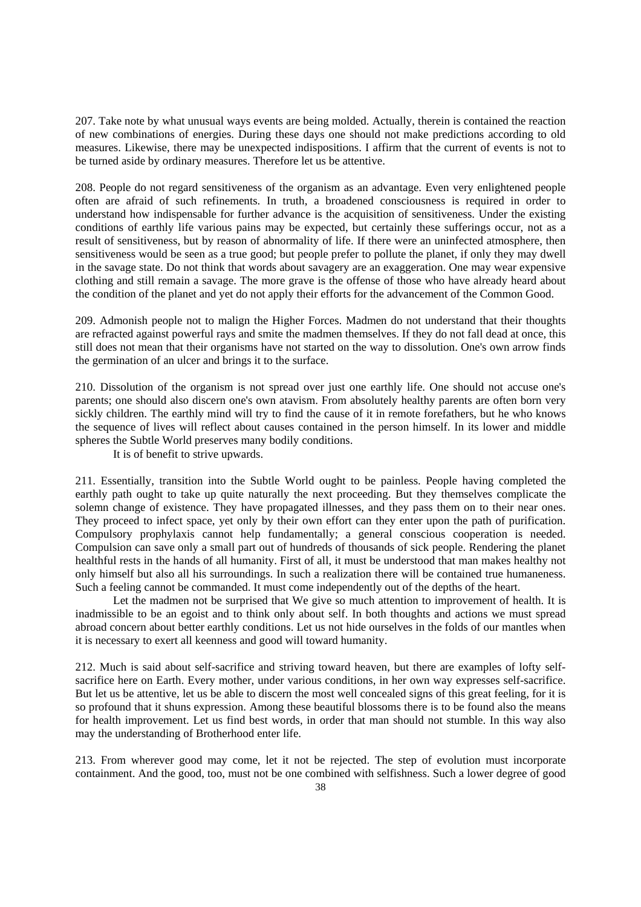207. Take note by what unusual ways events are being molded. Actually, therein is contained the reaction of new combinations of energies. During these days one should not make predictions according to old measures. Likewise, there may be unexpected indispositions. I affirm that the current of events is not to be turned aside by ordinary measures. Therefore let us be attentive.

208. People do not regard sensitiveness of the organism as an advantage. Even very enlightened people often are afraid of such refinements. In truth, a broadened consciousness is required in order to understand how indispensable for further advance is the acquisition of sensitiveness. Under the existing conditions of earthly life various pains may be expected, but certainly these sufferings occur, not as a result of sensitiveness, but by reason of abnormality of life. If there were an uninfected atmosphere, then sensitiveness would be seen as a true good; but people prefer to pollute the planet, if only they may dwell in the savage state. Do not think that words about savagery are an exaggeration. One may wear expensive clothing and still remain a savage. The more grave is the offense of those who have already heard about the condition of the planet and yet do not apply their efforts for the advancement of the Common Good.

209. Admonish people not to malign the Higher Forces. Madmen do not understand that their thoughts are refracted against powerful rays and smite the madmen themselves. If they do not fall dead at once, this still does not mean that their organisms have not started on the way to dissolution. One's own arrow finds the germination of an ulcer and brings it to the surface.

210. Dissolution of the organism is not spread over just one earthly life. One should not accuse one's parents; one should also discern one's own atavism. From absolutely healthy parents are often born very sickly children. The earthly mind will try to find the cause of it in remote forefathers, but he who knows the sequence of lives will reflect about causes contained in the person himself. In its lower and middle spheres the Subtle World preserves many bodily conditions.

It is of benefit to strive upwards.

211. Essentially, transition into the Subtle World ought to be painless. People having completed the earthly path ought to take up quite naturally the next proceeding. But they themselves complicate the solemn change of existence. They have propagated illnesses, and they pass them on to their near ones. They proceed to infect space, yet only by their own effort can they enter upon the path of purification. Compulsory prophylaxis cannot help fundamentally; a general conscious cooperation is needed. Compulsion can save only a small part out of hundreds of thousands of sick people. Rendering the planet healthful rests in the hands of all humanity. First of all, it must be understood that man makes healthy not only himself but also all his surroundings. In such a realization there will be contained true humaneness. Such a feeling cannot be commanded. It must come independently out of the depths of the heart.

Let the madmen not be surprised that We give so much attention to improvement of health. It is inadmissible to be an egoist and to think only about self. In both thoughts and actions we must spread abroad concern about better earthly conditions. Let us not hide ourselves in the folds of our mantles when it is necessary to exert all keenness and good will toward humanity.

212. Much is said about self-sacrifice and striving toward heaven, but there are examples of lofty self-sacrifice here on Earth. Every mother, under various conditions, in her own way expresses self-sacrifice. But let us be attentive, let us be able to discern the most well concealed signs of this great feeling, for it is so profound that it shuns expression. Among these beautiful blossoms there is to be found also the means for health improvement. Let us find best words, in order that man should not stumble. In this way also may the understanding of Brotherhood enter life.

213. From wherever good may come, let it not be rejected. The step of evolution must incorporate containment. And the good, too, must not be one combined with selfishness. Such a lower degree of good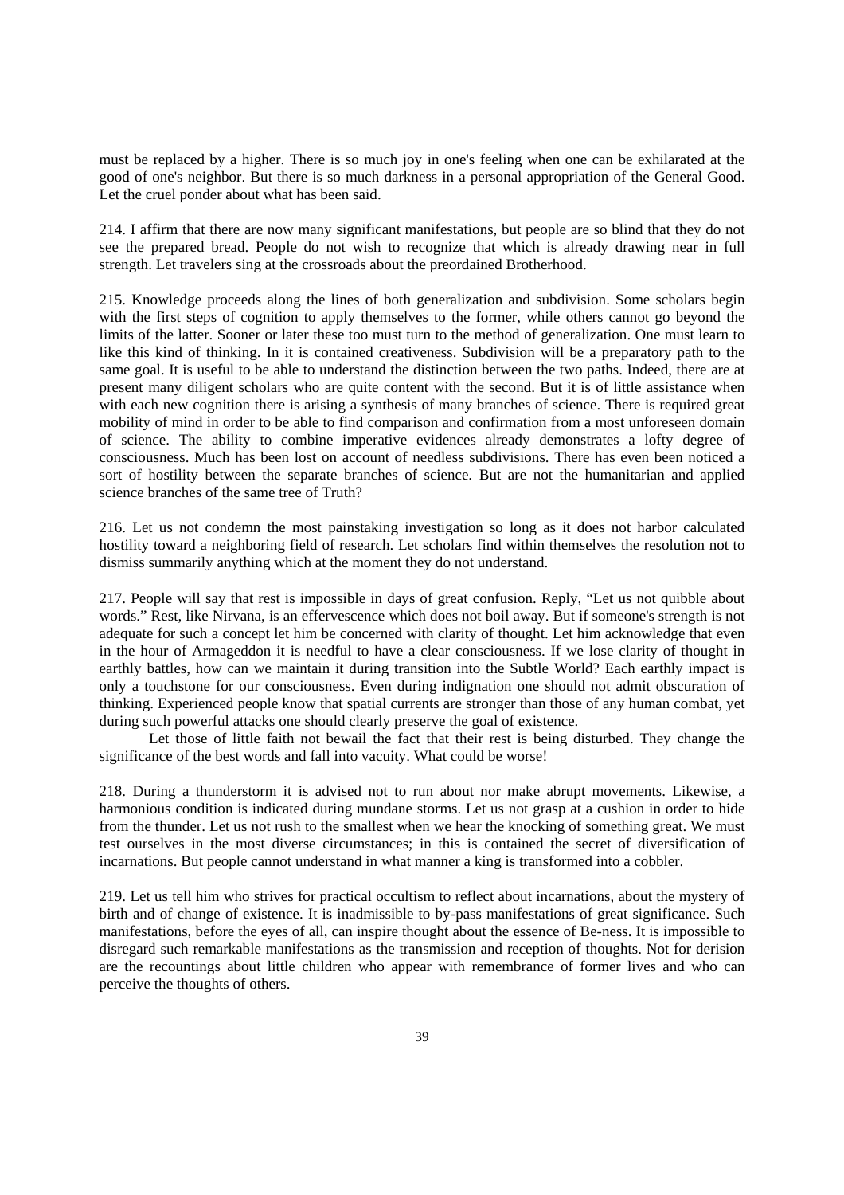must be replaced by a higher. There is so much joy in one's feeling when one can be exhilarated at the good of one's neighbor. But there is so much darkness in a personal appropriation of the General Good. Let the cruel ponder about what has been said.

214. I affirm that there are now many significant manifestations, but people are so blind that they do not see the prepared bread. People do not wish to recognize that which is already drawing near in full strength. Let travelers sing at the crossroads about the preordained Brotherhood.

215. Knowledge proceeds along the lines of both generalization and subdivision. Some scholars begin with the first steps of cognition to apply themselves to the former, while others cannot go beyond the limits of the latter. Sooner or later these too must turn to the method of generalization. One must learn to like this kind of thinking. In it is contained creativeness. Subdivision will be a preparatory path to the same goal. It is useful to be able to understand the distinction between the two paths. Indeed, there are at present many diligent scholars who are quite content with the second. But it is of little assistance when with each new cognition there is arising a synthesis of many branches of science. There is required great mobility of mind in order to be able to find comparison and confirmation from a most unforeseen domain of science. The ability to combine imperative evidences already demonstrates a lofty degree of consciousness. Much has been lost on account of needless subdivisions. There has even been noticed a sort of hostility between the separate branches of science. But are not the humanitarian and applied science branches of the same tree of Truth?

216. Let us not condemn the most painstaking investigation so long as it does not harbor calculated hostility toward a neighboring field of research. Let scholars find within themselves the resolution not to dismiss summarily anything which at the moment they do not understand.

217. People will say that rest is impossible in days of great confusion. Reply, "Let us not quibble about words." Rest, like Nirvana, is an effervescence which does not boil away. But if someone's strength is not adequate for such a concept let him be concerned with clarity of thought. Let him acknowledge that even in the hour of Armageddon it is needful to have a clear consciousness. If we lose clarity of thought in earthly battles, how can we maintain it during transition into the Subtle World? Each earthly impact is only a touchstone for our consciousness. Even during indignation one should not admit obscuration of thinking. Experienced people know that spatial currents are stronger than those of any human combat, yet during such powerful attacks one should clearly preserve the goal of existence.

Let those of little faith not bewail the fact that their rest is being disturbed. They change the significance of the best words and fall into vacuity. What could be worse!

218. During a thunderstorm it is advised not to run about nor make abrupt movements. Likewise, a harmonious condition is indicated during mundane storms. Let us not grasp at a cushion in order to hide from the thunder. Let us not rush to the smallest when we hear the knocking of something great. We must test ourselves in the most diverse circumstances; in this is contained the secret of diversification of incarnations. But people cannot understand in what manner a king is transformed into a cobbler.

219. Let us tell him who strives for practical occultism to reflect about incarnations, about the mystery of birth and of change of existence. It is inadmissible to by-pass manifestations of great significance. Such manifestations, before the eyes of all, can inspire thought about the essence of Be-ness. It is impossible to disregard such remarkable manifestations as the transmission and reception of thoughts. Not for derision are the recountings about little children who appear with remembrance of former lives and who can perceive the thoughts of others.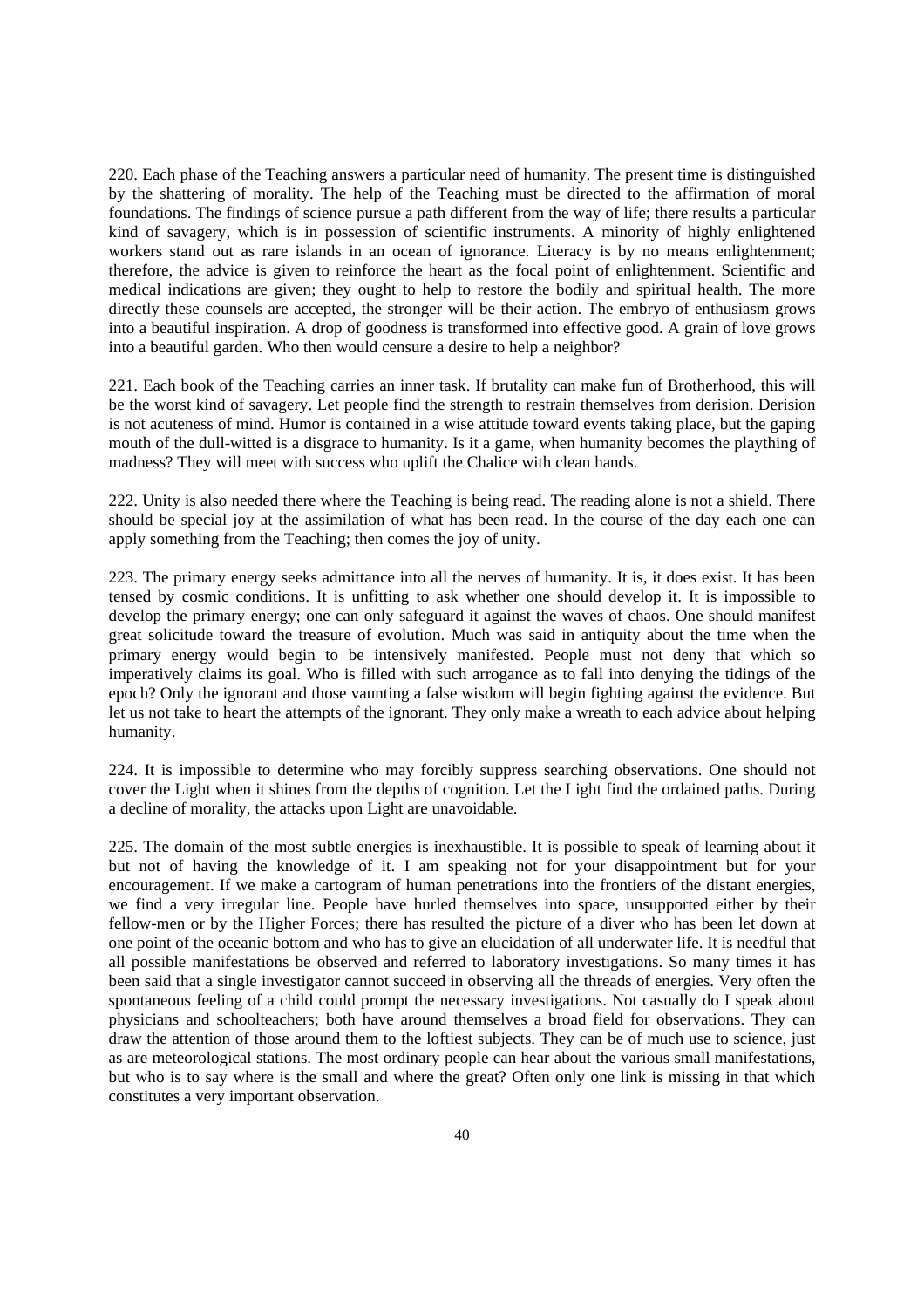220. Each phase of the Teaching answers a particular need of humanity. The present time is distinguished by the shattering of morality. The help of the Teaching must be directed to the affirmation of moral foundations. The findings of science pursue a path different from the way of life; there results a particular kind of savagery, which is in possession of scientific instruments. A minority of highly enlightened workers stand out as rare islands in an ocean of ignorance. Literacy is by no means enlightenment; therefore, the advice is given to reinforce the heart as the focal point of enlightenment. Scientific and medical indications are given; they ought to help to restore the bodily and spiritual health. The more directly these counsels are accepted, the stronger will be their action. The embryo of enthusiasm grows into a beautiful inspiration. A drop of goodness is transformed into effective good. A grain of love grows into a beautiful garden. Who then would censure a desire to help a neighbor?

221. Each book of the Teaching carries an inner task. If brutality can make fun of Brotherhood, this will be the worst kind of savagery. Let people find the strength to restrain themselves from derision. Derision is not acuteness of mind. Humor is contained in a wise attitude toward events taking place, but the gaping mouth of the dull-witted is a disgrace to humanity. Is it a game, when humanity becomes the plaything of madness? They will meet with success who uplift the Chalice with clean hands.

222. Unity is also needed there where the Teaching is being read. The reading alone is not a shield. There should be special joy at the assimilation of what has been read. In the course of the day each one can apply something from the Teaching; then comes the joy of unity.

223. The primary energy seeks admittance into all the nerves of humanity. It is, it does exist. It has been tensed by cosmic conditions. It is unfitting to ask whether one should develop it. It is impossible to develop the primary energy; one can only safeguard it against the waves of chaos. One should manifest great solicitude toward the treasure of evolution. Much was said in antiquity about the time when the primary energy would begin to be intensively manifested. People must not deny that which so imperatively claims its goal. Who is filled with such arrogance as to fall into denying the tidings of the epoch? Only the ignorant and those vaunting a false wisdom will begin fighting against the evidence. But let us not take to heart the attempts of the ignorant. They only make a wreath to each advice about helping humanity.

224. It is impossible to determine who may forcibly suppress searching observations. One should not cover the Light when it shines from the depths of cognition. Let the Light find the ordained paths. During a decline of morality, the attacks upon Light are unavoidable.

225. The domain of the most subtle energies is inexhaustible. It is possible to speak of learning about it but not of having the knowledge of it. I am speaking not for your disappointment but for your encouragement. If we make a cartogram of human penetrations into the frontiers of the distant energies, we find a very irregular line. People have hurled themselves into space, unsupported either by their fellow-men or by the Higher Forces; there has resulted the picture of a diver who has been let down at one point of the oceanic bottom and who has to give an elucidation of all underwater life. It is needful that all possible manifestations be observed and referred to laboratory investigations. So many times it has been said that a single investigator cannot succeed in observing all the threads of energies. Very often the spontaneous feeling of a child could prompt the necessary investigations. Not casually do I speak about physicians and schoolteachers; both have around themselves a broad field for observations. They can draw the attention of those around them to the loftiest subjects. They can be of much use to science, just as are meteorological stations. The most ordinary people can hear about the various small manifestations, but who is to say where is the small and where the great? Often only one link is missing in that which constitutes a very important observation.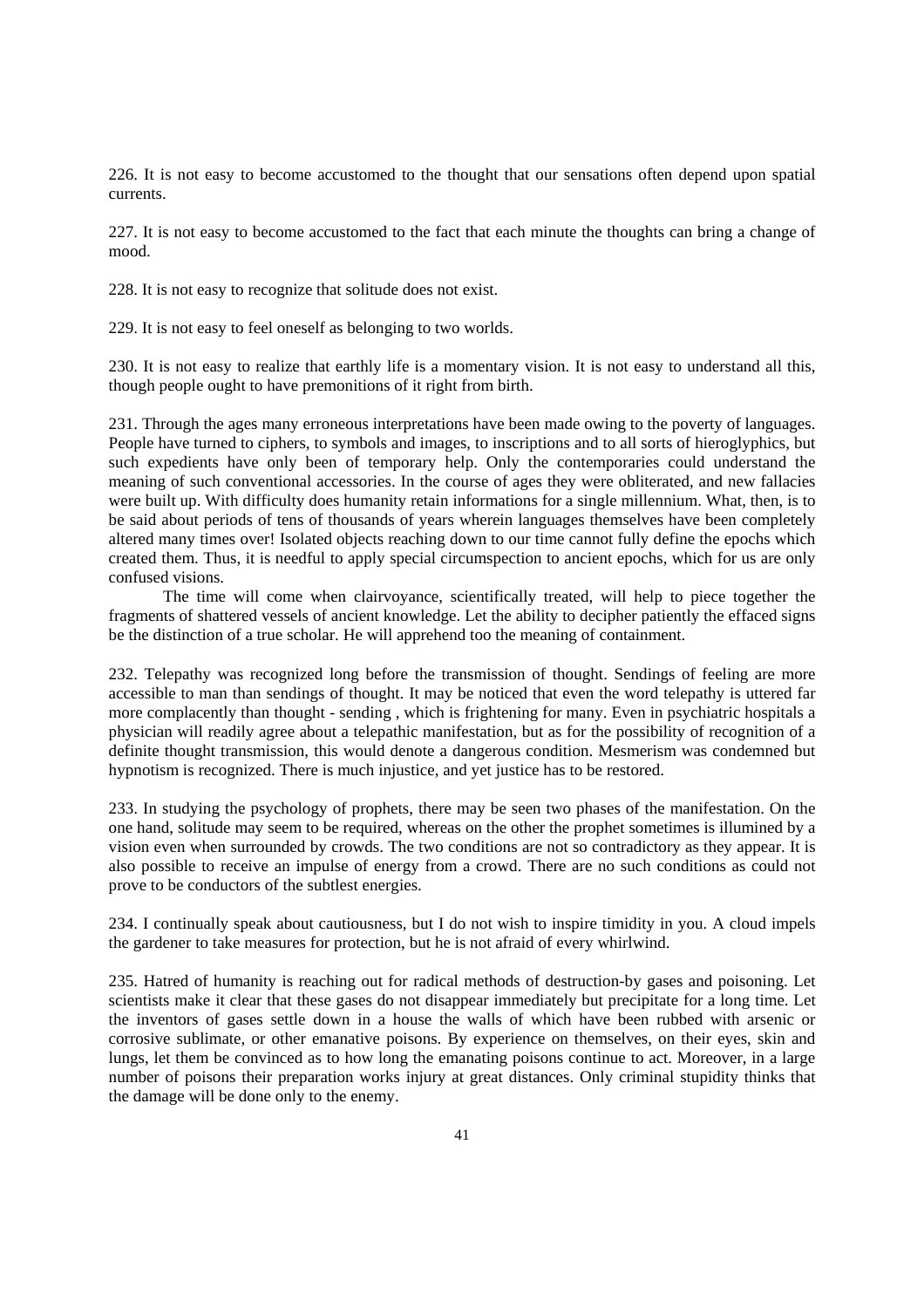226. It is not easy to become accustomed to the thought that our sensations often depend upon spatial currents.

227. It is not easy to become accustomed to the fact that each minute the thoughts can bring a change of mood.

228. It is not easy to recognize that solitude does not exist.

229. It is not easy to feel oneself as belonging to two worlds.

230. It is not easy to realize that earthly life is a momentary vision. It is not easy to understand all this, though people ought to have premonitions of it right from birth.

231. Through the ages many erroneous interpretations have been made owing to the poverty of languages. People have turned to ciphers, to symbols and images, to inscriptions and to all sorts of hieroglyphics, but such expedients have only been of temporary help. Only the contemporaries could understand the meaning of such conventional accessories. In the course of ages they were obliterated, and new fallacies were built up. With difficulty does humanity retain informations for a single millennium. What, then, is to be said about periods of tens of thousands of years wherein languages themselves have been completely altered many times over! Isolated objects reaching down to our time cannot fully define the epochs which created them. Thus, it is needful to apply special circumspection to ancient epochs, which for us are only confused visions.

The time will come when clairvoyance, scientifically treated, will help to piece together the fragments of shattered vessels of ancient knowledge. Let the ability to decipher patiently the effaced signs be the distinction of a true scholar. He will apprehend too the meaning of containment.

232. Telepathy was recognized long before the transmission of thought. Sendings of feeling are more accessible to man than sendings of thought. It may be noticed that even the word telepathy is uttered far more complacently than thought - sending , which is frightening for many. Even in psychiatric hospitals a physician will readily agree about a telepathic manifestation, but as for the possibility of recognition of a definite thought transmission, this would denote a dangerous condition. Mesmerism was condemned but hypnotism is recognized. There is much injustice, and yet justice has to be restored.

233. In studying the psychology of prophets, there may be seen two phases of the manifestation. On the one hand, solitude may seem to be required, whereas on the other the prophet sometimes is illumined by a vision even when surrounded by crowds. The two conditions are not so contradictory as they appear. It is also possible to receive an impulse of energy from a crowd. There are no such conditions as could not prove to be conductors of the subtlest energies.

234. I continually speak about cautiousness, but I do not wish to inspire timidity in you. A cloud impels the gardener to take measures for protection, but he is not afraid of every whirlwind.

235. Hatred of humanity is reaching out for radical methods of destruction-by gases and poisoning. Let scientists make it clear that these gases do not disappear immediately but precipitate for a long time. Let the inventors of gases settle down in a house the walls of which have been rubbed with arsenic or corrosive sublimate, or other emanative poisons. By experience on themselves, on their eyes, skin and lungs, let them be convinced as to how long the emanating poisons continue to act. Moreover, in a large number of poisons their preparation works injury at great distances. Only criminal stupidity thinks that the damage will be done only to the enemy.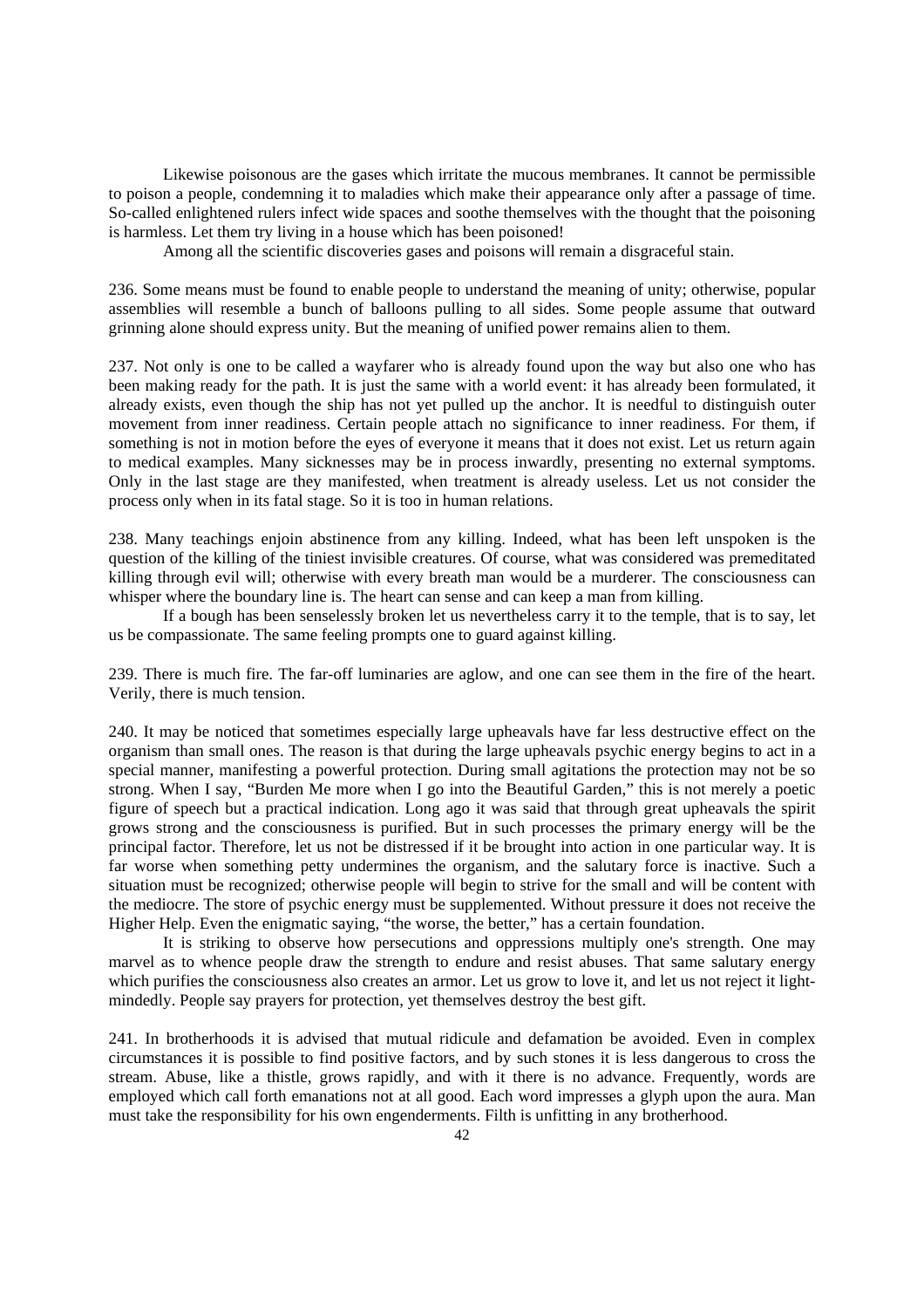Likewise poisonous are the gases which irritate the mucous membranes. It cannot be permissible to poison a people, condemning it to maladies which make their appearance only after a passage of time. So-called enlightened rulers infect wide spaces and soothe themselves with the thought that the poisoning is harmless. Let them try living in a house which has been poisoned!

Among all the scientific discoveries gases and poisons will remain a disgraceful stain.

236. Some means must be found to enable people to understand the meaning of unity; otherwise, popular assemblies will resemble a bunch of balloons pulling to all sides. Some people assume that outward grinning alone should express unity. But the meaning of unified power remains alien to them.

237. Not only is one to be called a wayfarer who is already found upon the way but also one who has been making ready for the path. It is just the same with a world event: it has already been formulated, it already exists, even though the ship has not yet pulled up the anchor. It is needful to distinguish outer movement from inner readiness. Certain people attach no significance to inner readiness. For them, if something is not in motion before the eyes of everyone it means that it does not exist. Let us return again to medical examples. Many sicknesses may be in process inwardly, presenting no external symptoms. Only in the last stage are they manifested, when treatment is already useless. Let us not consider the process only when in its fatal stage. So it is too in human relations.

238. Many teachings enjoin abstinence from any killing. Indeed, what has been left unspoken is the question of the killing of the tiniest invisible creatures. Of course, what was considered was premeditated killing through evil will; otherwise with every breath man would be a murderer. The consciousness can whisper where the boundary line is. The heart can sense and can keep a man from killing.

If a bough has been senselessly broken let us nevertheless carry it to the temple, that is to say, let us be compassionate. The same feeling prompts one to guard against killing.

239. There is much fire. The far-off luminaries are aglow, and one can see them in the fire of the heart. Verily, there is much tension.

240. It may be noticed that sometimes especially large upheavals have far less destructive effect on the organism than small ones. The reason is that during the large upheavals psychic energy begins to act in a special manner, manifesting a powerful protection. During small agitations the protection may not be so strong. When I say, "Burden Me more when I go into the Beautiful Garden," this is not merely a poetic figure of speech but a practical indication. Long ago it was said that through great upheavals the spirit grows strong and the consciousness is purified. But in such processes the primary energy will be the principal factor. Therefore, let us not be distressed if it be brought into action in one particular way. It is far worse when something petty undermines the organism, and the salutary force is inactive. Such a situation must be recognized; otherwise people will begin to strive for the small and will be content with the mediocre. The store of psychic energy must be supplemented. Without pressure it does not receive the Higher Help. Even the enigmatic saying, "the worse, the better," has a certain foundation.

It is striking to observe how persecutions and oppressions multiply one's strength. One may marvel as to whence people draw the strength to endure and resist abuses. That same salutary energy which purifies the consciousness also creates an armor. Let us grow to love it, and let us not reject it light-mindedly. People say prayers for protection, yet themselves destroy the best gift.

241. In brotherhoods it is advised that mutual ridicule and defamation be avoided. Even in complex circumstances it is possible to find positive factors, and by such stones it is less dangerous to cross the stream. Abuse, like a thistle, grows rapidly, and with it there is no advance. Frequently, words are employed which call forth emanations not at all good. Each word impresses a glyph upon the aura. Man must take the responsibility for his own engenderments. Filth is unfitting in any brotherhood.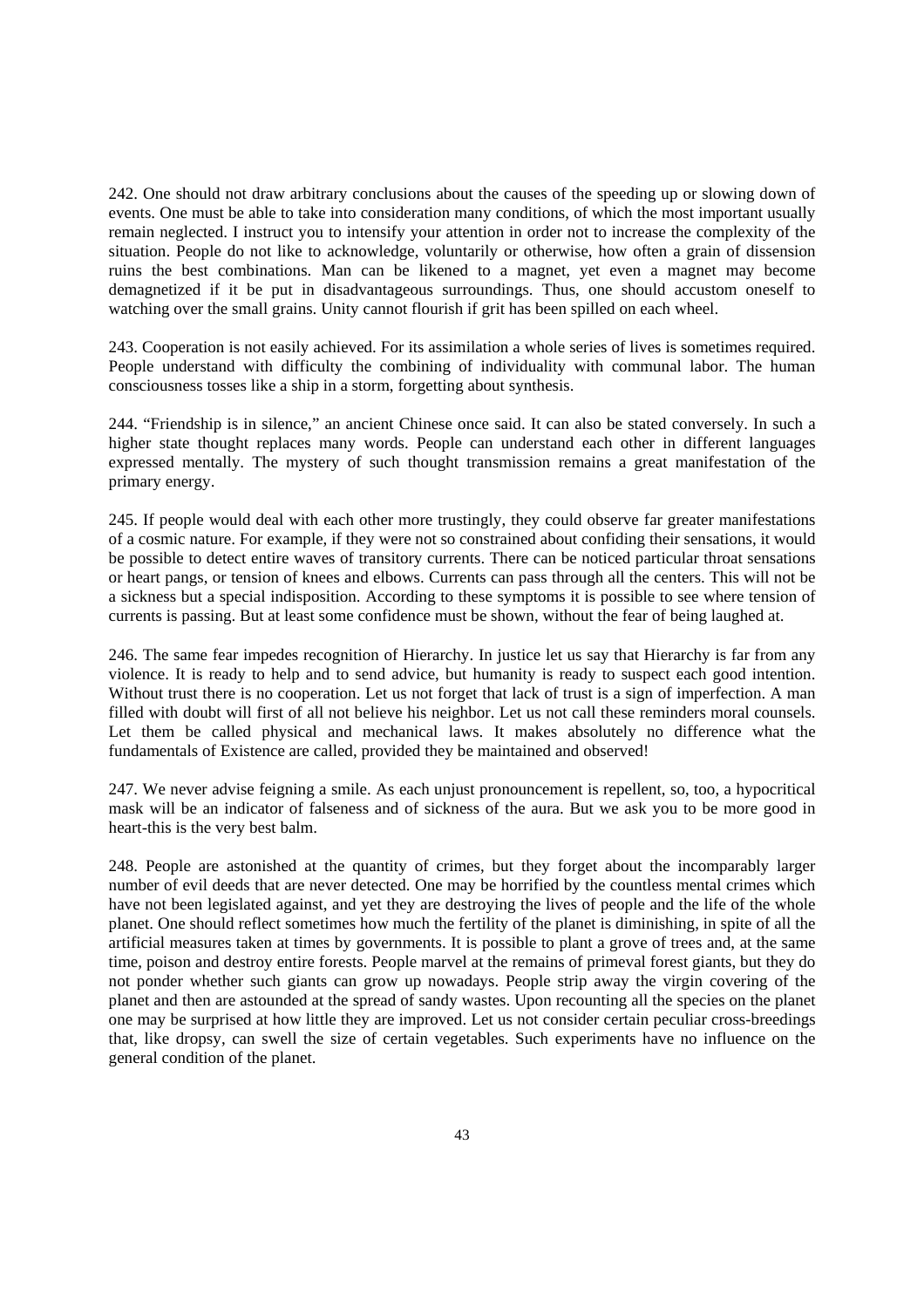242. One should not draw arbitrary conclusions about the causes of the speeding up or slowing down of events. One must be able to take into consideration many conditions, of which the most important usually remain neglected. I instruct you to intensify your attention in order not to increase the complexity of the situation. People do not like to acknowledge, voluntarily or otherwise, how often a grain of dissension ruins the best combinations. Man can be likened to a magnet, yet even a magnet may become demagnetized if it be put in disadvantageous surroundings. Thus, one should accustom oneself to watching over the small grains. Unity cannot flourish if grit has been spilled on each wheel.

243. Cooperation is not easily achieved. For its assimilation a whole series of lives is sometimes required. People understand with difficulty the combining of individuality with communal labor. The human consciousness tosses like a ship in a storm, forgetting about synthesis.

244. "Friendship is in silence," an ancient Chinese once said. It can also be stated conversely. In such a higher state thought replaces many words. People can understand each other in different languages expressed mentally. The mystery of such thought transmission remains a great manifestation of the primary energy.

245. If people would deal with each other more trustingly, they could observe far greater manifestations of a cosmic nature. For example, if they were not so constrained about confiding their sensations, it would be possible to detect entire waves of transitory currents. There can be noticed particular throat sensations or heart pangs, or tension of knees and elbows. Currents can pass through all the centers. This will not be a sickness but a special indisposition. According to these symptoms it is possible to see where tension of currents is passing. But at least some confidence must be shown, without the fear of being laughed at.

246. The same fear impedes recognition of Hierarchy. In justice let us say that Hierarchy is far from any violence. It is ready to help and to send advice, but humanity is ready to suspect each good intention. Without trust there is no cooperation. Let us not forget that lack of trust is a sign of imperfection. A man filled with doubt will first of all not believe his neighbor. Let us not call these reminders moral counsels. Let them be called physical and mechanical laws. It makes absolutely no difference what the fundamentals of Existence are called, provided they be maintained and observed!

247. We never advise feigning a smile. As each unjust pronouncement is repellent, so, too, a hypocritical mask will be an indicator of falseness and of sickness of the aura. But we ask you to be more good in heart-this is the very best balm.

248. People are astonished at the quantity of crimes, but they forget about the incomparably larger number of evil deeds that are never detected. One may be horrified by the countless mental crimes which have not been legislated against, and yet they are destroying the lives of people and the life of the whole planet. One should reflect sometimes how much the fertility of the planet is diminishing, in spite of all the artificial measures taken at times by governments. It is possible to plant a grove of trees and, at the same time, poison and destroy entire forests. People marvel at the remains of primeval forest giants, but they do not ponder whether such giants can grow up nowadays. People strip away the virgin covering of the planet and then are astounded at the spread of sandy wastes. Upon recounting all the species on the planet one may be surprised at how little they are improved. Let us not consider certain peculiar cross-breedings that, like dropsy, can swell the size of certain vegetables. Such experiments have no influence on the general condition of the planet.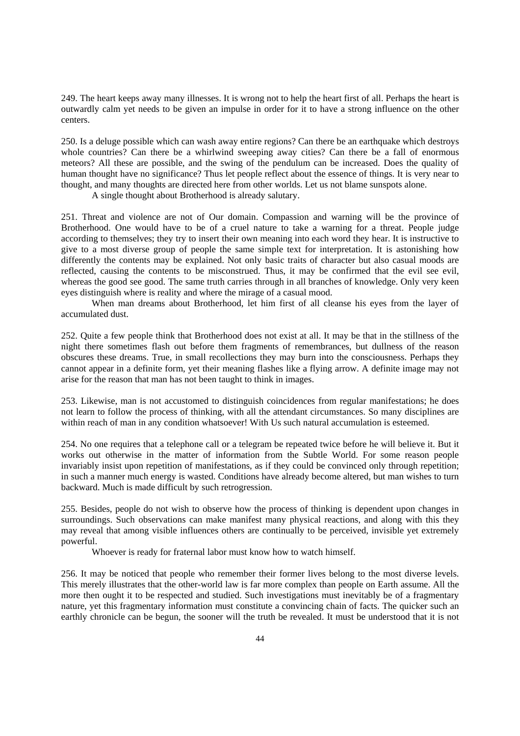249. The heart keeps away many illnesses. It is wrong not to help the heart first of all. Perhaps the heart is outwardly calm yet needs to be given an impulse in order for it to have a strong influence on the other centers.

250. Is a deluge possible which can wash away entire regions? Can there be an earthquake which destroys whole countries? Can there be a whirlwind sweeping away cities? Can there be a fall of enormous meteors? All these are possible, and the swing of the pendulum can be increased. Does the quality of human thought have no significance? Thus let people reflect about the essence of things. It is very near to thought, and many thoughts are directed here from other worlds. Let us not blame sunspots alone.

A single thought about Brotherhood is already salutary.

251. Threat and violence are not of Our domain. Compassion and warning will be the province of Brotherhood. One would have to be of a cruel nature to take a warning for a threat. People judge according to themselves; they try to insert their own meaning into each word they hear. It is instructive to give to a most diverse group of people the same simple text for interpretation. It is astonishing how differently the contents may be explained. Not only basic traits of character but also casual moods are reflected, causing the contents to be misconstrued. Thus, it may be confirmed that the evil see evil, whereas the good see good. The same truth carries through in all branches of knowledge. Only very keen eyes distinguish where is reality and where the mirage of a casual mood.

When man dreams about Brotherhood, let him first of all cleanse his eyes from the layer of accumulated dust.

252. Quite a few people think that Brotherhood does not exist at all. It may be that in the stillness of the night there sometimes flash out before them fragments of remembrances, but dullness of the reason obscures these dreams. True, in small recollections they may burn into the consciousness. Perhaps they cannot appear in a definite form, yet their meaning flashes like a flying arrow. A definite image may not arise for the reason that man has not been taught to think in images.

253. Likewise, man is not accustomed to distinguish coincidences from regular manifestations; he does not learn to follow the process of thinking, with all the attendant circumstances. So many disciplines are within reach of man in any condition whatsoever! With Us such natural accumulation is esteemed.

254. No one requires that a telephone call or a telegram be repeated twice before he will believe it. But it works out otherwise in the matter of information from the Subtle World. For some reason people invariably insist upon repetition of manifestations, as if they could be convinced only through repetition; in such a manner much energy is wasted. Conditions have already become altered, but man wishes to turn backward. Much is made difficult by such retrogression.

255. Besides, people do not wish to observe how the process of thinking is dependent upon changes in surroundings. Such observations can make manifest many physical reactions, and along with this they may reveal that among visible influences others are continually to be perceived, invisible yet extremely powerful.

Whoever is ready for fraternal labor must know how to watch himself.

256. It may be noticed that people who remember their former lives belong to the most diverse levels. This merely illustrates that the other-world law is far more complex than people on Earth assume. All the more then ought it to be respected and studied. Such investigations must inevitably be of a fragmentary nature, yet this fragmentary information must constitute a convincing chain of facts. The quicker such an earthly chronicle can be begun, the sooner will the truth be revealed. It must be understood that it is not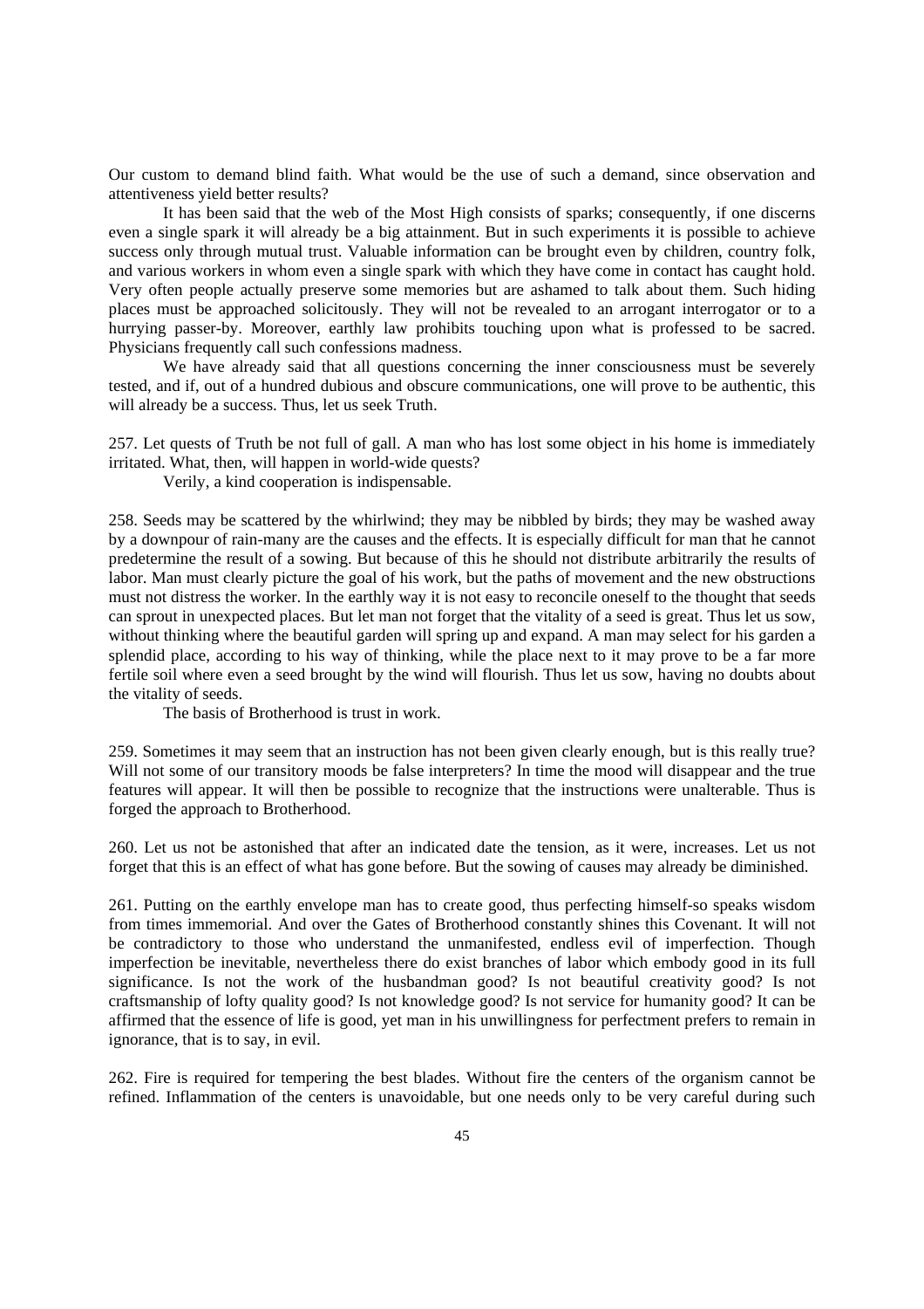Our custom to demand blind faith. What would be the use of such a demand, since observation and attentiveness yield better results?

It has been said that the web of the Most High consists of sparks; consequently, if one discerns even a single spark it will already be a big attainment. But in such experiments it is possible to achieve success only through mutual trust. Valuable information can be brought even by children, country folk, and various workers in whom even a single spark with which they have come in contact has caught hold. Very often people actually preserve some memories but are ashamed to talk about them. Such hiding places must be approached solicitously. They will not be revealed to an arrogant interrogator or to a hurrying passer-by. Moreover, earthly law prohibits touching upon what is professed to be sacred. Physicians frequently call such confessions madness.

We have already said that all questions concerning the inner consciousness must be severely tested, and if, out of a hundred dubious and obscure communications, one will prove to be authentic, this will already be a success. Thus, let us seek Truth.

257. Let quests of Truth be not full of gall. A man who has lost some object in his home is immediately irritated. What, then, will happen in world-wide quests?

Verily, a kind cooperation is indispensable.

258. Seeds may be scattered by the whirlwind; they may be nibbled by birds; they may be washed away by a downpour of rain-many are the causes and the effects. It is especially difficult for man that he cannot predetermine the result of a sowing. But because of this he should not distribute arbitrarily the results of labor. Man must clearly picture the goal of his work, but the paths of movement and the new obstructions must not distress the worker. In the earthly way it is not easy to reconcile oneself to the thought that seeds can sprout in unexpected places. But let man not forget that the vitality of a seed is great. Thus let us sow, without thinking where the beautiful garden will spring up and expand. A man may select for his garden a splendid place, according to his way of thinking, while the place next to it may prove to be a far more fertile soil where even a seed brought by the wind will flourish. Thus let us sow, having no doubts about the vitality of seeds.

The basis of Brotherhood is trust in work.

259. Sometimes it may seem that an instruction has not been given clearly enough, but is this really true? Will not some of our transitory moods be false interpreters? In time the mood will disappear and the true features will appear. It will then be possible to recognize that the instructions were unalterable. Thus is forged the approach to Brotherhood.

260. Let us not be astonished that after an indicated date the tension, as it were, increases. Let us not forget that this is an effect of what has gone before. But the sowing of causes may already be diminished.

261. Putting on the earthly envelope man has to create good, thus perfecting himself-so speaks wisdom from times immemorial. And over the Gates of Brotherhood constantly shines this Covenant. It will not be contradictory to those who understand the unmanifested, endless evil of imperfection. Though imperfection be inevitable, nevertheless there do exist branches of labor which embody good in its full significance. Is not the work of the husbandman good? Is not beautiful creativity good? Is not craftsmanship of lofty quality good? Is not knowledge good? Is not service for humanity good? It can be affirmed that the essence of life is good, yet man in his unwillingness for perfectment prefers to remain in ignorance, that is to say, in evil.

262. Fire is required for tempering the best blades. Without fire the centers of the organism cannot be refined. Inflammation of the centers is unavoidable, but one needs only to be very careful during such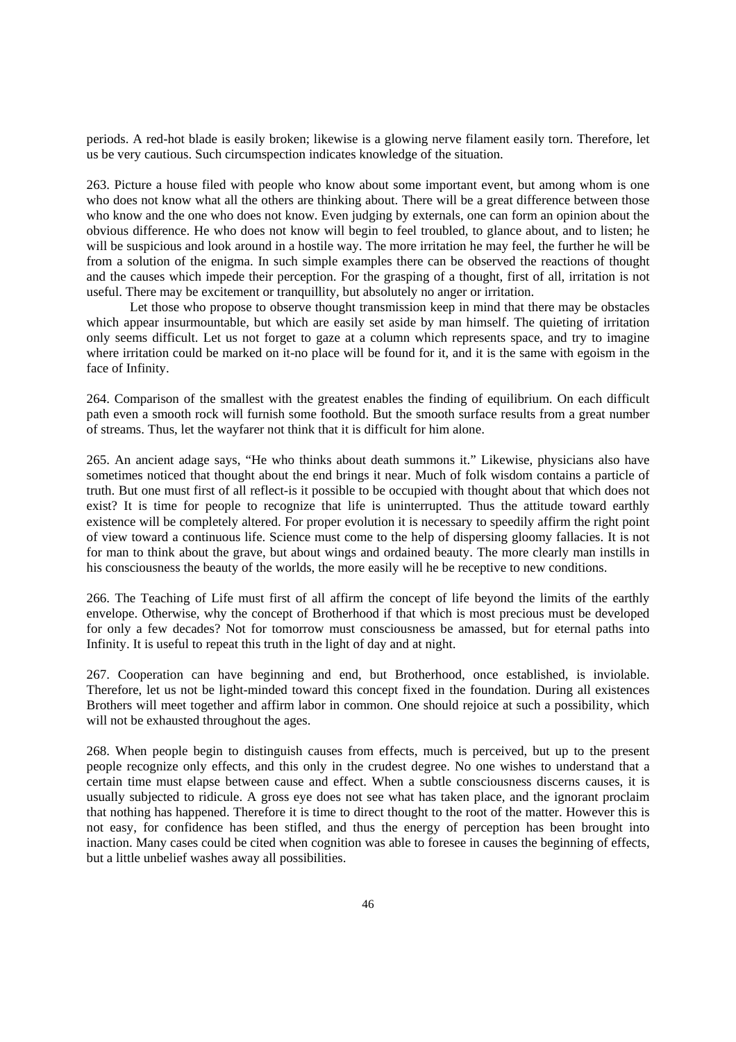periods. A red-hot blade is easily broken; likewise is a glowing nerve filament easily torn. Therefore, let us be very cautious. Such circumspection indicates knowledge of the situation.

263. Picture a house filed with people who know about some important event, but among whom is one who does not know what all the others are thinking about. There will be a great difference between those who know and the one who does not know. Even judging by externals, one can form an opinion about the obvious difference. He who does not know will begin to feel troubled, to glance about, and to listen; he will be suspicious and look around in a hostile way. The more irritation he may feel, the further he will be from a solution of the enigma. In such simple examples there can be observed the reactions of thought and the causes which impede their perception. For the grasping of a thought, first of all, irritation is not useful. There may be excitement or tranquillity, but absolutely no anger or irritation.

Let those who propose to observe thought transmission keep in mind that there may be obstacles which appear insurmountable, but which are easily set aside by man himself. The quieting of irritation only seems difficult. Let us not forget to gaze at a column which represents space, and try to imagine where irritation could be marked on it-no place will be found for it, and it is the same with egoism in the face of Infinity.

264. Comparison of the smallest with the greatest enables the finding of equilibrium. On each difficult path even a smooth rock will furnish some foothold. But the smooth surface results from a great number of streams. Thus, let the wayfarer not think that it is difficult for him alone.

265. An ancient adage says, "He who thinks about death summons it." Likewise, physicians also have sometimes noticed that thought about the end brings it near. Much of folk wisdom contains a particle of truth. But one must first of all reflect-is it possible to be occupied with thought about that which does not exist? It is time for people to recognize that life is uninterrupted. Thus the attitude toward earthly existence will be completely altered. For proper evolution it is necessary to speedily affirm the right point of view toward a continuous life. Science must come to the help of dispersing gloomy fallacies. It is not for man to think about the grave, but about wings and ordained beauty. The more clearly man instills in his consciousness the beauty of the worlds, the more easily will he be receptive to new conditions.

266. The Teaching of Life must first of all affirm the concept of life beyond the limits of the earthly envelope. Otherwise, why the concept of Brotherhood if that which is most precious must be developed for only a few decades? Not for tomorrow must consciousness be amassed, but for eternal paths into Infinity. It is useful to repeat this truth in the light of day and at night.

267. Cooperation can have beginning and end, but Brotherhood, once established, is inviolable. Therefore, let us not be light-minded toward this concept fixed in the foundation. During all existences Brothers will meet together and affirm labor in common. One should rejoice at such a possibility, which will not be exhausted throughout the ages.

268. When people begin to distinguish causes from effects, much is perceived, but up to the present people recognize only effects, and this only in the crudest degree. No one wishes to understand that a certain time must elapse between cause and effect. When a subtle consciousness discerns causes, it is usually subjected to ridicule. A gross eye does not see what has taken place, and the ignorant proclaim that nothing has happened. Therefore it is time to direct thought to the root of the matter. However this is not easy, for confidence has been stifled, and thus the energy of perception has been brought into inaction. Many cases could be cited when cognition was able to foresee in causes the beginning of effects, but a little unbelief washes away all possibilities.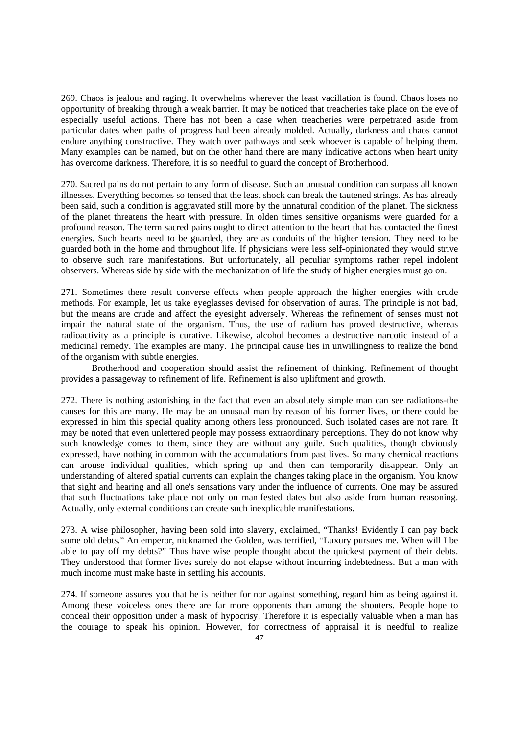269. Chaos is jealous and raging. It overwhelms wherever the least vacillation is found. Chaos loses no opportunity of breaking through a weak barrier. It may be noticed that treacheries take place on the eve of especially useful actions. There has not been a case when treacheries were perpetrated aside from particular dates when paths of progress had been already molded. Actually, darkness and chaos cannot endure anything constructive. They watch over pathways and seek whoever is capable of helping them. Many examples can be named, but on the other hand there are many indicative actions when heart unity has overcome darkness. Therefore, it is so needful to guard the concept of Brotherhood.

270. Sacred pains do not pertain to any form of disease. Such an unusual condition can surpass all known illnesses. Everything becomes so tensed that the least shock can break the tautened strings. As has already been said, such a condition is aggravated still more by the unnatural condition of the planet. The sickness of the planet threatens the heart with pressure. In olden times sensitive organisms were guarded for a profound reason. The term sacred pains ought to direct attention to the heart that has contacted the finest energies. Such hearts need to be guarded, they are as conduits of the higher tension. They need to be guarded both in the home and throughout life. If physicians were less self-opinionated they would strive to observe such rare manifestations. But unfortunately, all peculiar symptoms rather repel indolent observers. Whereas side by side with the mechanization of life the study of higher energies must go on.

271. Sometimes there result converse effects when people approach the higher energies with crude methods. For example, let us take eyeglasses devised for observation of auras. The principle is not bad, but the means are crude and affect the eyesight adversely. Whereas the refinement of senses must not impair the natural state of the organism. Thus, the use of radium has proved destructive, whereas radioactivity as a principle is curative. Likewise, alcohol becomes a destructive narcotic instead of a medicinal remedy. The examples are many. The principal cause lies in unwillingness to realize the bond of the organism with subtle energies.

Brotherhood and cooperation should assist the refinement of thinking. Refinement of thought provides a passageway to refinement of life. Refinement is also upliftment and growth.

272. There is nothing astonishing in the fact that even an absolutely simple man can see radiations-the causes for this are many. He may be an unusual man by reason of his former lives, or there could be expressed in him this special quality among others less pronounced. Such isolated cases are not rare. It may be noted that even unlettered people may possess extraordinary perceptions. They do not know why such knowledge comes to them, since they are without any guile. Such qualities, though obviously expressed, have nothing in common with the accumulations from past lives. So many chemical reactions can arouse individual qualities, which spring up and then can temporarily disappear. Only an understanding of altered spatial currents can explain the changes taking place in the organism. You know that sight and hearing and all one's sensations vary under the influence of currents. One may be assured that such fluctuations take place not only on manifested dates but also aside from human reasoning. Actually, only external conditions can create such inexplicable manifestations.

273. A wise philosopher, having been sold into slavery, exclaimed, “Thanks! Evidently I can pay back some old debts.” An emperor, nicknamed the Golden, was terrified, “Luxury pursues me. When will I be able to pay off my debts?” Thus have wise people thought about the quickest payment of their debts. They understood that former lives surely do not elapse without incurring indebtedness. But a man with much income must make haste in settling his accounts.

274. If someone assures you that he is neither for nor against something, regard him as being against it. Among these voiceless ones there are far more opponents than among the shouters. People hope to conceal their opposition under a mask of hypocrisy. Therefore it is especially valuable when a man has the courage to speak his opinion. However, for correctness of appraisal it is needful to realize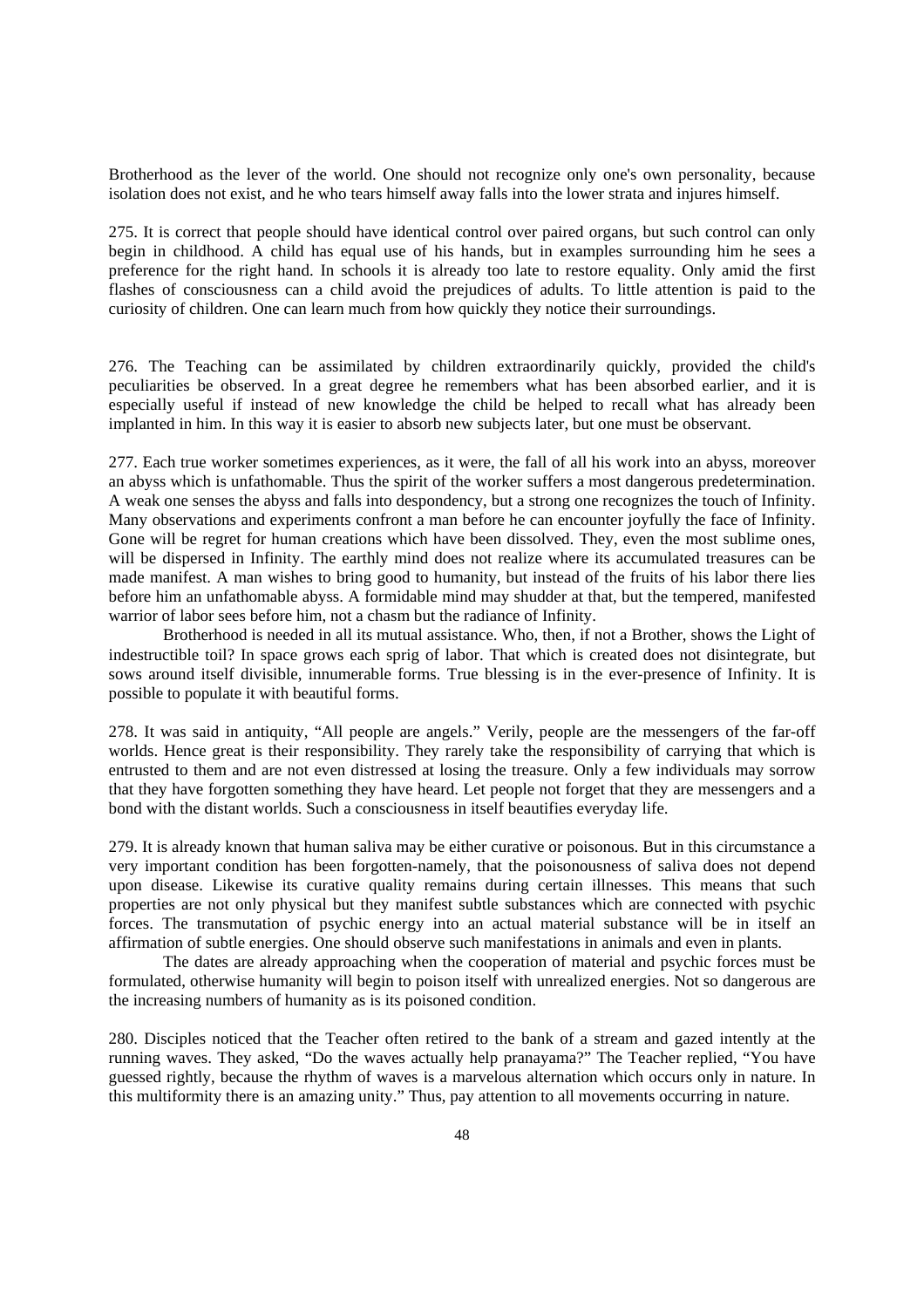Brotherhood as the lever of the world. One should not recognize only one's own personality, because isolation does not exist, and he who tears himself away falls into the lower strata and injures himself.

275. It is correct that people should have identical control over paired organs, but such control can only begin in childhood. A child has equal use of his hands, but in examples surrounding him he sees a preference for the right hand. In schools it is already too late to restore equality. Only amid the first flashes of consciousness can a child avoid the prejudices of adults. To little attention is paid to the curiosity of children. One can learn much from how quickly they notice their surroundings.

276. The Teaching can be assimilated by children extraordinarily quickly, provided the child's peculiarities be observed. In a great degree he remembers what has been absorbed earlier, and it is especially useful if instead of new knowledge the child be helped to recall what has already been implanted in him. In this way it is easier to absorb new subjects later, but one must be observant.

277. Each true worker sometimes experiences, as it were, the fall of all his work into an abyss, moreover an abyss which is unfathomable. Thus the spirit of the worker suffers a most dangerous predetermination. A weak one senses the abyss and falls into despondency, but a strong one recognizes the touch of Infinity. Many observations and experiments confront a man before he can encounter joyfully the face of Infinity. Gone will be regret for human creations which have been dissolved. They, even the most sublime ones, will be dispersed in Infinity. The earthly mind does not realize where its accumulated treasures can be made manifest. A man wishes to bring good to humanity, but instead of the fruits of his labor there lies before him an unfathomable abyss. A formidable mind may shudder at that, but the tempered, manifested warrior of labor sees before him, not a chasm but the radiance of Infinity.

Brotherhood is needed in all its mutual assistance. Who, then, if not a Brother, shows the Light of indestructible toil? In space grows each sprig of labor. That which is created does not disintegrate, but sows around itself divisible, innumerable forms. True blessing is in the ever-presence of Infinity. It is possible to populate it with beautiful forms.

278. It was said in antiquity, "All people are angels." Verily, people are the messengers of the far-off worlds. Hence great is their responsibility. They rarely take the responsibility of carrying that which is entrusted to them and are not even distressed at losing the treasure. Only a few individuals may sorrow that they have forgotten something they have heard. Let people not forget that they are messengers and a bond with the distant worlds. Such a consciousness in itself beautifies everyday life.

279. It is already known that human saliva may be either curative or poisonous. But in this circumstance a very important condition has been forgotten-namely, that the poisonousness of saliva does not depend upon disease. Likewise its curative quality remains during certain illnesses. This means that such properties are not only physical but they manifest subtle substances which are connected with psychic forces. The transmutation of psychic energy into an actual material substance will be in itself an affirmation of subtle energies. One should observe such manifestations in animals and even in plants.

The dates are already approaching when the cooperation of material and psychic forces must be formulated, otherwise humanity will begin to poison itself with unrealized energies. Not so dangerous are the increasing numbers of humanity as is its poisoned condition.

280. Disciples noticed that the Teacher often retired to the bank of a stream and gazed intently at the running waves. They asked, "Do the waves actually help pranayama?" The Teacher replied, "You have guessed rightly, because the rhythm of waves is a marvelous alternation which occurs only in nature. In this multiformity there is an amazing unity." Thus, pay attention to all movements occurring in nature.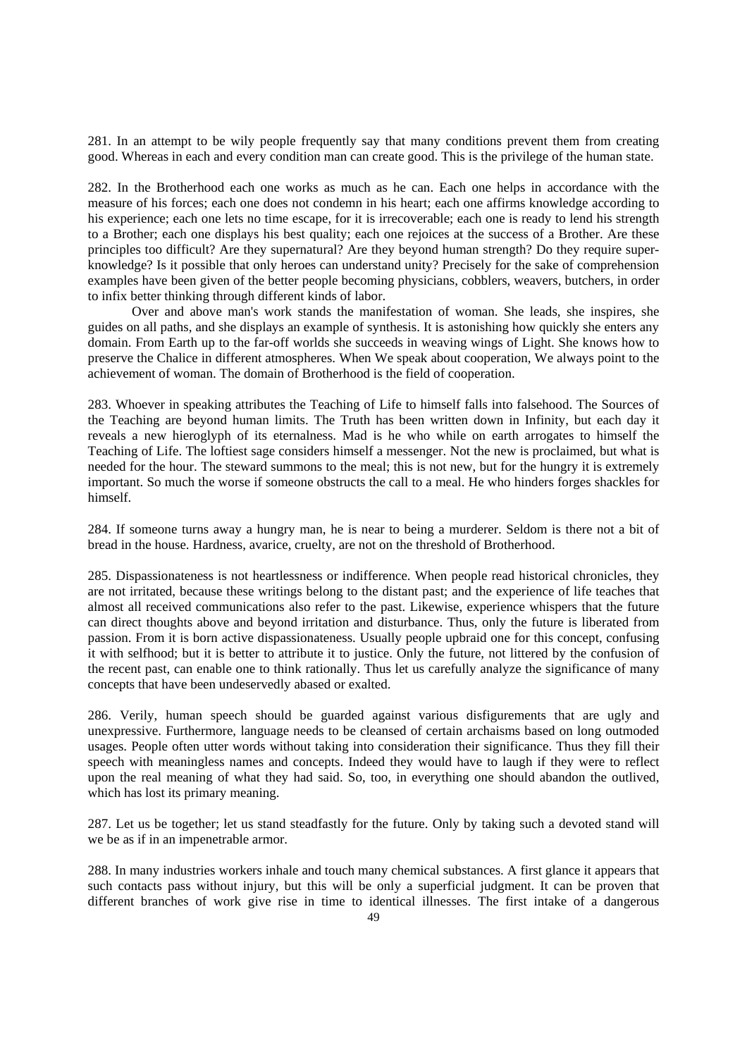281. In an attempt to be wily people frequently say that many conditions prevent them from creating good. Whereas in each and every condition man can create good. This is the privilege of the human state.

282. In the Brotherhood each one works as much as he can. Each one helps in accordance with the measure of his forces; each one does not condemn in his heart; each one affirms knowledge according to his experience; each one lets no time escape, for it is irrecoverable; each one is ready to lend his strength to a Brother; each one displays his best quality; each one rejoices at the success of a Brother. Are these principles too difficult? Are they supernatural? Are they beyond human strength? Do they require super-knowledge? Is it possible that only heroes can understand unity? Precisely for the sake of comprehension examples have been given of the better people becoming physicians, cobblers, weavers, butchers, in order to infix better thinking through different kinds of labor.

Over and above man's work stands the manifestation of woman. She leads, she inspires, she guides on all paths, and she displays an example of synthesis. It is astonishing how quickly she enters any domain. From Earth up to the far-off worlds she succeeds in weaving wings of Light. She knows how to preserve the Chalice in different atmospheres. When We speak about cooperation, We always point to the achievement of woman. The domain of Brotherhood is the field of cooperation.

283. Whoever in speaking attributes the Teaching of Life to himself falls into falsehood. The Sources of the Teaching are beyond human limits. The Truth has been written down in Infinity, but each day it reveals a new hieroglyph of its eternalness. Mad is he who while on earth arrogates to himself the Teaching of Life. The loftiest sage considers himself a messenger. Not the new is proclaimed, but what is needed for the hour. The steward summons to the meal; this is not new, but for the hungry it is extremely important. So much the worse if someone obstructs the call to a meal. He who hinders forges shackles for himself.

284. If someone turns away a hungry man, he is near to being a murderer. Seldom is there not a bit of bread in the house. Hardness, avarice, cruelty, are not on the threshold of Brotherhood.

285. Dispassionateness is not heartlessness or indifference. When people read historical chronicles, they are not irritated, because these writings belong to the distant past; and the experience of life teaches that almost all received communications also refer to the past. Likewise, experience whispers that the future can direct thoughts above and beyond irritation and disturbance. Thus, only the future is liberated from passion. From it is born active dispassionateness. Usually people upbraid one for this concept, confusing it with selfhood; but it is better to attribute it to justice. Only the future, not littered by the confusion of the recent past, can enable one to think rationally. Thus let us carefully analyze the significance of many concepts that have been undeservedly abased or exalted.

286. Verily, human speech should be guarded against various disfigurements that are ugly and unexpressive. Furthermore, language needs to be cleansed of certain archaisms based on long outmoded usages. People often utter words without taking into consideration their significance. Thus they fill their speech with meaningless names and concepts. Indeed they would have to laugh if they were to reflect upon the real meaning of what they had said. So, too, in everything one should abandon the outlived, which has lost its primary meaning.

287. Let us be together; let us stand steadfastly for the future. Only by taking such a devoted stand will we be as if in an impenetrable armor.

288. In many industries workers inhale and touch many chemical substances. A first glance it appears that such contacts pass without injury, but this will be only a superficial judgment. It can be proven that different branches of work give rise in time to identical illnesses. The first intake of a dangerous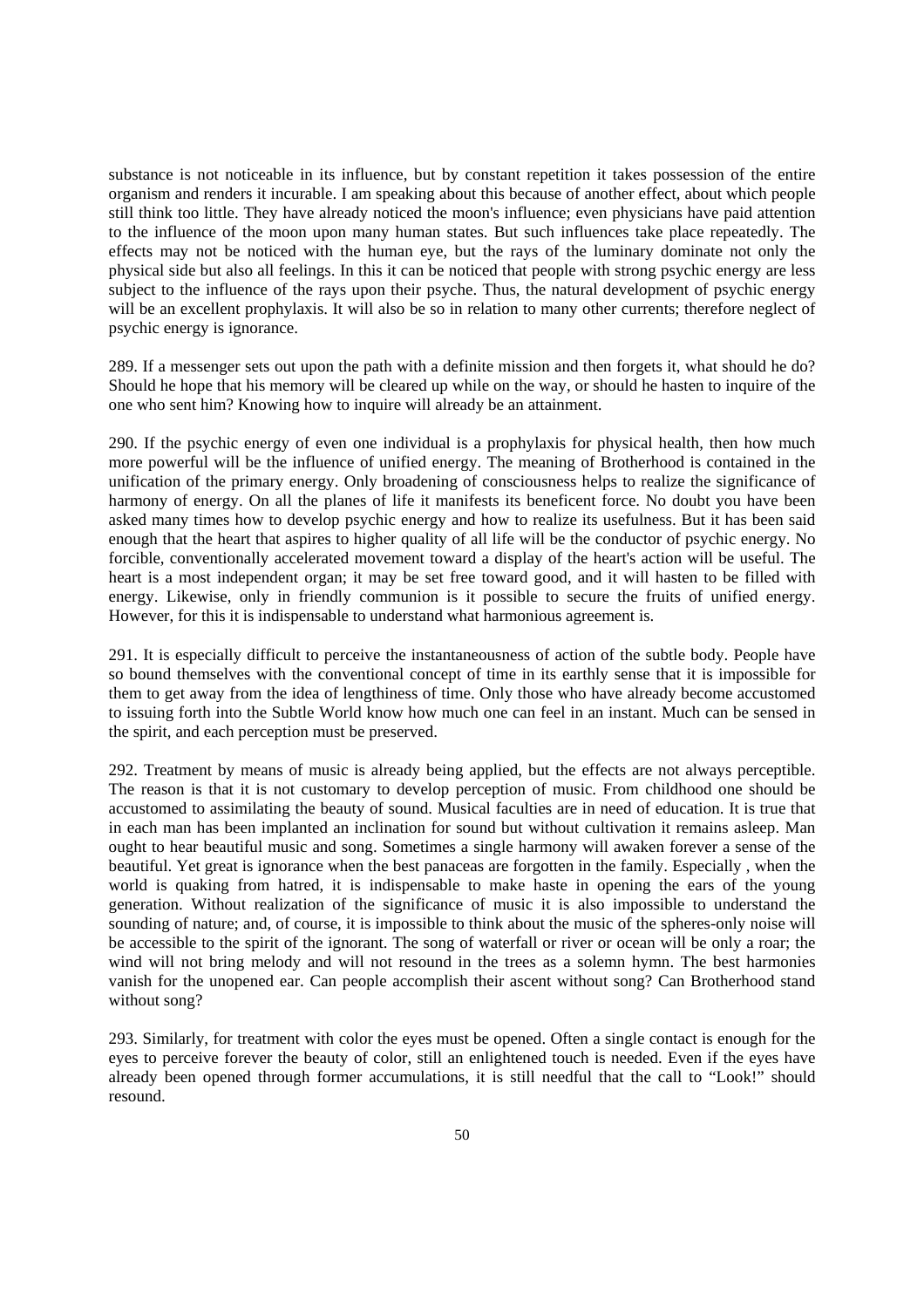substance is not noticeable in its influence, but by constant repetition it takes possession of the entire organism and renders it incurable. I am speaking about this because of another effect, about which people still think too little. They have already noticed the moon's influence; even physicians have paid attention to the influence of the moon upon many human states. But such influences take place repeatedly. The effects may not be noticed with the human eye, but the rays of the luminary dominate not only the physical side but also all feelings. In this it can be noticed that people with strong psychic energy are less subject to the influence of the rays upon their psyche. Thus, the natural development of psychic energy will be an excellent prophylaxis. It will also be so in relation to many other currents; therefore neglect of psychic energy is ignorance.

289. If a messenger sets out upon the path with a definite mission and then forgets it, what should he do? Should he hope that his memory will be cleared up while on the way, or should he hasten to inquire of the one who sent him? Knowing how to inquire will already be an attainment.

290. If the psychic energy of even one individual is a prophylaxis for physical health, then how much more powerful will be the influence of unified energy. The meaning of Brotherhood is contained in the unification of the primary energy. Only broadening of consciousness helps to realize the significance of harmony of energy. On all the planes of life it manifests its beneficent force. No doubt you have been asked many times how to develop psychic energy and how to realize its usefulness. But it has been said enough that the heart that aspires to higher quality of all life will be the conductor of psychic energy. No forcible, conventionally accelerated movement toward a display of the heart's action will be useful. The heart is a most independent organ; it may be set free toward good, and it will hasten to be filled with energy. Likewise, only in friendly communion is it possible to secure the fruits of unified energy. However, for this it is indispensable to understand what harmonious agreement is.

291. It is especially difficult to perceive the instantaneousness of action of the subtle body. People have so bound themselves with the conventional concept of time in its earthly sense that it is impossible for them to get away from the idea of lengthiness of time. Only those who have already become accustomed to issuing forth into the Subtle World know how much one can feel in an instant. Much can be sensed in the spirit, and each perception must be preserved.

292. Treatment by means of music is already being applied, but the effects are not always perceptible. The reason is that it is not customary to develop perception of music. From childhood one should be accustomed to assimilating the beauty of sound. Musical faculties are in need of education. It is true that in each man has been implanted an inclination for sound but without cultivation it remains asleep. Man ought to hear beautiful music and song. Sometimes a single harmony will awaken forever a sense of the beautiful. Yet great is ignorance when the best panaceas are forgotten in the family. Especially , when the world is quaking from hatred, it is indispensable to make haste in opening the ears of the young generation. Without realization of the significance of music it is also impossible to understand the sounding of nature; and, of course, it is impossible to think about the music of the spheres-only noise will be accessible to the spirit of the ignorant. The song of waterfall or river or ocean will be only a roar; the wind will not bring melody and will not resound in the trees as a solemn hymn. The best harmonies vanish for the unopened ear. Can people accomplish their ascent without song? Can Brotherhood stand without song?

293. Similarly, for treatment with color the eyes must be opened. Often a single contact is enough for the eyes to perceive forever the beauty of color, still an enlightened touch is needed. Even if the eyes have already been opened through former accumulations, it is still needful that the call to "Look!" should resound.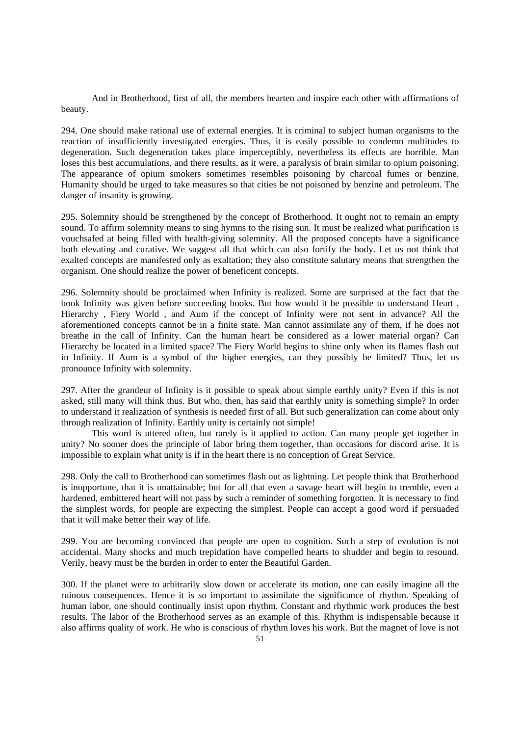And in Brotherhood, first of all, the members hearten and inspire each other with affirmations of beauty.

294. One should make rational use of external energies. It is criminal to subject human organisms to the reaction of insufficiently investigated energies. Thus, it is easily possible to condemn multitudes to degeneration. Such degeneration takes place imperceptibly, nevertheless its effects are horrible. Man loses this best accumulations, and there results, as it were, a paralysis of brain similar to opium poisoning. The appearance of opium smokers sometimes resembles poisoning by charcoal fumes or benzine. Humanity should be urged to take measures so that cities be not poisoned by benzine and petroleum. The danger of insanity is growing.

295. Solemnity should be strengthened by the concept of Brotherhood. It ought not to remain an empty sound. To affirm solemnity means to sing hymns to the rising sun. It must be realized what purification is vouchsafed at being filled with health-giving solemnity. All the proposed concepts have a significance both elevating and curative. We suggest all that which can also fortify the body. Let us not think that exalted concepts are manifested only as exaltation; they also constitute salutary means that strengthen the organism. One should realize the power of beneficent concepts.

296. Solemnity should be proclaimed when Infinity is realized. Some are surprised at the fact that the book Infinity was given before succeeding books. But how would it be possible to understand Heart , Hierarchy , Fiery World , and Aum if the concept of Infinity were not sent in advance? All the aforementioned concepts cannot be in a finite state. Man cannot assimilate any of them, if he does not breathe in the call of Infinity. Can the human heart be considered as a lower material organ? Can Hierarchy be located in a limited space? The Fiery World begins to shine only when its flames flash out in Infinity. If Aum is a symbol of the higher energies, can they possibly be limited? Thus, let us pronounce Infinity with solemnity.

297. After the grandeur of Infinity is it possible to speak about simple earthly unity? Even if this is not asked, still many will think thus. But who, then, has said that earthly unity is something simple? In order to understand it realization of synthesis is needed first of all. But such generalization can come about only through realization of Infinity. Earthly unity is certainly not simple!

This word is uttered often, but rarely is it applied to action. Can many people get together in unity? No sooner does the principle of labor bring them together, than occasions for discord arise. It is impossible to explain what unity is if in the heart there is no conception of Great Service.

298. Only the call to Brotherhood can sometimes flash out as lightning. Let people think that Brotherhood is inopportune, that it is unattainable; but for all that even a savage heart will begin to tremble, even a hardened, embittered heart will not pass by such a reminder of something forgotten. It is necessary to find the simplest words, for people are expecting the simplest. People can accept a good word if persuaded that it will make better their way of life.

299. You are becoming convinced that people are open to cognition. Such a step of evolution is not accidental. Many shocks and much trepidation have compelled hearts to shudder and begin to resound. Verily, heavy must be the burden in order to enter the Beautiful Garden.

300. If the planet were to arbitrarily slow down or accelerate its motion, one can easily imagine all the ruinous consequences. Hence it is so important to assimilate the significance of rhythm. Speaking of human labor, one should continually insist upon rhythm. Constant and rhythmic work produces the best results. The labor of the Brotherhood serves as an example of this. Rhythm is indispensable because it also affirms quality of work. He who is conscious of rhythm loves his work. But the magnet of love is not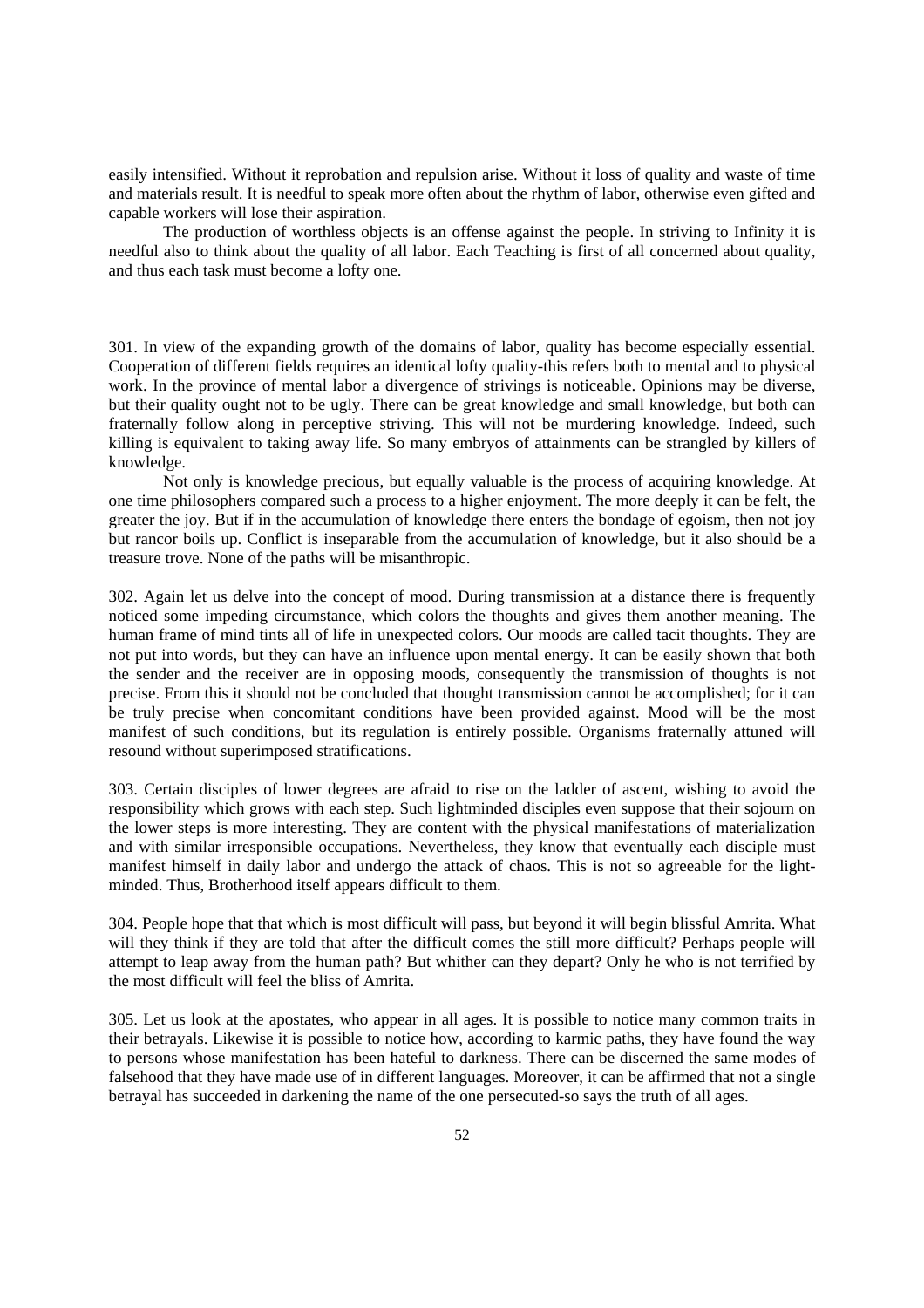easily intensified. Without it reprobation and repulsion arise. Without it loss of quality and waste of time and materials result. It is needful to speak more often about the rhythm of labor, otherwise even gifted and capable workers will lose their aspiration.

The production of worthless objects is an offense against the people. In striving to Infinity it is needful also to think about the quality of all labor. Each Teaching is first of all concerned about quality, and thus each task must become a lofty one.

301. In view of the expanding growth of the domains of labor, quality has become especially essential. Cooperation of different fields requires an identical lofty quality-this refers both to mental and to physical work. In the province of mental labor a divergence of strivings is noticeable. Opinions may be diverse, but their quality ought not to be ugly. There can be great knowledge and small knowledge, but both can fraternally follow along in perceptive striving. This will not be murdering knowledge. Indeed, such killing is equivalent to taking away life. So many embryos of attainments can be strangled by killers of knowledge.

Not only is knowledge precious, but equally valuable is the process of acquiring knowledge. At one time philosophers compared such a process to a higher enjoyment. The more deeply it can be felt, the greater the joy. But if in the accumulation of knowledge there enters the bondage of egoism, then not joy but rancor boils up. Conflict is inseparable from the accumulation of knowledge, but it also should be a treasure trove. None of the paths will be misanthropic.

302. Again let us delve into the concept of mood. During transmission at a distance there is frequently noticed some impeding circumstance, which colors the thoughts and gives them another meaning. The human frame of mind tints all of life in unexpected colors. Our moods are called tacit thoughts. They are not put into words, but they can have an influence upon mental energy. It can be easily shown that both the sender and the receiver are in opposing moods, consequently the transmission of thoughts is not precise. From this it should not be concluded that thought transmission cannot be accomplished; for it can be truly precise when concomitant conditions have been provided against. Mood will be the most manifest of such conditions, but its regulation is entirely possible. Organisms fraternally attuned will resound without superimposed stratifications.

303. Certain disciples of lower degrees are afraid to rise on the ladder of ascent, wishing to avoid the responsibility which grows with each step. Such lightminded disciples even suppose that their sojourn on the lower steps is more interesting. They are content with the physical manifestations of materialization and with similar irresponsible occupations. Nevertheless, they know that eventually each disciple must manifest himself in daily labor and undergo the attack of chaos. This is not so agreeable for the light-minded. Thus, Brotherhood itself appears difficult to them.

304. People hope that that which is most difficult will pass, but beyond it will begin blissful Amrita. What will they think if they are told that after the difficult comes the still more difficult? Perhaps people will attempt to leap away from the human path? But whither can they depart? Only he who is not terrified by the most difficult will feel the bliss of Amrita.

305. Let us look at the apostates, who appear in all ages. It is possible to notice many common traits in their betrayals. Likewise it is possible to notice how, according to karmic paths, they have found the way to persons whose manifestation has been hateful to darkness. There can be discerned the same modes of falsehood that they have made use of in different languages. Moreover, it can be affirmed that not a single betrayal has succeeded in darkening the name of the one persecuted-so says the truth of all ages.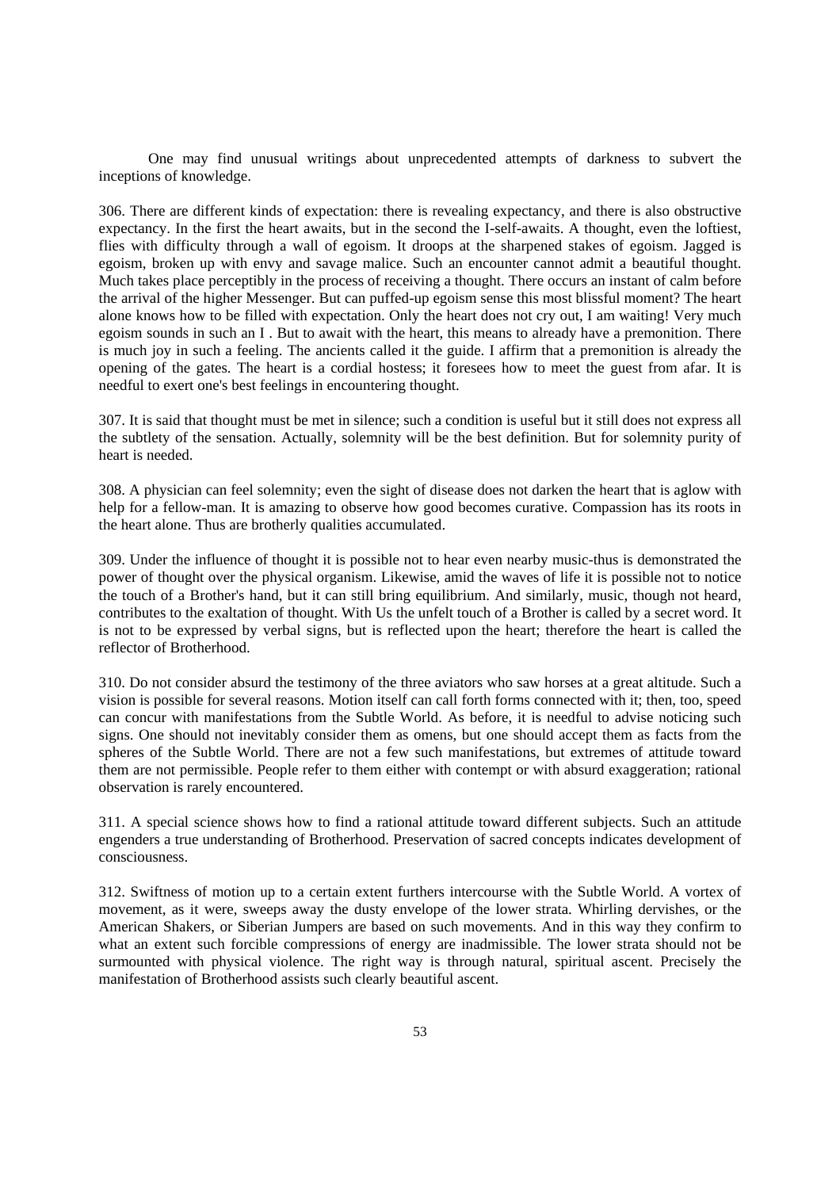One may find unusual writings about unprecedented attempts of darkness to subvert the inceptions of knowledge.

306. There are different kinds of expectation: there is revealing expectancy, and there is also obstructive expectancy. In the first the heart awaits, but in the second the I-self-awaits. A thought, even the loftiest, flies with difficulty through a wall of egoism. It droops at the sharpened stakes of egoism. Jagged is egoism, broken up with envy and savage malice. Such an encounter cannot admit a beautiful thought. Much takes place perceptibly in the process of receiving a thought. There occurs an instant of calm before the arrival of the higher Messenger. But can puffed-up egoism sense this most blissful moment? The heart alone knows how to be filled with expectation. Only the heart does not cry out, I am waiting! Very much egoism sounds in such an I . But to await with the heart, this means to already have a premonition. There is much joy in such a feeling. The ancients called it the guide. I affirm that a premonition is already the opening of the gates. The heart is a cordial hostess; it foresees how to meet the guest from afar. It is needful to exert one's best feelings in encountering thought.

307. It is said that thought must be met in silence; such a condition is useful but it still does not express all the subtlety of the sensation. Actually, solemnity will be the best definition. But for solemnity purity of heart is needed.

308. A physician can feel solemnity; even the sight of disease does not darken the heart that is aglow with help for a fellow-man. It is amazing to observe how good becomes curative. Compassion has its roots in the heart alone. Thus are brotherly qualities accumulated.

309. Under the influence of thought it is possible not to hear even nearby music-thus is demonstrated the power of thought over the physical organism. Likewise, amid the waves of life it is possible not to notice the touch of a Brother's hand, but it can still bring equilibrium. And similarly, music, though not heard, contributes to the exaltation of thought. With Us the unfelt touch of a Brother is called by a secret word. It is not to be expressed by verbal signs, but is reflected upon the heart; therefore the heart is called the reflector of Brotherhood.

310. Do not consider absurd the testimony of the three aviators who saw horses at a great altitude. Such a vision is possible for several reasons. Motion itself can call forth forms connected with it; then, too, speed can concur with manifestations from the Subtle World. As before, it is needful to advise noticing such signs. One should not inevitably consider them as omens, but one should accept them as facts from the spheres of the Subtle World. There are not a few such manifestations, but extremes of attitude toward them are not permissible. People refer to them either with contempt or with absurd exaggeration; rational observation is rarely encountered.

311. A special science shows how to find a rational attitude toward different subjects. Such an attitude engenders a true understanding of Brotherhood. Preservation of sacred concepts indicates development of consciousness.

312. Swiftness of motion up to a certain extent furthers intercourse with the Subtle World. A vortex of movement, as it were, sweeps away the dusty envelope of the lower strata. Whirling dervishes, or the American Shakers, or Siberian Jumpers are based on such movements. And in this way they confirm to what an extent such forcible compressions of energy are inadmissible. The lower strata should not be surmounted with physical violence. The right way is through natural, spiritual ascent. Precisely the manifestation of Brotherhood assists such clearly beautiful ascent.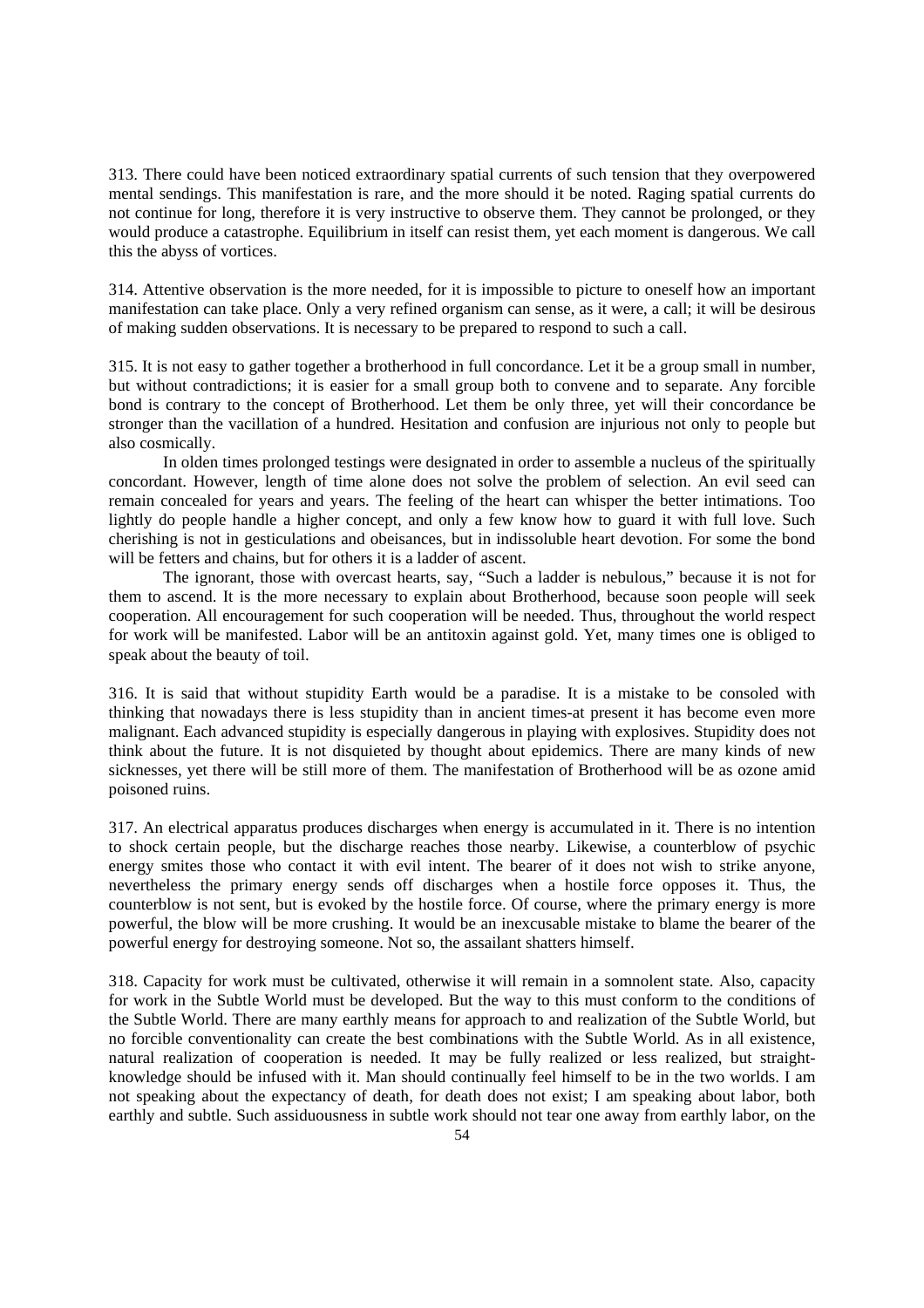313. There could have been noticed extraordinary spatial currents of such tension that they overpowered mental sendings. This manifestation is rare, and the more should it be noted. Raging spatial currents do not continue for long, therefore it is very instructive to observe them. They cannot be prolonged, or they would produce a catastrophe. Equilibrium in itself can resist them, yet each moment is dangerous. We call this the abyss of vortices.

314. Attentive observation is the more needed, for it is impossible to picture to oneself how an important manifestation can take place. Only a very refined organism can sense, as it were, a call; it will be desirous of making sudden observations. It is necessary to be prepared to respond to such a call.

315. It is not easy to gather together a brotherhood in full concordance. Let it be a group small in number, but without contradictions; it is easier for a small group both to convene and to separate. Any forcible bond is contrary to the concept of Brotherhood. Let them be only three, yet will their concordance be stronger than the vacillation of a hundred. Hesitation and confusion are injurious not only to people but also cosmically.

In olden times prolonged testings were designated in order to assemble a nucleus of the spiritually concordant. However, length of time alone does not solve the problem of selection. An evil seed can remain concealed for years and years. The feeling of the heart can whisper the better intimations. Too lightly do people handle a higher concept, and only a few know how to guard it with full love. Such cherishing is not in gesticulations and obeisances, but in indissoluble heart devotion. For some the bond will be fetters and chains, but for others it is a ladder of ascent.

The ignorant, those with overcast hearts, say, "Such a ladder is nebulous," because it is not for them to ascend. It is the more necessary to explain about Brotherhood, because soon people will seek cooperation. All encouragement for such cooperation will be needed. Thus, throughout the world respect for work will be manifested. Labor will be an antitoxin against gold. Yet, many times one is obliged to speak about the beauty of toil.

316. It is said that without stupidity Earth would be a paradise. It is a mistake to be consoled with thinking that nowadays there is less stupidity than in ancient times-at present it has become even more malignant. Each advanced stupidity is especially dangerous in playing with explosives. Stupidity does not think about the future. It is not disquieted by thought about epidemics. There are many kinds of new sicknesses, yet there will be still more of them. The manifestation of Brotherhood will be as ozone amid poisoned ruins.

317. An electrical apparatus produces discharges when energy is accumulated in it. There is no intention to shock certain people, but the discharge reaches those nearby. Likewise, a counterblow of psychic energy smites those who contact it with evil intent. The bearer of it does not wish to strike anyone, nevertheless the primary energy sends off discharges when a hostile force opposes it. Thus, the counterblow is not sent, but is evoked by the hostile force. Of course, where the primary energy is more powerful, the blow will be more crushing. It would be an inexcusable mistake to blame the bearer of the powerful energy for destroying someone. Not so, the assailant shatters himself.

318. Capacity for work must be cultivated, otherwise it will remain in a somnolent state. Also, capacity for work in the Subtle World must be developed. But the way to this must conform to the conditions of the Subtle World. There are many earthly means for approach to and realization of the Subtle World, but no forcible conventionality can create the best combinations with the Subtle World. As in all existence, natural realization of cooperation is needed. It may be fully realized or less realized, but straight-knowledge should be infused with it. Man should continually feel himself to be in the two worlds. I am not speaking about the expectancy of death, for death does not exist; I am speaking about labor, both earthly and subtle. Such assiduousness in subtle work should not tear one away from earthly labor, on the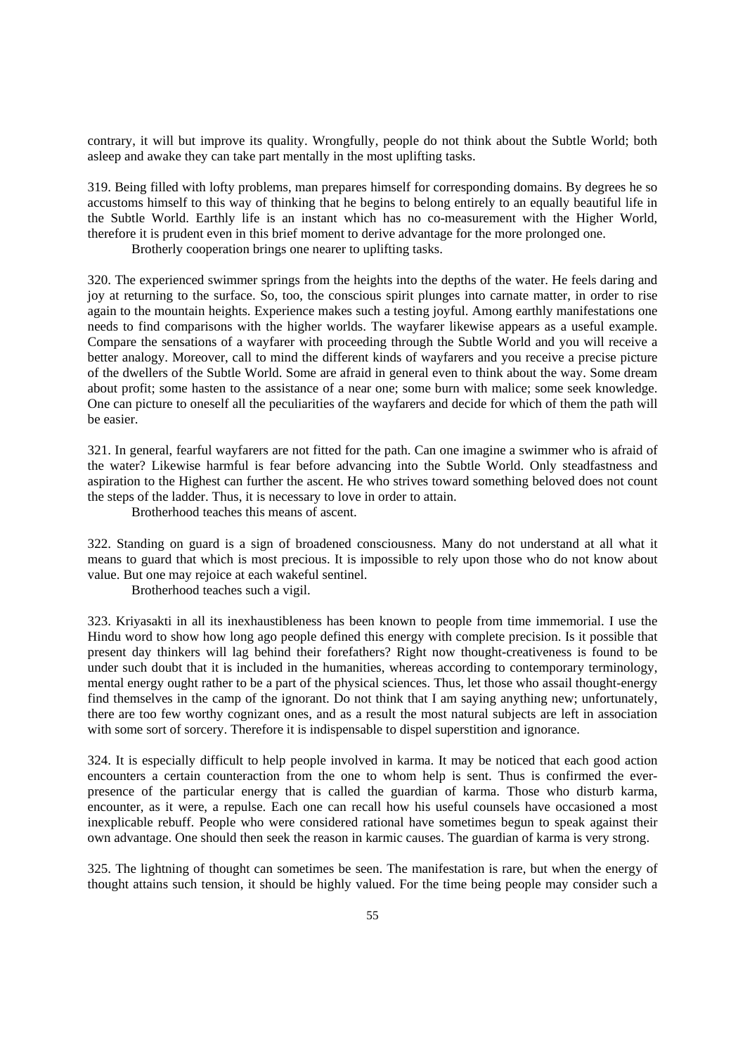contrary, it will but improve its quality. Wrongfully, people do not think about the Subtle World; both asleep and awake they can take part mentally in the most uplifting tasks.

319. Being filled with lofty problems, man prepares himself for corresponding domains. By degrees he so accustoms himself to this way of thinking that he begins to belong entirely to an equally beautiful life in the Subtle World. Earthly life is an instant which has no co-measurement with the Higher World, therefore it is prudent even in this brief moment to derive advantage for the more prolonged one.

Brotherly cooperation brings one nearer to uplifting tasks.

320. The experienced swimmer springs from the heights into the depths of the water. He feels daring and joy at returning to the surface. So, too, the conscious spirit plunges into carnate matter, in order to rise again to the mountain heights. Experience makes such a testing joyful. Among earthly manifestations one needs to find comparisons with the higher worlds. The wayfarer likewise appears as a useful example. Compare the sensations of a wayfarer with proceeding through the Subtle World and you will receive a better analogy. Moreover, call to mind the different kinds of wayfarers and you receive a precise picture of the dwellers of the Subtle World. Some are afraid in general even to think about the way. Some dream about profit; some hasten to the assistance of a near one; some burn with malice; some seek knowledge. One can picture to oneself all the peculiarities of the wayfarers and decide for which of them the path will be easier.

321. In general, fearful wayfarers are not fitted for the path. Can one imagine a swimmer who is afraid of the water? Likewise harmful is fear before advancing into the Subtle World. Only steadfastness and aspiration to the Highest can further the ascent. He who strives toward something beloved does not count the steps of the ladder. Thus, it is necessary to love in order to attain.

Brotherhood teaches this means of ascent.

322. Standing on guard is a sign of broadened consciousness. Many do not understand at all what it means to guard that which is most precious. It is impossible to rely upon those who do not know about value. But one may rejoice at each wakeful sentinel.

Brotherhood teaches such a vigil.

323. Kriyasakti in all its inexhaustibleness has been known to people from time immemorial. I use the Hindu word to show how long ago people defined this energy with complete precision. Is it possible that present day thinkers will lag behind their forefathers? Right now thought-creativeness is found to be under such doubt that it is included in the humanities, whereas according to contemporary terminology, mental energy ought rather to be a part of the physical sciences. Thus, let those who assail thought-energy find themselves in the camp of the ignorant. Do not think that I am saying anything new; unfortunately, there are too few worthy cognizant ones, and as a result the most natural subjects are left in association with some sort of sorcery. Therefore it is indispensable to dispel superstition and ignorance.

324. It is especially difficult to help people involved in karma. It may be noticed that each good action encounters a certain counteraction from the one to whom help is sent. Thus is confirmed the ever-presence of the particular energy that is called the guardian of karma. Those who disturb karma, encounter, as it were, a repulse. Each one can recall how his useful counsels have occasioned a most inexplicable rebuff. People who were considered rational have sometimes begun to speak against their own advantage. One should then seek the reason in karmic causes. The guardian of karma is very strong.

325. The lightning of thought can sometimes be seen. The manifestation is rare, but when the energy of thought attains such tension, it should be highly valued. For the time being people may consider such a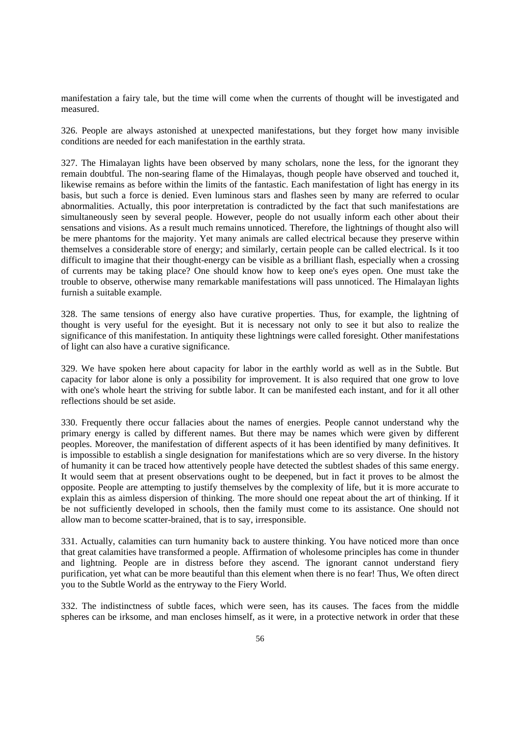manifestation a fairy tale, but the time will come when the currents of thought will be investigated and measured.

326. People are always astonished at unexpected manifestations, but they forget how many invisible conditions are needed for each manifestation in the earthly strata.

327. The Himalayan lights have been observed by many scholars, none the less, for the ignorant they remain doubtful. The non-searing flame of the Himalayas, though people have observed and touched it, likewise remains as before within the limits of the fantastic. Each manifestation of light has energy in its basis, but such a force is denied. Even luminous stars and flashes seen by many are referred to ocular abnormalities. Actually, this poor interpretation is contradicted by the fact that such manifestations are simultaneously seen by several people. However, people do not usually inform each other about their sensations and visions. As a result much remains unnoticed. Therefore, the lightnings of thought also will be mere phantoms for the majority. Yet many animals are called electrical because they preserve within themselves a considerable store of energy; and similarly, certain people can be called electrical. Is it too difficult to imagine that their thought-energy can be visible as a brilliant flash, especially when a crossing of currents may be taking place? One should know how to keep one's eyes open. One must take the trouble to observe, otherwise many remarkable manifestations will pass unnoticed. The Himalayan lights furnish a suitable example.

328. The same tensions of energy also have curative properties. Thus, for example, the lightning of thought is very useful for the eyesight. But it is necessary not only to see it but also to realize the significance of this manifestation. In antiquity these lightnings were called foresight. Other manifestations of light can also have a curative significance.

329. We have spoken here about capacity for labor in the earthly world as well as in the Subtle. But capacity for labor alone is only a possibility for improvement. It is also required that one grow to love with one's whole heart the striving for subtle labor. It can be manifested each instant, and for it all other reflections should be set aside.

330. Frequently there occur fallacies about the names of energies. People cannot understand why the primary energy is called by different names. But there may be names which were given by different peoples. Moreover, the manifestation of different aspects of it has been identified by many definitives. It is impossible to establish a single designation for manifestations which are so very diverse. In the history of humanity it can be traced how attentively people have detected the subtlest shades of this same energy. It would seem that at present observations ought to be deepened, but in fact it proves to be almost the opposite. People are attempting to justify themselves by the complexity of life, but it is more accurate to explain this as aimless dispersion of thinking. The more should one repeat about the art of thinking. If it be not sufficiently developed in schools, then the family must come to its assistance. One should not allow man to become scatter-brained, that is to say, irresponsible.

331. Actually, calamities can turn humanity back to austere thinking. You have noticed more than once that great calamities have transformed a people. Affirmation of wholesome principles has come in thunder and lightning. People are in distress before they ascend. The ignorant cannot understand fiery purification, yet what can be more beautiful than this element when there is no fear! Thus, We often direct you to the Subtle World as the entryway to the Fiery World.

332. The indistinctness of subtle faces, which were seen, has its causes. The faces from the middle spheres can be irksome, and man encloses himself, as it were, in a protective network in order that these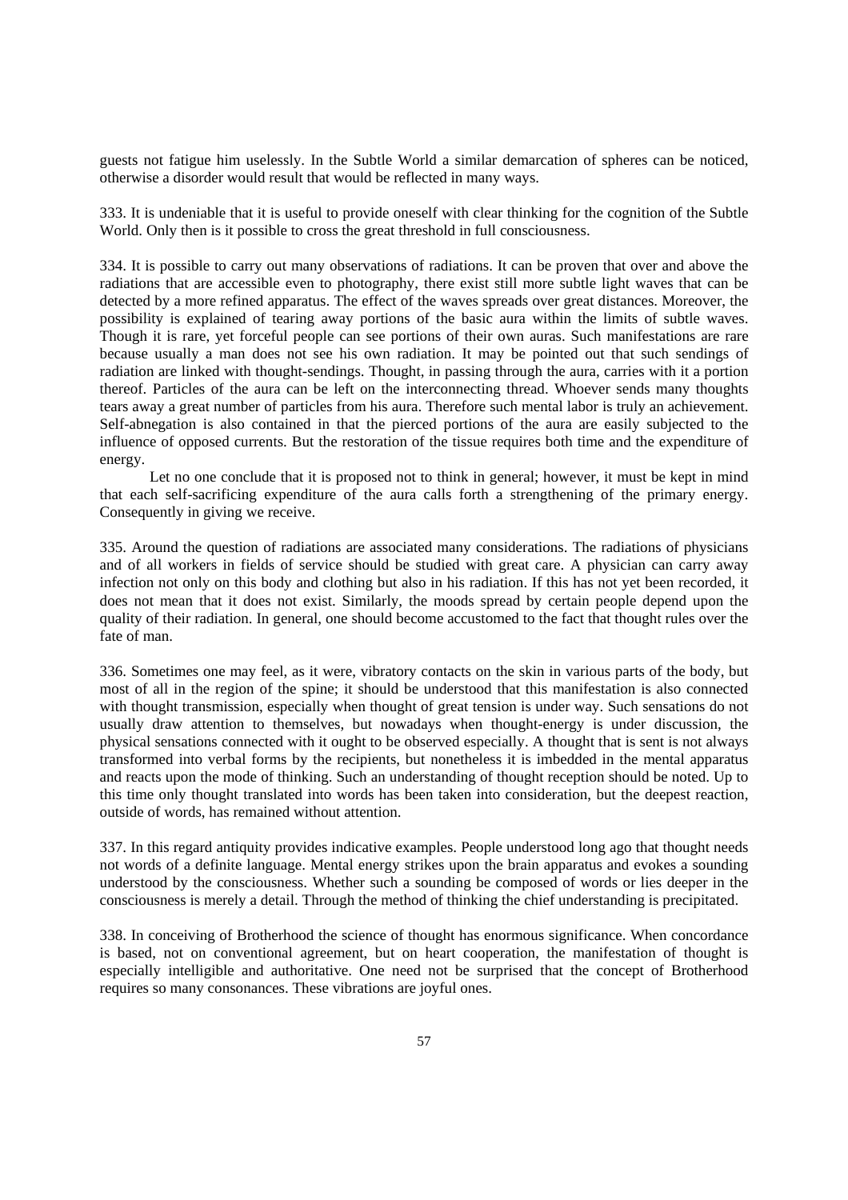guests not fatigue him uselessly. In the Subtle World a similar demarcation of spheres can be noticed, otherwise a disorder would result that would be reflected in many ways.

333. It is undeniable that it is useful to provide oneself with clear thinking for the cognition of the Subtle World. Only then is it possible to cross the great threshold in full consciousness.

334. It is possible to carry out many observations of radiations. It can be proven that over and above the radiations that are accessible even to photography, there exist still more subtle light waves that can be detected by a more refined apparatus. The effect of the waves spreads over great distances. Moreover, the possibility is explained of tearing away portions of the basic aura within the limits of subtle waves. Though it is rare, yet forceful people can see portions of their own auras. Such manifestations are rare because usually a man does not see his own radiation. It may be pointed out that such sendings of radiation are linked with thought-sendings. Thought, in passing through the aura, carries with it a portion thereof. Particles of the aura can be left on the interconnecting thread. Whoever sends many thoughts tears away a great number of particles from his aura. Therefore such mental labor is truly an achievement. Self-abnegation is also contained in that the pierced portions of the aura are easily subjected to the influence of opposed currents. But the restoration of the tissue requires both time and the expenditure of energy.

Let no one conclude that it is proposed not to think in general; however, it must be kept in mind that each self-sacrificing expenditure of the aura calls forth a strengthening of the primary energy. Consequently in giving we receive.

335. Around the question of radiations are associated many considerations. The radiations of physicians and of all workers in fields of service should be studied with great care. A physician can carry away infection not only on this body and clothing but also in his radiation. If this has not yet been recorded, it does not mean that it does not exist. Similarly, the moods spread by certain people depend upon the quality of their radiation. In general, one should become accustomed to the fact that thought rules over the fate of man.

336. Sometimes one may feel, as it were, vibratory contacts on the skin in various parts of the body, but most of all in the region of the spine; it should be understood that this manifestation is also connected with thought transmission, especially when thought of great tension is under way. Such sensations do not usually draw attention to themselves, but nowadays when thought-energy is under discussion, the physical sensations connected with it ought to be observed especially. A thought that is sent is not always transformed into verbal forms by the recipients, but nonetheless it is imbedded in the mental apparatus and reacts upon the mode of thinking. Such an understanding of thought reception should be noted. Up to this time only thought translated into words has been taken into consideration, but the deepest reaction, outside of words, has remained without attention.

337. In this regard antiquity provides indicative examples. People understood long ago that thought needs not words of a definite language. Mental energy strikes upon the brain apparatus and evokes a sounding understood by the consciousness. Whether such a sounding be composed of words or lies deeper in the consciousness is merely a detail. Through the method of thinking the chief understanding is precipitated.

338. In conceiving of Brotherhood the science of thought has enormous significance. When concordance is based, not on conventional agreement, but on heart cooperation, the manifestation of thought is especially intelligible and authoritative. One need not be surprised that the concept of Brotherhood requires so many consonances. These vibrations are joyful ones.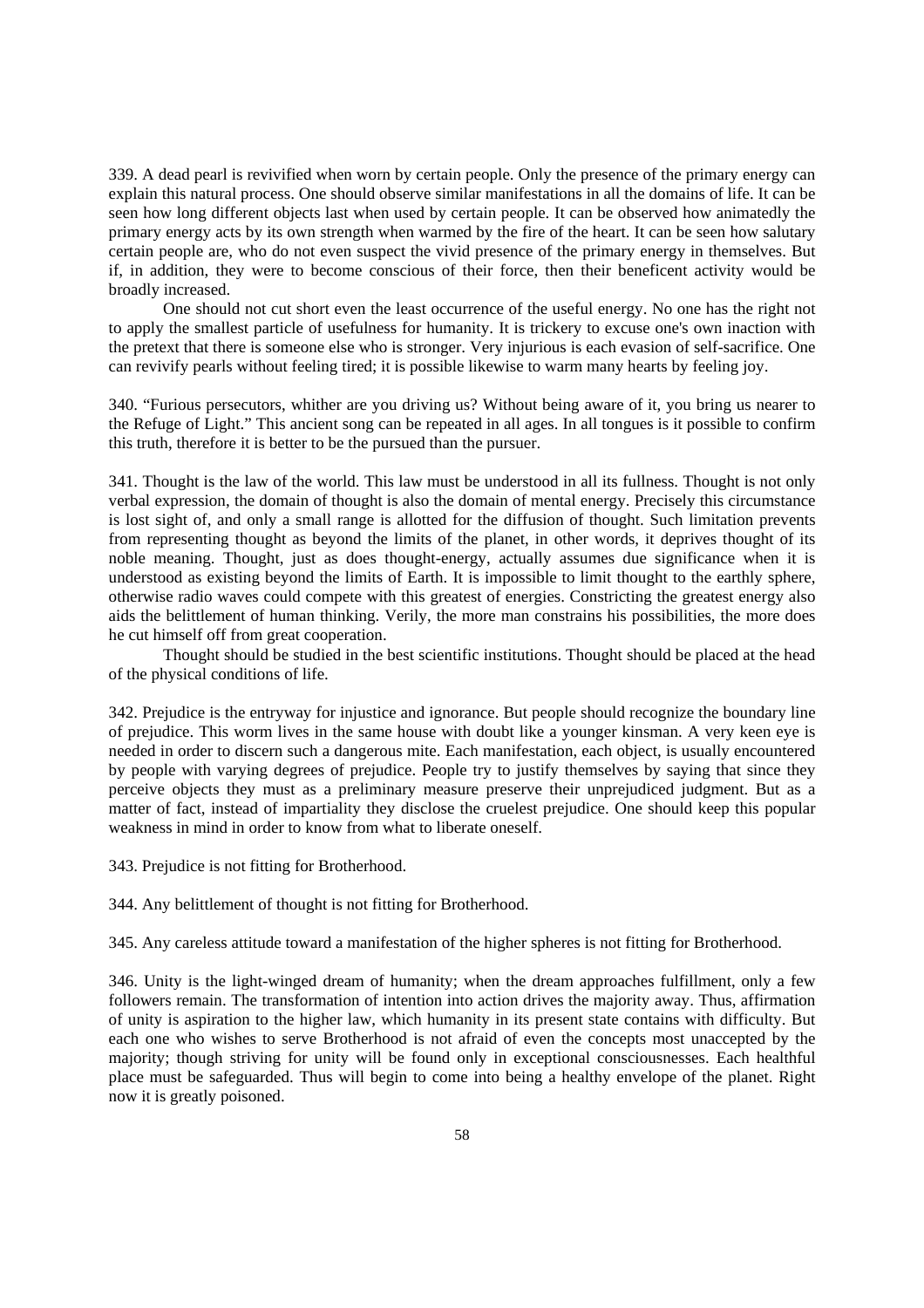339. A dead pearl is revivified when worn by certain people. Only the presence of the primary energy can explain this natural process. One should observe similar manifestations in all the domains of life. It can be seen how long different objects last when used by certain people. It can be observed how animatedly the primary energy acts by its own strength when warmed by the fire of the heart. It can be seen how salutary certain people are, who do not even suspect the vivid presence of the primary energy in themselves. But if, in addition, they were to become conscious of their force, then their beneficent activity would be broadly increased.

One should not cut short even the least occurrence of the useful energy. No one has the right not to apply the smallest particle of usefulness for humanity. It is trickery to excuse one's own inaction with the pretext that there is someone else who is stronger. Very injurious is each evasion of self-sacrifice. One can revivify pearls without feeling tired; it is possible likewise to warm many hearts by feeling joy.

340. "Furious persecutors, whither are you driving us? Without being aware of it, you bring us nearer to the Refuge of Light." This ancient song can be repeated in all ages. In all tongues is it possible to confirm this truth, therefore it is better to be the pursued than the pursuer.

341. Thought is the law of the world. This law must be understood in all its fullness. Thought is not only verbal expression, the domain of thought is also the domain of mental energy. Precisely this circumstance is lost sight of, and only a small range is allotted for the diffusion of thought. Such limitation prevents from representing thought as beyond the limits of the planet, in other words, it deprives thought of its noble meaning. Thought, just as does thought-energy, actually assumes due significance when it is understood as existing beyond the limits of Earth. It is impossible to limit thought to the earthly sphere, otherwise radio waves could compete with this greatest of energies. Constricting the greatest energy also aids the belittlement of human thinking. Verily, the more man constrains his possibilities, the more does he cut himself off from great cooperation.

Thought should be studied in the best scientific institutions. Thought should be placed at the head of the physical conditions of life.

342. Prejudice is the entryway for injustice and ignorance. But people should recognize the boundary line of prejudice. This worm lives in the same house with doubt like a younger kinsman. A very keen eye is needed in order to discern such a dangerous mite. Each manifestation, each object, is usually encountered by people with varying degrees of prejudice. People try to justify themselves by saying that since they perceive objects they must as a preliminary measure preserve their unprejudiced judgment. But as a matter of fact, instead of impartiality they disclose the cruelest prejudice. One should keep this popular weakness in mind in order to know from what to liberate oneself.

343. Prejudice is not fitting for Brotherhood.

344. Any belittlement of thought is not fitting for Brotherhood.

345. Any careless attitude toward a manifestation of the higher spheres is not fitting for Brotherhood.

346. Unity is the light-winged dream of humanity; when the dream approaches fulfillment, only a few followers remain. The transformation of intention into action drives the majority away. Thus, affirmation of unity is aspiration to the higher law, which humanity in its present state contains with difficulty. But each one who wishes to serve Brotherhood is not afraid of even the concepts most unaccepted by the majority; though striving for unity will be found only in exceptional consciousnesses. Each healthful place must be safeguarded. Thus will begin to come into being a healthy envelope of the planet. Right now it is greatly poisoned.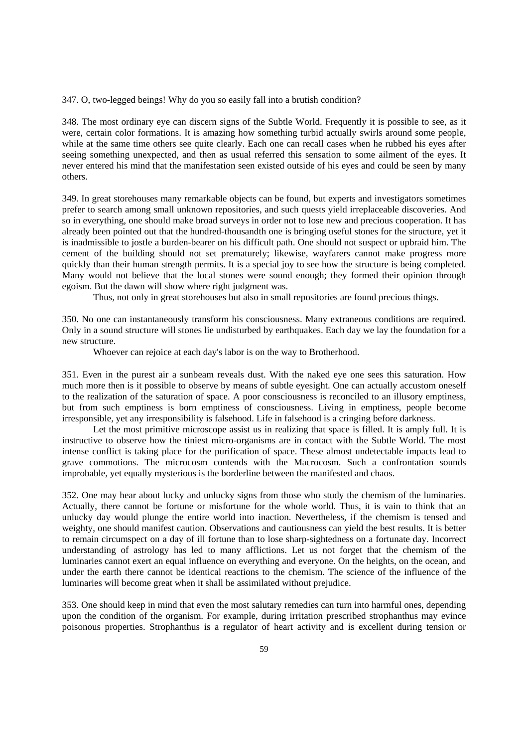347. O, two-legged beings! Why do you so easily fall into a brutish condition?

348. The most ordinary eye can discern signs of the Subtle World. Frequently it is possible to see, as it were, certain color formations. It is amazing how something turbid actually swirls around some people, while at the same time others see quite clearly. Each one can recall cases when he rubbed his eyes after seeing something unexpected, and then as usual referred this sensation to some ailment of the eyes. It never entered his mind that the manifestation seen existed outside of his eyes and could be seen by many others.

349. In great storehouses many remarkable objects can be found, but experts and investigators sometimes prefer to search among small unknown repositories, and such quests yield irreplaceable discoveries. And so in everything, one should make broad surveys in order not to lose new and precious cooperation. It has already been pointed out that the hundred-thousandth one is bringing useful stones for the structure, yet it is inadmissible to jostle a burden-bearer on his difficult path. One should not suspect or upbraid him. The cement of the building should not set prematurely; likewise, wayfarers cannot make progress more quickly than their human strength permits. It is a special joy to see how the structure is being completed. Many would not believe that the local stones were sound enough; they formed their opinion through egoism. But the dawn will show where right judgment was.

Thus, not only in great storehouses but also in small repositories are found precious things.

350. No one can instantaneously transform his consciousness. Many extraneous conditions are required. Only in a sound structure will stones lie undisturbed by earthquakes. Each day we lay the foundation for a new structure.

Whoever can rejoice at each day's labor is on the way to Brotherhood.

351. Even in the purest air a sunbeam reveals dust. With the naked eye one sees this saturation. How much more then is it possible to observe by means of subtle eyesight. One can actually accustom oneself to the realization of the saturation of space. A poor consciousness is reconciled to an illusory emptiness, but from such emptiness is born emptiness of consciousness. Living in emptiness, people become irresponsible, yet any irresponsibility is falsehood. Life in falsehood is a cringing before darkness.

Let the most primitive microscope assist us in realizing that space is filled. It is amply full. It is instructive to observe how the tiniest micro-organisms are in contact with the Subtle World. The most intense conflict is taking place for the purification of space. These almost undetectable impacts lead to grave commotions. The microcosm contends with the Macrocosm. Such a confrontation sounds improbable, yet equally mysterious is the borderline between the manifested and chaos.

352. One may hear about lucky and unlucky signs from those who study the chemism of the luminaries. Actually, there cannot be fortune or misfortune for the whole world. Thus, it is vain to think that an unlucky day would plunge the entire world into inaction. Nevertheless, if the chemism is tensed and weighty, one should manifest caution. Observations and cautiousness can yield the best results. It is better to remain circumspect on a day of ill fortune than to lose sharp-sightedness on a fortunate day. Incorrect understanding of astrology has led to many afflictions. Let us not forget that the chemism of the luminaries cannot exert an equal influence on everything and everyone. On the heights, on the ocean, and under the earth there cannot be identical reactions to the chemism. The science of the influence of the luminaries will become great when it shall be assimilated without prejudice.

353. One should keep in mind that even the most salutary remedies can turn into harmful ones, depending upon the condition of the organism. For example, during irritation prescribed strophanthus may evince poisonous properties. Strophanthus is a regulator of heart activity and is excellent during tension or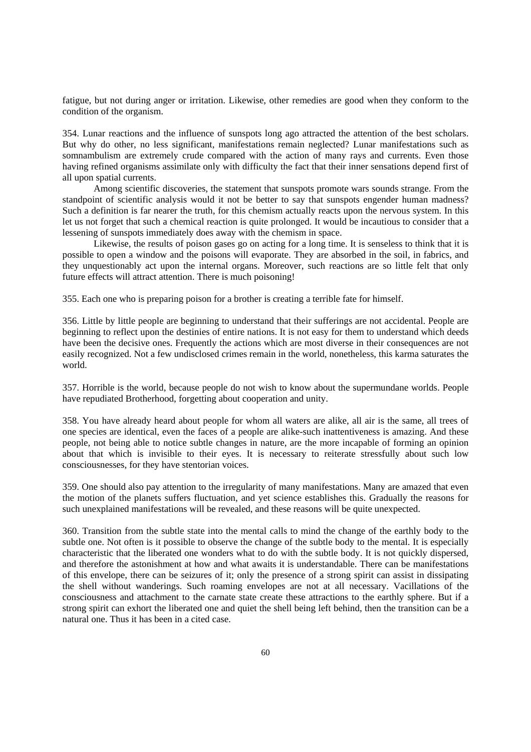fatigue, but not during anger or irritation. Likewise, other remedies are good when they conform to the condition of the organism.

354. Lunar reactions and the influence of sunspots long ago attracted the attention of the best scholars. But why do other, no less significant, manifestations remain neglected? Lunar manifestations such as somnambulism are extremely crude compared with the action of many rays and currents. Even those having refined organisms assimilate only with difficulty the fact that their inner sensations depend first of all upon spatial currents.

Among scientific discoveries, the statement that sunspots promote wars sounds strange. From the standpoint of scientific analysis would it not be better to say that sunspots engender human madness? Such a definition is far nearer the truth, for this chemism actually reacts upon the nervous system. In this let us not forget that such a chemical reaction is quite prolonged. It would be incautious to consider that a lessening of sunspots immediately does away with the chemism in space.

Likewise, the results of poison gases go on acting for a long time. It is senseless to think that it is possible to open a window and the poisons will evaporate. They are absorbed in the soil, in fabrics, and they unquestionably act upon the internal organs. Moreover, such reactions are so little felt that only future effects will attract attention. There is much poisoning!

355. Each one who is preparing poison for a brother is creating a terrible fate for himself.

356. Little by little people are beginning to understand that their sufferings are not accidental. People are beginning to reflect upon the destinies of entire nations. It is not easy for them to understand which deeds have been the decisive ones. Frequently the actions which are most diverse in their consequences are not easily recognized. Not a few undisclosed crimes remain in the world, nonetheless, this karma saturates the world.

357. Horrible is the world, because people do not wish to know about the supermundane worlds. People have repudiated Brotherhood, forgetting about cooperation and unity.

358. You have already heard about people for whom all waters are alike, all air is the same, all trees of one species are identical, even the faces of a people are alike-such inattentiveness is amazing. And these people, not being able to notice subtle changes in nature, are the more incapable of forming an opinion about that which is invisible to their eyes. It is necessary to reiterate stressfully about such low consciousnesses, for they have stentorian voices.

359. One should also pay attention to the irregularity of many manifestations. Many are amazed that even the motion of the planets suffers fluctuation, and yet science establishes this. Gradually the reasons for such unexplained manifestations will be revealed, and these reasons will be quite unexpected.

360. Transition from the subtle state into the mental calls to mind the change of the earthly body to the subtle one. Not often is it possible to observe the change of the subtle body to the mental. It is especially characteristic that the liberated one wonders what to do with the subtle body. It is not quickly dispersed, and therefore the astonishment at how and what awaits it is understandable. There can be manifestations of this envelope, there can be seizures of it; only the presence of a strong spirit can assist in dissipating the shell without wanderings. Such roaming envelopes are not at all necessary. Vacillations of the consciousness and attachment to the carnate state create these attractions to the earthly sphere. But if a strong spirit can exhort the liberated one and quiet the shell being left behind, then the transition can be a natural one. Thus it has been in a cited case.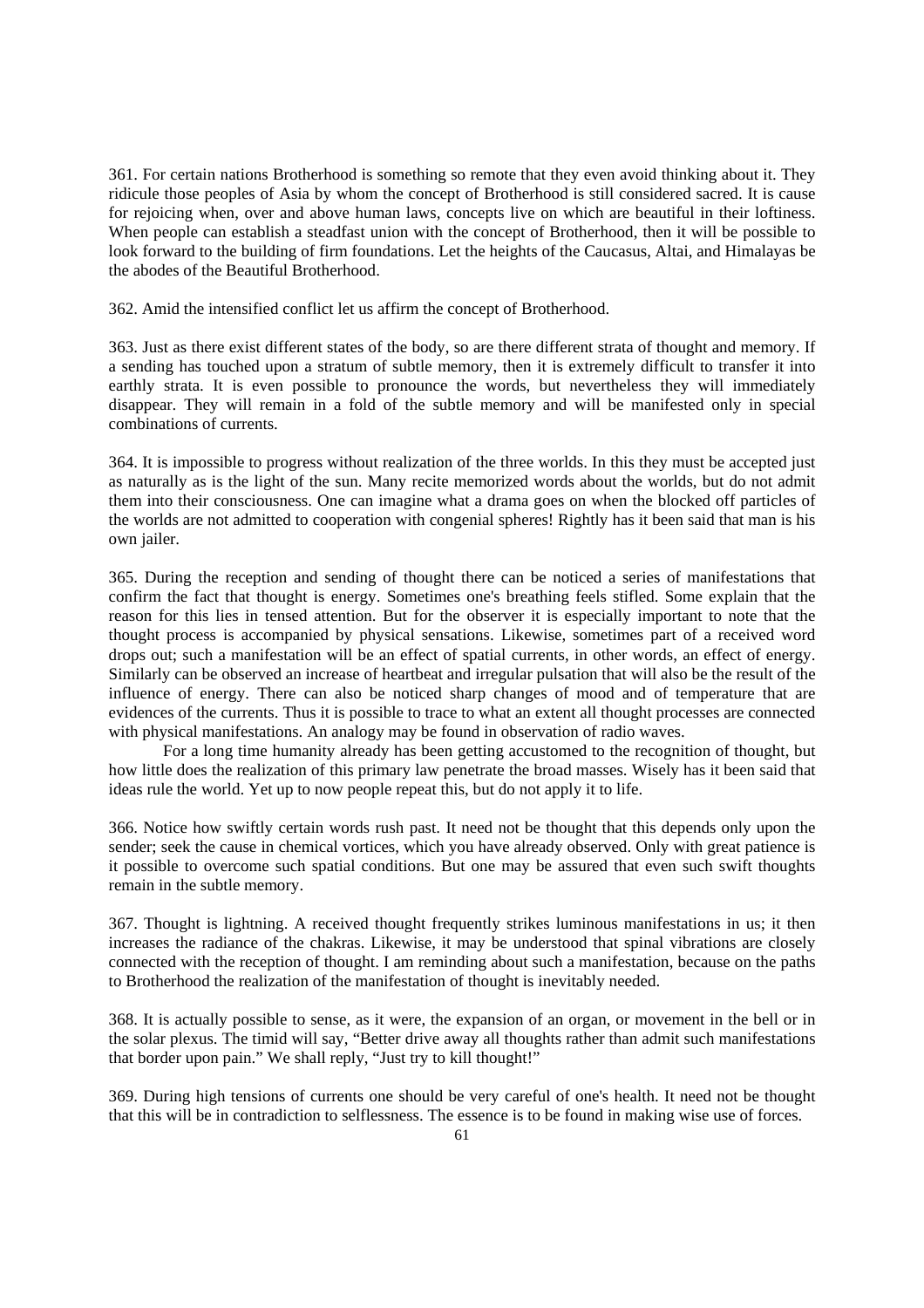361. For certain nations Brotherhood is something so remote that they even avoid thinking about it. They ridicule those peoples of Asia by whom the concept of Brotherhood is still considered sacred. It is cause for rejoicing when, over and above human laws, concepts live on which are beautiful in their loftiness. When people can establish a steadfast union with the concept of Brotherhood, then it will be possible to look forward to the building of firm foundations. Let the heights of the Caucasus, Altai, and Himalayas be the abodes of the Beautiful Brotherhood.

362. Amid the intensified conflict let us affirm the concept of Brotherhood.

363. Just as there exist different states of the body, so are there different strata of thought and memory. If a sending has touched upon a stratum of subtle memory, then it is extremely difficult to transfer it into earthly strata. It is even possible to pronounce the words, but nevertheless they will immediately disappear. They will remain in a fold of the subtle memory and will be manifested only in special combinations of currents.

364. It is impossible to progress without realization of the three worlds. In this they must be accepted just as naturally as is the light of the sun. Many recite memorized words about the worlds, but do not admit them into their consciousness. One can imagine what a drama goes on when the blocked off particles of the worlds are not admitted to cooperation with congenial spheres! Rightly has it been said that man is his own jailer.

365. During the reception and sending of thought there can be noticed a series of manifestations that confirm the fact that thought is energy. Sometimes one's breathing feels stifled. Some explain that the reason for this lies in tensed attention. But for the observer it is especially important to note that the thought process is accompanied by physical sensations. Likewise, sometimes part of a received word drops out; such a manifestation will be an effect of spatial currents, in other words, an effect of energy. Similarly can be observed an increase of heartbeat and irregular pulsation that will also be the result of the influence of energy. There can also be noticed sharp changes of mood and of temperature that are evidences of the currents. Thus it is possible to trace to what an extent all thought processes are connected with physical manifestations. An analogy may be found in observation of radio waves.

For a long time humanity already has been getting accustomed to the recognition of thought, but how little does the realization of this primary law penetrate the broad masses. Wisely has it been said that ideas rule the world. Yet up to now people repeat this, but do not apply it to life.

366. Notice how swiftly certain words rush past. It need not be thought that this depends only upon the sender; seek the cause in chemical vortices, which you have already observed. Only with great patience is it possible to overcome such spatial conditions. But one may be assured that even such swift thoughts remain in the subtle memory.

367. Thought is lightning. A received thought frequently strikes luminous manifestations in us; it then increases the radiance of the chakras. Likewise, it may be understood that spinal vibrations are closely connected with the reception of thought. I am reminding about such a manifestation, because on the paths to Brotherhood the realization of the manifestation of thought is inevitably needed.

368. It is actually possible to sense, as it were, the expansion of an organ, or movement in the bell or in the solar plexus. The timid will say, "Better drive away all thoughts rather than admit such manifestations that border upon pain." We shall reply, "Just try to kill thought!"

369. During high tensions of currents one should be very careful of one's health. It need not be thought that this will be in contradiction to selflessness. The essence is to be found in making wise use of forces.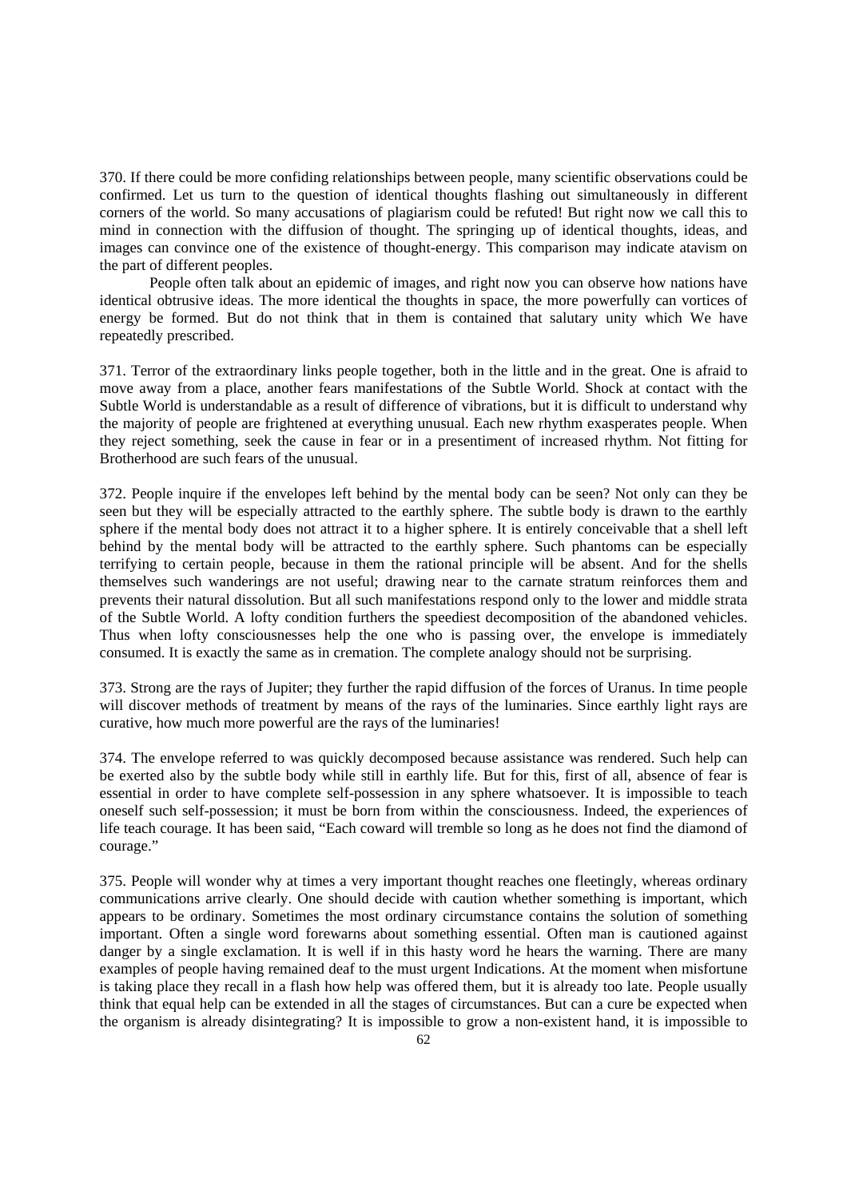370. If there could be more confiding relationships between people, many scientific observations could be confirmed. Let us turn to the question of identical thoughts flashing out simultaneously in different corners of the world. So many accusations of plagiarism could be refuted! But right now we call this to mind in connection with the diffusion of thought. The springing up of identical thoughts, ideas, and images can convince one of the existence of thought-energy. This comparison may indicate atavism on the part of different peoples.

People often talk about an epidemic of images, and right now you can observe how nations have identical obtrusive ideas. The more identical the thoughts in space, the more powerfully can vortices of energy be formed. But do not think that in them is contained that salutary unity which We have repeatedly prescribed.

371. Terror of the extraordinary links people together, both in the little and in the great. One is afraid to move away from a place, another fears manifestations of the Subtle World. Shock at contact with the Subtle World is understandable as a result of difference of vibrations, but it is difficult to understand why the majority of people are frightened at everything unusual. Each new rhythm exasperates people. When they reject something, seek the cause in fear or in a presentiment of increased rhythm. Not fitting for Brotherhood are such fears of the unusual.

372. People inquire if the envelopes left behind by the mental body can be seen? Not only can they be seen but they will be especially attracted to the earthly sphere. The subtle body is drawn to the earthly sphere if the mental body does not attract it to a higher sphere. It is entirely conceivable that a shell left behind by the mental body will be attracted to the earthly sphere. Such phantoms can be especially terrifying to certain people, because in them the rational principle will be absent. And for the shells themselves such wanderings are not useful; drawing near to the carnate stratum reinforces them and prevents their natural dissolution. But all such manifestations respond only to the lower and middle strata of the Subtle World. A lofty condition furthers the speediest decomposition of the abandoned vehicles. Thus when lofty consciousnesses help the one who is passing over, the envelope is immediately consumed. It is exactly the same as in cremation. The complete analogy should not be surprising.

373. Strong are the rays of Jupiter; they further the rapid diffusion of the forces of Uranus. In time people will discover methods of treatment by means of the rays of the luminaries. Since earthly light rays are curative, how much more powerful are the rays of the luminaries!

374. The envelope referred to was quickly decomposed because assistance was rendered. Such help can be exerted also by the subtle body while still in earthly life. But for this, first of all, absence of fear is essential in order to have complete self-possession in any sphere whatsoever. It is impossible to teach oneself such self-possession; it must be born from within the consciousness. Indeed, the experiences of life teach courage. It has been said, "Each coward will tremble so long as he does not find the diamond of courage."

375. People will wonder why at times a very important thought reaches one fleetingly, whereas ordinary communications arrive clearly. One should decide with caution whether something is important, which appears to be ordinary. Sometimes the most ordinary circumstance contains the solution of something important. Often a single word forewarns about something essential. Often man is cautioned against danger by a single exclamation. It is well if in this hasty word he hears the warning. There are many examples of people having remained deaf to the must urgent Indications. At the moment when misfortune is taking place they recall in a flash how help was offered them, but it is already too late. People usually think that equal help can be extended in all the stages of circumstances. But can a cure be expected when the organism is already disintegrating? It is impossible to grow a non-existent hand, it is impossible to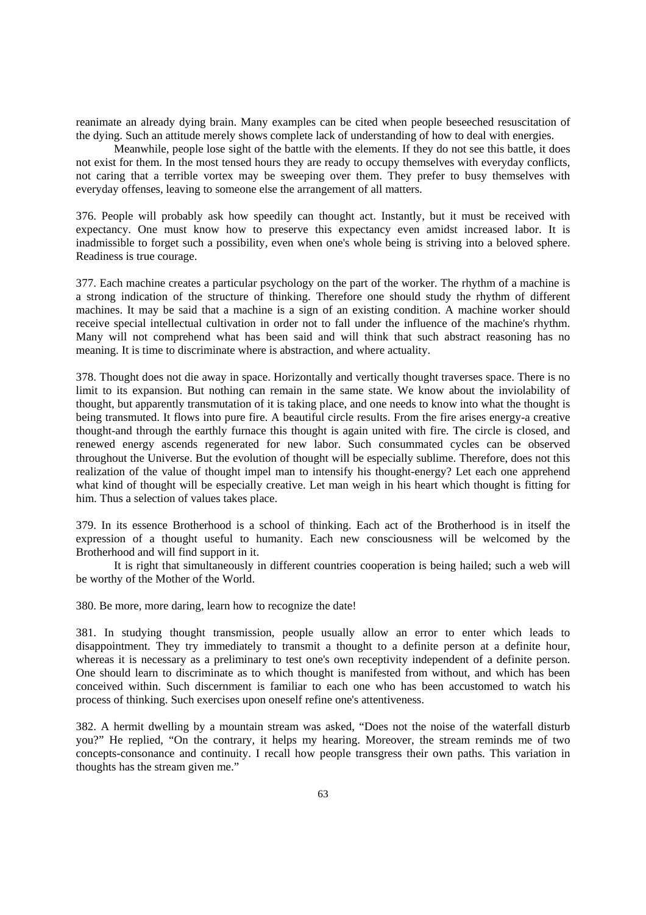reanimate an already dying brain. Many examples can be cited when people beseeched resuscitation of the dying. Such an attitude merely shows complete lack of understanding of how to deal with energies.

Meanwhile, people lose sight of the battle with the elements. If they do not see this battle, it does not exist for them. In the most tensed hours they are ready to occupy themselves with everyday conflicts, not caring that a terrible vortex may be sweeping over them. They prefer to busy themselves with everyday offenses, leaving to someone else the arrangement of all matters.

376. People will probably ask how speedily can thought act. Instantly, but it must be received with expectancy. One must know how to preserve this expectancy even amidst increased labor. It is inadmissible to forget such a possibility, even when one's whole being is striving into a beloved sphere. Readiness is true courage.

377. Each machine creates a particular psychology on the part of the worker. The rhythm of a machine is a strong indication of the structure of thinking. Therefore one should study the rhythm of different machines. It may be said that a machine is a sign of an existing condition. A machine worker should receive special intellectual cultivation in order not to fall under the influence of the machine's rhythm. Many will not comprehend what has been said and will think that such abstract reasoning has no meaning. It is time to discriminate where is abstraction, and where actuality.

378. Thought does not die away in space. Horizontally and vertically thought traverses space. There is no limit to its expansion. But nothing can remain in the same state. We know about the inviolability of thought, but apparently transmutation of it is taking place, and one needs to know into what the thought is being transmuted. It flows into pure fire. A beautiful circle results. From the fire arises energy-a creative thought-and through the earthly furnace this thought is again united with fire. The circle is closed, and renewed energy ascends regenerated for new labor. Such consummated cycles can be observed throughout the Universe. But the evolution of thought will be especially sublime. Therefore, does not this realization of the value of thought impel man to intensify his thought-energy? Let each one apprehend what kind of thought will be especially creative. Let man weigh in his heart which thought is fitting for him. Thus a selection of values takes place.

379. In its essence Brotherhood is a school of thinking. Each act of the Brotherhood is in itself the expression of a thought useful to humanity. Each new consciousness will be welcomed by the Brotherhood and will find support in it.

It is right that simultaneously in different countries cooperation is being hailed; such a web will be worthy of the Mother of the World.

380. Be more, more daring, learn how to recognize the date!

381. In studying thought transmission, people usually allow an error to enter which leads to disappointment. They try immediately to transmit a thought to a definite person at a definite hour, whereas it is necessary as a preliminary to test one's own receptivity independent of a definite person. One should learn to discriminate as to which thought is manifested from without, and which has been conceived within. Such discernment is familiar to each one who has been accustomed to watch his process of thinking. Such exercises upon oneself refine one's attentiveness.

382. A hermit dwelling by a mountain stream was asked, "Does not the noise of the waterfall disturb you?" He replied, "On the contrary, it helps my hearing. Moreover, the stream reminds me of two concepts-consonance and continuity. I recall how people transgress their own paths. This variation in thoughts has the stream given me."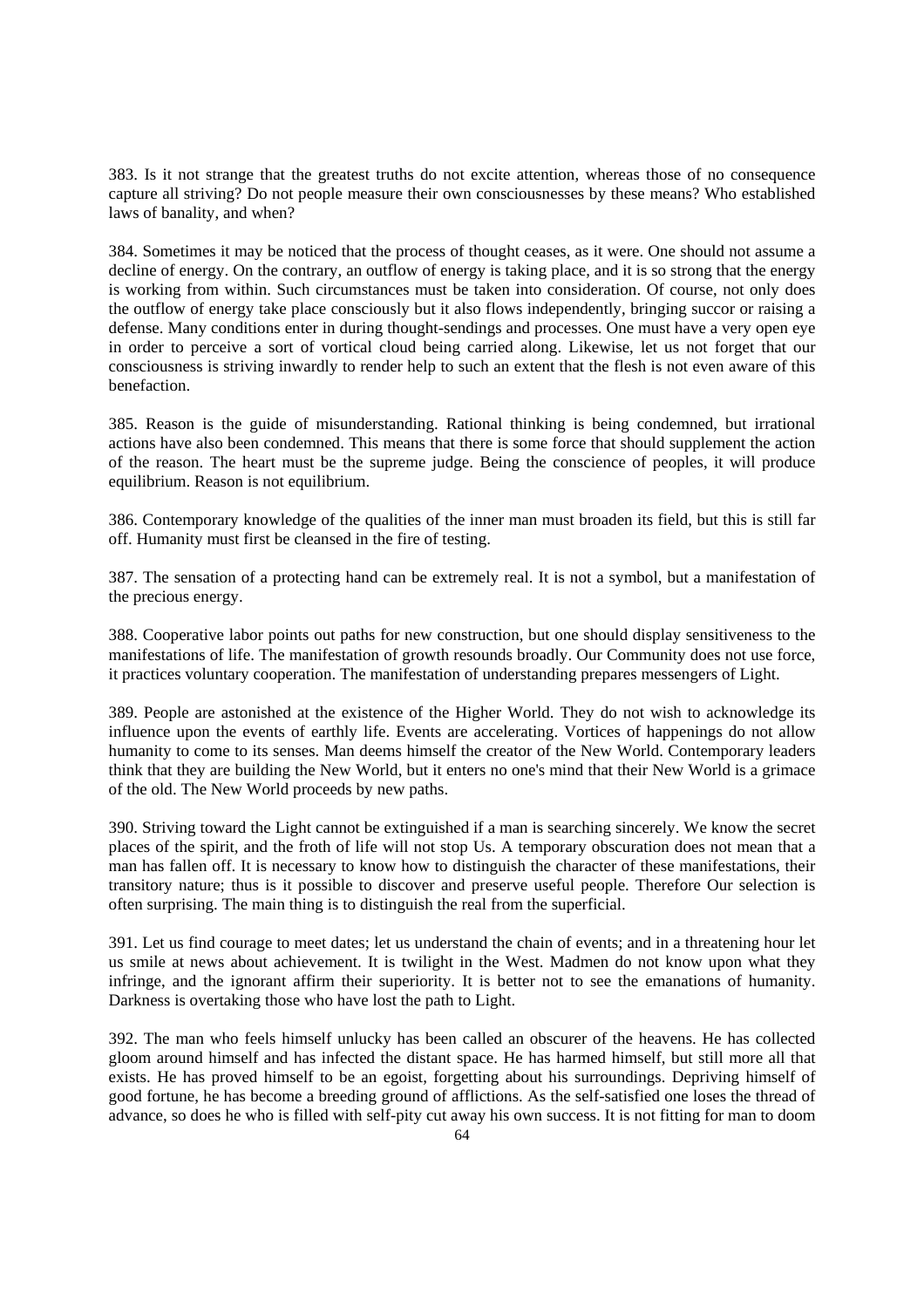383. Is it not strange that the greatest truths do not excite attention, whereas those of no consequence capture all striving? Do not people measure their own consciousnesses by these means? Who established laws of banality, and when?

384. Sometimes it may be noticed that the process of thought ceases, as it were. One should not assume a decline of energy. On the contrary, an outflow of energy is taking place, and it is so strong that the energy is working from within. Such circumstances must be taken into consideration. Of course, not only does the outflow of energy take place consciously but it also flows independently, bringing succor or raising a defense. Many conditions enter in during thought-sendings and processes. One must have a very open eye in order to perceive a sort of vortical cloud being carried along. Likewise, let us not forget that our consciousness is striving inwardly to render help to such an extent that the flesh is not even aware of this benefaction.

385. Reason is the guide of misunderstanding. Rational thinking is being condemned, but irrational actions have also been condemned. This means that there is some force that should supplement the action of the reason. The heart must be the supreme judge. Being the conscience of peoples, it will produce equilibrium. Reason is not equilibrium.

386. Contemporary knowledge of the qualities of the inner man must broaden its field, but this is still far off. Humanity must first be cleansed in the fire of testing.

387. The sensation of a protecting hand can be extremely real. It is not a symbol, but a manifestation of the precious energy.

388. Cooperative labor points out paths for new construction, but one should display sensitiveness to the manifestations of life. The manifestation of growth resounds broadly. Our Community does not use force, it practices voluntary cooperation. The manifestation of understanding prepares messengers of Light.

389. People are astonished at the existence of the Higher World. They do not wish to acknowledge its influence upon the events of earthly life. Events are accelerating. Vortices of happenings do not allow humanity to come to its senses. Man deems himself the creator of the New World. Contemporary leaders think that they are building the New World, but it enters no one's mind that their New World is a grimace of the old. The New World proceeds by new paths.

390. Striving toward the Light cannot be extinguished if a man is searching sincerely. We know the secret places of the spirit, and the froth of life will not stop Us. A temporary obscuration does not mean that a man has fallen off. It is necessary to know how to distinguish the character of these manifestations, their transitory nature; thus is it possible to discover and preserve useful people. Therefore Our selection is often surprising. The main thing is to distinguish the real from the superficial.

391. Let us find courage to meet dates; let us understand the chain of events; and in a threatening hour let us smile at news about achievement. It is twilight in the West. Madmen do not know upon what they infringe, and the ignorant affirm their superiority. It is better not to see the emanations of humanity. Darkness is overtaking those who have lost the path to Light.

392. The man who feels himself unlucky has been called an obscurer of the heavens. He has collected gloom around himself and has infected the distant space. He has harmed himself, but still more all that exists. He has proved himself to be an egoist, forgetting about his surroundings. Depriving himself of good fortune, he has become a breeding ground of afflictions. As the self-satisfied one loses the thread of advance, so does he who is filled with self-pity cut away his own success. It is not fitting for man to doom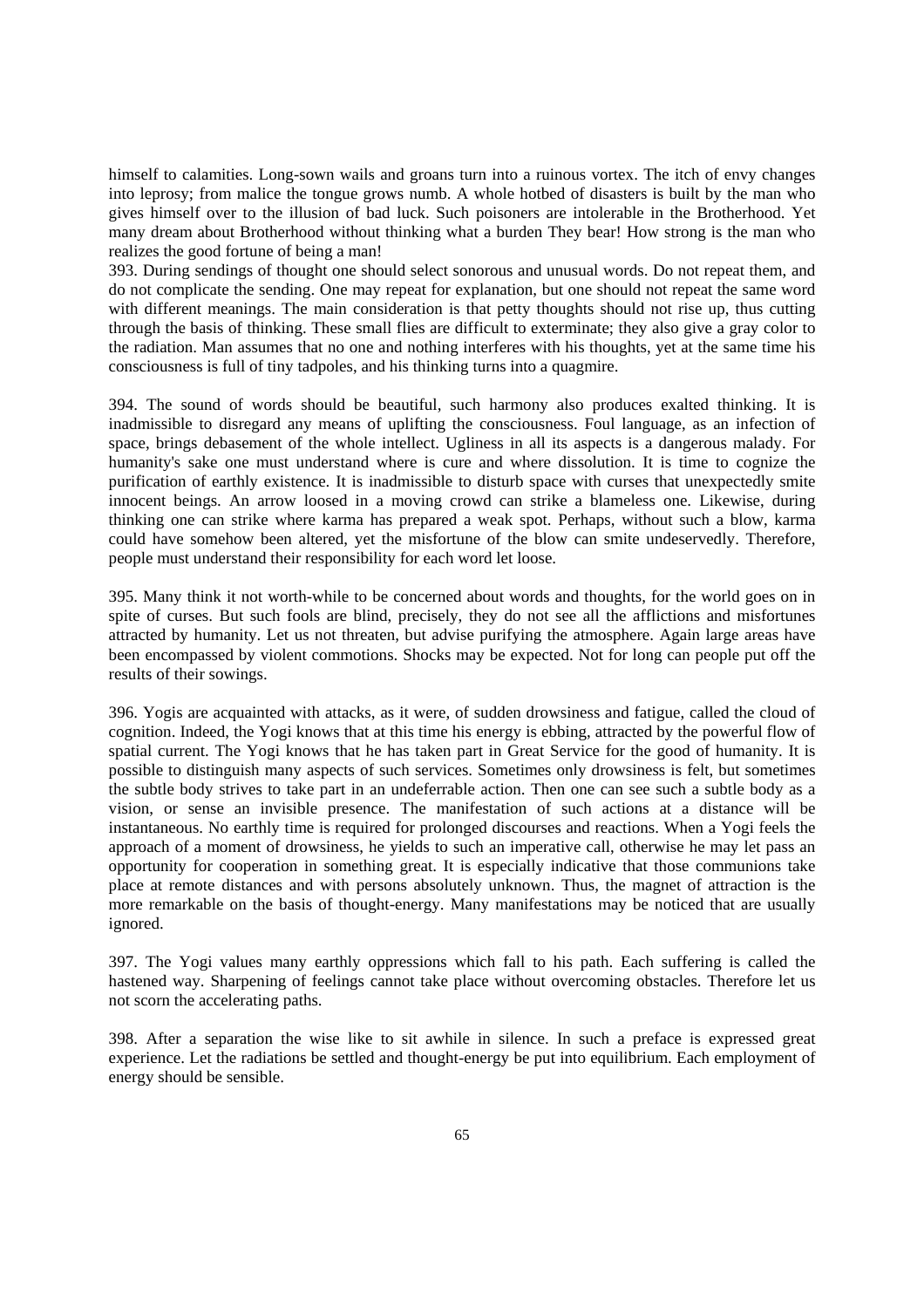himself to calamities. Long-sown wails and groans turn into a ruinous vortex. The itch of envy changes into leprosy; from malice the tongue grows numb. A whole hotbed of disasters is built by the man who gives himself over to the illusion of bad luck. Such poisoners are intolerable in the Brotherhood. Yet many dream about Brotherhood without thinking what a burden They bear! How strong is the man who realizes the good fortune of being a man!

393. During sendings of thought one should select sonorous and unusual words. Do not repeat them, and do not complicate the sending. One may repeat for explanation, but one should not repeat the same word with different meanings. The main consideration is that petty thoughts should not rise up, thus cutting through the basis of thinking. These small flies are difficult to exterminate; they also give a gray color to the radiation. Man assumes that no one and nothing interferes with his thoughts, yet at the same time his consciousness is full of tiny tadpoles, and his thinking turns into a quagmire.

394. The sound of words should be beautiful, such harmony also produces exalted thinking. It is inadmissible to disregard any means of uplifting the consciousness. Foul language, as an infection of space, brings debasement of the whole intellect. Ugliness in all its aspects is a dangerous malady. For humanity's sake one must understand where is cure and where dissolution. It is time to cognize the purification of earthly existence. It is inadmissible to disturb space with curses that unexpectedly smite innocent beings. An arrow loosed in a moving crowd can strike a blameless one. Likewise, during thinking one can strike where karma has prepared a weak spot. Perhaps, without such a blow, karma could have somehow been altered, yet the misfortune of the blow can smite undeservedly. Therefore, people must understand their responsibility for each word let loose.

395. Many think it not worth-while to be concerned about words and thoughts, for the world goes on in spite of curses. But such fools are blind, precisely, they do not see all the afflictions and misfortunes attracted by humanity. Let us not threaten, but advise purifying the atmosphere. Again large areas have been encompassed by violent commotions. Shocks may be expected. Not for long can people put off the results of their sowings.

396. Yogis are acquainted with attacks, as it were, of sudden drowsiness and fatigue, called the cloud of cognition. Indeed, the Yogi knows that at this time his energy is ebbing, attracted by the powerful flow of spatial current. The Yogi knows that he has taken part in Great Service for the good of humanity. It is possible to distinguish many aspects of such services. Sometimes only drowsiness is felt, but sometimes the subtle body strives to take part in an undeferrable action. Then one can see such a subtle body as a vision, or sense an invisible presence. The manifestation of such actions at a distance will be instantaneous. No earthly time is required for prolonged discourses and reactions. When a Yogi feels the approach of a moment of drowsiness, he yields to such an imperative call, otherwise he may let pass an opportunity for cooperation in something great. It is especially indicative that those communions take place at remote distances and with persons absolutely unknown. Thus, the magnet of attraction is the more remarkable on the basis of thought-energy. Many manifestations may be noticed that are usually ignored.

397. The Yogi values many earthly oppressions which fall to his path. Each suffering is called the hastened way. Sharpening of feelings cannot take place without overcoming obstacles. Therefore let us not scorn the accelerating paths.

398. After a separation the wise like to sit awhile in silence. In such a preface is expressed great experience. Let the radiations be settled and thought-energy be put into equilibrium. Each employment of energy should be sensible.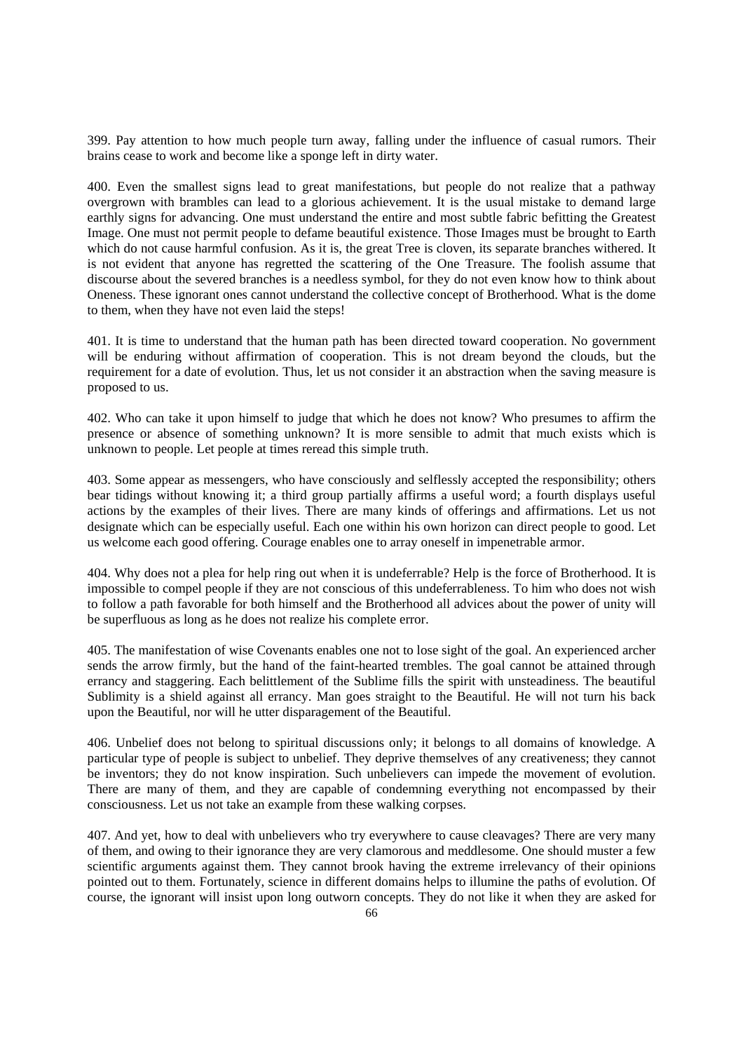399. Pay attention to how much people turn away, falling under the influence of casual rumors. Their brains cease to work and become like a sponge left in dirty water.

400. Even the smallest signs lead to great manifestations, but people do not realize that a pathway overgrown with brambles can lead to a glorious achievement. It is the usual mistake to demand large earthly signs for advancing. One must understand the entire and most subtle fabric befitting the Greatest Image. One must not permit people to defame beautiful existence. Those Images must be brought to Earth which do not cause harmful confusion. As it is, the great Tree is cloven, its separate branches withered. It is not evident that anyone has regretted the scattering of the One Treasure. The foolish assume that discourse about the severed branches is a needless symbol, for they do not even know how to think about Oneness. These ignorant ones cannot understand the collective concept of Brotherhood. What is the dome to them, when they have not even laid the steps!

401. It is time to understand that the human path has been directed toward cooperation. No government will be enduring without affirmation of cooperation. This is not dream beyond the clouds, but the requirement for a date of evolution. Thus, let us not consider it an abstraction when the saving measure is proposed to us.

402. Who can take it upon himself to judge that which he does not know? Who presumes to affirm the presence or absence of something unknown? It is more sensible to admit that much exists which is unknown to people. Let people at times reread this simple truth.

403. Some appear as messengers, who have consciously and selflessly accepted the responsibility; others bear tidings without knowing it; a third group partially affirms a useful word; a fourth displays useful actions by the examples of their lives. There are many kinds of offerings and affirmations. Let us not designate which can be especially useful. Each one within his own horizon can direct people to good. Let us welcome each good offering. Courage enables one to array oneself in impenetrable armor.

404. Why does not a plea for help ring out when it is undeferrable? Help is the force of Brotherhood. It is impossible to compel people if they are not conscious of this undeferrableness. To him who does not wish to follow a path favorable for both himself and the Brotherhood all advices about the power of unity will be superfluous as long as he does not realize his complete error.

405. The manifestation of wise Covenants enables one not to lose sight of the goal. An experienced archer sends the arrow firmly, but the hand of the faint-hearted trembles. The goal cannot be attained through errancy and staggering. Each belittlement of the Sublime fills the spirit with unsteadiness. The beautiful Sublimity is a shield against all errancy. Man goes straight to the Beautiful. He will not turn his back upon the Beautiful, nor will he utter disparagement of the Beautiful.

406. Unbelief does not belong to spiritual discussions only; it belongs to all domains of knowledge. A particular type of people is subject to unbelief. They deprive themselves of any creativeness; they cannot be inventors; they do not know inspiration. Such unbelievers can impede the movement of evolution. There are many of them, and they are capable of condemning everything not encompassed by their consciousness. Let us not take an example from these walking corpses.

407. And yet, how to deal with unbelievers who try everywhere to cause cleavages? There are very many of them, and owing to their ignorance they are very clamorous and meddlesome. One should muster a few scientific arguments against them. They cannot brook having the extreme irrelevancy of their opinions pointed out to them. Fortunately, science in different domains helps to illumine the paths of evolution. Of course, the ignorant will insist upon long outworn concepts. They do not like it when they are asked for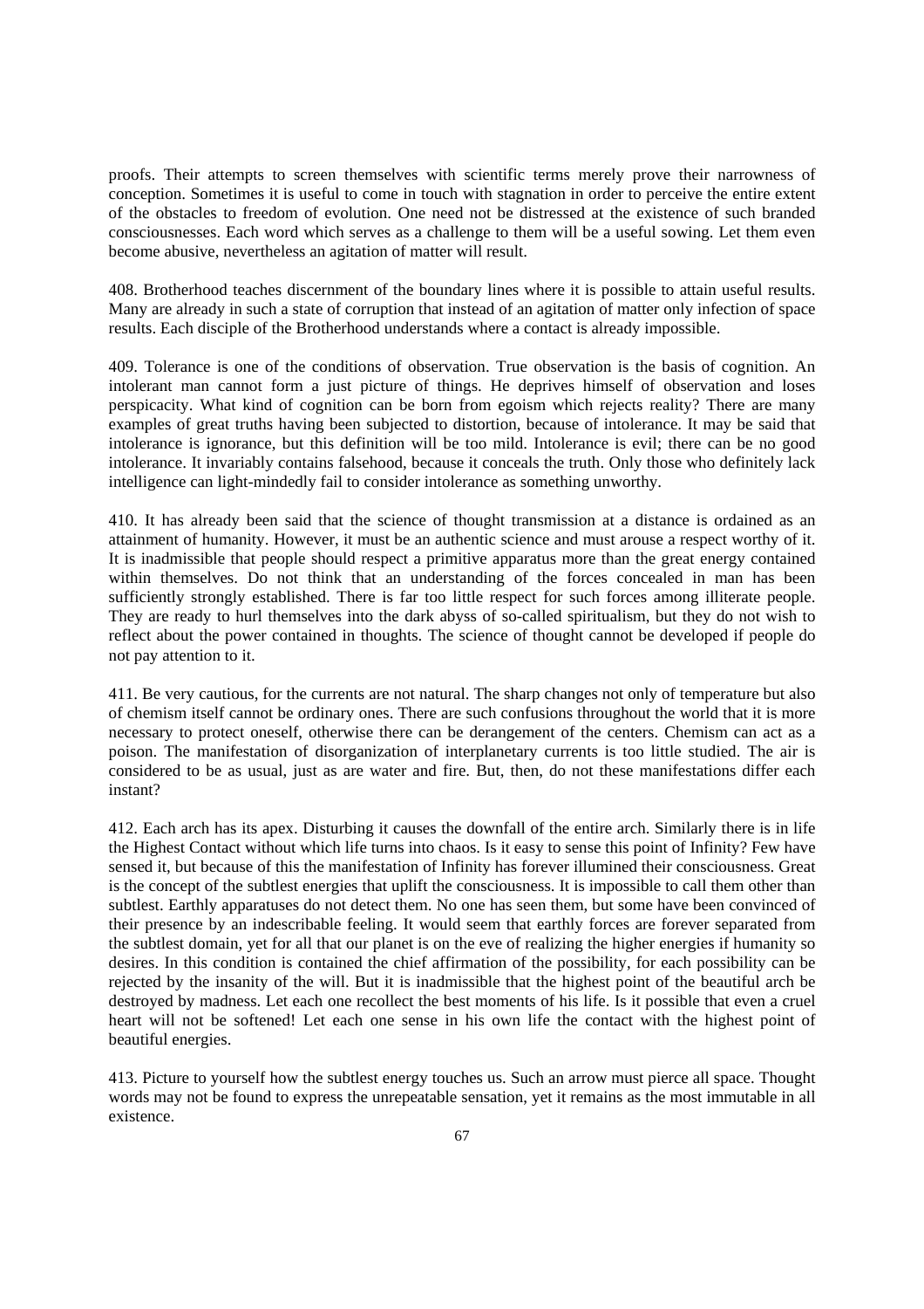proofs. Their attempts to screen themselves with scientific terms merely prove their narrowness of conception. Sometimes it is useful to come in touch with stagnation in order to perceive the entire extent of the obstacles to freedom of evolution. One need not be distressed at the existence of such branded consciousnesses. Each word which serves as a challenge to them will be a useful sowing. Let them even become abusive, nevertheless an agitation of matter will result.

408. Brotherhood teaches discernment of the boundary lines where it is possible to attain useful results. Many are already in such a state of corruption that instead of an agitation of matter only infection of space results. Each disciple of the Brotherhood understands where a contact is already impossible.

409. Tolerance is one of the conditions of observation. True observation is the basis of cognition. An intolerant man cannot form a just picture of things. He deprives himself of observation and loses perspicacity. What kind of cognition can be born from egoism which rejects reality? There are many examples of great truths having been subjected to distortion, because of intolerance. It may be said that intolerance is ignorance, but this definition will be too mild. Intolerance is evil; there can be no good intolerance. It invariably contains falsehood, because it conceals the truth. Only those who definitely lack intelligence can light-mindedly fail to consider intolerance as something unworthy.

410. It has already been said that the science of thought transmission at a distance is ordained as an attainment of humanity. However, it must be an authentic science and must arouse a respect worthy of it. It is inadmissible that people should respect a primitive apparatus more than the great energy contained within themselves. Do not think that an understanding of the forces concealed in man has been sufficiently strongly established. There is far too little respect for such forces among illiterate people. They are ready to hurl themselves into the dark abyss of so-called spiritualism, but they do not wish to reflect about the power contained in thoughts. The science of thought cannot be developed if people do not pay attention to it.

411. Be very cautious, for the currents are not natural. The sharp changes not only of temperature but also of chemism itself cannot be ordinary ones. There are such confusions throughout the world that it is more necessary to protect oneself, otherwise there can be derangement of the centers. Chemism can act as a poison. The manifestation of disorganization of interplanetary currents is too little studied. The air is considered to be as usual, just as are water and fire. But, then, do not these manifestations differ each instant?

412. Each arch has its apex. Disturbing it causes the downfall of the entire arch. Similarly there is in life the Highest Contact without which life turns into chaos. Is it easy to sense this point of Infinity? Few have sensed it, but because of this the manifestation of Infinity has forever illumined their consciousness. Great is the concept of the subtlest energies that uplift the consciousness. It is impossible to call them other than subtlest. Earthly apparatuses do not detect them. No one has seen them, but some have been convinced of their presence by an indescribable feeling. It would seem that earthly forces are forever separated from the subtlest domain, yet for all that our planet is on the eve of realizing the higher energies if humanity so desires. In this condition is contained the chief affirmation of the possibility, for each possibility can be rejected by the insanity of the will. But it is inadmissible that the highest point of the beautiful arch be destroyed by madness. Let each one recollect the best moments of his life. Is it possible that even a cruel heart will not be softened! Let each one sense in his own life the contact with the highest point of beautiful energies.

413. Picture to yourself how the subtlest energy touches us. Such an arrow must pierce all space. Thought words may not be found to express the unrepeatable sensation, yet it remains as the most immutable in all existence.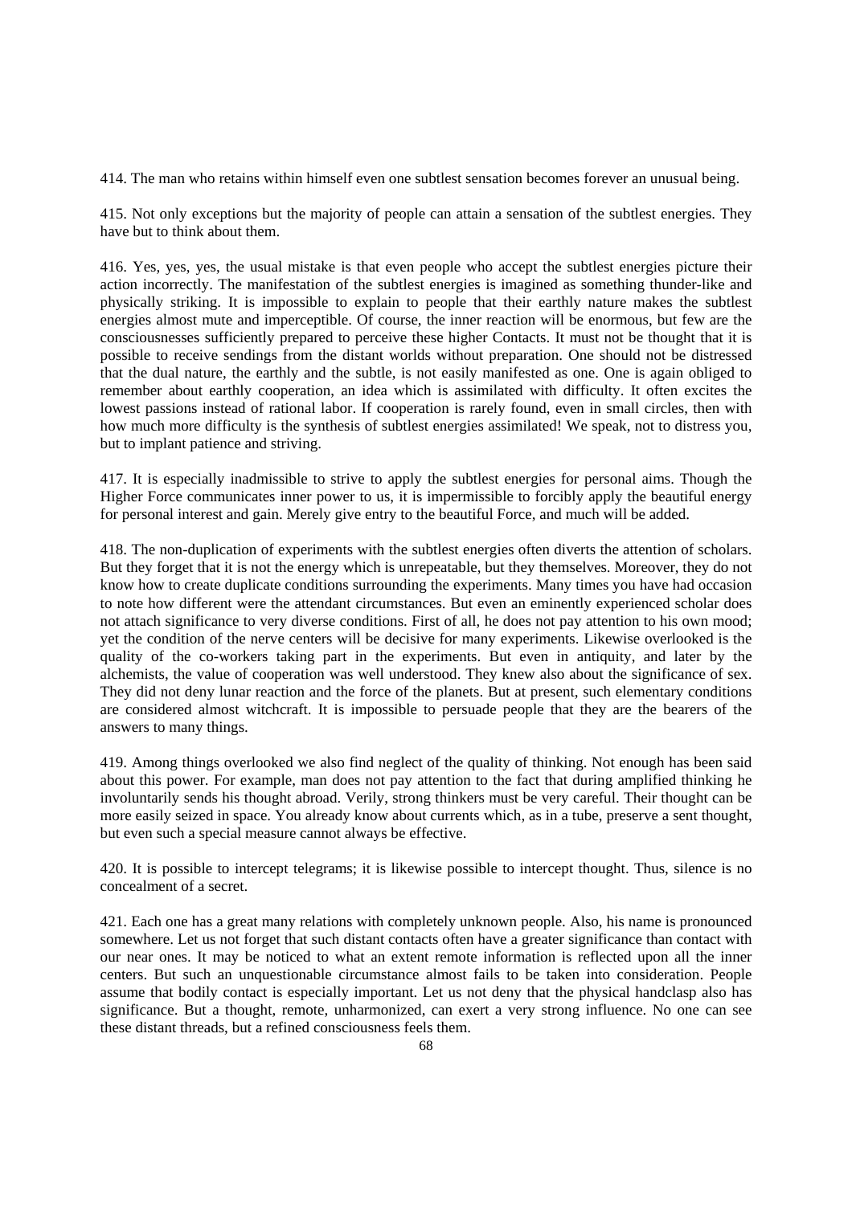414. The man who retains within himself even one subtlest sensation becomes forever an unusual being.

415. Not only exceptions but the majority of people can attain a sensation of the subtlest energies. They have but to think about them.

416. Yes, yes, yes, the usual mistake is that even people who accept the subtlest energies picture their action incorrectly. The manifestation of the subtlest energies is imagined as something thunder-like and physically striking. It is impossible to explain to people that their earthly nature makes the subtlest energies almost mute and imperceptible. Of course, the inner reaction will be enormous, but few are the consciousnesses sufficiently prepared to perceive these higher Contacts. It must not be thought that it is possible to receive sendings from the distant worlds without preparation. One should not be distressed that the dual nature, the earthly and the subtle, is not easily manifested as one. One is again obliged to remember about earthly cooperation, an idea which is assimilated with difficulty. It often excites the lowest passions instead of rational labor. If cooperation is rarely found, even in small circles, then with how much more difficulty is the synthesis of subtlest energies assimilated! We speak, not to distress you, but to implant patience and striving.

417. It is especially inadmissible to strive to apply the subtlest energies for personal aims. Though the Higher Force communicates inner power to us, it is impermissible to forcibly apply the beautiful energy for personal interest and gain. Merely give entry to the beautiful Force, and much will be added.

418. The non-duplication of experiments with the subtlest energies often diverts the attention of scholars. But they forget that it is not the energy which is unrepeatable, but they themselves. Moreover, they do not know how to create duplicate conditions surrounding the experiments. Many times you have had occasion to note how different were the attendant circumstances. But even an eminently experienced scholar does not attach significance to very diverse conditions. First of all, he does not pay attention to his own mood; yet the condition of the nerve centers will be decisive for many experiments. Likewise overlooked is the quality of the co-workers taking part in the experiments. But even in antiquity, and later by the alchemists, the value of cooperation was well understood. They knew also about the significance of sex. They did not deny lunar reaction and the force of the planets. But at present, such elementary conditions are considered almost witchcraft. It is impossible to persuade people that they are the bearers of the answers to many things.

419. Among things overlooked we also find neglect of the quality of thinking. Not enough has been said about this power. For example, man does not pay attention to the fact that during amplified thinking he involuntarily sends his thought abroad. Verily, strong thinkers must be very careful. Their thought can be more easily seized in space. You already know about currents which, as in a tube, preserve a sent thought, but even such a special measure cannot always be effective.

420. It is possible to intercept telegrams; it is likewise possible to intercept thought. Thus, silence is no concealment of a secret.

421. Each one has a great many relations with completely unknown people. Also, his name is pronounced somewhere. Let us not forget that such distant contacts often have a greater significance than contact with our near ones. It may be noticed to what an extent remote information is reflected upon all the inner centers. But such an unquestionable circumstance almost fails to be taken into consideration. People assume that bodily contact is especially important. Let us not deny that the physical handclasp also has significance. But a thought, remote, unharmonized, can exert a very strong influence. No one can see these distant threads, but a refined consciousness feels them.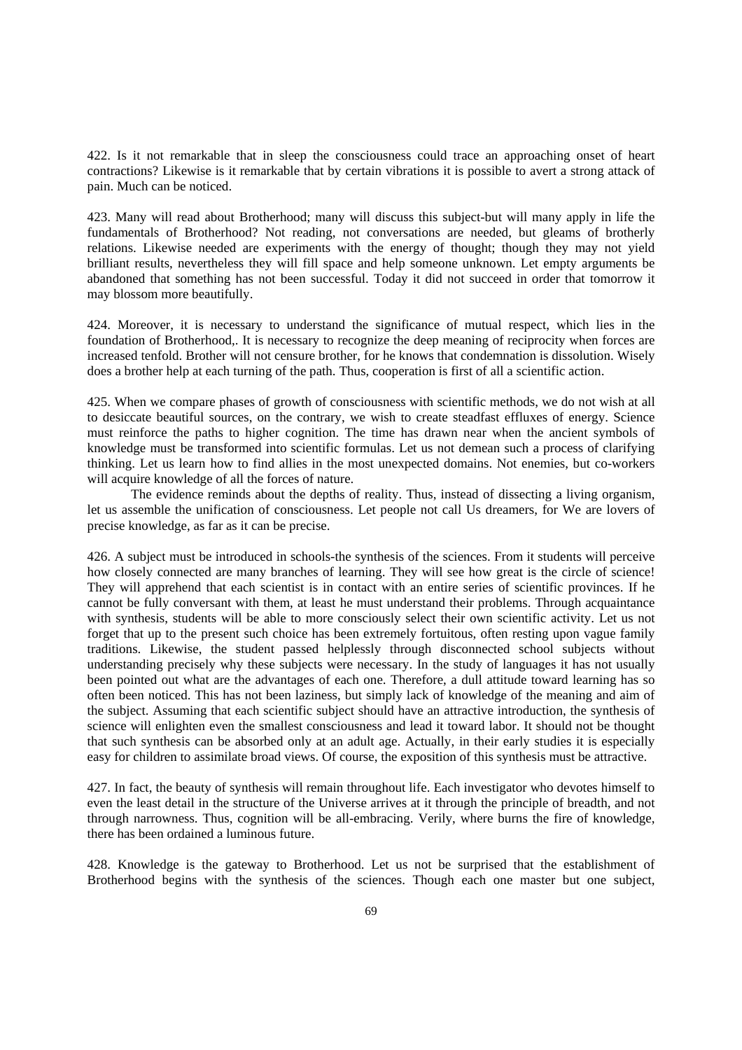422. Is it not remarkable that in sleep the consciousness could trace an approaching onset of heart contractions? Likewise is it remarkable that by certain vibrations it is possible to avert a strong attack of pain. Much can be noticed.

423. Many will read about Brotherhood; many will discuss this subject-but will many apply in life the fundamentals of Brotherhood? Not reading, not conversations are needed, but gleams of brotherly relations. Likewise needed are experiments with the energy of thought; though they may not yield brilliant results, nevertheless they will fill space and help someone unknown. Let empty arguments be abandoned that something has not been successful. Today it did not succeed in order that tomorrow it may blossom more beautifully.

424. Moreover, it is necessary to understand the significance of mutual respect, which lies in the foundation of Brotherhood,. It is necessary to recognize the deep meaning of reciprocity when forces are increased tenfold. Brother will not censure brother, for he knows that condemnation is dissolution. Wisely does a brother help at each turning of the path. Thus, cooperation is first of all a scientific action.

425. When we compare phases of growth of consciousness with scientific methods, we do not wish at all to desiccate beautiful sources, on the contrary, we wish to create steadfast effluxes of energy. Science must reinforce the paths to higher cognition. The time has drawn near when the ancient symbols of knowledge must be transformed into scientific formulas. Let us not demean such a process of clarifying thinking. Let us learn how to find allies in the most unexpected domains. Not enemies, but co-workers will acquire knowledge of all the forces of nature.

The evidence reminds about the depths of reality. Thus, instead of dissecting a living organism, let us assemble the unification of consciousness. Let people not call Us dreamers, for We are lovers of precise knowledge, as far as it can be precise.

426. A subject must be introduced in schools-the synthesis of the sciences. From it students will perceive how closely connected are many branches of learning. They will see how great is the circle of science! They will apprehend that each scientist is in contact with an entire series of scientific provinces. If he cannot be fully conversant with them, at least he must understand their problems. Through acquaintance with synthesis, students will be able to more consciously select their own scientific activity. Let us not forget that up to the present such choice has been extremely fortuitous, often resting upon vague family traditions. Likewise, the student passed helplessly through disconnected school subjects without understanding precisely why these subjects were necessary. In the study of languages it has not usually been pointed out what are the advantages of each one. Therefore, a dull attitude toward learning has so often been noticed. This has not been laziness, but simply lack of knowledge of the meaning and aim of the subject. Assuming that each scientific subject should have an attractive introduction, the synthesis of science will enlighten even the smallest consciousness and lead it toward labor. It should not be thought that such synthesis can be absorbed only at an adult age. Actually, in their early studies it is especially easy for children to assimilate broad views. Of course, the exposition of this synthesis must be attractive.

427. In fact, the beauty of synthesis will remain throughout life. Each investigator who devotes himself to even the least detail in the structure of the Universe arrives at it through the principle of breadth, and not through narrowness. Thus, cognition will be all-embracing. Verily, where burns the fire of knowledge, there has been ordained a luminous future.

428. Knowledge is the gateway to Brotherhood. Let us not be surprised that the establishment of Brotherhood begins with the synthesis of the sciences. Though each one master but one subject,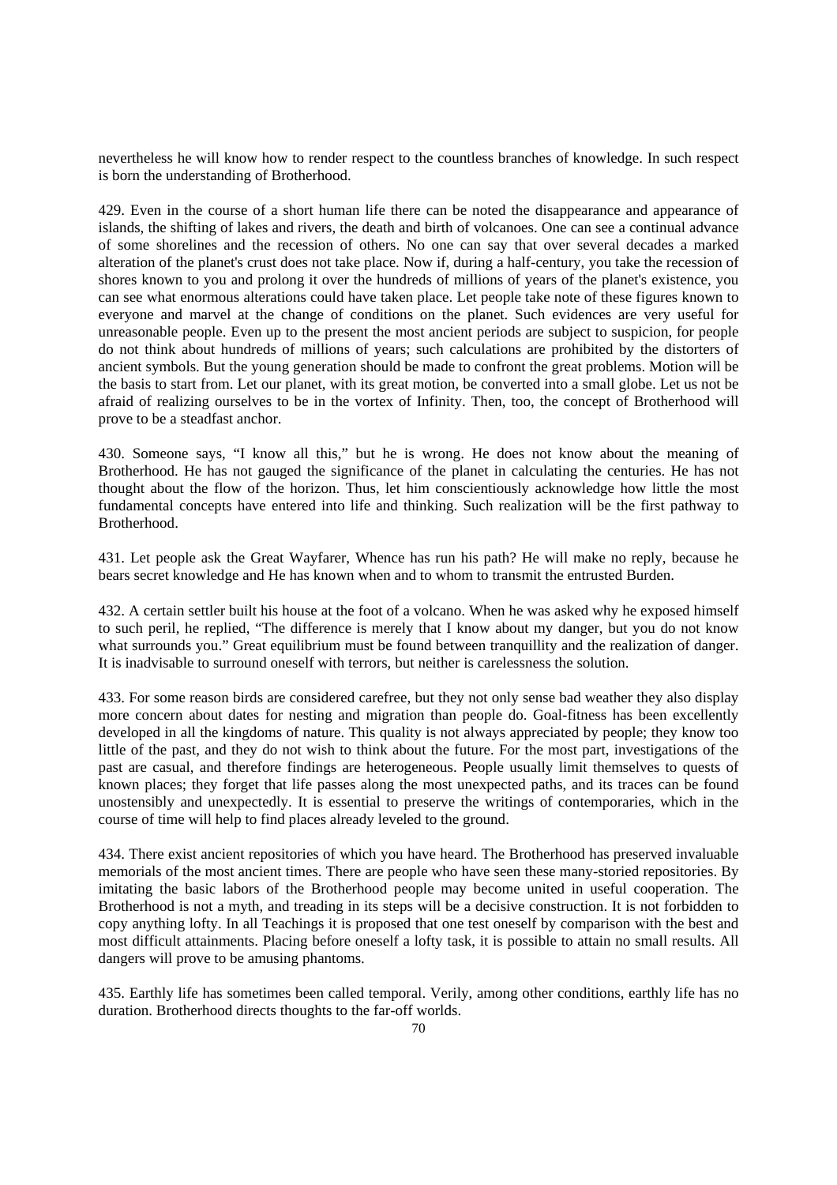nevertheless he will know how to render respect to the countless branches of knowledge. In such respect is born the understanding of Brotherhood.

429. Even in the course of a short human life there can be noted the disappearance and appearance of islands, the shifting of lakes and rivers, the death and birth of volcanoes. One can see a continual advance of some shorelines and the recession of others. No one can say that over several decades a marked alteration of the planet's crust does not take place. Now if, during a half-century, you take the recession of shores known to you and prolong it over the hundreds of millions of years of the planet's existence, you can see what enormous alterations could have taken place. Let people take note of these figures known to everyone and marvel at the change of conditions on the planet. Such evidences are very useful for unreasonable people. Even up to the present the most ancient periods are subject to suspicion, for people do not think about hundreds of millions of years; such calculations are prohibited by the distorters of ancient symbols. But the young generation should be made to confront the great problems. Motion will be the basis to start from. Let our planet, with its great motion, be converted into a small globe. Let us not be afraid of realizing ourselves to be in the vortex of Infinity. Then, too, the concept of Brotherhood will prove to be a steadfast anchor.

430. Someone says, "I know all this," but he is wrong. He does not know about the meaning of Brotherhood. He has not gauged the significance of the planet in calculating the centuries. He has not thought about the flow of the horizon. Thus, let him conscientiously acknowledge how little the most fundamental concepts have entered into life and thinking. Such realization will be the first pathway to Brotherhood.

431. Let people ask the Great Wayfarer, Whence has run his path? He will make no reply, because he bears secret knowledge and He has known when and to whom to transmit the entrusted Burden.

432. A certain settler built his house at the foot of a volcano. When he was asked why he exposed himself to such peril, he replied, "The difference is merely that I know about my danger, but you do not know what surrounds you." Great equilibrium must be found between tranquillity and the realization of danger. It is inadvisable to surround oneself with terrors, but neither is carelessness the solution.

433. For some reason birds are considered carefree, but they not only sense bad weather they also display more concern about dates for nesting and migration than people do. Goal-fitness has been excellently developed in all the kingdoms of nature. This quality is not always appreciated by people; they know too little of the past, and they do not wish to think about the future. For the most part, investigations of the past are casual, and therefore findings are heterogeneous. People usually limit themselves to quests of known places; they forget that life passes along the most unexpected paths, and its traces can be found unostensibly and unexpectedly. It is essential to preserve the writings of contemporaries, which in the course of time will help to find places already leveled to the ground.

434. There exist ancient repositories of which you have heard. The Brotherhood has preserved invaluable memorials of the most ancient times. There are people who have seen these many-storied repositories. By imitating the basic labors of the Brotherhood people may become united in useful cooperation. The Brotherhood is not a myth, and treading in its steps will be a decisive construction. It is not forbidden to copy anything lofty. In all Teachings it is proposed that one test oneself by comparison with the best and most difficult attainments. Placing before oneself a lofty task, it is possible to attain no small results. All dangers will prove to be amusing phantoms.

435. Earthly life has sometimes been called temporal. Verily, among other conditions, earthly life has no duration. Brotherhood directs thoughts to the far-off worlds.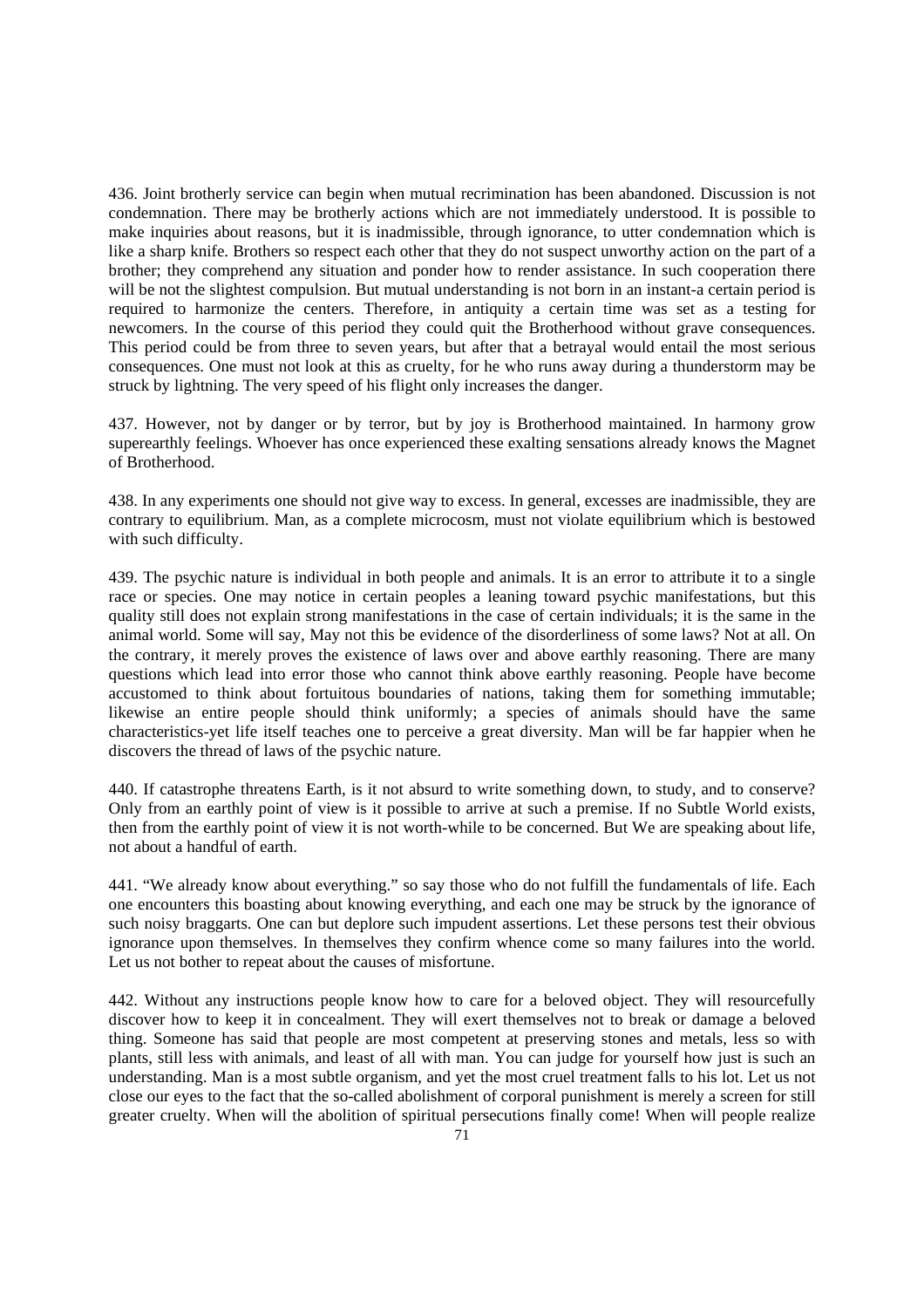436. Joint brotherly service can begin when mutual recrimination has been abandoned. Discussion is not condemnation. There may be brotherly actions which are not immediately understood. It is possible to make inquiries about reasons, but it is inadmissible, through ignorance, to utter condemnation which is like a sharp knife. Brothers so respect each other that they do not suspect unworthy action on the part of a brother; they comprehend any situation and ponder how to render assistance. In such cooperation there will be not the slightest compulsion. But mutual understanding is not born in an instant-a certain period is required to harmonize the centers. Therefore, in antiquity a certain time was set as a testing for newcomers. In the course of this period they could quit the Brotherhood without grave consequences. This period could be from three to seven years, but after that a betrayal would entail the most serious consequences. One must not look at this as cruelty, for he who runs away during a thunderstorm may be struck by lightning. The very speed of his flight only increases the danger.

437. However, not by danger or by terror, but by joy is Brotherhood maintained. In harmony grow superearthly feelings. Whoever has once experienced these exalting sensations already knows the Magnet of Brotherhood.

438. In any experiments one should not give way to excess. In general, excesses are inadmissible, they are contrary to equilibrium. Man, as a complete microcosm, must not violate equilibrium which is bestowed with such difficulty.

439. The psychic nature is individual in both people and animals. It is an error to attribute it to a single race or species. One may notice in certain peoples a leaning toward psychic manifestations, but this quality still does not explain strong manifestations in the case of certain individuals; it is the same in the animal world. Some will say, May not this be evidence of the disorderliness of some laws? Not at all. On the contrary, it merely proves the existence of laws over and above earthly reasoning. There are many questions which lead into error those who cannot think above earthly reasoning. People have become accustomed to think about fortuitous boundaries of nations, taking them for something immutable; likewise an entire people should think uniformly; a species of animals should have the same characteristics-yet life itself teaches one to perceive a great diversity. Man will be far happier when he discovers the thread of laws of the psychic nature.

440. If catastrophe threatens Earth, is it not absurd to write something down, to study, and to conserve? Only from an earthly point of view is it possible to arrive at such a premise. If no Subtle World exists, then from the earthly point of view it is not worth-while to be concerned. But We are speaking about life, not about a handful of earth.

441. "We already know about everything." so say those who do not fulfill the fundamentals of life. Each one encounters this boasting about knowing everything, and each one may be struck by the ignorance of such noisy braggarts. One can but deplore such impudent assertions. Let these persons test their obvious ignorance upon themselves. In themselves they confirm whence come so many failures into the world. Let us not bother to repeat about the causes of misfortune.

442. Without any instructions people know how to care for a beloved object. They will resourcefully discover how to keep it in concealment. They will exert themselves not to break or damage a beloved thing. Someone has said that people are most competent at preserving stones and metals, less so with plants, still less with animals, and least of all with man. You can judge for yourself how just is such an understanding. Man is a most subtle organism, and yet the most cruel treatment falls to his lot. Let us not close our eyes to the fact that the so-called abolishment of corporal punishment is merely a screen for still greater cruelty. When will the abolition of spiritual persecutions finally come! When will people realize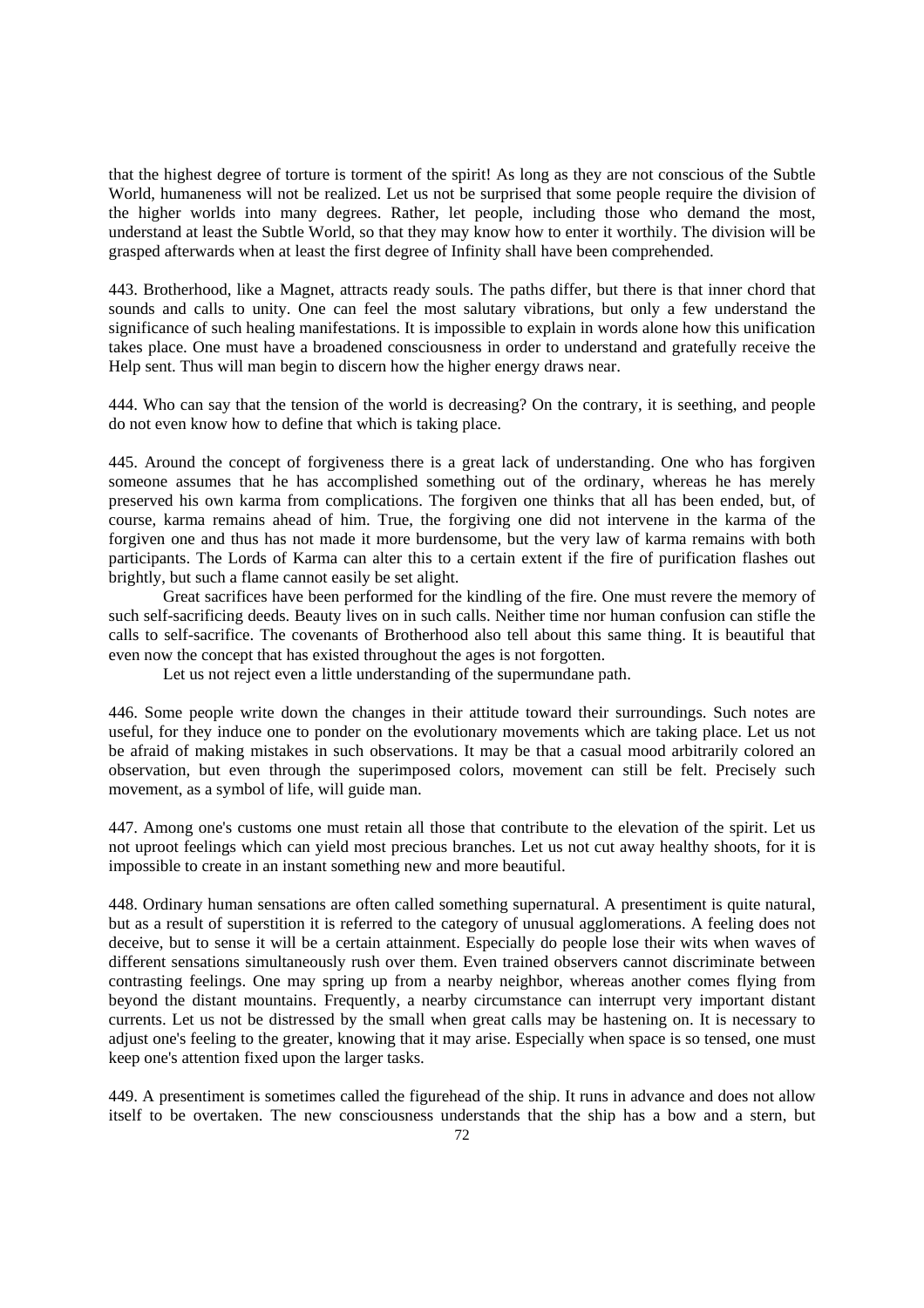that the highest degree of torture is torment of the spirit! As long as they are not conscious of the Subtle World, humaneness will not be realized. Let us not be surprised that some people require the division of the higher worlds into many degrees. Rather, let people, including those who demand the most, understand at least the Subtle World, so that they may know how to enter it worthily. The division will be grasped afterwards when at least the first degree of Infinity shall have been comprehended.

443. Brotherhood, like a Magnet, attracts ready souls. The paths differ, but there is that inner chord that sounds and calls to unity. One can feel the most salutary vibrations, but only a few understand the significance of such healing manifestations. It is impossible to explain in words alone how this unification takes place. One must have a broadened consciousness in order to understand and gratefully receive the Help sent. Thus will man begin to discern how the higher energy draws near.

444. Who can say that the tension of the world is decreasing? On the contrary, it is seething, and people do not even know how to define that which is taking place.

445. Around the concept of forgiveness there is a great lack of understanding. One who has forgiven someone assumes that he has accomplished something out of the ordinary, whereas he has merely preserved his own karma from complications. The forgiven one thinks that all has been ended, but, of course, karma remains ahead of him. True, the forgiving one did not intervene in the karma of the forgiven one and thus has not made it more burdensome, but the very law of karma remains with both participants. The Lords of Karma can alter this to a certain extent if the fire of purification flashes out brightly, but such a flame cannot easily be set alight.

Great sacrifices have been performed for the kindling of the fire. One must revere the memory of such self-sacrificing deeds. Beauty lives on in such calls. Neither time nor human confusion can stifle the calls to self-sacrifice. The covenants of Brotherhood also tell about this same thing. It is beautiful that even now the concept that has existed throughout the ages is not forgotten.

Let us not reject even a little understanding of the supermundane path.

446. Some people write down the changes in their attitude toward their surroundings. Such notes are useful, for they induce one to ponder on the evolutionary movements which are taking place. Let us not be afraid of making mistakes in such observations. It may be that a casual mood arbitrarily colored an observation, but even through the superimposed colors, movement can still be felt. Precisely such movement, as a symbol of life, will guide man.

447. Among one's customs one must retain all those that contribute to the elevation of the spirit. Let us not uproot feelings which can yield most precious branches. Let us not cut away healthy shoots, for it is impossible to create in an instant something new and more beautiful.

448. Ordinary human sensations are often called something supernatural. A presentiment is quite natural, but as a result of superstition it is referred to the category of unusual agglomerations. A feeling does not deceive, but to sense it will be a certain attainment. Especially do people lose their wits when waves of different sensations simultaneously rush over them. Even trained observers cannot discriminate between contrasting feelings. One may spring up from a nearby neighbor, whereas another comes flying from beyond the distant mountains. Frequently, a nearby circumstance can interrupt very important distant currents. Let us not be distressed by the small when great calls may be hastening on. It is necessary to adjust one's feeling to the greater, knowing that it may arise. Especially when space is so tensed, one must keep one's attention fixed upon the larger tasks.

449. A presentiment is sometimes called the figurehead of the ship. It runs in advance and does not allow itself to be overtaken. The new consciousness understands that the ship has a bow and a stern, but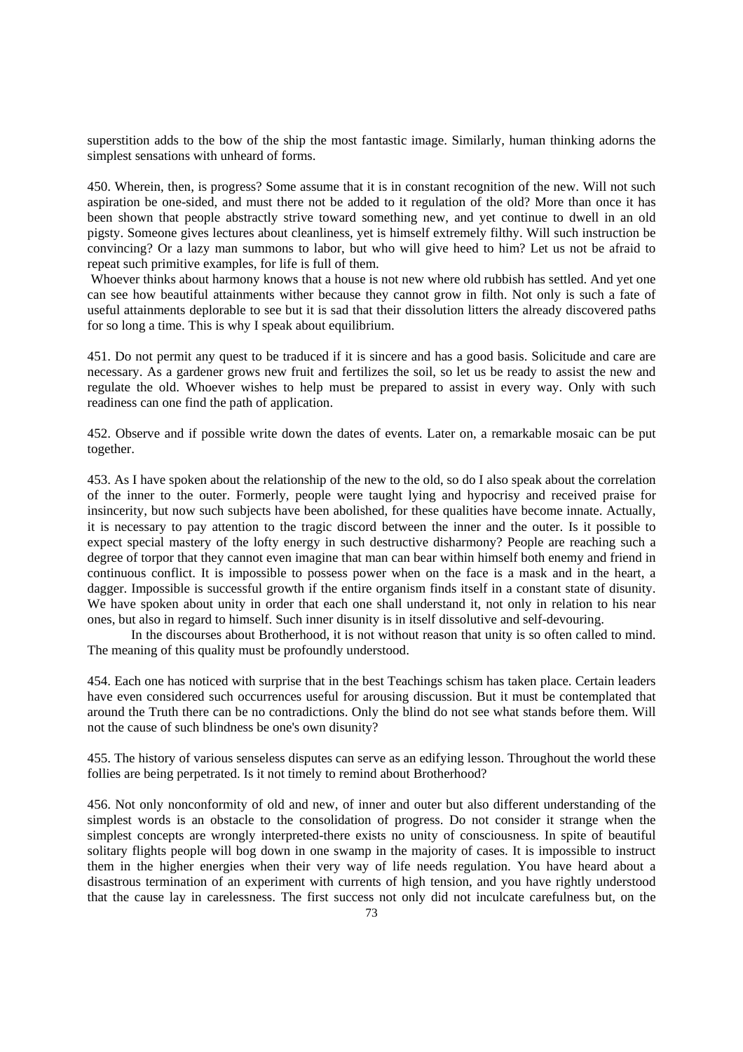superstition adds to the bow of the ship the most fantastic image. Similarly, human thinking adorns the simplest sensations with unheard of forms.

450. Wherein, then, is progress? Some assume that it is in constant recognition of the new. Will not such aspiration be one-sided, and must there not be added to it regulation of the old? More than once it has been shown that people abstractly strive toward something new, and yet continue to dwell in an old pigsty. Someone gives lectures about cleanliness, yet is himself extremely filthy. Will such instruction be convincing? Or a lazy man summons to labor, but who will give heed to him? Let us not be afraid to repeat such primitive examples, for life is full of them.

Whoever thinks about harmony knows that a house is not new where old rubbish has settled. And yet one can see how beautiful attainments wither because they cannot grow in filth. Not only is such a fate of useful attainments deplorable to see but it is sad that their dissolution litters the already discovered paths for so long a time. This is why I speak about equilibrium.

451. Do not permit any quest to be traduced if it is sincere and has a good basis. Solicitude and care are necessary. As a gardener grows new fruit and fertilizes the soil, so let us be ready to assist the new and regulate the old. Whoever wishes to help must be prepared to assist in every way. Only with such readiness can one find the path of application.

452. Observe and if possible write down the dates of events. Later on, a remarkable mosaic can be put together.

453. As I have spoken about the relationship of the new to the old, so do I also speak about the correlation of the inner to the outer. Formerly, people were taught lying and hypocrisy and received praise for insincerity, but now such subjects have been abolished, for these qualities have become innate. Actually, it is necessary to pay attention to the tragic discord between the inner and the outer. Is it possible to expect special mastery of the lofty energy in such destructive disharmony? People are reaching such a degree of torpor that they cannot even imagine that man can bear within himself both enemy and friend in continuous conflict. It is impossible to possess power when on the face is a mask and in the heart, a dagger. Impossible is successful growth if the entire organism finds itself in a constant state of disunity. We have spoken about unity in order that each one shall understand it, not only in relation to his near ones, but also in regard to himself. Such inner disunity is in itself dissolutive and self-devouring.

In the discourses about Brotherhood, it is not without reason that unity is so often called to mind. The meaning of this quality must be profoundly understood.

454. Each one has noticed with surprise that in the best Teachings schism has taken place. Certain leaders have even considered such occurrences useful for arousing discussion. But it must be contemplated that around the Truth there can be no contradictions. Only the blind do not see what stands before them. Will not the cause of such blindness be one's own disunity?

455. The history of various senseless disputes can serve as an edifying lesson. Throughout the world these follies are being perpetrated. Is it not timely to remind about Brotherhood?

456. Not only nonconformity of old and new, of inner and outer but also different understanding of the simplest words is an obstacle to the consolidation of progress. Do not consider it strange when the simplest concepts are wrongly interpreted-there exists no unity of consciousness. In spite of beautiful solitary flights people will bog down in one swamp in the majority of cases. It is impossible to instruct them in the higher energies when their very way of life needs regulation. You have heard about a disastrous termination of an experiment with currents of high tension, and you have rightly understood that the cause lay in carelessness. The first success not only did not inculcate carefulness but, on the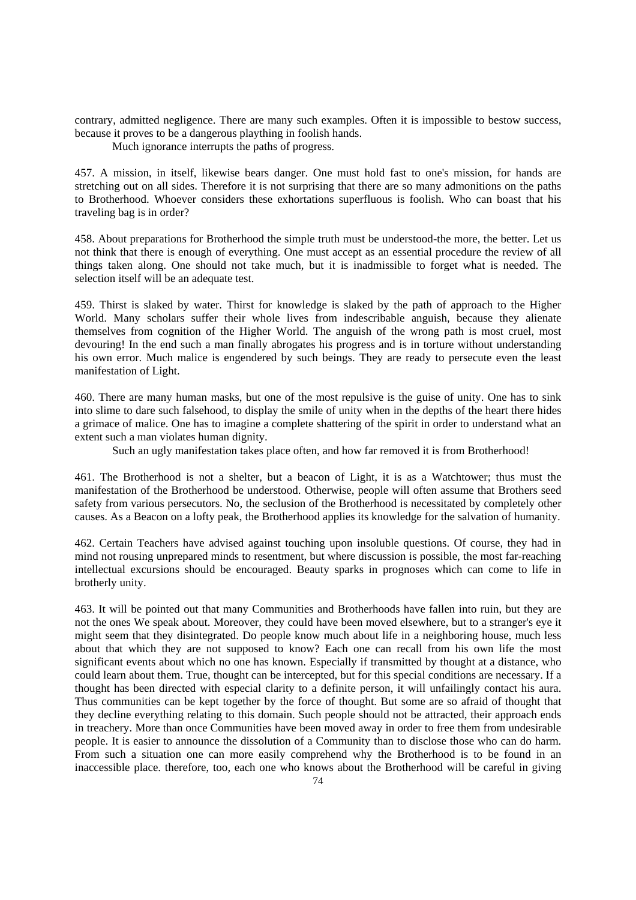contrary, admitted negligence. There are many such examples. Often it is impossible to bestow success, because it proves to be a dangerous plaything in foolish hands.

Much ignorance interrupts the paths of progress.

457. A mission, in itself, likewise bears danger. One must hold fast to one's mission, for hands are stretching out on all sides. Therefore it is not surprising that there are so many admonitions on the paths to Brotherhood. Whoever considers these exhortations superfluous is foolish. Who can boast that his traveling bag is in order?

458. About preparations for Brotherhood the simple truth must be understood-the more, the better. Let us not think that there is enough of everything. One must accept as an essential procedure the review of all things taken along. One should not take much, but it is inadmissible to forget what is needed. The selection itself will be an adequate test.

459. Thirst is slaked by water. Thirst for knowledge is slaked by the path of approach to the Higher World. Many scholars suffer their whole lives from indescribable anguish, because they alienate themselves from cognition of the Higher World. The anguish of the wrong path is most cruel, most devouring! In the end such a man finally abrogates his progress and is in torture without understanding his own error. Much malice is engendered by such beings. They are ready to persecute even the least manifestation of Light.

460. There are many human masks, but one of the most repulsive is the guise of unity. One has to sink into slime to dare such falsehood, to display the smile of unity when in the depths of the heart there hides a grimace of malice. One has to imagine a complete shattering of the spirit in order to understand what an extent such a man violates human dignity.

Such an ugly manifestation takes place often, and how far removed it is from Brotherhood!

461. The Brotherhood is not a shelter, but a beacon of Light, it is as a Watchtower; thus must the manifestation of the Brotherhood be understood. Otherwise, people will often assume that Brothers seed safety from various persecutors. No, the seclusion of the Brotherhood is necessitated by completely other causes. As a Beacon on a lofty peak, the Brotherhood applies its knowledge for the salvation of humanity.

462. Certain Teachers have advised against touching upon insoluble questions. Of course, they had in mind not rousing unprepared minds to resentment, but where discussion is possible, the most far-reaching intellectual excursions should be encouraged. Beauty sparks in prognoses which can come to life in brotherly unity.

463. It will be pointed out that many Communities and Brotherhoods have fallen into ruin, but they are not the ones We speak about. Moreover, they could have been moved elsewhere, but to a stranger's eye it might seem that they disintegrated. Do people know much about life in a neighboring house, much less about that which they are not supposed to know? Each one can recall from his own life the most significant events about which no one has known. Especially if transmitted by thought at a distance, who could learn about them. True, thought can be intercepted, but for this special conditions are necessary. If a thought has been directed with especial clarity to a definite person, it will unfailingly contact his aura. Thus communities can be kept together by the force of thought. But some are so afraid of thought that they decline everything relating to this domain. Such people should not be attracted, their approach ends in treachery. More than once Communities have been moved away in order to free them from undesirable people. It is easier to announce the dissolution of a Community than to disclose those who can do harm. From such a situation one can more easily comprehend why the Brotherhood is to be found in an inaccessible place. therefore, too, each one who knows about the Brotherhood will be careful in giving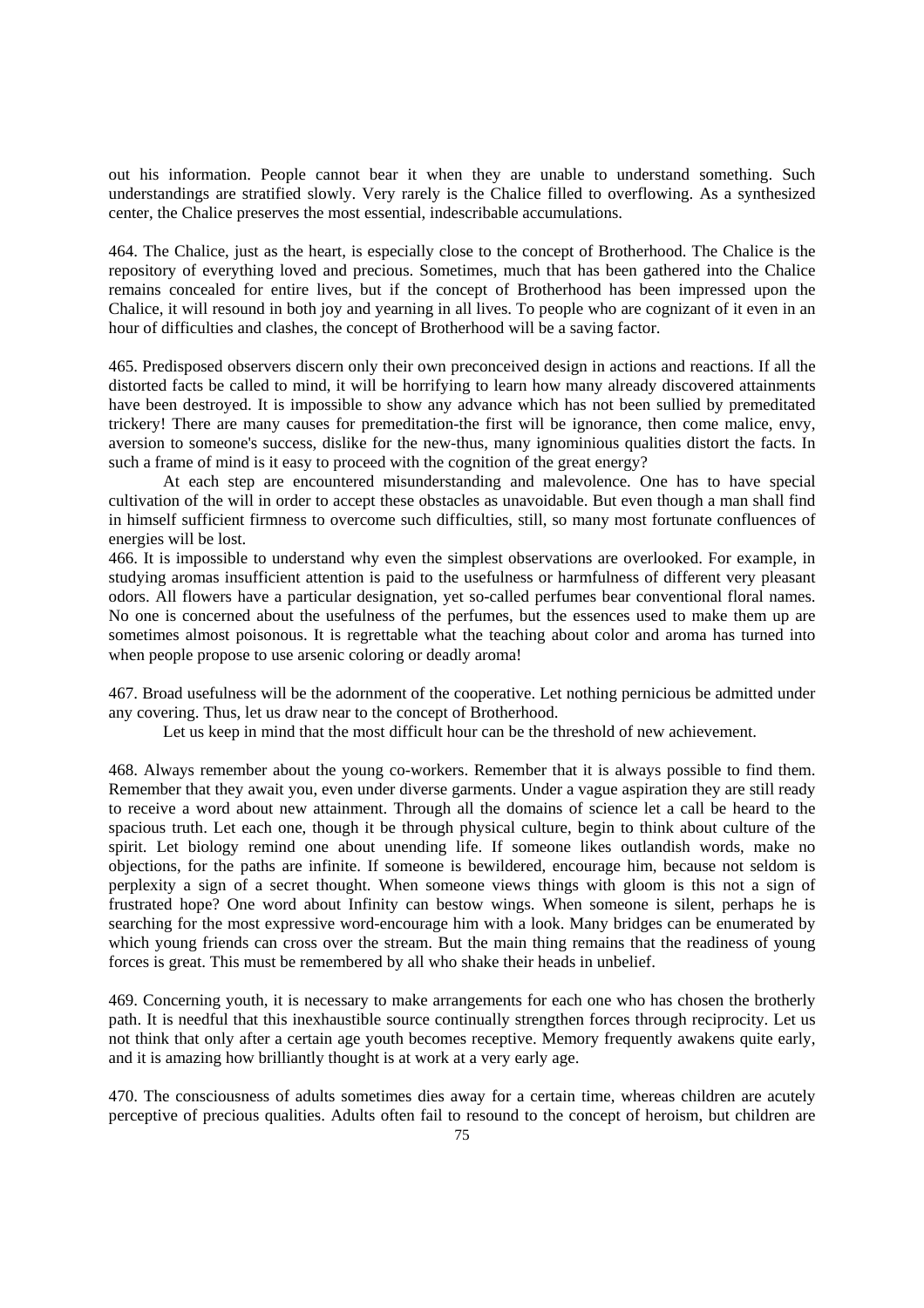out his information. People cannot bear it when they are unable to understand something. Such understandings are stratified slowly. Very rarely is the Chalice filled to overflowing. As a synthesized center, the Chalice preserves the most essential, indescribable accumulations.

464. The Chalice, just as the heart, is especially close to the concept of Brotherhood. The Chalice is the repository of everything loved and precious. Sometimes, much that has been gathered into the Chalice remains concealed for entire lives, but if the concept of Brotherhood has been impressed upon the Chalice, it will resound in both joy and yearning in all lives. To people who are cognizant of it even in an hour of difficulties and clashes, the concept of Brotherhood will be a saving factor.

465. Predisposed observers discern only their own preconceived design in actions and reactions. If all the distorted facts be called to mind, it will be horrifying to learn how many already discovered attainments have been destroyed. It is impossible to show any advance which has not been sullied by premeditated trickery! There are many causes for premeditation-the first will be ignorance, then come malice, envy, aversion to someone's success, dislike for the new-thus, many ignominious qualities distort the facts. In such a frame of mind is it easy to proceed with the cognition of the great energy?

At each step are encountered misunderstanding and malevolence. One has to have special cultivation of the will in order to accept these obstacles as unavoidable. But even though a man shall find in himself sufficient firmness to overcome such difficulties, still, so many most fortunate confluences of energies will be lost.

466. It is impossible to understand why even the simplest observations are overlooked. For example, in studying aromas insufficient attention is paid to the usefulness or harmfulness of different very pleasant odors. All flowers have a particular designation, yet so-called perfumes bear conventional floral names. No one is concerned about the usefulness of the perfumes, but the essences used to make them up are sometimes almost poisonous. It is regrettable what the teaching about color and aroma has turned into when people propose to use arsenic coloring or deadly aroma!

467. Broad usefulness will be the adornment of the cooperative. Let nothing pernicious be admitted under any covering. Thus, let us draw near to the concept of Brotherhood.

Let us keep in mind that the most difficult hour can be the threshold of new achievement.

468. Always remember about the young co-workers. Remember that it is always possible to find them. Remember that they await you, even under diverse garments. Under a vague aspiration they are still ready to receive a word about new attainment. Through all the domains of science let a call be heard to the spacious truth. Let each one, though it be through physical culture, begin to think about culture of the spirit. Let biology remind one about unending life. If someone likes outlandish words, make no objections, for the paths are infinite. If someone is bewildered, encourage him, because not seldom is perplexity a sign of a secret thought. When someone views things with gloom is this not a sign of frustrated hope? One word about Infinity can bestow wings. When someone is silent, perhaps he is searching for the most expressive word-encourage him with a look. Many bridges can be enumerated by which young friends can cross over the stream. But the main thing remains that the readiness of young forces is great. This must be remembered by all who shake their heads in unbelief.

469. Concerning youth, it is necessary to make arrangements for each one who has chosen the brotherly path. It is needful that this inexhaustible source continually strengthen forces through reciprocity. Let us not think that only after a certain age youth becomes receptive. Memory frequently awakens quite early, and it is amazing how brilliantly thought is at work at a very early age.

470. The consciousness of adults sometimes dies away for a certain time, whereas children are acutely perceptive of precious qualities. Adults often fail to resound to the concept of heroism, but children are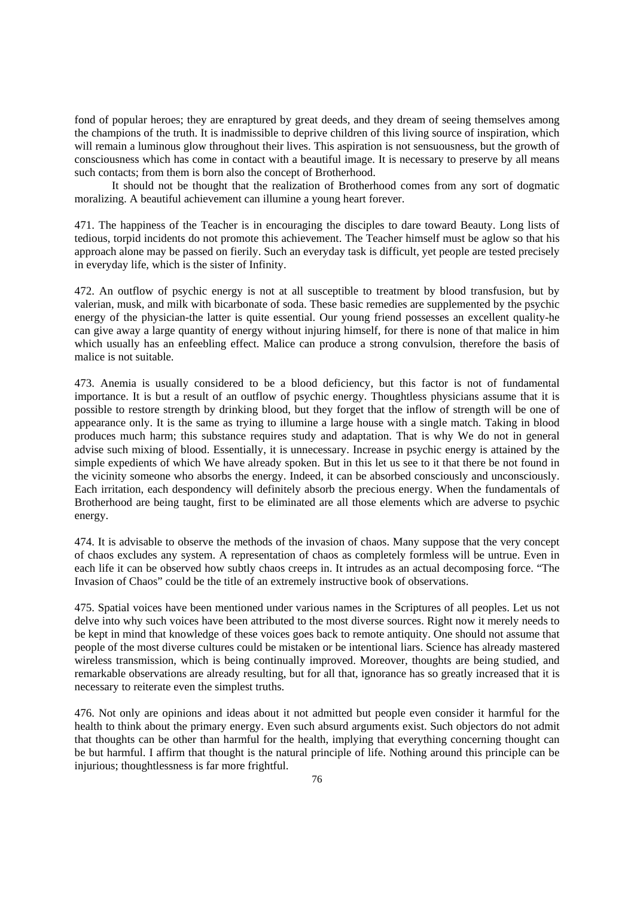fond of popular heroes; they are enraptured by great deeds, and they dream of seeing themselves among the champions of the truth. It is inadmissible to deprive children of this living source of inspiration, which will remain a luminous glow throughout their lives. This aspiration is not sensuousness, but the growth of consciousness which has come in contact with a beautiful image. It is necessary to preserve by all means such contacts; from them is born also the concept of Brotherhood.

It should not be thought that the realization of Brotherhood comes from any sort of dogmatic moralizing. A beautiful achievement can illumine a young heart forever.

471. The happiness of the Teacher is in encouraging the disciples to dare toward Beauty. Long lists of tedious, torpid incidents do not promote this achievement. The Teacher himself must be aglow so that his approach alone may be passed on fierily. Such an everyday task is difficult, yet people are tested precisely in everyday life, which is the sister of Infinity.

472. An outflow of psychic energy is not at all susceptible to treatment by blood transfusion, but by valerian, musk, and milk with bicarbonate of soda. These basic remedies are supplemented by the psychic energy of the physician-the latter is quite essential. Our young friend possesses an excellent quality-he can give away a large quantity of energy without injuring himself, for there is none of that malice in him which usually has an enfeebling effect. Malice can produce a strong convulsion, therefore the basis of malice is not suitable.

473. Anemia is usually considered to be a blood deficiency, but this factor is not of fundamental importance. It is but a result of an outflow of psychic energy. Thoughtless physicians assume that it is possible to restore strength by drinking blood, but they forget that the inflow of strength will be one of appearance only. It is the same as trying to illumine a large house with a single match. Taking in blood produces much harm; this substance requires study and adaptation. That is why We do not in general advise such mixing of blood. Essentially, it is unnecessary. Increase in psychic energy is attained by the simple expedients of which We have already spoken. But in this let us see to it that there be not found in the vicinity someone who absorbs the energy. Indeed, it can be absorbed consciously and unconsciously. Each irritation, each despondency will definitely absorb the precious energy. When the fundamentals of Brotherhood are being taught, first to be eliminated are all those elements which are adverse to psychic energy.

474. It is advisable to observe the methods of the invasion of chaos. Many suppose that the very concept of chaos excludes any system. A representation of chaos as completely formless will be untrue. Even in each life it can be observed how subtly chaos creeps in. It intrudes as an actual decomposing force. "The Invasion of Chaos" could be the title of an extremely instructive book of observations.

475. Spatial voices have been mentioned under various names in the Scriptures of all peoples. Let us not delve into why such voices have been attributed to the most diverse sources. Right now it merely needs to be kept in mind that knowledge of these voices goes back to remote antiquity. One should not assume that people of the most diverse cultures could be mistaken or be intentional liars. Science has already mastered wireless transmission, which is being continually improved. Moreover, thoughts are being studied, and remarkable observations are already resulting, but for all that, ignorance has so greatly increased that it is necessary to reiterate even the simplest truths.

476. Not only are opinions and ideas about it not admitted but people even consider it harmful for the health to think about the primary energy. Even such absurd arguments exist. Such objectors do not admit that thoughts can be other than harmful for the health, implying that everything concerning thought can be but harmful. I affirm that thought is the natural principle of life. Nothing around this principle can be injurious; thoughtlessness is far more frightful.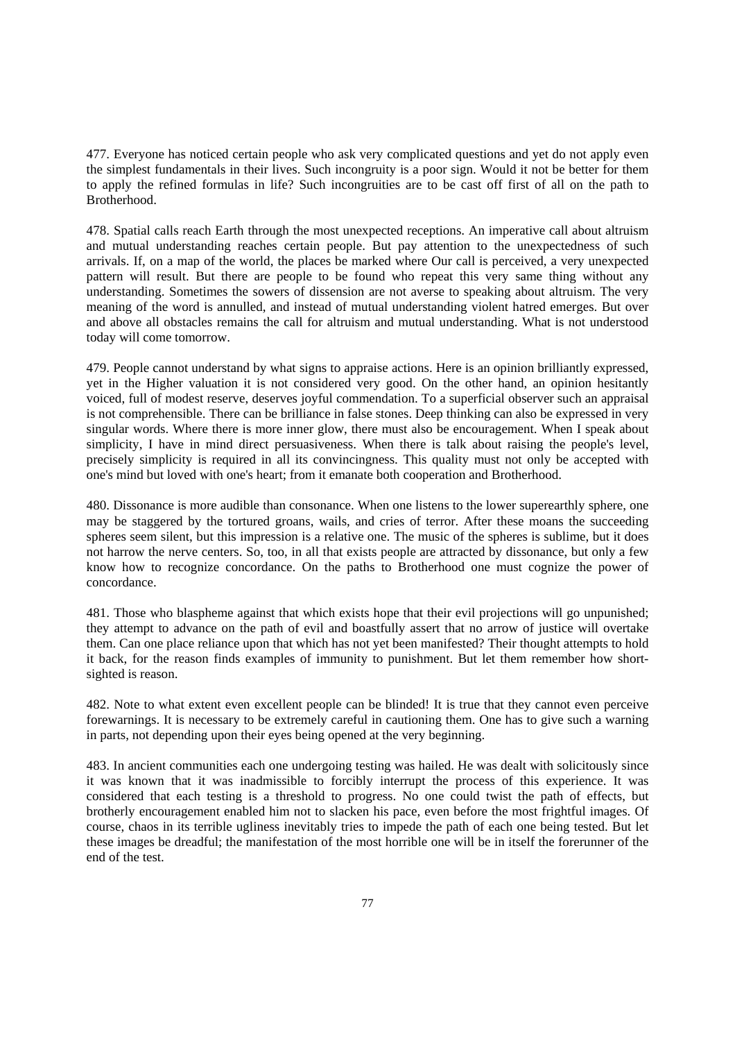477. Everyone has noticed certain people who ask very complicated questions and yet do not apply even the simplest fundamentals in their lives. Such incongruity is a poor sign. Would it not be better for them to apply the refined formulas in life? Such incongruities are to be cast off first of all on the path to Brotherhood.

478. Spatial calls reach Earth through the most unexpected receptions. An imperative call about altruism and mutual understanding reaches certain people. But pay attention to the unexpectedness of such arrivals. If, on a map of the world, the places be marked where Our call is perceived, a very unexpected pattern will result. But there are people to be found who repeat this very same thing without any understanding. Sometimes the sowers of dissension are not averse to speaking about altruism. The very meaning of the word is annulled, and instead of mutual understanding violent hatred emerges. But over and above all obstacles remains the call for altruism and mutual understanding. What is not understood today will come tomorrow.

479. People cannot understand by what signs to appraise actions. Here is an opinion brilliantly expressed, yet in the Higher valuation it is not considered very good. On the other hand, an opinion hesitantly voiced, full of modest reserve, deserves joyful commendation. To a superficial observer such an appraisal is not comprehensible. There can be brilliance in false stones. Deep thinking can also be expressed in very singular words. Where there is more inner glow, there must also be encouragement. When I speak about simplicity, I have in mind direct persuasiveness. When there is talk about raising the people's level, precisely simplicity is required in all its convincingness. This quality must not only be accepted with one's mind but loved with one's heart; from it emanate both cooperation and Brotherhood.

480. Dissonance is more audible than consonance. When one listens to the lower superearthly sphere, one may be staggered by the tortured groans, wails, and cries of terror. After these moans the succeeding spheres seem silent, but this impression is a relative one. The music of the spheres is sublime, but it does not harrow the nerve centers. So, too, in all that exists people are attracted by dissonance, but only a few know how to recognize concordance. On the paths to Brotherhood one must cognize the power of concordance.

481. Those who blaspheme against that which exists hope that their evil projections will go unpunished; they attempt to advance on the path of evil and boastfully assert that no arrow of justice will overtake them. Can one place reliance upon that which has not yet been manifested? Their thought attempts to hold it back, for the reason finds examples of immunity to punishment. But let them remember how short-sighted is reason.

482. Note to what extent even excellent people can be blinded! It is true that they cannot even perceive forewarnings. It is necessary to be extremely careful in cautioning them. One has to give such a warning in parts, not depending upon their eyes being opened at the very beginning.

483. In ancient communities each one undergoing testing was hailed. He was dealt with solicitously since it was known that it was inadmissible to forcibly interrupt the process of this experience. It was considered that each testing is a threshold to progress. No one could twist the path of effects, but brotherly encouragement enabled him not to slacken his pace, even before the most frightful images. Of course, chaos in its terrible ugliness inevitably tries to impede the path of each one being tested. But let these images be dreadful; the manifestation of the most horrible one will be in itself the forerunner of the end of the test.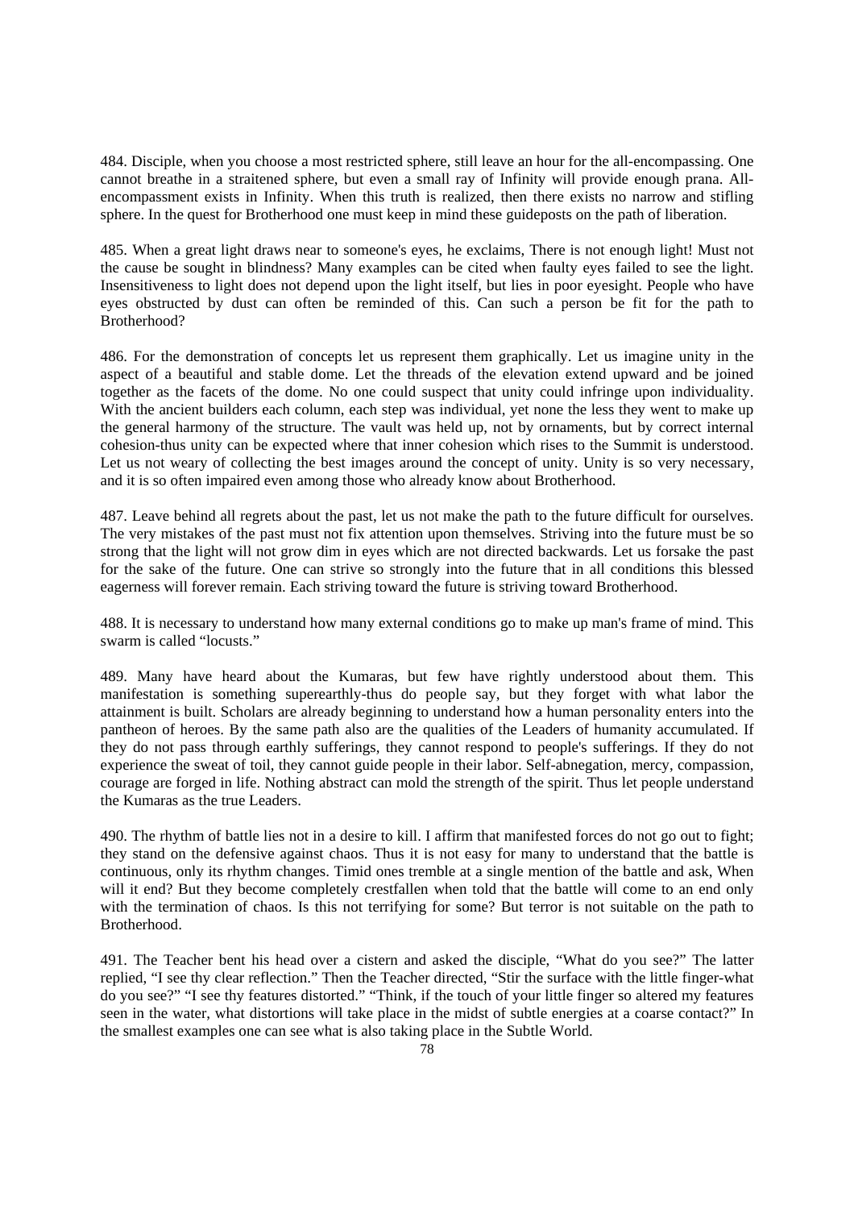484. Disciple, when you choose a most restricted sphere, still leave an hour for the all-encompassing. One cannot breathe in a straitened sphere, but even a small ray of Infinity will provide enough prana. All-encompassment exists in Infinity. When this truth is realized, then there exists no narrow and stifling sphere. In the quest for Brotherhood one must keep in mind these guideposts on the path of liberation.

485. When a great light draws near to someone's eyes, he exclaims, There is not enough light! Must not the cause be sought in blindness? Many examples can be cited when faulty eyes failed to see the light. Insensitiveness to light does not depend upon the light itself, but lies in poor eyesight. People who have eyes obstructed by dust can often be reminded of this. Can such a person be fit for the path to Brotherhood?

486. For the demonstration of concepts let us represent them graphically. Let us imagine unity in the aspect of a beautiful and stable dome. Let the threads of the elevation extend upward and be joined together as the facets of the dome. No one could suspect that unity could infringe upon individuality. With the ancient builders each column, each step was individual, yet none the less they went to make up the general harmony of the structure. The vault was held up, not by ornaments, but by correct internal cohesion-thus unity can be expected where that inner cohesion which rises to the Summit is understood. Let us not weary of collecting the best images around the concept of unity. Unity is so very necessary, and it is so often impaired even among those who already know about Brotherhood.

487. Leave behind all regrets about the past, let us not make the path to the future difficult for ourselves. The very mistakes of the past must not fix attention upon themselves. Striving into the future must be so strong that the light will not grow dim in eyes which are not directed backwards. Let us forsake the past for the sake of the future. One can strive so strongly into the future that in all conditions this blessed eagerness will forever remain. Each striving toward the future is striving toward Brotherhood.

488. It is necessary to understand how many external conditions go to make up man's frame of mind. This swarm is called "locusts."

489. Many have heard about the Kumaras, but few have rightly understood about them. This manifestation is something superearthly-thus do people say, but they forget with what labor the attainment is built. Scholars are already beginning to understand how a human personality enters into the pantheon of heroes. By the same path also are the qualities of the Leaders of humanity accumulated. If they do not pass through earthly sufferings, they cannot respond to people's sufferings. If they do not experience the sweat of toil, they cannot guide people in their labor. Self-abnegation, mercy, compassion, courage are forged in life. Nothing abstract can mold the strength of the spirit. Thus let people understand the Kumaras as the true Leaders.

490. The rhythm of battle lies not in a desire to kill. I affirm that manifested forces do not go out to fight; they stand on the defensive against chaos. Thus it is not easy for many to understand that the battle is continuous, only its rhythm changes. Timid ones tremble at a single mention of the battle and ask, When will it end? But they become completely crestfallen when told that the battle will come to an end only with the termination of chaos. Is this not terrifying for some? But terror is not suitable on the path to Brotherhood.

491. The Teacher bent his head over a cistern and asked the disciple, "What do you see?" The latter replied, "I see thy clear reflection." Then the Teacher directed, "Stir the surface with the little finger-what do you see?" "I see thy features distorted." "Think, if the touch of your little finger so altered my features seen in the water, what distortions will take place in the midst of subtle energies at a coarse contact?" In the smallest examples one can see what is also taking place in the Subtle World.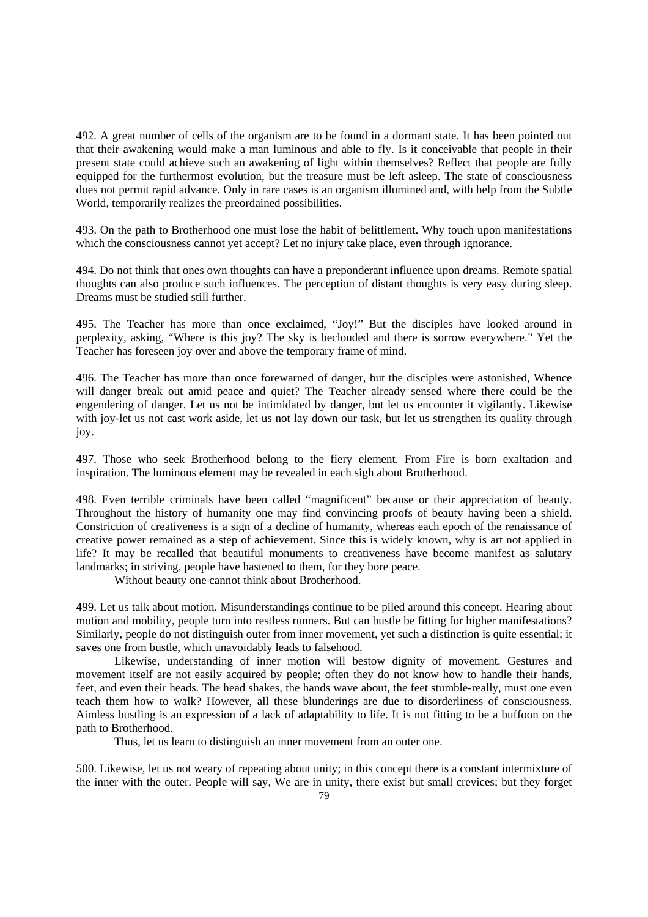492. A great number of cells of the organism are to be found in a dormant state. It has been pointed out that their awakening would make a man luminous and able to fly. Is it conceivable that people in their present state could achieve such an awakening of light within themselves? Reflect that people are fully equipped for the furthermost evolution, but the treasure must be left asleep. The state of consciousness does not permit rapid advance. Only in rare cases is an organism illumined and, with help from the Subtle World, temporarily realizes the preordained possibilities.

493. On the path to Brotherhood one must lose the habit of belittlement. Why touch upon manifestations which the consciousness cannot yet accept? Let no injury take place, even through ignorance.

494. Do not think that ones own thoughts can have a preponderant influence upon dreams. Remote spatial thoughts can also produce such influences. The perception of distant thoughts is very easy during sleep. Dreams must be studied still further.

495. The Teacher has more than once exclaimed, "Joy!" But the disciples have looked around in perplexity, asking, "Where is this joy? The sky is beclouded and there is sorrow everywhere." Yet the Teacher has foreseen joy over and above the temporary frame of mind.

496. The Teacher has more than once forewarned of danger, but the disciples were astonished, Whence will danger break out amid peace and quiet? The Teacher already sensed where there could be the engendering of danger. Let us not be intimidated by danger, but let us encounter it vigilantly. Likewise with joy-let us not cast work aside, let us not lay down our task, but let us strengthen its quality through joy.

497. Those who seek Brotherhood belong to the fiery element. From Fire is born exaltation and inspiration. The luminous element may be revealed in each sigh about Brotherhood.

498. Even terrible criminals have been called "magnificent" because or their appreciation of beauty. Throughout the history of humanity one may find convincing proofs of beauty having been a shield. Constriction of creativeness is a sign of a decline of humanity, whereas each epoch of the renaissance of creative power remained as a step of achievement. Since this is widely known, why is art not applied in life? It may be recalled that beautiful monuments to creativeness have become manifest as salutary landmarks; in striving, people have hastened to them, for they bore peace.

Without beauty one cannot think about Brotherhood.

499. Let us talk about motion. Misunderstandings continue to be piled around this concept. Hearing about motion and mobility, people turn into restless runners. But can bustle be fitting for higher manifestations? Similarly, people do not distinguish outer from inner movement, yet such a distinction is quite essential; it saves one from bustle, which unavoidably leads to falsehood.

Likewise, understanding of inner motion will bestow dignity of movement. Gestures and movement itself are not easily acquired by people; often they do not know how to handle their hands, feet, and even their heads. The head shakes, the hands wave about, the feet stumble-really, must one even teach them how to walk? However, all these blunderings are due to disorderliness of consciousness. Aimless bustling is an expression of a lack of adaptability to life. It is not fitting to be a buffoon on the path to Brotherhood.

Thus, let us learn to distinguish an inner movement from an outer one.

500. Likewise, let us not weary of repeating about unity; in this concept there is a constant intermixture of the inner with the outer. People will say, We are in unity, there exist but small crevices; but they forget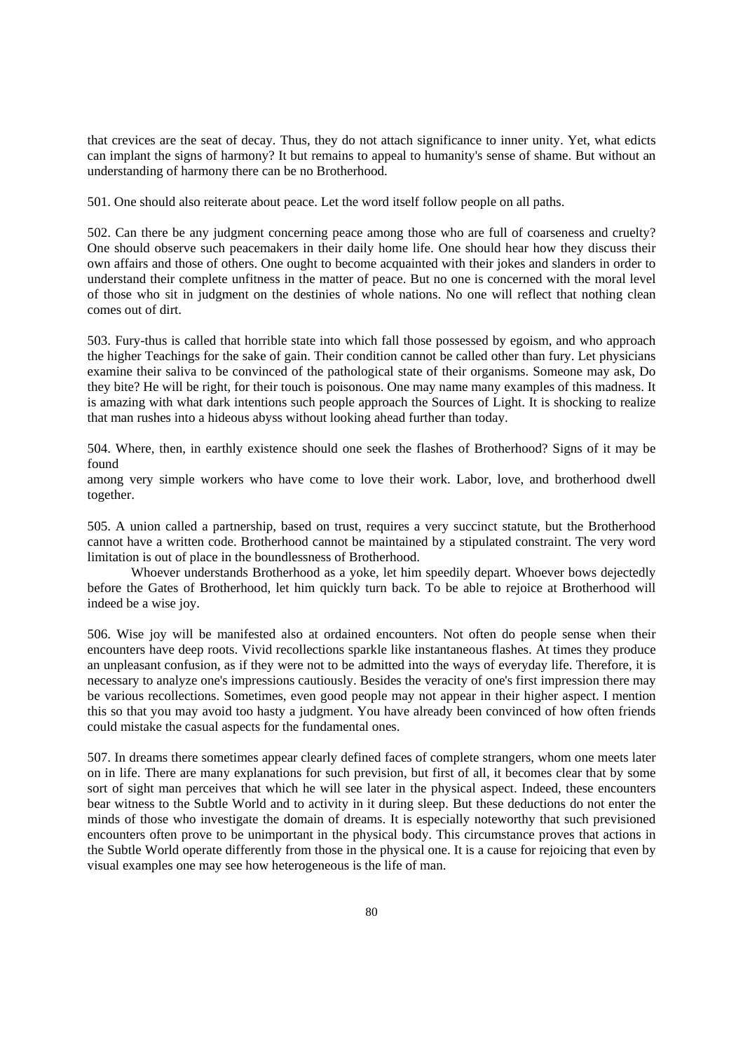that crevices are the seat of decay. Thus, they do not attach significance to inner unity. Yet, what edicts can implant the signs of harmony? It but remains to appeal to humanity's sense of shame. But without an understanding of harmony there can be no Brotherhood.

501. One should also reiterate about peace. Let the word itself follow people on all paths.

502. Can there be any judgment concerning peace among those who are full of coarseness and cruelty? One should observe such peacemakers in their daily home life. One should hear how they discuss their own affairs and those of others. One ought to become acquainted with their jokes and slanders in order to understand their complete unfitness in the matter of peace. But no one is concerned with the moral level of those who sit in judgment on the destinies of whole nations. No one will reflect that nothing clean comes out of dirt.

503. Fury-thus is called that horrible state into which fall those possessed by egoism, and who approach the higher Teachings for the sake of gain. Their condition cannot be called other than fury. Let physicians examine their saliva to be convinced of the pathological state of their organisms. Someone may ask, Do they bite? He will be right, for their touch is poisonous. One may name many examples of this madness. It is amazing with what dark intentions such people approach the Sources of Light. It is shocking to realize that man rushes into a hideous abyss without looking ahead further than today.

504. Where, then, in earthly existence should one seek the flashes of Brotherhood? Signs of it may be found
among very simple workers who have come to love their work. Labor, love, and brotherhood dwell together.

505. A union called a partnership, based on trust, requires a very succinct statute, but the Brotherhood cannot have a written code. Brotherhood cannot be maintained by a stipulated constraint. The very word limitation is out of place in the boundlessness of Brotherhood.

Whoever understands Brotherhood as a yoke, let him speedily depart. Whoever bows dejectedly before the Gates of Brotherhood, let him quickly turn back. To be able to rejoice at Brotherhood will indeed be a wise joy.

506. Wise joy will be manifested also at ordained encounters. Not often do people sense when their encounters have deep roots. Vivid recollections sparkle like instantaneous flashes. At times they produce an unpleasant confusion, as if they were not to be admitted into the ways of everyday life. Therefore, it is necessary to analyze one's impressions cautiously. Besides the veracity of one's first impression there may be various recollections. Sometimes, even good people may not appear in their higher aspect. I mention this so that you may avoid too hasty a judgment. You have already been convinced of how often friends could mistake the casual aspects for the fundamental ones.

507. In dreams there sometimes appear clearly defined faces of complete strangers, whom one meets later on in life. There are many explanations for such prevision, but first of all, it becomes clear that by some sort of sight man perceives that which he will see later in the physical aspect. Indeed, these encounters bear witness to the Subtle World and to activity in it during sleep. But these deductions do not enter the minds of those who investigate the domain of dreams. It is especially noteworthy that such previsioned encounters often prove to be unimportant in the physical body. This circumstance proves that actions in the Subtle World operate differently from those in the physical one. It is a cause for rejoicing that even by visual examples one may see how heterogeneous is the life of man.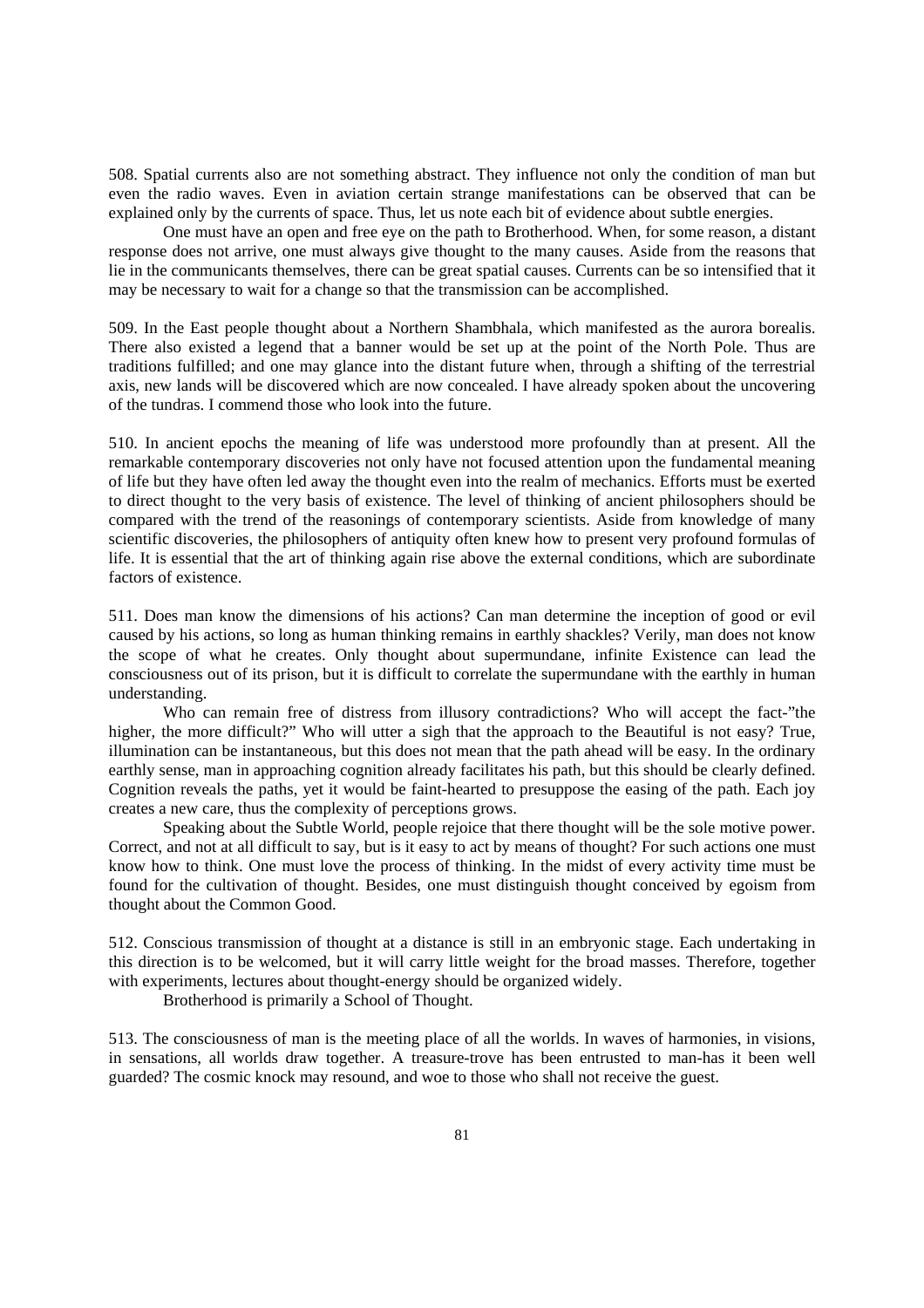508. Spatial currents also are not something abstract. They influence not only the condition of man but even the radio waves. Even in aviation certain strange manifestations can be observed that can be explained only by the currents of space. Thus, let us note each bit of evidence about subtle energies.

One must have an open and free eye on the path to Brotherhood. When, for some reason, a distant response does not arrive, one must always give thought to the many causes. Aside from the reasons that lie in the communicants themselves, there can be great spatial causes. Currents can be so intensified that it may be necessary to wait for a change so that the transmission can be accomplished.

509. In the East people thought about a Northern Shambhala, which manifested as the aurora borealis. There also existed a legend that a banner would be set up at the point of the North Pole. Thus are traditions fulfilled; and one may glance into the distant future when, through a shifting of the terrestrial axis, new lands will be discovered which are now concealed. I have already spoken about the uncovering of the tundras. I commend those who look into the future.

510. In ancient epochs the meaning of life was understood more profoundly than at present. All the remarkable contemporary discoveries not only have not focused attention upon the fundamental meaning of life but they have often led away the thought even into the realm of mechanics. Efforts must be exerted to direct thought to the very basis of existence. The level of thinking of ancient philosophers should be compared with the trend of the reasonings of contemporary scientists. Aside from knowledge of many scientific discoveries, the philosophers of antiquity often knew how to present very profound formulas of life. It is essential that the art of thinking again rise above the external conditions, which are subordinate factors of existence.

511. Does man know the dimensions of his actions? Can man determine the inception of good or evil caused by his actions, so long as human thinking remains in earthly shackles? Verily, man does not know the scope of what he creates. Only thought about supermundane, infinite Existence can lead the consciousness out of its prison, but it is difficult to correlate the supermundane with the earthly in human understanding.

Who can remain free of distress from illusory contradictions? Who will accept the fact-"the higher, the more difficult?" Who will utter a sigh that the approach to the Beautiful is not easy? True, illumination can be instantaneous, but this does not mean that the path ahead will be easy. In the ordinary earthly sense, man in approaching cognition already facilitates his path, but this should be clearly defined. Cognition reveals the paths, yet it would be faint-hearted to presuppose the easing of the path. Each joy creates a new care, thus the complexity of perceptions grows.

Speaking about the Subtle World, people rejoice that there thought will be the sole motive power. Correct, and not at all difficult to say, but is it easy to act by means of thought? For such actions one must know how to think. One must love the process of thinking. In the midst of every activity time must be found for the cultivation of thought. Besides, one must distinguish thought conceived by egoism from thought about the Common Good.

512. Conscious transmission of thought at a distance is still in an embryonic stage. Each undertaking in this direction is to be welcomed, but it will carry little weight for the broad masses. Therefore, together with experiments, lectures about thought-energy should be organized widely.

Brotherhood is primarily a School of Thought.

513. The consciousness of man is the meeting place of all the worlds. In waves of harmonies, in visions, in sensations, all worlds draw together. A treasure-trove has been entrusted to man-has it been well guarded? The cosmic knock may resound, and woe to those who shall not receive the guest.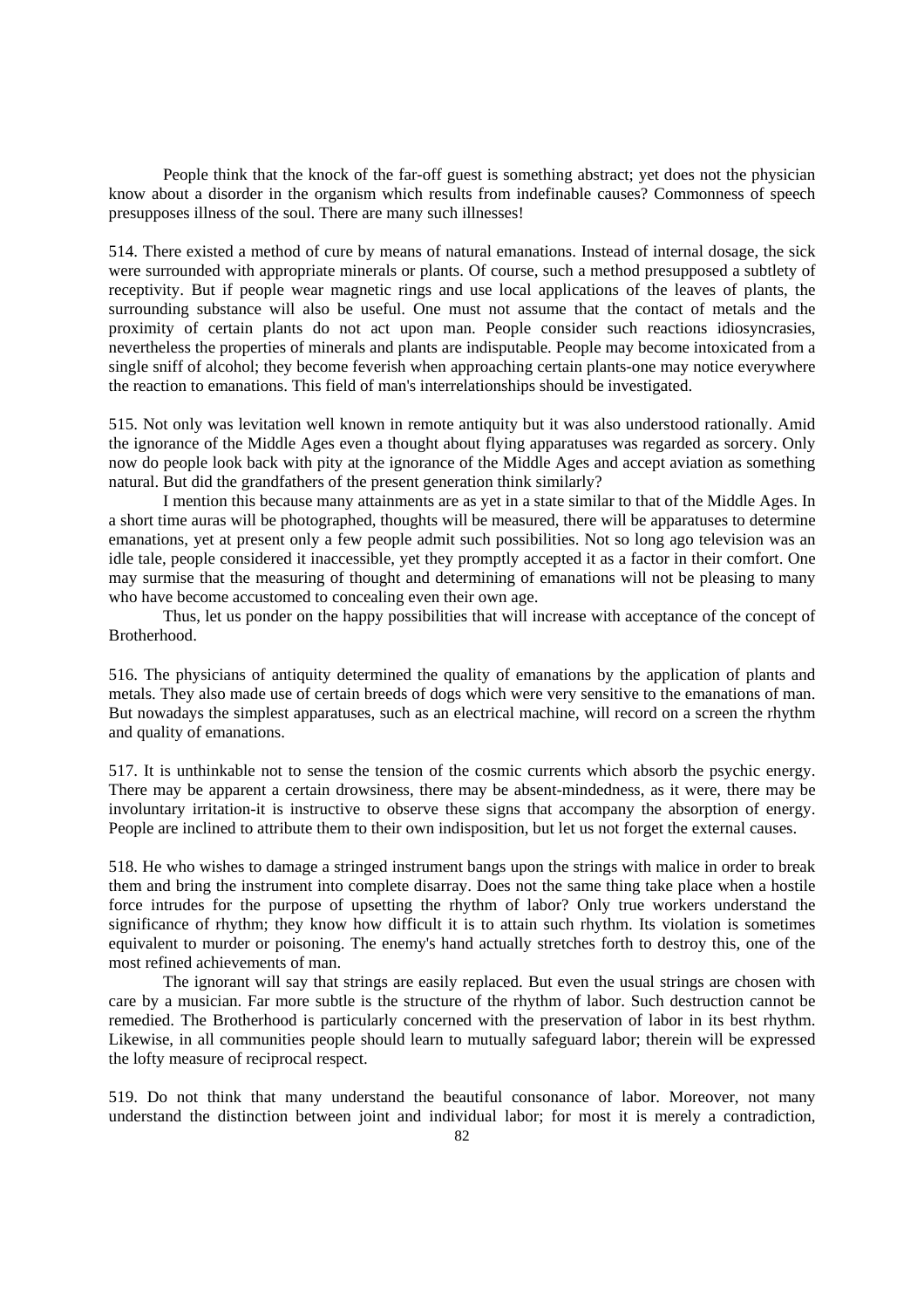People think that the knock of the far-off guest is something abstract; yet does not the physician know about a disorder in the organism which results from indefinable causes? Commonness of speech presupposes illness of the soul. There are many such illnesses!

514. There existed a method of cure by means of natural emanations. Instead of internal dosage, the sick were surrounded with appropriate minerals or plants. Of course, such a method presupposed a subtlety of receptivity. But if people wear magnetic rings and use local applications of the leaves of plants, the surrounding substance will also be useful. One must not assume that the contact of metals and the proximity of certain plants do not act upon man. People consider such reactions idiosyncrasies, nevertheless the properties of minerals and plants are indisputable. People may become intoxicated from a single sniff of alcohol; they become feverish when approaching certain plants-one may notice everywhere the reaction to emanations. This field of man's interrelationships should be investigated.

515. Not only was levitation well known in remote antiquity but it was also understood rationally. Amid the ignorance of the Middle Ages even a thought about flying apparatuses was regarded as sorcery. Only now do people look back with pity at the ignorance of the Middle Ages and accept aviation as something natural. But did the grandfathers of the present generation think similarly?

I mention this because many attainments are as yet in a state similar to that of the Middle Ages. In a short time auras will be photographed, thoughts will be measured, there will be apparatuses to determine emanations, yet at present only a few people admit such possibilities. Not so long ago television was an idle tale, people considered it inaccessible, yet they promptly accepted it as a factor in their comfort. One may surmise that the measuring of thought and determining of emanations will not be pleasing to many who have become accustomed to concealing even their own age.

Thus, let us ponder on the happy possibilities that will increase with acceptance of the concept of Brotherhood.

516. The physicians of antiquity determined the quality of emanations by the application of plants and metals. They also made use of certain breeds of dogs which were very sensitive to the emanations of man. But nowadays the simplest apparatuses, such as an electrical machine, will record on a screen the rhythm and quality of emanations.

517. It is unthinkable not to sense the tension of the cosmic currents which absorb the psychic energy. There may be apparent a certain drowsiness, there may be absent-mindedness, as it were, there may be involuntary irritation-it is instructive to observe these signs that accompany the absorption of energy. People are inclined to attribute them to their own indisposition, but let us not forget the external causes.

518. He who wishes to damage a stringed instrument bangs upon the strings with malice in order to break them and bring the instrument into complete disarray. Does not the same thing take place when a hostile force intrudes for the purpose of upsetting the rhythm of labor? Only true workers understand the significance of rhythm; they know how difficult it is to attain such rhythm. Its violation is sometimes equivalent to murder or poisoning. The enemy's hand actually stretches forth to destroy this, one of the most refined achievements of man.

The ignorant will say that strings are easily replaced. But even the usual strings are chosen with care by a musician. Far more subtle is the structure of the rhythm of labor. Such destruction cannot be remedied. The Brotherhood is particularly concerned with the preservation of labor in its best rhythm. Likewise, in all communities people should learn to mutually safeguard labor; therein will be expressed the lofty measure of reciprocal respect.

519. Do not think that many understand the beautiful consonance of labor. Moreover, not many understand the distinction between joint and individual labor; for most it is merely a contradiction,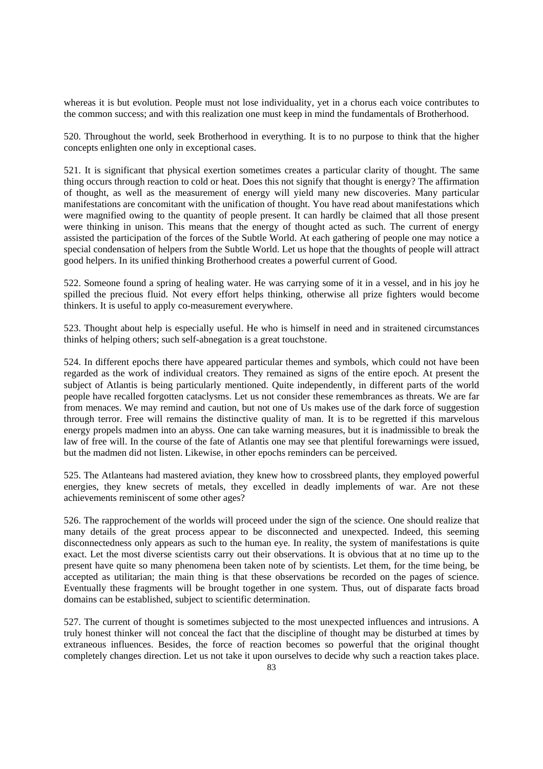whereas it is but evolution. People must not lose individuality, yet in a chorus each voice contributes to the common success; and with this realization one must keep in mind the fundamentals of Brotherhood.

520. Throughout the world, seek Brotherhood in everything. It is to no purpose to think that the higher concepts enlighten one only in exceptional cases.

521. It is significant that physical exertion sometimes creates a particular clarity of thought. The same thing occurs through reaction to cold or heat. Does this not signify that thought is energy? The affirmation of thought, as well as the measurement of energy will yield many new discoveries. Many particular manifestations are concomitant with the unification of thought. You have read about manifestations which were magnified owing to the quantity of people present. It can hardly be claimed that all those present were thinking in unison. This means that the energy of thought acted as such. The current of energy assisted the participation of the forces of the Subtle World. At each gathering of people one may notice a special condensation of helpers from the Subtle World. Let us hope that the thoughts of people will attract good helpers. In its unified thinking Brotherhood creates a powerful current of Good.

522. Someone found a spring of healing water. He was carrying some of it in a vessel, and in his joy he spilled the precious fluid. Not every effort helps thinking, otherwise all prize fighters would become thinkers. It is useful to apply co-measurement everywhere.

523. Thought about help is especially useful. He who is himself in need and in straitened circumstances thinks of helping others; such self-abnegation is a great touchstone.

524. In different epochs there have appeared particular themes and symbols, which could not have been regarded as the work of individual creators. They remained as signs of the entire epoch. At present the subject of Atlantis is being particularly mentioned. Quite independently, in different parts of the world people have recalled forgotten cataclysms. Let us not consider these remembrances as threats. We are far from menaces. We may remind and caution, but not one of Us makes use of the dark force of suggestion through terror. Free will remains the distinctive quality of man. It is to be regretted if this marvelous energy propels madmen into an abyss. One can take warning measures, but it is inadmissible to break the law of free will. In the course of the fate of Atlantis one may see that plentiful forewarnings were issued, but the madmen did not listen. Likewise, in other epochs reminders can be perceived.

525. The Atlanteans had mastered aviation, they knew how to crossbreed plants, they employed powerful energies, they knew secrets of metals, they excelled in deadly implements of war. Are not these achievements reminiscent of some other ages?

526. The rapprochement of the worlds will proceed under the sign of the science. One should realize that many details of the great process appear to be disconnected and unexpected. Indeed, this seeming disconnectedness only appears as such to the human eye. In reality, the system of manifestations is quite exact. Let the most diverse scientists carry out their observations. It is obvious that at no time up to the present have quite so many phenomena been taken note of by scientists. Let them, for the time being, be accepted as utilitarian; the main thing is that these observations be recorded on the pages of science. Eventually these fragments will be brought together in one system. Thus, out of disparate facts broad domains can be established, subject to scientific determination.

527. The current of thought is sometimes subjected to the most unexpected influences and intrusions. A truly honest thinker will not conceal the fact that the discipline of thought may be disturbed at times by extraneous influences. Besides, the force of reaction becomes so powerful that the original thought completely changes direction. Let us not take it upon ourselves to decide why such a reaction takes place.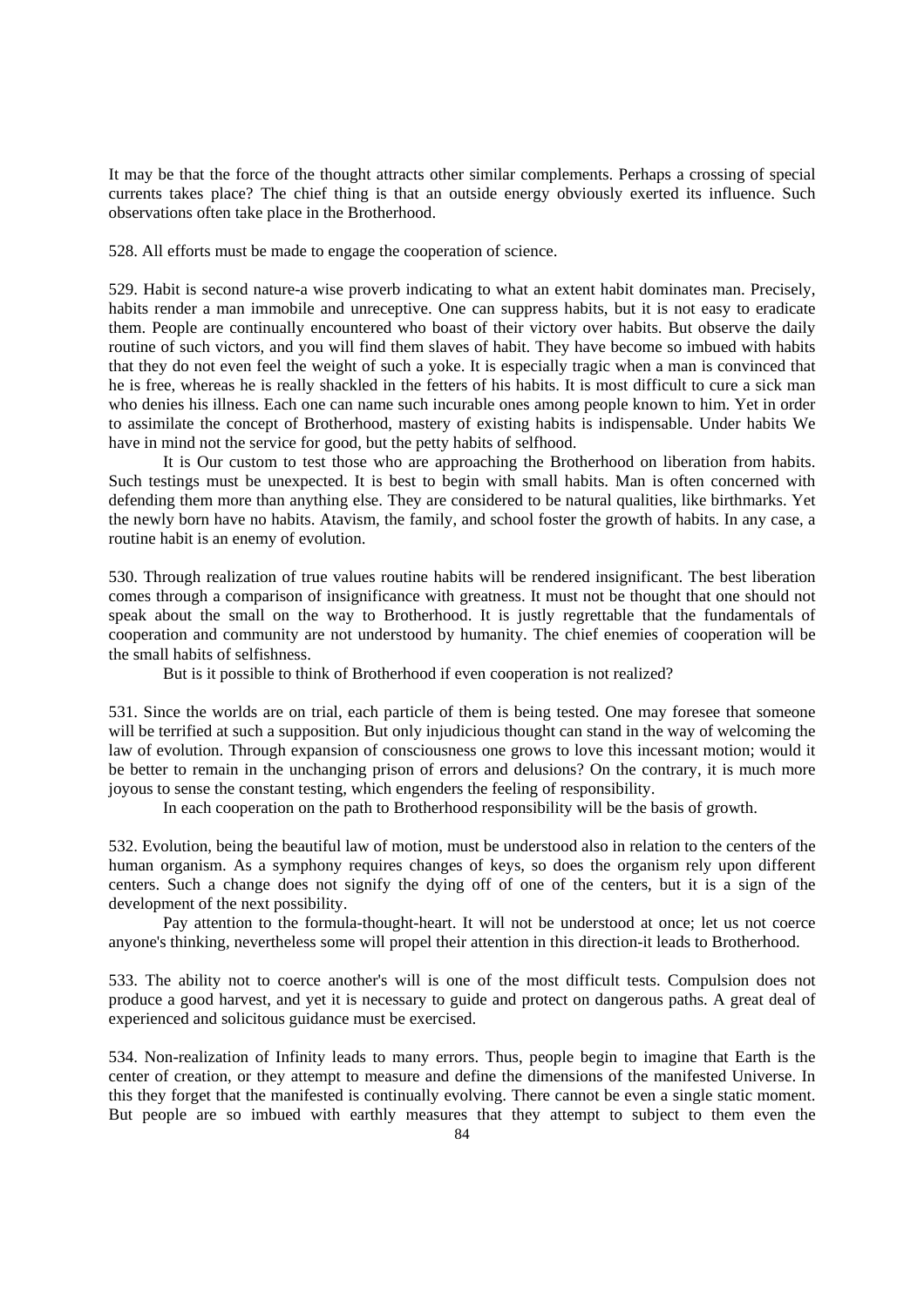It may be that the force of the thought attracts other similar complements. Perhaps a crossing of special currents takes place? The chief thing is that an outside energy obviously exerted its influence. Such observations often take place in the Brotherhood.

528. All efforts must be made to engage the cooperation of science.

529. Habit is second nature-a wise proverb indicating to what an extent habit dominates man. Precisely, habits render a man immobile and unreceptive. One can suppress habits, but it is not easy to eradicate them. People are continually encountered who boast of their victory over habits. But observe the daily routine of such victors, and you will find them slaves of habit. They have become so imbued with habits that they do not even feel the weight of such a yoke. It is especially tragic when a man is convinced that he is free, whereas he is really shackled in the fetters of his habits. It is most difficult to cure a sick man who denies his illness. Each one can name such incurable ones among people known to him. Yet in order to assimilate the concept of Brotherhood, mastery of existing habits is indispensable. Under habits We have in mind not the service for good, but the petty habits of selfhood.

It is Our custom to test those who are approaching the Brotherhood on liberation from habits. Such testings must be unexpected. It is best to begin with small habits. Man is often concerned with defending them more than anything else. They are considered to be natural qualities, like birthmarks. Yet the newly born have no habits. Atavism, the family, and school foster the growth of habits. In any case, a routine habit is an enemy of evolution.

530. Through realization of true values routine habits will be rendered insignificant. The best liberation comes through a comparison of insignificance with greatness. It must not be thought that one should not speak about the small on the way to Brotherhood. It is justly regrettable that the fundamentals of cooperation and community are not understood by humanity. The chief enemies of cooperation will be the small habits of selfishness.

But is it possible to think of Brotherhood if even cooperation is not realized?

531. Since the worlds are on trial, each particle of them is being tested. One may foresee that someone will be terrified at such a supposition. But only injudicious thought can stand in the way of welcoming the law of evolution. Through expansion of consciousness one grows to love this incessant motion; would it be better to remain in the unchanging prison of errors and delusions? On the contrary, it is much more joyous to sense the constant testing, which engenders the feeling of responsibility.

In each cooperation on the path to Brotherhood responsibility will be the basis of growth.

532. Evolution, being the beautiful law of motion, must be understood also in relation to the centers of the human organism. As a symphony requires changes of keys, so does the organism rely upon different centers. Such a change does not signify the dying off of one of the centers, but it is a sign of the development of the next possibility.

Pay attention to the formula-thought-heart. It will not be understood at once; let us not coerce anyone's thinking, nevertheless some will propel their attention in this direction-it leads to Brotherhood.

533. The ability not to coerce another's will is one of the most difficult tests. Compulsion does not produce a good harvest, and yet it is necessary to guide and protect on dangerous paths. A great deal of experienced and solicitous guidance must be exercised.

534. Non-realization of Infinity leads to many errors. Thus, people begin to imagine that Earth is the center of creation, or they attempt to measure and define the dimensions of the manifested Universe. In this they forget that the manifested is continually evolving. There cannot be even a single static moment. But people are so imbued with earthly measures that they attempt to subject to them even the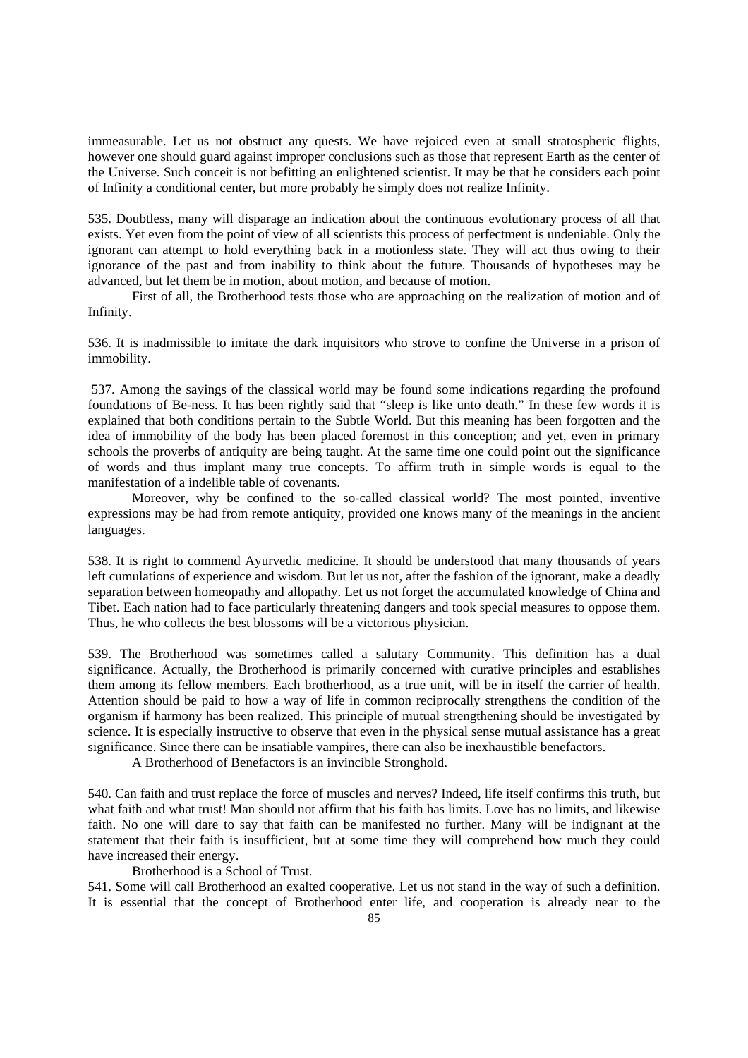immeasurable. Let us not obstruct any quests. We have rejoiced even at small stratospheric flights, however one should guard against improper conclusions such as those that represent Earth as the center of the Universe. Such conceit is not befitting an enlightened scientist. It may be that he considers each point of Infinity a conditional center, but more probably he simply does not realize Infinity.

535. Doubtless, many will disparage an indication about the continuous evolutionary process of all that exists. Yet even from the point of view of all scientists this process of perfectment is undeniable. Only the ignorant can attempt to hold everything back in a motionless state. They will act thus owing to their ignorance of the past and from inability to think about the future. Thousands of hypotheses may be advanced, but let them be in motion, about motion, and because of motion.

First of all, the Brotherhood tests those who are approaching on the realization of motion and of Infinity.

536. It is inadmissible to imitate the dark inquisitors who strove to confine the Universe in a prison of immobility.

537. Among the sayings of the classical world may be found some indications regarding the profound foundations of Be-ness. It has been rightly said that "sleep is like unto death." In these few words it is explained that both conditions pertain to the Subtle World. But this meaning has been forgotten and the idea of immobility of the body has been placed foremost in this conception; and yet, even in primary schools the proverbs of antiquity are being taught. At the same time one could point out the significance of words and thus implant many true concepts. To affirm truth in simple words is equal to the manifestation of a indelible table of covenants.

Moreover, why be confined to the so-called classical world? The most pointed, inventive expressions may be had from remote antiquity, provided one knows many of the meanings in the ancient languages.

538. It is right to commend Ayurvedic medicine. It should be understood that many thousands of years left cumulations of experience and wisdom. But let us not, after the fashion of the ignorant, make a deadly separation between homeopathy and allopathy. Let us not forget the accumulated knowledge of China and Tibet. Each nation had to face particularly threatening dangers and took special measures to oppose them. Thus, he who collects the best blossoms will be a victorious physician.

539. The Brotherhood was sometimes called a salutary Community. This definition has a dual significance. Actually, the Brotherhood is primarily concerned with curative principles and establishes them among its fellow members. Each brotherhood, as a true unit, will be in itself the carrier of health. Attention should be paid to how a way of life in common reciprocally strengthens the condition of the organism if harmony has been realized. This principle of mutual strengthening should be investigated by science. It is especially instructive to observe that even in the physical sense mutual assistance has a great significance. Since there can be insatiable vampires, there can also be inexhaustible benefactors.

A Brotherhood of Benefactors is an invincible Stronghold.

540. Can faith and trust replace the force of muscles and nerves? Indeed, life itself confirms this truth, but what faith and what trust! Man should not affirm that his faith has limits. Love has no limits, and likewise faith. No one will dare to say that faith can be manifested no further. Many will be indignant at the statement that their faith is insufficient, but at some time they will comprehend how much they could have increased their energy.

Brotherhood is a School of Trust.

541. Some will call Brotherhood an exalted cooperative. Let us not stand in the way of such a definition. It is essential that the concept of Brotherhood enter life, and cooperation is already near to the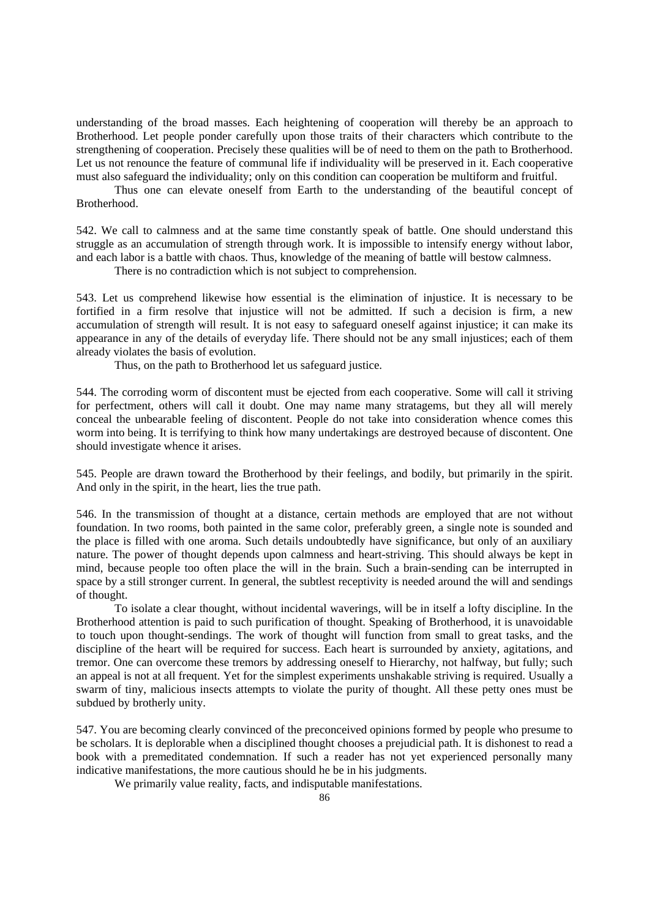understanding of the broad masses. Each heightening of cooperation will thereby be an approach to Brotherhood. Let people ponder carefully upon those traits of their characters which contribute to the strengthening of cooperation. Precisely these qualities will be of need to them on the path to Brotherhood. Let us not renounce the feature of communal life if individuality will be preserved in it. Each cooperative must also safeguard the individuality; only on this condition can cooperation be multiform and fruitful.

Thus one can elevate oneself from Earth to the understanding of the beautiful concept of Brotherhood.

542. We call to calmness and at the same time constantly speak of battle. One should understand this struggle as an accumulation of strength through work. It is impossible to intensify energy without labor, and each labor is a battle with chaos. Thus, knowledge of the meaning of battle will bestow calmness.

There is no contradiction which is not subject to comprehension.

543. Let us comprehend likewise how essential is the elimination of injustice. It is necessary to be fortified in a firm resolve that injustice will not be admitted. If such a decision is firm, a new accumulation of strength will result. It is not easy to safeguard oneself against injustice; it can make its appearance in any of the details of everyday life. There should not be any small injustices; each of them already violates the basis of evolution.

Thus, on the path to Brotherhood let us safeguard justice.

544. The corroding worm of discontent must be ejected from each cooperative. Some will call it striving for perfectment, others will call it doubt. One may name many stratagems, but they all will merely conceal the unbearable feeling of discontent. People do not take into consideration whence comes this worm into being. It is terrifying to think how many undertakings are destroyed because of discontent. One should investigate whence it arises.

545. People are drawn toward the Brotherhood by their feelings, and bodily, but primarily in the spirit. And only in the spirit, in the heart, lies the true path.

546. In the transmission of thought at a distance, certain methods are employed that are not without foundation. In two rooms, both painted in the same color, preferably green, a single note is sounded and the place is filled with one aroma. Such details undoubtedly have significance, but only of an auxiliary nature. The power of thought depends upon calmness and heart-striving. This should always be kept in mind, because people too often place the will in the brain. Such a brain-sending can be interrupted in space by a still stronger current. In general, the subtlest receptivity is needed around the will and sendings of thought.

To isolate a clear thought, without incidental waverings, will be in itself a lofty discipline. In the Brotherhood attention is paid to such purification of thought. Speaking of Brotherhood, it is unavoidable to touch upon thought-sendings. The work of thought will function from small to great tasks, and the discipline of the heart will be required for success. Each heart is surrounded by anxiety, agitations, and tremor. One can overcome these tremors by addressing oneself to Hierarchy, not halfway, but fully; such an appeal is not at all frequent. Yet for the simplest experiments unshakable striving is required. Usually a swarm of tiny, malicious insects attempts to violate the purity of thought. All these petty ones must be subdued by brotherly unity.

547. You are becoming clearly convinced of the preconceived opinions formed by people who presume to be scholars. It is deplorable when a disciplined thought chooses a prejudicial path. It is dishonest to read a book with a premeditated condemnation. If such a reader has not yet experienced personally many indicative manifestations, the more cautious should he be in his judgments.

We primarily value reality, facts, and indisputable manifestations.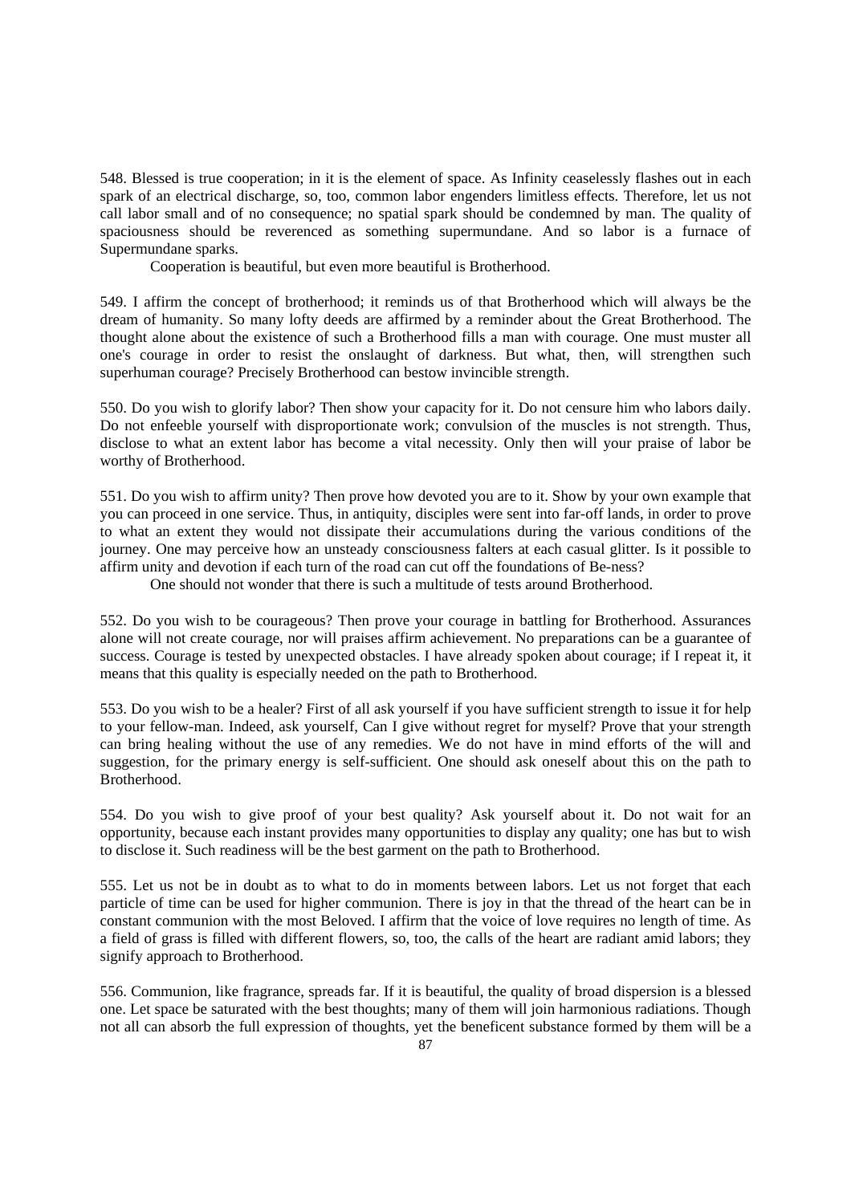548. Blessed is true cooperation; in it is the element of space. As Infinity ceaselessly flashes out in each spark of an electrical discharge, so, too, common labor engenders limitless effects. Therefore, let us not call labor small and of no consequence; no spatial spark should be condemned by man. The quality of spaciousness should be reverenced as something supermundane. And so labor is a furnace of Supermundane sparks.

Cooperation is beautiful, but even more beautiful is Brotherhood.

549. I affirm the concept of brotherhood; it reminds us of that Brotherhood which will always be the dream of humanity. So many lofty deeds are affirmed by a reminder about the Great Brotherhood. The thought alone about the existence of such a Brotherhood fills a man with courage. One must muster all one's courage in order to resist the onslaught of darkness. But what, then, will strengthen such superhuman courage? Precisely Brotherhood can bestow invincible strength.

550. Do you wish to glorify labor? Then show your capacity for it. Do not censure him who labors daily. Do not enfeeble yourself with disproportionate work; convulsion of the muscles is not strength. Thus, disclose to what an extent labor has become a vital necessity. Only then will your praise of labor be worthy of Brotherhood.

551. Do you wish to affirm unity? Then prove how devoted you are to it. Show by your own example that you can proceed in one service. Thus, in antiquity, disciples were sent into far-off lands, in order to prove to what an extent they would not dissipate their accumulations during the various conditions of the journey. One may perceive how an unsteady consciousness falters at each casual glitter. Is it possible to affirm unity and devotion if each turn of the road can cut off the foundations of Be-ness?

One should not wonder that there is such a multitude of tests around Brotherhood.

552. Do you wish to be courageous? Then prove your courage in battling for Brotherhood. Assurances alone will not create courage, nor will praises affirm achievement. No preparations can be a guarantee of success. Courage is tested by unexpected obstacles. I have already spoken about courage; if I repeat it, it means that this quality is especially needed on the path to Brotherhood.

553. Do you wish to be a healer? First of all ask yourself if you have sufficient strength to issue it for help to your fellow-man. Indeed, ask yourself, Can I give without regret for myself? Prove that your strength can bring healing without the use of any remedies. We do not have in mind efforts of the will and suggestion, for the primary energy is self-sufficient. One should ask oneself about this on the path to Brotherhood.

554. Do you wish to give proof of your best quality? Ask yourself about it. Do not wait for an opportunity, because each instant provides many opportunities to display any quality; one has but to wish to disclose it. Such readiness will be the best garment on the path to Brotherhood.

555. Let us not be in doubt as to what to do in moments between labors. Let us not forget that each particle of time can be used for higher communion. There is joy in that the thread of the heart can be in constant communion with the most Beloved. I affirm that the voice of love requires no length of time. As a field of grass is filled with different flowers, so, too, the calls of the heart are radiant amid labors; they signify approach to Brotherhood.

556. Communion, like fragrance, spreads far. If it is beautiful, the quality of broad dispersion is a blessed one. Let space be saturated with the best thoughts; many of them will join harmonious radiations. Though not all can absorb the full expression of thoughts, yet the beneficent substance formed by them will be a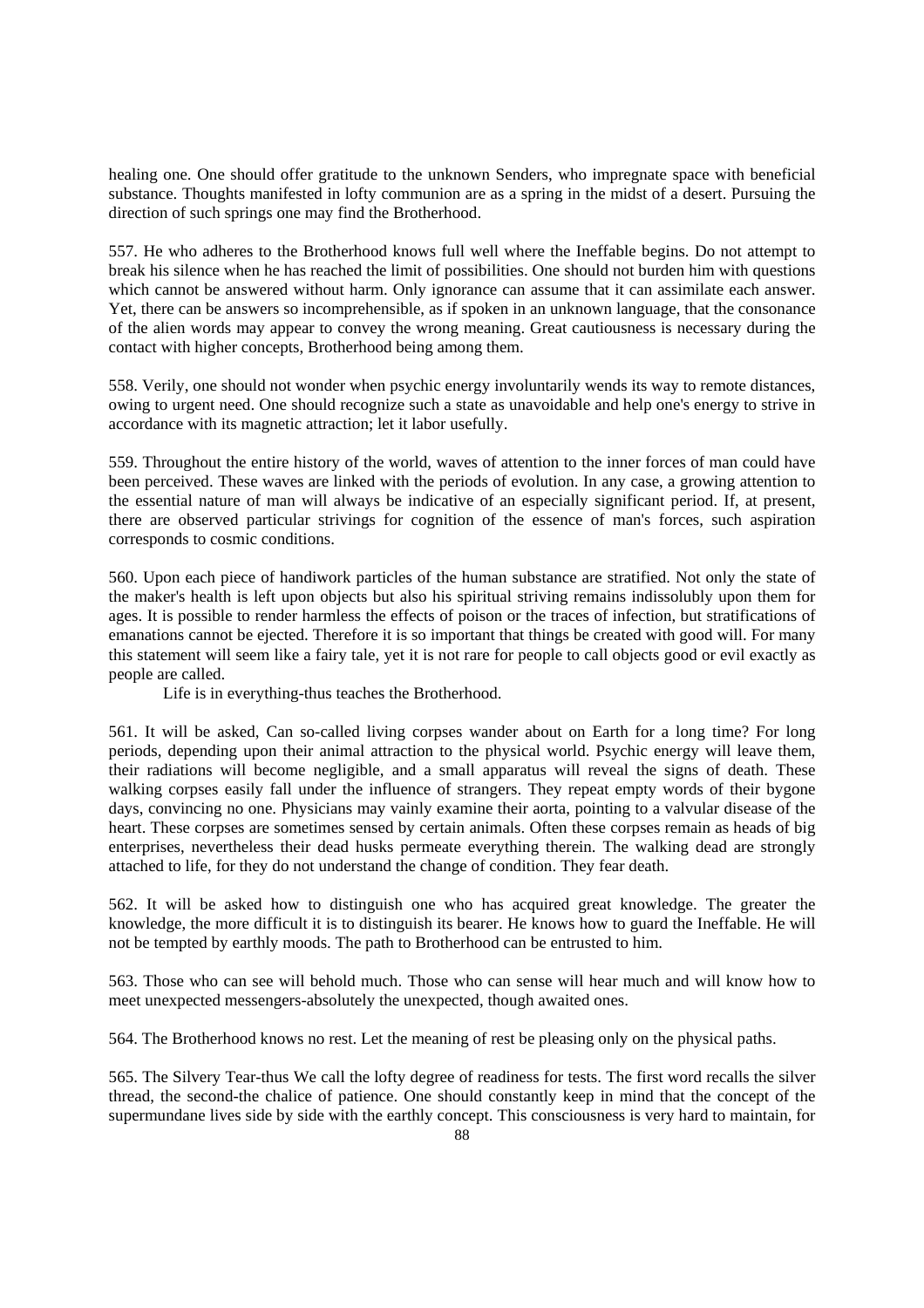healing one. One should offer gratitude to the unknown Senders, who impregnate space with beneficial substance. Thoughts manifested in lofty communion are as a spring in the midst of a desert. Pursuing the direction of such springs one may find the Brotherhood.

557. He who adheres to the Brotherhood knows full well where the Ineffable begins. Do not attempt to break his silence when he has reached the limit of possibilities. One should not burden him with questions which cannot be answered without harm. Only ignorance can assume that it can assimilate each answer. Yet, there can be answers so incomprehensible, as if spoken in an unknown language, that the consonance of the alien words may appear to convey the wrong meaning. Great cautiousness is necessary during the contact with higher concepts, Brotherhood being among them.

558. Verily, one should not wonder when psychic energy involuntarily wends its way to remote distances, owing to urgent need. One should recognize such a state as unavoidable and help one's energy to strive in accordance with its magnetic attraction; let it labor usefully.

559. Throughout the entire history of the world, waves of attention to the inner forces of man could have been perceived. These waves are linked with the periods of evolution. In any case, a growing attention to the essential nature of man will always be indicative of an especially significant period. If, at present, there are observed particular strivings for cognition of the essence of man's forces, such aspiration corresponds to cosmic conditions.

560. Upon each piece of handiwork particles of the human substance are stratified. Not only the state of the maker's health is left upon objects but also his spiritual striving remains indissolubly upon them for ages. It is possible to render harmless the effects of poison or the traces of infection, but stratifications of emanations cannot be ejected. Therefore it is so important that things be created with good will. For many this statement will seem like a fairy tale, yet it is not rare for people to call objects good or evil exactly as people are called.

Life is in everything-thus teaches the Brotherhood.

561. It will be asked, Can so-called living corpses wander about on Earth for a long time? For long periods, depending upon their animal attraction to the physical world. Psychic energy will leave them, their radiations will become negligible, and a small apparatus will reveal the signs of death. These walking corpses easily fall under the influence of strangers. They repeat empty words of their bygone days, convincing no one. Physicians may vainly examine their aorta, pointing to a valvular disease of the heart. These corpses are sometimes sensed by certain animals. Often these corpses remain as heads of big enterprises, nevertheless their dead husks permeate everything therein. The walking dead are strongly attached to life, for they do not understand the change of condition. They fear death.

562. It will be asked how to distinguish one who has acquired great knowledge. The greater the knowledge, the more difficult it is to distinguish its bearer. He knows how to guard the Ineffable. He will not be tempted by earthly moods. The path to Brotherhood can be entrusted to him.

563. Those who can see will behold much. Those who can sense will hear much and will know how to meet unexpected messengers-absolutely the unexpected, though awaited ones.

564. The Brotherhood knows no rest. Let the meaning of rest be pleasing only on the physical paths.

565. The Silvery Tear-thus We call the lofty degree of readiness for tests. The first word recalls the silver thread, the second-the chalice of patience. One should constantly keep in mind that the concept of the supermundane lives side by side with the earthly concept. This consciousness is very hard to maintain, for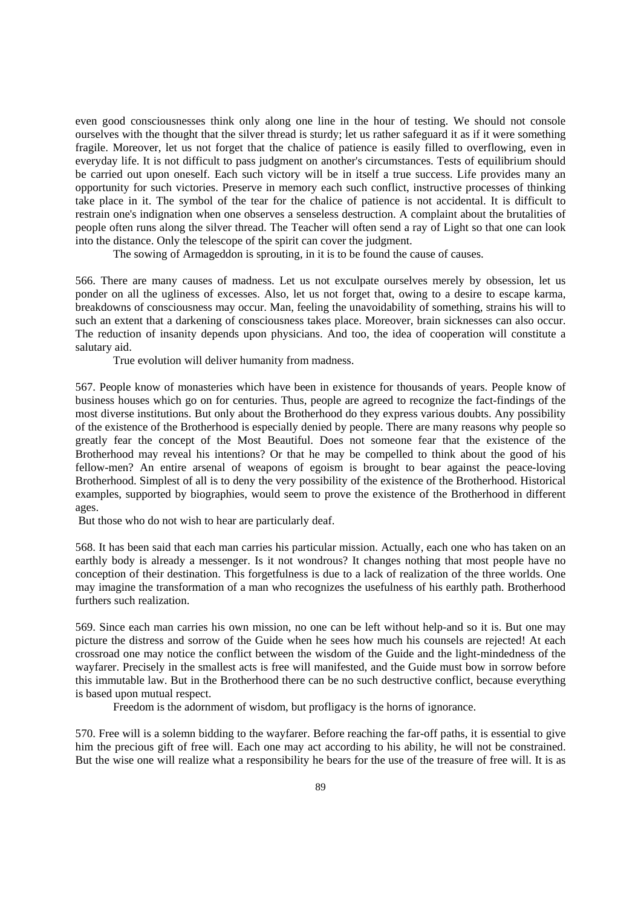even good consciousnesses think only along one line in the hour of testing. We should not console ourselves with the thought that the silver thread is sturdy; let us rather safeguard it as if it were something fragile. Moreover, let us not forget that the chalice of patience is easily filled to overflowing, even in everyday life. It is not difficult to pass judgment on another's circumstances. Tests of equilibrium should be carried out upon oneself. Each such victory will be in itself a true success. Life provides many an opportunity for such victories. Preserve in memory each such conflict, instructive processes of thinking take place in it. The symbol of the tear for the chalice of patience is not accidental. It is difficult to restrain one's indignation when one observes a senseless destruction. A complaint about the brutalities of people often runs along the silver thread. The Teacher will often send a ray of Light so that one can look into the distance. Only the telescope of the spirit can cover the judgment.

The sowing of Armageddon is sprouting, in it is to be found the cause of causes.

566. There are many causes of madness. Let us not exculpate ourselves merely by obsession, let us ponder on all the ugliness of excesses. Also, let us not forget that, owing to a desire to escape karma, breakdowns of consciousness may occur. Man, feeling the unavoidability of something, strains his will to such an extent that a darkening of consciousness takes place. Moreover, brain sicknesses can also occur. The reduction of insanity depends upon physicians. And too, the idea of cooperation will constitute a salutary aid.

True evolution will deliver humanity from madness.

567. People know of monasteries which have been in existence for thousands of years. People know of business houses which go on for centuries. Thus, people are agreed to recognize the fact-findings of the most diverse institutions. But only about the Brotherhood do they express various doubts. Any possibility of the existence of the Brotherhood is especially denied by people. There are many reasons why people so greatly fear the concept of the Most Beautiful. Does not someone fear that the existence of the Brotherhood may reveal his intentions? Or that he may be compelled to think about the good of his fellow-men? An entire arsenal of weapons of egoism is brought to bear against the peace-loving Brotherhood. Simplest of all is to deny the very possibility of the existence of the Brotherhood. Historical examples, supported by biographies, would seem to prove the existence of the Brotherhood in different ages.

But those who do not wish to hear are particularly deaf.

568. It has been said that each man carries his particular mission. Actually, each one who has taken on an earthly body is already a messenger. Is it not wondrous? It changes nothing that most people have no conception of their destination. This forgetfulness is due to a lack of realization of the three worlds. One may imagine the transformation of a man who recognizes the usefulness of his earthly path. Brotherhood furthers such realization.

569. Since each man carries his own mission, no one can be left without help-and so it is. But one may picture the distress and sorrow of the Guide when he sees how much his counsels are rejected! At each crossroad one may notice the conflict between the wisdom of the Guide and the light-mindedness of the wayfarer. Precisely in the smallest acts is free will manifested, and the Guide must bow in sorrow before this immutable law. But in the Brotherhood there can be no such destructive conflict, because everything is based upon mutual respect.

Freedom is the adornment of wisdom, but profligacy is the horns of ignorance.

570. Free will is a solemn bidding to the wayfarer. Before reaching the far-off paths, it is essential to give him the precious gift of free will. Each one may act according to his ability, he will not be constrained. But the wise one will realize what a responsibility he bears for the use of the treasure of free will. It is as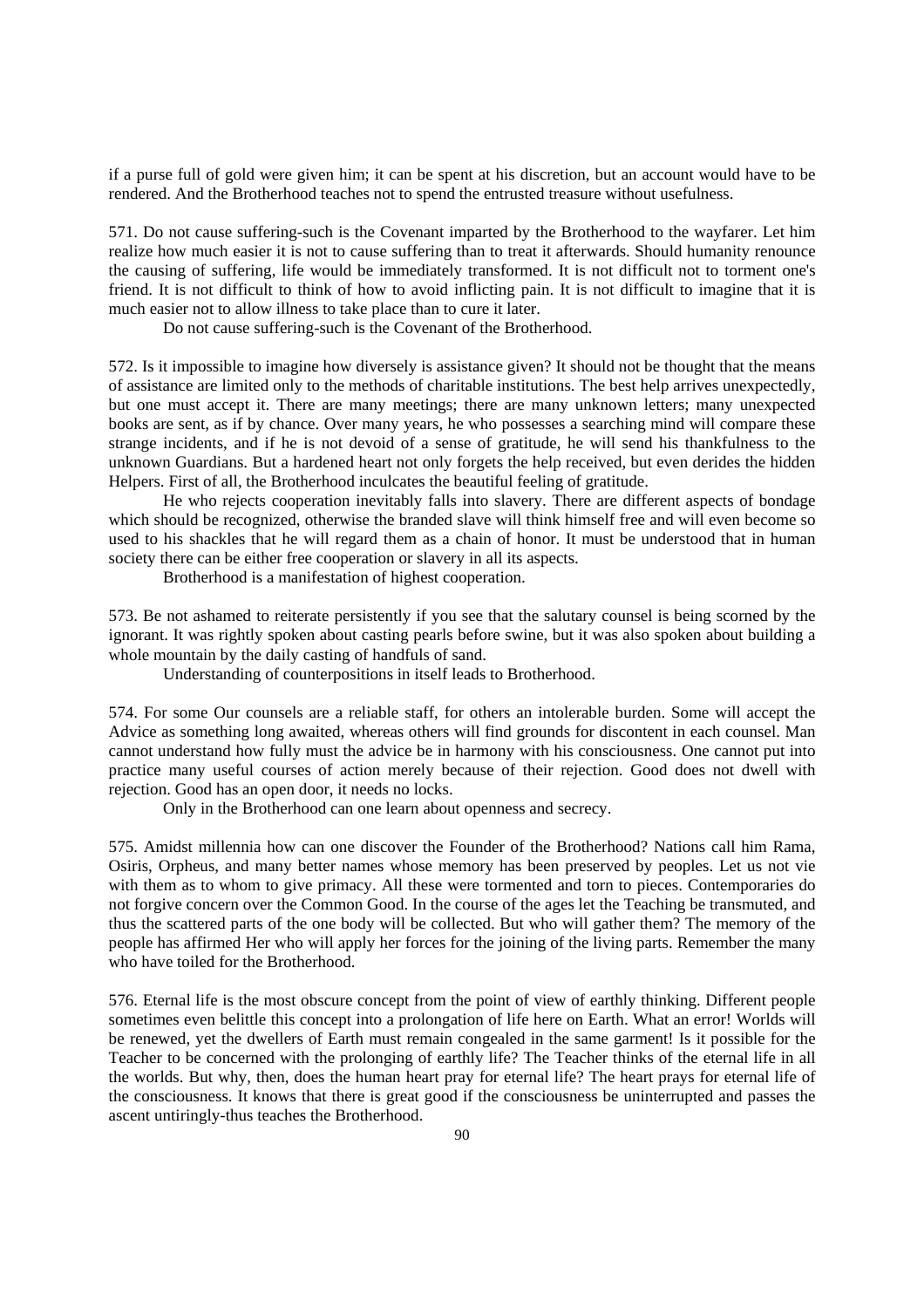if a purse full of gold were given him; it can be spent at his discretion, but an account would have to be rendered. And the Brotherhood teaches not to spend the entrusted treasure without usefulness.

571. Do not cause suffering-such is the Covenant imparted by the Brotherhood to the wayfarer. Let him realize how much easier it is not to cause suffering than to treat it afterwards. Should humanity renounce the causing of suffering, life would be immediately transformed. It is not difficult not to torment one's friend. It is not difficult to think of how to avoid inflicting pain. It is not difficult to imagine that it is much easier not to allow illness to take place than to cure it later.

Do not cause suffering-such is the Covenant of the Brotherhood.

572. Is it impossible to imagine how diversely is assistance given? It should not be thought that the means of assistance are limited only to the methods of charitable institutions. The best help arrives unexpectedly, but one must accept it. There are many meetings; there are many unknown letters; many unexpected books are sent, as if by chance. Over many years, he who possesses a searching mind will compare these strange incidents, and if he is not devoid of a sense of gratitude, he will send his thankfulness to the unknown Guardians. But a hardened heart not only forgets the help received, but even derides the hidden Helpers. First of all, the Brotherhood inculcates the beautiful feeling of gratitude.

He who rejects cooperation inevitably falls into slavery. There are different aspects of bondage which should be recognized, otherwise the branded slave will think himself free and will even become so used to his shackles that he will regard them as a chain of honor. It must be understood that in human society there can be either free cooperation or slavery in all its aspects.

Brotherhood is a manifestation of highest cooperation.

573. Be not ashamed to reiterate persistently if you see that the salutary counsel is being scorned by the ignorant. It was rightly spoken about casting pearls before swine, but it was also spoken about building a whole mountain by the daily casting of handfuls of sand.

Understanding of counterpositions in itself leads to Brotherhood.

574. For some Our counsels are a reliable staff, for others an intolerable burden. Some will accept the Advice as something long awaited, whereas others will find grounds for discontent in each counsel. Man cannot understand how fully must the advice be in harmony with his consciousness. One cannot put into practice many useful courses of action merely because of their rejection. Good does not dwell with rejection. Good has an open door, it needs no locks.

Only in the Brotherhood can one learn about openness and secrecy.

575. Amidst millennia how can one discover the Founder of the Brotherhood? Nations call him Rama, Osiris, Orpheus, and many better names whose memory has been preserved by peoples. Let us not vie with them as to whom to give primacy. All these were tormented and torn to pieces. Contemporaries do not forgive concern over the Common Good. In the course of the ages let the Teaching be transmuted, and thus the scattered parts of the one body will be collected. But who will gather them? The memory of the people has affirmed Her who will apply her forces for the joining of the living parts. Remember the many who have toiled for the Brotherhood.

576. Eternal life is the most obscure concept from the point of view of earthly thinking. Different people sometimes even belittle this concept into a prolongation of life here on Earth. What an error! Worlds will be renewed, yet the dwellers of Earth must remain congealed in the same garment! Is it possible for the Teacher to be concerned with the prolonging of earthly life? The Teacher thinks of the eternal life in all the worlds. But why, then, does the human heart pray for eternal life? The heart prays for eternal life of the consciousness. It knows that there is great good if the consciousness be uninterrupted and passes the ascent untiringly-thus teaches the Brotherhood.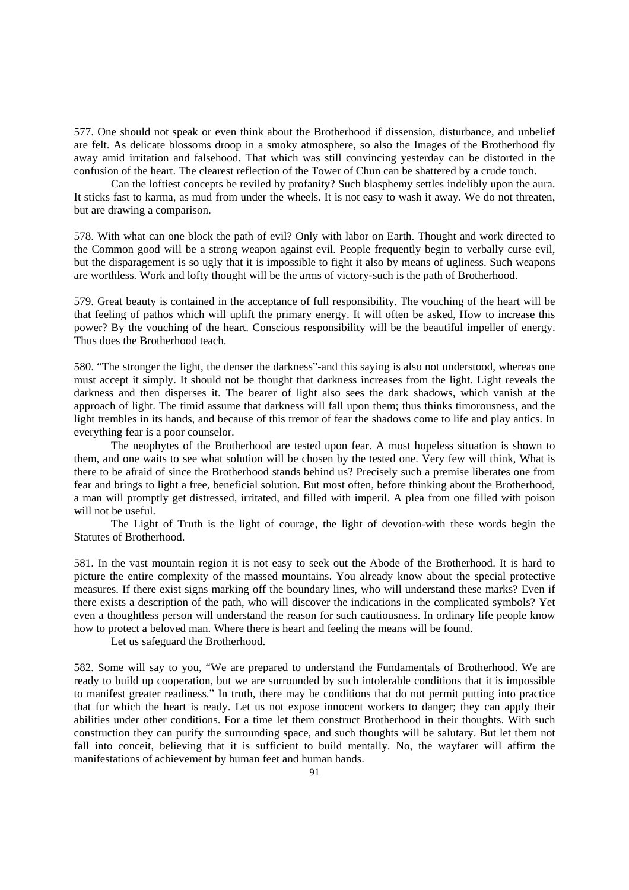577. One should not speak or even think about the Brotherhood if dissension, disturbance, and unbelief are felt. As delicate blossoms droop in a smoky atmosphere, so also the Images of the Brotherhood fly away amid irritation and falsehood. That which was still convincing yesterday can be distorted in the confusion of the heart. The clearest reflection of the Tower of Chun can be shattered by a crude touch.

Can the loftiest concepts be reviled by profanity? Such blasphemy settles indelibly upon the aura. It sticks fast to karma, as mud from under the wheels. It is not easy to wash it away. We do not threaten, but are drawing a comparison.

578. With what can one block the path of evil? Only with labor on Earth. Thought and work directed to the Common good will be a strong weapon against evil. People frequently begin to verbally curse evil, but the disparagement is so ugly that it is impossible to fight it also by means of ugliness. Such weapons are worthless. Work and lofty thought will be the arms of victory-such is the path of Brotherhood.

579. Great beauty is contained in the acceptance of full responsibility. The vouching of the heart will be that feeling of pathos which will uplift the primary energy. It will often be asked, How to increase this power? By the vouching of the heart. Conscious responsibility will be the beautiful impeller of energy. Thus does the Brotherhood teach.

580. "The stronger the light, the denser the darkness"-and this saying is also not understood, whereas one must accept it simply. It should not be thought that darkness increases from the light. Light reveals the darkness and then disperses it. The bearer of light also sees the dark shadows, which vanish at the approach of light. The timid assume that darkness will fall upon them; thus thinks timorousness, and the light trembles in its hands, and because of this tremor of fear the shadows come to life and play antics. In everything fear is a poor counselor.

The neophytes of the Brotherhood are tested upon fear. A most hopeless situation is shown to them, and one waits to see what solution will be chosen by the tested one. Very few will think, What is there to be afraid of since the Brotherhood stands behind us? Precisely such a premise liberates one from fear and brings to light a free, beneficial solution. But most often, before thinking about the Brotherhood, a man will promptly get distressed, irritated, and filled with imperil. A plea from one filled with poison will not be useful.

The Light of Truth is the light of courage, the light of devotion-with these words begin the Statutes of Brotherhood.

581. In the vast mountain region it is not easy to seek out the Abode of the Brotherhood. It is hard to picture the entire complexity of the massed mountains. You already know about the special protective measures. If there exist signs marking off the boundary lines, who will understand these marks? Even if there exists a description of the path, who will discover the indications in the complicated symbols? Yet even a thoughtless person will understand the reason for such cautiousness. In ordinary life people know how to protect a beloved man. Where there is heart and feeling the means will be found.

Let us safeguard the Brotherhood.

582. Some will say to you, "We are prepared to understand the Fundamentals of Brotherhood. We are ready to build up cooperation, but we are surrounded by such intolerable conditions that it is impossible to manifest greater readiness." In truth, there may be conditions that do not permit putting into practice that for which the heart is ready. Let us not expose innocent workers to danger; they can apply their abilities under other conditions. For a time let them construct Brotherhood in their thoughts. With such construction they can purify the surrounding space, and such thoughts will be salutary. But let them not fall into conceit, believing that it is sufficient to build mentally. No, the wayfarer will affirm the manifestations of achievement by human feet and human hands.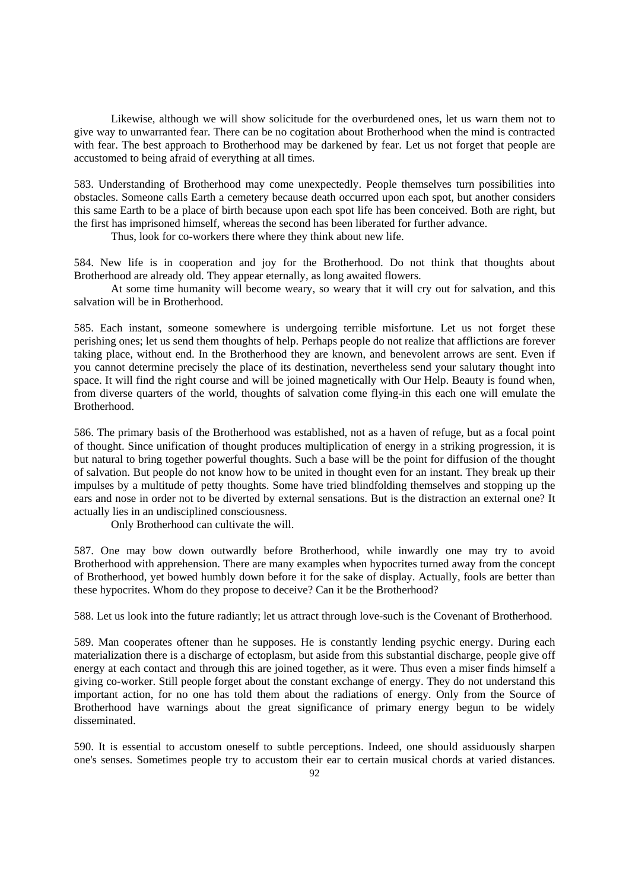Likewise, although we will show solicitude for the overburdened ones, let us warn them not to give way to unwarranted fear. There can be no cogitation about Brotherhood when the mind is contracted with fear. The best approach to Brotherhood may be darkened by fear. Let us not forget that people are accustomed to being afraid of everything at all times.

583. Understanding of Brotherhood may come unexpectedly. People themselves turn possibilities into obstacles. Someone calls Earth a cemetery because death occurred upon each spot, but another considers this same Earth to be a place of birth because upon each spot life has been conceived. Both are right, but the first has imprisoned himself, whereas the second has been liberated for further advance.

Thus, look for co-workers there where they think about new life.

584. New life is in cooperation and joy for the Brotherhood. Do not think that thoughts about Brotherhood are already old. They appear eternally, as long awaited flowers.

At some time humanity will become weary, so weary that it will cry out for salvation, and this salvation will be in Brotherhood.

585. Each instant, someone somewhere is undergoing terrible misfortune. Let us not forget these perishing ones; let us send them thoughts of help. Perhaps people do not realize that afflictions are forever taking place, without end. In the Brotherhood they are known, and benevolent arrows are sent. Even if you cannot determine precisely the place of its destination, nevertheless send your salutary thought into space. It will find the right course and will be joined magnetically with Our Help. Beauty is found when, from diverse quarters of the world, thoughts of salvation come flying-in this each one will emulate the Brotherhood.

586. The primary basis of the Brotherhood was established, not as a haven of refuge, but as a focal point of thought. Since unification of thought produces multiplication of energy in a striking progression, it is but natural to bring together powerful thoughts. Such a base will be the point for diffusion of the thought of salvation. But people do not know how to be united in thought even for an instant. They break up their impulses by a multitude of petty thoughts. Some have tried blindfolding themselves and stopping up the ears and nose in order not to be diverted by external sensations. But is the distraction an external one? It actually lies in an undisciplined consciousness.

Only Brotherhood can cultivate the will.

587. One may bow down outwardly before Brotherhood, while inwardly one may try to avoid Brotherhood with apprehension. There are many examples when hypocrites turned away from the concept of Brotherhood, yet bowed humbly down before it for the sake of display. Actually, fools are better than these hypocrites. Whom do they propose to deceive? Can it be the Brotherhood?

588. Let us look into the future radiantly; let us attract through love-such is the Covenant of Brotherhood.

589. Man cooperates oftener than he supposes. He is constantly lending psychic energy. During each materialization there is a discharge of ectoplasm, but aside from this substantial discharge, people give off energy at each contact and through this are joined together, as it were. Thus even a miser finds himself a giving co-worker. Still people forget about the constant exchange of energy. They do not understand this important action, for no one has told them about the radiations of energy. Only from the Source of Brotherhood have warnings about the great significance of primary energy begun to be widely disseminated.

590. It is essential to accustom oneself to subtle perceptions. Indeed, one should assiduously sharpen one's senses. Sometimes people try to accustom their ear to certain musical chords at varied distances.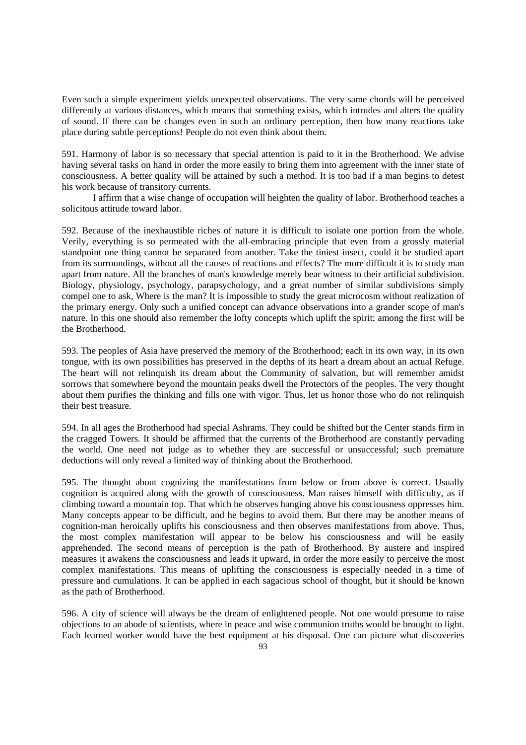Even such a simple experiment yields unexpected observations. The very same chords will be perceived differently at various distances, which means that something exists, which intrudes and alters the quality of sound. If there can be changes even in such an ordinary perception, then how many reactions take place during subtle perceptions! People do not even think about them.

591. Harmony of labor is so necessary that special attention is paid to it in the Brotherhood. We advise having several tasks on hand in order the more easily to bring them into agreement with the inner state of consciousness. A better quality will be attained by such a method. It is too bad if a man begins to detest his work because of transitory currents.

I affirm that a wise change of occupation will heighten the quality of labor. Brotherhood teaches a solicitous attitude toward labor.

592. Because of the inexhaustible riches of nature it is difficult to isolate one portion from the whole. Verily, everything is so permeated with the all-embracing principle that even from a grossly material standpoint one thing cannot be separated from another. Take the tiniest insect, could it be studied apart from its surroundings, without all the causes of reactions and effects? The more difficult it is to study man apart from nature. All the branches of man's knowledge merely bear witness to their artificial subdivision. Biology, physiology, psychology, parapsychology, and a great number of similar subdivisions simply compel one to ask, Where is the man? It is impossible to study the great microcosm without realization of the primary energy. Only such a unified concept can advance observations into a grander scope of man's nature. In this one should also remember the lofty concepts which uplift the spirit; among the first will be the Brotherhood.

593. The peoples of Asia have preserved the memory of the Brotherhood; each in its own way, in its own tongue, with its own possibilities has preserved in the depths of its heart a dream about an actual Refuge. The heart will not relinquish its dream about the Community of salvation, but will remember amidst sorrows that somewhere beyond the mountain peaks dwell the Protectors of the peoples. The very thought about them purifies the thinking and fills one with vigor. Thus, let us honor those who do not relinquish their best treasure.

594. In all ages the Brotherhood had special Ashrams. They could be shifted but the Center stands firm in the cragged Towers. It should be affirmed that the currents of the Brotherhood are constantly pervading the world. One need not judge as to whether they are successful or unsuccessful; such premature deductions will only reveal a limited way of thinking about the Brotherhood.

595. The thought about cognizing the manifestations from below or from above is correct. Usually cognition is acquired along with the growth of consciousness. Man raises himself with difficulty, as if climbing toward a mountain top. That which he observes hanging above his consciousness oppresses him. Many concepts appear to be difficult, and he begins to avoid them. But there may be another means of cognition-man heroically uplifts his consciousness and then observes manifestations from above. Thus, the most complex manifestation will appear to be below his consciousness and will be easily apprehended. The second means of perception is the path of Brotherhood. By austere and inspired measures it awakens the consciousness and leads it upward, in order the more easily to perceive the most complex manifestations. This means of uplifting the consciousness is especially needed in a time of pressure and cumulations. It can be applied in each sagacious school of thought, but it should be known as the path of Brotherhood.

596. A city of science will always be the dream of enlightened people. Not one would presume to raise objections to an abode of scientists, where in peace and wise communion truths would be brought to light. Each learned worker would have the best equipment at his disposal. One can picture what discoveries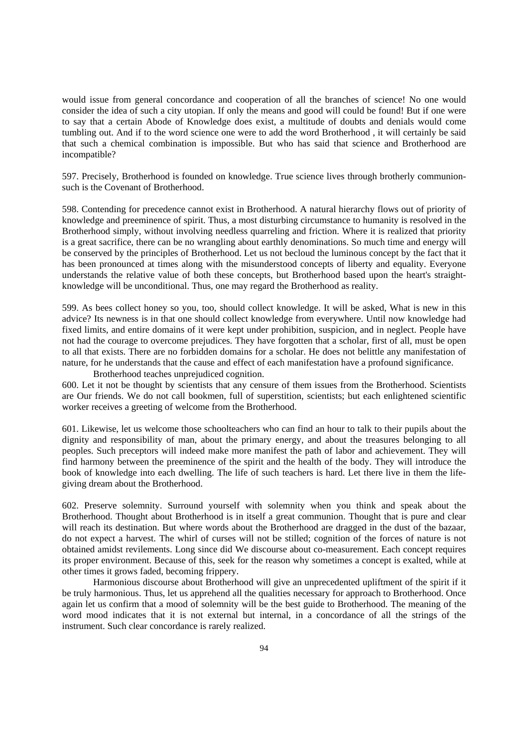would issue from general concordance and cooperation of all the branches of science! No one would consider the idea of such a city utopian. If only the means and good will could be found! But if one were to say that a certain Abode of Knowledge does exist, a multitude of doubts and denials would come tumbling out. And if to the word science one were to add the word Brotherhood , it will certainly be said that such a chemical combination is impossible. But who has said that science and Brotherhood are incompatible?

597. Precisely, Brotherhood is founded on knowledge. True science lives through brotherly communion-such is the Covenant of Brotherhood.

598. Contending for precedence cannot exist in Brotherhood. A natural hierarchy flows out of priority of knowledge and preeminence of spirit. Thus, a most disturbing circumstance to humanity is resolved in the Brotherhood simply, without involving needless quarreling and friction. Where it is realized that priority is a great sacrifice, there can be no wrangling about earthly denominations. So much time and energy will be conserved by the principles of Brotherhood. Let us not becloud the luminous concept by the fact that it has been pronounced at times along with the misunderstood concepts of liberty and equality. Everyone understands the relative value of both these concepts, but Brotherhood based upon the heart's straight-knowledge will be unconditional. Thus, one may regard the Brotherhood as reality.

599. As bees collect honey so you, too, should collect knowledge. It will be asked, What is new in this advice? Its newness is in that one should collect knowledge from everywhere. Until now knowledge had fixed limits, and entire domains of it were kept under prohibition, suspicion, and in neglect. People have not had the courage to overcome prejudices. They have forgotten that a scholar, first of all, must be open to all that exists. There are no forbidden domains for a scholar. He does not belittle any manifestation of nature, for he understands that the cause and effect of each manifestation have a profound significance.

Brotherhood teaches unprejudiced cognition.

600. Let it not be thought by scientists that any censure of them issues from the Brotherhood. Scientists are Our friends. We do not call bookmen, full of superstition, scientists; but each enlightened scientific worker receives a greeting of welcome from the Brotherhood.

601. Likewise, let us welcome those schoolteachers who can find an hour to talk to their pupils about the dignity and responsibility of man, about the primary energy, and about the treasures belonging to all peoples. Such preceptors will indeed make more manifest the path of labor and achievement. They will find harmony between the preeminence of the spirit and the health of the body. They will introduce the book of knowledge into each dwelling. The life of such teachers is hard. Let there live in them the life-giving dream about the Brotherhood.

602. Preserve solemnity. Surround yourself with solemnity when you think and speak about the Brotherhood. Thought about Brotherhood is in itself a great communion. Thought that is pure and clear will reach its destination. But where words about the Brotherhood are dragged in the dust of the bazaar, do not expect a harvest. The whirl of curses will not be stilled; cognition of the forces of nature is not obtained amidst revilements. Long since did We discourse about co-measurement. Each concept requires its proper environment. Because of this, seek for the reason why sometimes a concept is exalted, while at other times it grows faded, becoming frippery.

Harmonious discourse about Brotherhood will give an unprecedented upliftment of the spirit if it be truly harmonious. Thus, let us apprehend all the qualities necessary for approach to Brotherhood. Once again let us confirm that a mood of solemnity will be the best guide to Brotherhood. The meaning of the word mood indicates that it is not external but internal, in a concordance of all the strings of the instrument. Such clear concordance is rarely realized.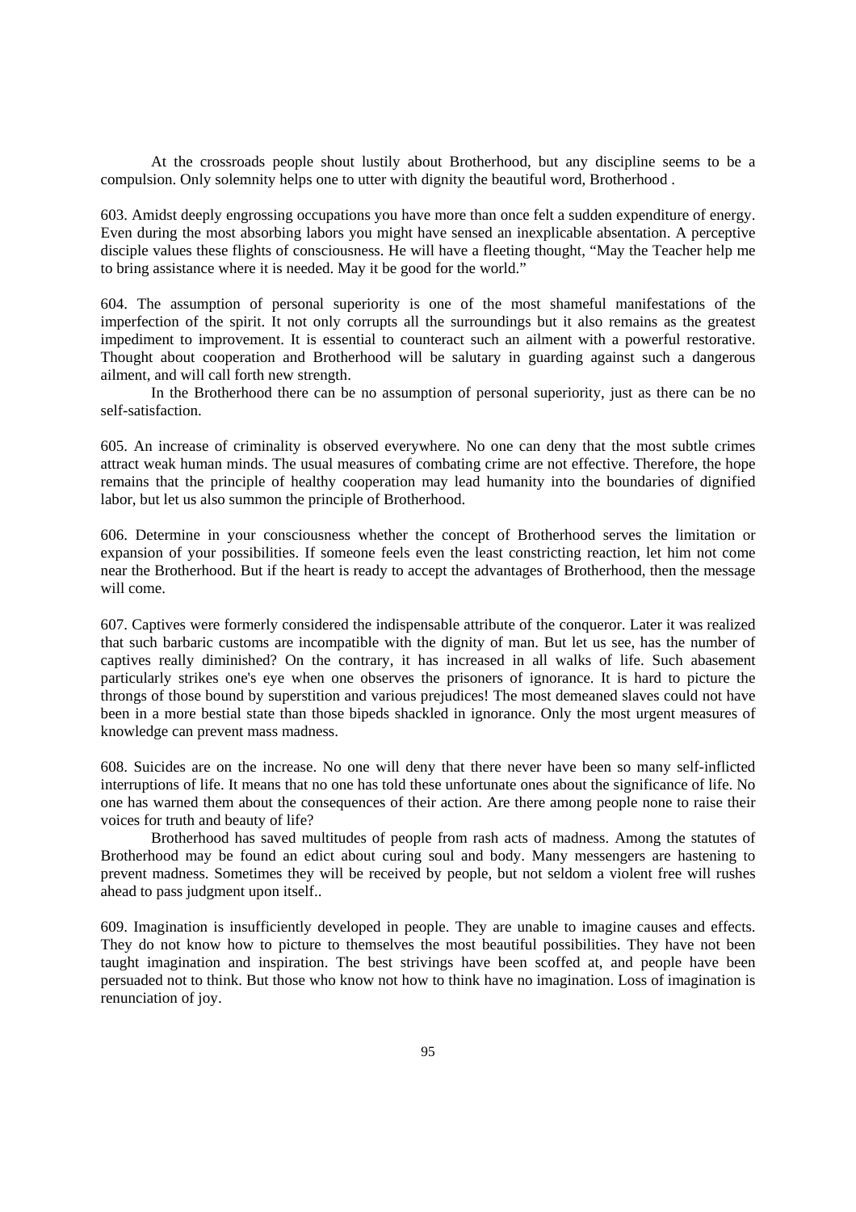At the crossroads people shout lustily about Brotherhood, but any discipline seems to be a compulsion. Only solemnity helps one to utter with dignity the beautiful word, Brotherhood .

603. Amidst deeply engrossing occupations you have more than once felt a sudden expenditure of energy. Even during the most absorbing labors you might have sensed an inexplicable absentation. A perceptive disciple values these flights of consciousness. He will have a fleeting thought, "May the Teacher help me to bring assistance where it is needed. May it be good for the world."

604. The assumption of personal superiority is one of the most shameful manifestations of the imperfection of the spirit. It not only corrupts all the surroundings but it also remains as the greatest impediment to improvement. It is essential to counteract such an ailment with a powerful restorative. Thought about cooperation and Brotherhood will be salutary in guarding against such a dangerous ailment, and will call forth new strength.

In the Brotherhood there can be no assumption of personal superiority, just as there can be no self-satisfaction.

605. An increase of criminality is observed everywhere. No one can deny that the most subtle crimes attract weak human minds. The usual measures of combating crime are not effective. Therefore, the hope remains that the principle of healthy cooperation may lead humanity into the boundaries of dignified labor, but let us also summon the principle of Brotherhood.

606. Determine in your consciousness whether the concept of Brotherhood serves the limitation or expansion of your possibilities. If someone feels even the least constricting reaction, let him not come near the Brotherhood. But if the heart is ready to accept the advantages of Brotherhood, then the message will come.

607. Captives were formerly considered the indispensable attribute of the conqueror. Later it was realized that such barbaric customs are incompatible with the dignity of man. But let us see, has the number of captives really diminished? On the contrary, it has increased in all walks of life. Such abasement particularly strikes one's eye when one observes the prisoners of ignorance. It is hard to picture the throngs of those bound by superstition and various prejudices! The most demeaned slaves could not have been in a more bestial state than those bipeds shackled in ignorance. Only the most urgent measures of knowledge can prevent mass madness.

608. Suicides are on the increase. No one will deny that there never have been so many self-inflicted interruptions of life. It means that no one has told these unfortunate ones about the significance of life. No one has warned them about the consequences of their action. Are there among people none to raise their voices for truth and beauty of life?

Brotherhood has saved multitudes of people from rash acts of madness. Among the statutes of Brotherhood may be found an edict about curing soul and body. Many messengers are hastening to prevent madness. Sometimes they will be received by people, but not seldom a violent free will rushes ahead to pass judgment upon itself..

609. Imagination is insufficiently developed in people. They are unable to imagine causes and effects. They do not know how to picture to themselves the most beautiful possibilities. They have not been taught imagination and inspiration. The best strivings have been scoffed at, and people have been persuaded not to think. But those who know not how to think have no imagination. Loss of imagination is renunciation of joy.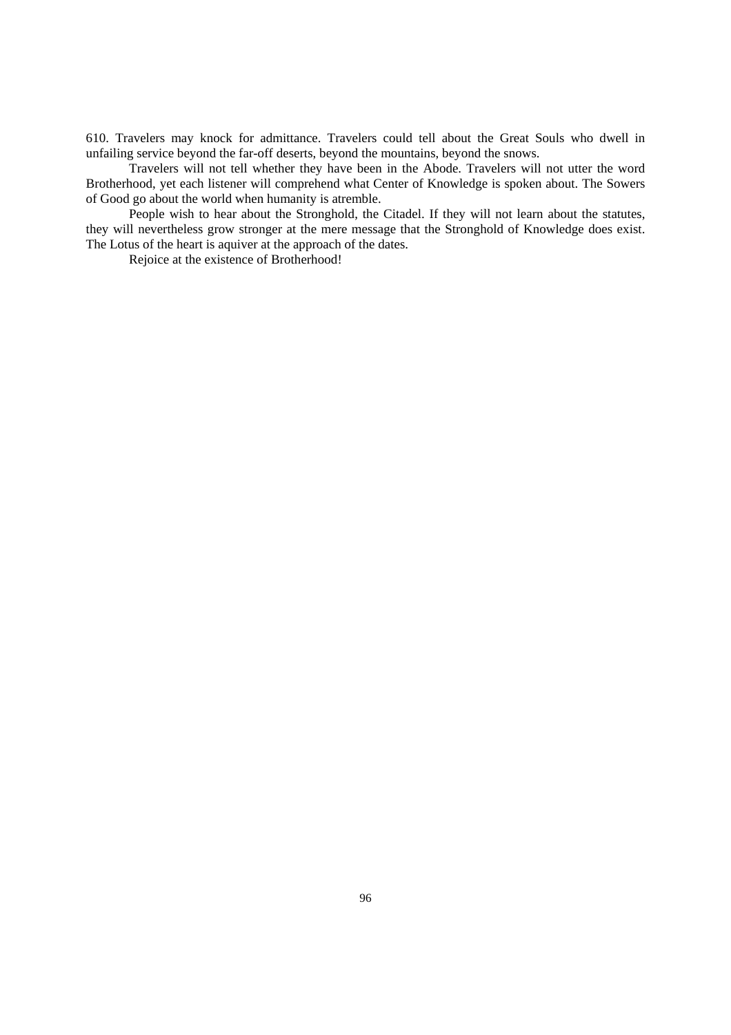610. Travelers may knock for admittance. Travelers could tell about the Great Souls who dwell in unfailing service beyond the far-off deserts, beyond the mountains, beyond the snows.

Travelers will not tell whether they have been in the Abode. Travelers will not utter the word Brotherhood, yet each listener will comprehend what Center of Knowledge is spoken about. The Sowers of Good go about the world when humanity is atremble.

People wish to hear about the Stronghold, the Citadel. If they will not learn about the statutes, they will nevertheless grow stronger at the mere message that the Stronghold of Knowledge does exist. The Lotus of the heart is aquiver at the approach of the dates.

Rejoice at the existence of Brotherhood!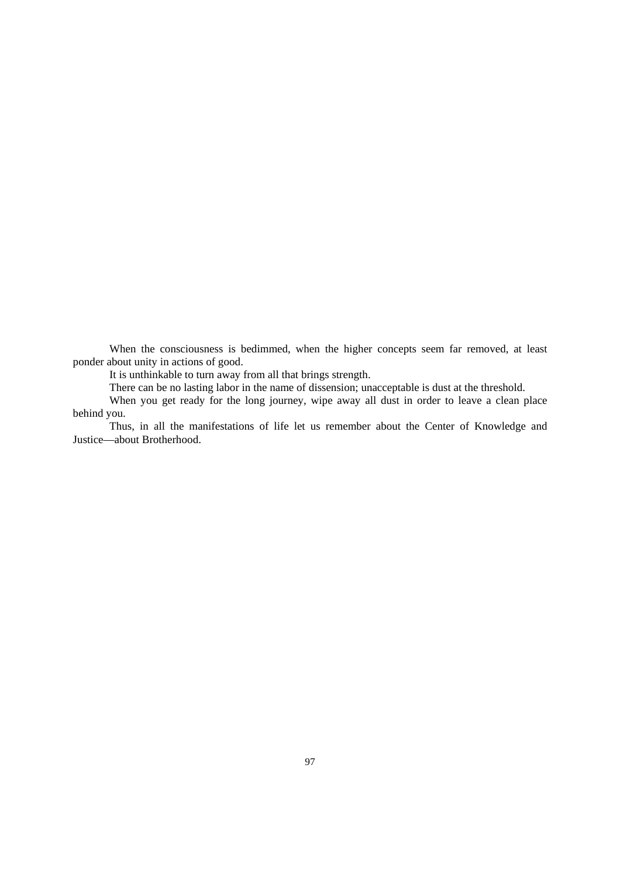When the consciousness is bedimmed, when the higher concepts seem far removed, at least ponder about unity in actions of good.

It is unthinkable to turn away from all that brings strength.

There can be no lasting labor in the name of dissension; unacceptable is dust at the threshold.

When you get ready for the long journey, wipe away all dust in order to leave a clean place behind you.

Thus, in all the manifestations of life let us remember about the Center of Knowledge and Justice—about Brotherhood.